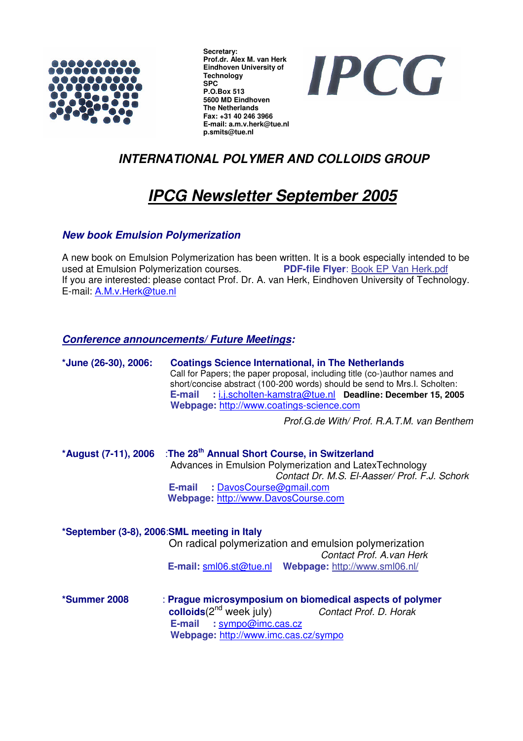**Secretary:**
**Prof.dr. Alex M. van Herk**
**Eindhoven University of Technology**
**SPC**
**P.O.Box 513**
**5600 MD Eindhoven**
**The Netherlands**
**Fax: +31 40 246 3966**
**E-mail: a.m.v.herk@tue.nl**
**p.smits@tue.nl**

**IPCG**

## *INTERNATIONAL POLYMER AND COLLOIDS GROUP*

# *IPCG Newsletter September 2005*

### *New book Emulsion Polymerization*

A new book on Emulsion Polymerization has been written. It is a book especially intended to be used at Emulsion Polymerization courses. **PDF-file Flyer**: Book EP Van Herk.pdf
If you are interested: please contact Prof. Dr. A. van Herk, Eindhoven University of Technology. E-mail: A.M.v.Herk@tue.nl

### *Conference announcements/ Future Meetings:*

**\*June (26-30), 2006: Coatings Science International, in The Netherlands**
Call for Papers; the paper proposal, including title (co-)author names and short/concise abstract (100-200 words) should be send to Mrs.I. Scholten:
**E-mail :** i.j.scholten-kamstra@tue.nl **Deadline: December 15, 2005**
**Webpage:** http://www.coatings-science.com

*Prof.G.de With/ Prof. R.A.T.M. van Benthem*

**\*August (7-11), 2006 :The 28th Annual Short Course, in Switzerland**
Advances in Emulsion Polymerization and LatexTechnology
*Contact Dr. M.S. El-Aasser/ Prof. F.J. Schork*
**E-mail :** DavosCourse@gmail.com
**Webpage:** http://www.DavosCourse.com

**\*September (3-8), 2006:SML meeting in Italy**
On radical polymerization and emulsion polymerization
*Contact Prof. A.van Herk*
**E-mail:** sml06.st@tue.nl **Webpage:** http://www.sml06.nl/

**\*Summer 2008 : Prague microsymposium on biomedical aspects of polymer colloids**(2nd week july) *Contact Prof. D. Horak*
**E-mail :** sympo@imc.cas.cz
**Webpage:** http://www.imc.cas.cz/sympo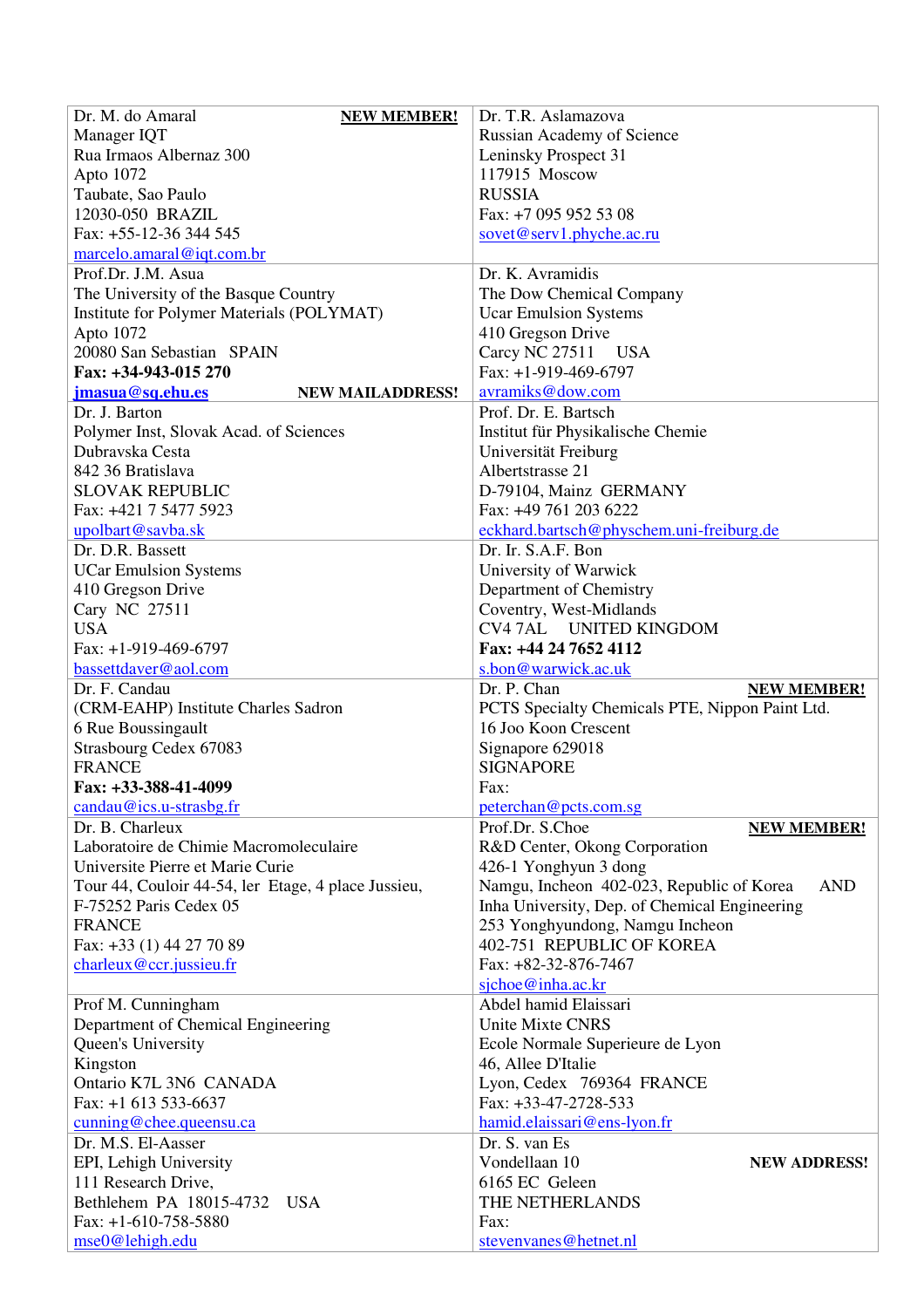| | |
|---|---|
| Dr. M. do Amaral **NEW MEMBER!**<br>Manager IQT<br>Rua Irmaos Albernaz 300<br>Apto 1072<br>Taubate, Sao Paulo<br>12030-050 BRAZIL<br>Fax: +55-12-36 344 545<br>marcelo.amaral@iqt.com.br | Dr. T.R. Aslamazova<br>Russian Academy of Science<br>Leninsky Prospect 31<br>117915 Moscow<br>RUSSIA<br>Fax: +7 095 952 53 08<br>sovet@serv1.phyche.ac.ru |
| Prof.Dr. J.M. Asua<br>The University of the Basque Country<br>Institute for Polymer Materials (POLYMAT)<br>Apto 1072<br>20080 San Sebastian SPAIN<br>**Fax: +34-943-015 270**<br>**jmasua@sq.ehu.es** **NEW MAILADDRESS!** | Dr. K. Avramidis<br>The Dow Chemical Company<br>Ucar Emulsion Systems<br>410 Gregson Drive<br>Carcy NC 27511 USA<br>Fax: +1-919-469-6797<br>avramiks@dow.com |
| Dr. J. Barton<br>Polymer Inst, Slovak Acad. of Sciences<br>Dubravska Cesta<br>842 36 Bratislava<br>SLOVAK REPUBLIC<br>Fax: +421 7 5477 5923<br>upolbart@savba.sk | Prof. Dr. E. Bartsch<br>Institut für Physikalische Chemie<br>Universität Freiburg<br>Albertstrasse 21<br>D-79104, Mainz GERMANY<br>Fax: +49 761 203 6222<br>eckhard.bartsch@physchem.uni-freiburg.de |
| Dr. D.R. Bassett<br>UCar Emulsion Systems<br>410 Gregson Drive<br>Cary NC 27511<br>USA<br>Fax: +1-919-469-6797<br>bassettdaver@aol.com | Dr. Ir. S.A.F. Bon<br>University of Warwick<br>Department of Chemistry<br>Coventry, West-Midlands<br>CV4 7AL UNITED KINGDOM<br>**Fax: +44 24 7652 4112**<br>s.bon@warwick.ac.uk |
| Dr. F. Candau<br>(CRM-EAHP) Institute Charles Sadron<br>6 Rue Boussingault<br>Strasbourg Cedex 67083<br>FRANCE<br>**Fax: +33-388-41-4099**<br>candau@ics.u-strasbg.fr | Dr. P. Chan **NEW MEMBER!**<br>PCTS Specialty Chemicals PTE, Nippon Paint Ltd.<br>16 Joo Koon Crescent<br>Signapore 629018<br>SIGNAPORE<br>Fax:<br>peterchan@pcts.com.sg |
| Dr. B. Charleux<br>Laboratoire de Chimie Macromoleculaire<br>Universite Pierre et Marie Curie<br>Tour 44, Couloir 44-54, ler Etage, 4 place Jussieu,<br>F-75252 Paris Cedex 05<br>FRANCE<br>Fax: +33 (1) 44 27 70 89<br>charleux@ccr.jussieu.fr | Prof.Dr. S.Choe **NEW MEMBER!**<br>R&D Center, Okong Corporation<br>426-1 Yonghyun 3 dong<br>Namgu, Incheon 402-023, Republic of Korea AND<br>Inha University, Dep. of Chemical Engineering<br>253 Yonghyundong, Namgu Incheon<br>402-751 REPUBLIC OF KOREA<br>Fax: +82-32-876-7467<br>sjchoe@inha.ac.kr |
| Prof M. Cunningham<br>Department of Chemical Engineering<br>Queen's University<br>Kingston<br>Ontario K7L 3N6 CANADA<br>Fax: +1 613 533-6637<br>cunning@chee.queensu.ca | Abdel hamid Elaissari<br>Unite Mixte CNRS<br>Ecole Normale Superieure de Lyon<br>46, Allee D'Italie<br>Lyon, Cedex 769364 FRANCE<br>Fax: +33-47-2728-533<br>hamid.elaissari@ens-lyon.fr |
| Dr. M.S. El-Aasser<br>EPI, Lehigh University<br>111 Research Drive,<br>Bethlehem PA 18015-4732 USA<br>Fax: +1-610-758-5880<br>mse0@lehigh.edu | Dr. S. van Es **NEW ADDRESS!**<br>Vondellaan 10<br>6165 EC Geleen<br>THE NETHERLANDS<br>Fax:<br>stevenvanes@hetnet.nl |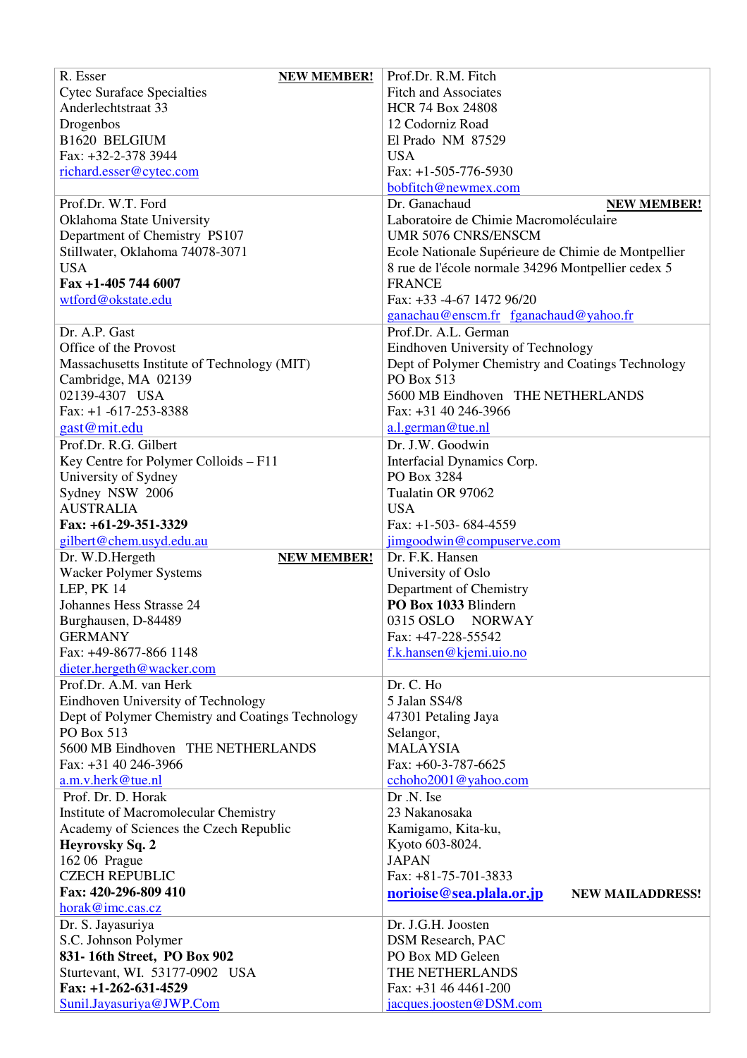| | |
|---|---|
| R. Esser **NEW MEMBER!**<br>Cytec Suraface Specialties<br>Anderlechtstraat 33<br>Drogenbos<br>B1620 BELGIUM<br>Fax: +32-2-378 3944<br>richard.esser@cytec.com | Prof.Dr. R.M. Fitch<br>Fitch and Associates<br>HCR 74 Box 24808<br>12 Codorniz Road<br>El Prado NM 87529<br>USA<br>Fax: +1-505-776-5930<br>bobfitch@newmex.com |
| Prof.Dr. W.T. Ford<br>Oklahoma State University<br>Department of Chemistry PS107<br>Stillwater, Oklahoma 74078-3071<br>USA<br>**Fax +1-405 744 6007**<br>wtford@okstate.edu | Dr. Ganachaud **NEW MEMBER!**<br>Laboratoire de Chimie Macromoléculaire<br>UMR 5076 CNRS/ENSCM<br>Ecole Nationale Supérieure de Chimie de Montpellier<br>8 rue de l'école normale 34296 Montpellier cedex 5<br>FRANCE<br>Fax: +33 -4-67 1472 96/20<br>ganachau@enscm.fr fganachaud@yahoo.fr |
| Dr. A.P. Gast<br>Office of the Provost<br>Massachusetts Institute of Technology (MIT)<br>Cambridge, MA 02139<br>02139-4307 USA<br>Fax: +1 -617-253-8388<br>gast@mit.edu | Prof.Dr. A.L. German<br>Eindhoven University of Technology<br>Dept of Polymer Chemistry and Coatings Technology<br>PO Box 513<br>5600 MB Eindhoven THE NETHERLANDS<br>Fax: +31 40 246-3966<br>a.l.german@tue.nl |
| Prof.Dr. R.G. Gilbert<br>Key Centre for Polymer Colloids – F11<br>University of Sydney<br>Sydney NSW 2006<br>AUSTRALIA<br>**Fax: +61-29-351-3329**<br>gilbert@chem.usyd.edu.au | Dr. J.W. Goodwin<br>Interfacial Dynamics Corp.<br>PO Box 3284<br>Tualatin OR 97062<br>USA<br>Fax: +1-503- 684-4559<br>jimgoodwin@compuserve.com |
| Dr. W.D.Hergeth **NEW MEMBER!**<br>Wacker Polymer Systems<br>LEP, PK 14<br>Johannes Hess Strasse 24<br>Burghausen, D-84489<br>GERMANY<br>Fax: +49-8677-866 1148<br>dieter.hergeth@wacker.com | Dr. F.K. Hansen<br>University of Oslo<br>Department of Chemistry<br>**PO Box 1033** Blindern<br>0315 OSLO NORWAY<br>Fax: +47-228-55542<br>f.k.hansen@kjemi.uio.no |
| Prof.Dr. A.M. van Herk<br>Eindhoven University of Technology<br>Dept of Polymer Chemistry and Coatings Technology<br>PO Box 513<br>5600 MB Eindhoven THE NETHERLANDS<br>Fax: +31 40 246-3966<br>a.m.v.herk@tue.nl | Dr. C. Ho<br>5 Jalan SS4/8<br>47301 Petaling Jaya<br>Selangor,<br>MALAYSIA<br>Fax: +60-3-787-6625<br>cchoho2001@yahoo.com |
| Prof. Dr. D. Horak<br>Institute of Macromolecular Chemistry<br>Academy of Sciences the Czech Republic<br>**Heyrovsky Sq. 2**<br>162 06 Prague<br>CZECH REPUBLIC<br>**Fax: 420-296-809 410**<br>horak@imc.cas.cz | Dr .N. Ise<br>23 Nakanosaka<br>Kamigamo, Kita-ku,<br>Kyoto 603-8024.<br>JAPAN<br>Fax: +81-75-701-3833<br>**norioise@sea.plala.or.jp** **NEW MAILADDRESS!** |
| Dr. S. Jayasuriya<br>S.C. Johnson Polymer<br>**831- 16th Street, PO Box 902**<br>Sturtevant, WI. 53177-0902 USA<br>**Fax: +1-262-631-4529**<br>Sunil.Jayasuriya@JWP.Com | Dr. J.G.H. Joosten<br>DSM Research, PAC<br>PO Box MD Geleen<br>THE NETHERLANDS<br>Fax: +31 46 4461-200<br>jacques.joosten@DSM.com |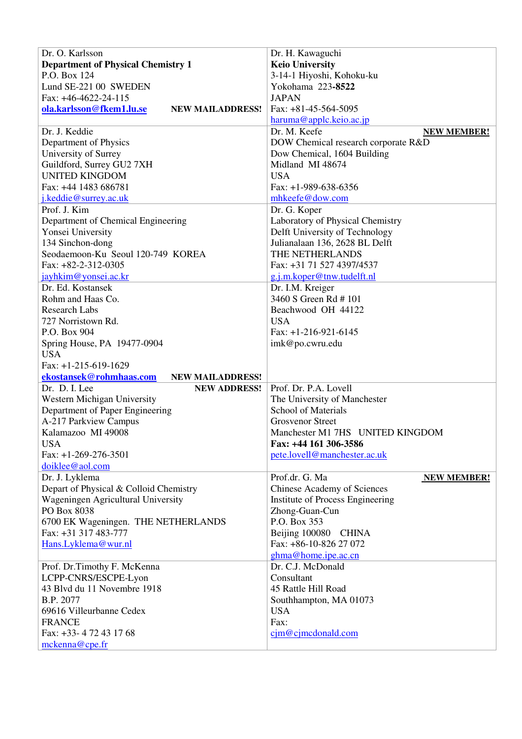| | |
|---|---|
| Dr. O. Karlsson<br>**Department of Physical Chemistry 1**<br>P.O. Box 124<br>Lund SE-221 00 SWEDEN<br>Fax: +46-4622-24-115<br>**ola.karlsson@fkem1.lu.se** **NEW MAILADDRESS!** | Dr. H. Kawaguchi<br>**Keio University**<br>3-14-1 Hiyoshi, Kohoku-ku<br>Yokohama 223-**8522**<br>JAPAN<br>Fax: +81-45-564-5095<br>haruma@applc.keio.ac.jp |
| Dr. J. Keddie<br>Department of Physics<br>University of Surrey<br>Guildford, Surrey GU2 7XH<br>UNITED KINGDOM<br>Fax: +44 1483 686781<br>j.keddie@surrey.ac.uk | Dr. M. Keefe **NEW MEMBER!**<br>DOW Chemical research corporate R&D<br>Dow Chemical, 1604 Building<br>Midland MI 48674<br>USA<br>Fax: +1-989-638-6356<br>mhkeefe@dow.com |
| Prof. J. Kim<br>Department of Chemical Engineering<br>Yonsei University<br>134 Sinchon-dong<br>Seodaemoon-Ku Seoul 120-749 KOREA<br>Fax: +82-2-312-0305<br>jayhkim@yonsei.ac.kr | Dr. G. Koper<br>Laboratory of Physical Chemistry<br>Delft University of Technology<br>Julianalaan 136, 2628 BL Delft<br>THE NETHERLANDS<br>Fax: +31 71 527 4397/4537<br>g.j.m.koper@tnw.tudelft.nl |
| Dr. Ed. Kostansek<br>Rohm and Haas Co.<br>Research Labs<br>727 Norristown Rd.<br>P.O. Box 904<br>Spring House, PA 19477-0904<br>USA<br>Fax: +1-215-619-1629<br>**ekostansek@rohmhaas.com** **NEW MAILADDRESS!** | Dr. I.M. Kreiger<br>3460 S Green Rd # 101<br>Beachwood OH 44122<br>USA<br>Fax: +1-216-921-6145<br>imk@po.cwru.edu |
| Dr. D. I. Lee **NEW ADDRESS!**<br>Western Michigan University<br>Department of Paper Engineering<br>A-217 Parkview Campus<br>Kalamazoo MI 49008<br>USA<br>Fax: +1-269-276-3501<br>doiklee@aol.com | Prof. Dr. P.A. Lovell<br>The University of Manchester<br>School of Materials<br>Grosvenor Street<br>Manchester M1 7HS UNITED KINGDOM<br>**Fax: +44 161 306-3586**<br>pete.lovell@manchester.ac.uk |
| Dr. J. Lyklema<br>Depart of Physical & Colloid Chemistry<br>Wageningen Agricultural University<br>PO Box 8038<br>6700 EK Wageningen. THE NETHERLANDS<br>Fax: +31 317 483-777<br>Hans.Lyklema@wur.nl | Prof.dr. G. Ma **NEW MEMBER!**<br>Chinese Academy of Sciences<br>Institute of Process Engineering<br>Zhong-Guan-Cun<br>P.O. Box 353<br>Beijing 100080 CHINA<br>Fax: +86-10-826 27 072<br>ghma@home.ipe.ac.cn |
| Prof. Dr.Timothy F. McKenna<br>LCPP-CNRS/ESCPE-Lyon<br>43 Blvd du 11 Novembre 1918<br>B.P. 2077<br>69616 Villeurbanne Cedex<br>FRANCE<br>Fax: +33- 4 72 43 17 68<br>mckenna@cpe.fr | Dr. C.J. McDonald<br>Consultant<br>45 Rattle Hill Road<br>Southhampton, MA 01073<br>USA<br>Fax:<br>cjm@cjmcdonald.com |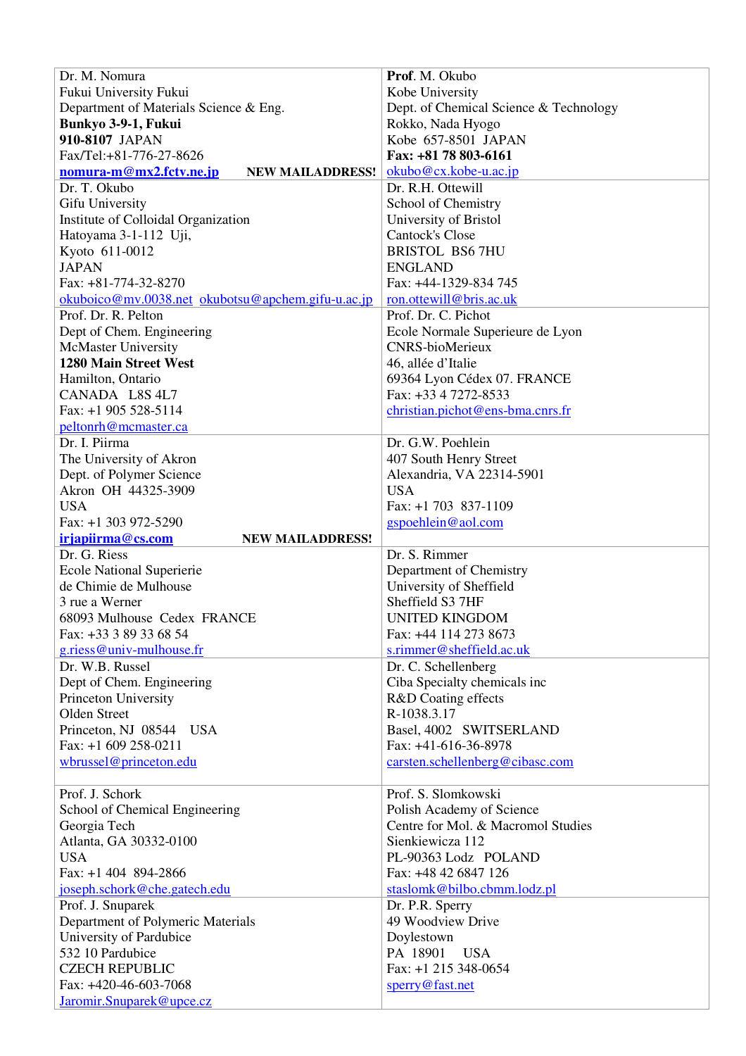| | |
|---|---|
| Dr. M. Nomura<br>Fukui University Fukui<br>Department of Materials Science & Eng.<br>**Bunkyo 3-9-1, Fukui**<br>**910-8107** JAPAN<br>Fax/Tel:+81-776-27-8626<br>**nomura-m@mx2.fctv.ne.jp** **NEW MAILADDRESS!** | **Prof**. M. Okubo<br>Kobe University<br>Dept. of Chemical Science & Technology<br>Rokko, Nada Hyogo<br>Kobe 657-8501 JAPAN<br>**Fax: +81 78 803-6161**<br>okubo@cx.kobe-u.ac.jp |
| Dr. T. Okubo<br>Gifu University<br>Institute of Colloidal Organization<br>Hatoyama 3-1-112 Uji,<br>Kyoto 611-0012<br>JAPAN<br>Fax: +81-774-32-8270<br>okuboico@mv.0038.net okubotsu@apchem.gifu-u.ac.jp | Dr. R.H. Ottewill<br>School of Chemistry<br>University of Bristol<br>Cantock's Close<br>BRISTOL BS6 7HU<br>ENGLAND<br>Fax: +44-1329-834 745<br>ron.ottewill@bris.ac.uk |
| Prof. Dr. R. Pelton<br>Dept of Chem. Engineering<br>McMaster University<br>**1280 Main Street West**<br>Hamilton, Ontario<br>CANADA L8S 4L7<br>Fax: +1 905 528-5114<br>peltonrh@mcmaster.ca | Prof. Dr. C. Pichot<br>Ecole Normale Superieure de Lyon<br>CNRS-bioMerieux<br>46, allée d'Italie<br>69364 Lyon Cédex 07. FRANCE<br>Fax: +33 4 7272-8533<br>christian.pichot@ens-bma.cnrs.fr |
| Dr. I. Piirma<br>The University of Akron<br>Dept. of Polymer Science<br>Akron OH 44325-3909<br>USA<br>Fax: +1 303 972-5290<br>**irjapiirma@cs.com** **NEW MAILADDRESS!** | Dr. G.W. Poehlein<br>407 South Henry Street<br>Alexandria, VA 22314-5901<br>USA<br>Fax: +1 703 837-1109<br>gspoehlein@aol.com |
| Dr. G. Riess<br>Ecole National Superierie<br>de Chimie de Mulhouse<br>3 rue a Werner<br>68093 Mulhouse Cedex FRANCE<br>Fax: +33 3 89 33 68 54<br>g.riess@univ-mulhouse.fr | Dr. S. Rimmer<br>Department of Chemistry<br>University of Sheffield<br>Sheffield S3 7HF<br>UNITED KINGDOM<br>Fax: +44 114 273 8673<br>s.rimmer@sheffield.ac.uk |
| Dr. W.B. Russel<br>Dept of Chem. Engineering<br>Princeton University<br>Olden Street<br>Princeton, NJ 08544 USA<br>Fax: +1 609 258-0211<br>wbrussel@princeton.edu | Dr. C. Schellenberg<br>Ciba Specialty chemicals inc<br>R&D Coating effects<br>R-1038.3.17<br>Basel, 4002 SWITSERLAND<br>Fax: +41-616-36-8978<br>carsten.schellenberg@cibasc.com |
| Prof. J. Schork<br>School of Chemical Engineering<br>Georgia Tech<br>Atlanta, GA 30332-0100<br>USA<br>Fax: +1 404 894-2866<br>joseph.schork@che.gatech.edu | Prof. S. Slomkowski<br>Polish Academy of Science<br>Centre for Mol. & Macromol Studies<br>Sienkiewicza 112<br>PL-90363 Lodz POLAND<br>Fax: +48 42 6847 126<br>staslomk@bilbo.cbmm.lodz.pl |
| Prof. J. Snuparek<br>Department of Polymeric Materials<br>University of Pardubice<br>532 10 Pardubice<br>CZECH REPUBLIC<br>Fax: +420-46-603-7068<br>Jaromir.Snuparek@upce.cz | Dr. P.R. Sperry<br>49 Woodview Drive<br>Doylestown<br>PA 18901 USA<br>Fax: +1 215 348-0654<br>sperry@fast.net |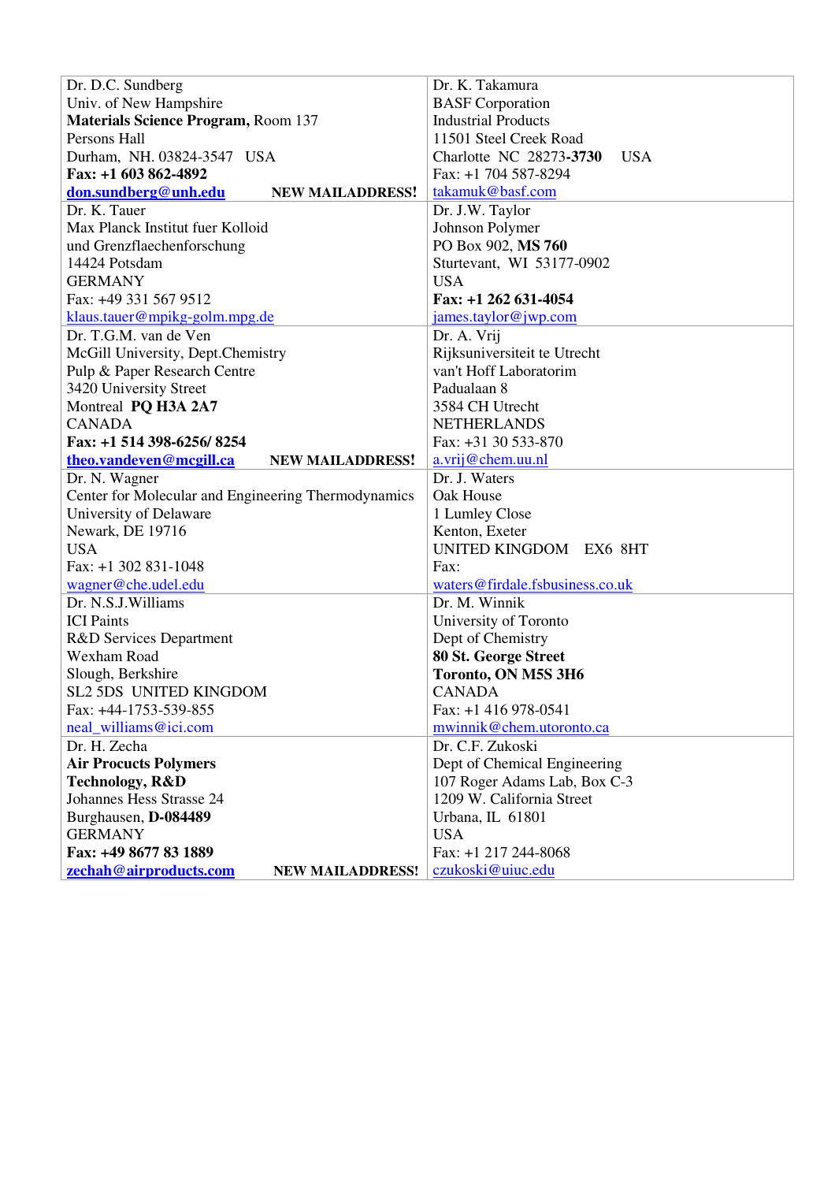| | |
|---|---|
| Dr. D.C. Sundberg<br>Univ. of New Hampshire<br>**Materials Science Program,** Room 137<br>Persons Hall<br>Durham, NH. 03824-3547 USA<br>**Fax: +1 603 862-4892**<br>**don.sundberg@unh.edu** **NEW MAILADDRESS!** | Dr. K. Takamura<br>BASF Corporation<br>Industrial Products<br>11501 Steel Creek Road<br>Charlotte NC 28273-**3730** USA<br>Fax: +1 704 587-8294<br>takamuk@basf.com |
| Dr. K. Tauer<br>Max Planck Institut fuer Kolloid<br>und Grenzflaechenforschung<br>14424 Potsdam<br>GERMANY<br>Fax: +49 331 567 9512<br>klaus.tauer@mpikg-golm.mpg.de | Dr. J.W. Taylor<br>Johnson Polymer<br>PO Box 902, **MS 760**<br>Sturtevant, WI 53177-0902<br>USA<br>**Fax: +1 262 631-4054**<br>james.taylor@jwp.com |
| Dr. T.G.M. van de Ven<br>McGill University, Dept.Chemistry<br>Pulp & Paper Research Centre<br>3420 University Street<br>Montreal **PQ H3A 2A7**<br>CANADA<br>**Fax: +1 514 398-6256/ 8254**<br>**theo.vandeven@mcgill.ca** **NEW MAILADDRESS!** | Dr. A. Vrij<br>Rijksuniversiteit te Utrecht<br>van't Hoff Laboratorim<br>Padualaan 8<br>3584 CH Utrecht<br>NETHERLANDS<br>Fax: +31 30 533-870<br>a.vrij@chem.uu.nl |
| Dr. N. Wagner<br>Center for Molecular and Engineering Thermodynamics<br>University of Delaware<br>Newark, DE 19716<br>USA<br>Fax: +1 302 831-1048<br>wagner@che.udel.edu | Dr. J. Waters<br>Oak House<br>1 Lumley Close<br>Kenton, Exeter<br>UNITED KINGDOM EX6 8HT<br>Fax:<br>waters@firdale.fsbusiness.co.uk |
| Dr. N.S.J.Williams<br>ICI Paints<br>R&D Services Department<br>Wexham Road<br>Slough, Berkshire<br>SL2 5DS UNITED KINGDOM<br>Fax: +44-1753-539-855<br>neal_williams@ici.com | Dr. M. Winnik<br>University of Toronto<br>Dept of Chemistry<br>**80 St. George Street**<br>**Toronto, ON M5S 3H6**<br>CANADA<br>Fax: +1 416 978-0541<br>mwinnik@chem.utoronto.ca |
| Dr. H. Zecha<br>**Air Procucts Polymers**<br>**Technology, R&D**<br>Johannes Hess Strasse 24<br>Burghausen, **D-084489**<br>GERMANY<br>**Fax: +49 8677 83 1889**<br>**zechah@airproducts.com** **NEW MAILADDRESS!** | Dr. C.F. Zukoski<br>Dept of Chemical Engineering<br>107 Roger Adams Lab, Box C-3<br>1209 W. California Street<br>Urbana, IL 61801<br>USA<br>Fax: +1 217 244-8068<br>czukoski@uiuc.edu |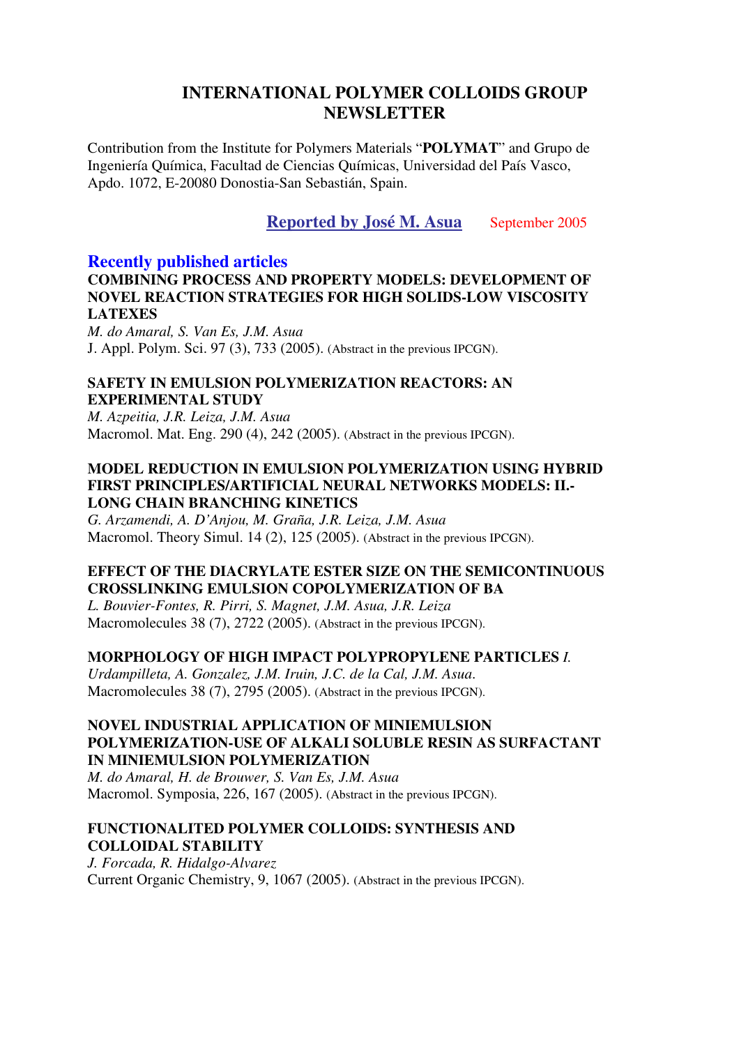# INTERNATIONAL POLYMER COLLOIDS GROUP NEWSLETTER

Contribution from the Institute for Polymers Materials "**POLYMAT**" and Grupo de Ingeniería Química, Facultad de Ciencias Químicas, Universidad del País Vasco, Apdo. 1072, E-20080 Donostia-San Sebastián, Spain.

**Reported by José M. Asua** September 2005

## Recently published articles

**COMBINING PROCESS AND PROPERTY MODELS: DEVELOPMENT OF NOVEL REACTION STRATEGIES FOR HIGH SOLIDS-LOW VISCOSITY LATEXES**
*M. do Amaral, S. Van Es, J.M. Asua*
J. Appl. Polym. Sci. 97 (3), 733 (2005). (Abstract in the previous IPCGN).

**SAFETY IN EMULSION POLYMERIZATION REACTORS: AN EXPERIMENTAL STUDY**
*M. Azpeitia, J.R. Leiza, J.M. Asua*
Macromol. Mat. Eng. 290 (4), 242 (2005). (Abstract in the previous IPCGN).

**MODEL REDUCTION IN EMULSION POLYMERIZATION USING HYBRID FIRST PRINCIPLES/ARTIFICIAL NEURAL NETWORKS MODELS: II.- LONG CHAIN BRANCHING KINETICS**
*G. Arzamendi, A. D'Anjou, M. Graña, J.R. Leiza, J.M. Asua*
Macromol. Theory Simul. 14 (2), 125 (2005). (Abstract in the previous IPCGN).

**EFFECT OF THE DIACRYLATE ESTER SIZE ON THE SEMICONTINUOUS CROSSLINKING EMULSION COPOLYMERIZATION OF BA**
*L. Bouvier-Fontes, R. Pirri, S. Magnet, J.M. Asua, J.R. Leiza*
Macromolecules 38 (7), 2722 (2005). (Abstract in the previous IPCGN).

**MORPHOLOGY OF HIGH IMPACT POLYPROPYLENE PARTICLES** *I. Urdampilleta, A. Gonzalez, J.M. Iruin, J.C. de la Cal, J.M. Asua*.
Macromolecules 38 (7), 2795 (2005). (Abstract in the previous IPCGN).

**NOVEL INDUSTRIAL APPLICATION OF MINIEMULSION POLYMERIZATION-USE OF ALKALI SOLUBLE RESIN AS SURFACTANT IN MINIEMULSION POLYMERIZATION**
*M. do Amaral, H. de Brouwer, S. Van Es, J.M. Asua*
Macromol. Symposia, 226, 167 (2005). (Abstract in the previous IPCGN).

**FUNCTIONALITED POLYMER COLLOIDS: SYNTHESIS AND COLLOIDAL STABILITY**
*J. Forcada, R. Hidalgo-Alvarez*
Current Organic Chemistry, 9, 1067 (2005). (Abstract in the previous IPCGN).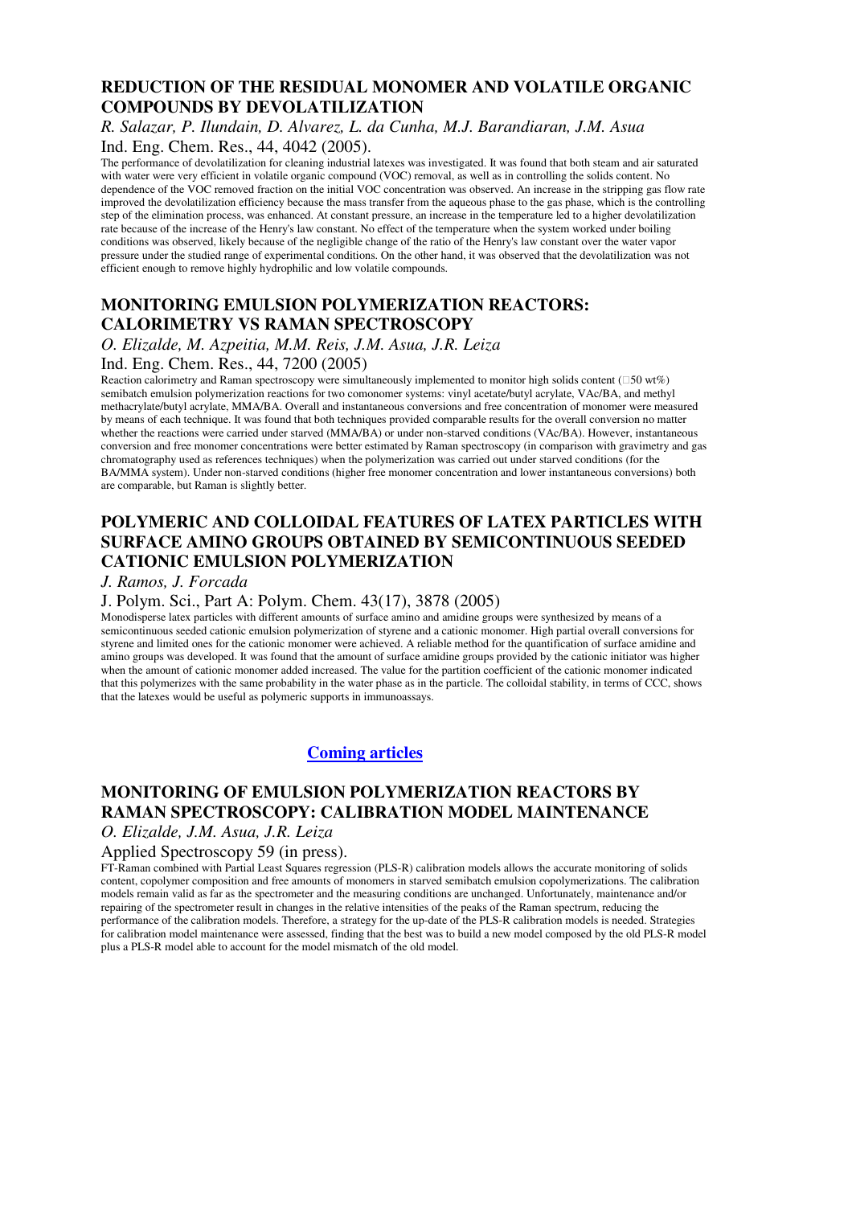## REDUCTION OF THE RESIDUAL MONOMER AND VOLATILE ORGANIC COMPOUNDS BY DEVOLATILIZATION

*R. Salazar, P. Ilundain, D. Alvarez, L. da Cunha, M.J. Barandiaran, J.M. Asua*

Ind. Eng. Chem. Res., 44, 4042 (2005).

The performance of devolatilization for cleaning industrial latexes was investigated. It was found that both steam and air saturated with water were very efficient in volatile organic compound (VOC) removal, as well as in controlling the solids content. No dependence of the VOC removed fraction on the initial VOC concentration was observed. An increase in the stripping gas flow rate improved the devolatilization efficiency because the mass transfer from the aqueous phase to the gas phase, which is the controlling step of the elimination process, was enhanced. At constant pressure, an increase in the temperature led to a higher devolatilization rate because of the increase of the Henry's law constant. No effect of the temperature when the system worked under boiling conditions was observed, likely because of the negligible change of the ratio of the Henry's law constant over the water vapor pressure under the studied range of experimental conditions. On the other hand, it was observed that the devolatilization was not efficient enough to remove highly hydrophilic and low volatile compounds.

## MONITORING EMULSION POLYMERIZATION REACTORS: CALORIMETRY VS RAMAN SPECTROSCOPY

*O. Elizalde, M. Azpeitia, M.M. Reis, J.M. Asua, J.R. Leiza*

Ind. Eng. Chem. Res., 44, 7200 (2005)

Reaction calorimetry and Raman spectroscopy were simultaneously implemented to monitor high solids content (□50 wt%) semibatch emulsion polymerization reactions for two comonomer systems: vinyl acetate/butyl acrylate, VAc/BA, and methyl methacrylate/butyl acrylate, MMA/BA. Overall and instantaneous conversions and free concentration of monomer were measured by means of each technique. It was found that both techniques provided comparable results for the overall conversion no matter whether the reactions were carried under starved (MMA/BA) or under non-starved conditions (VAc/BA). However, instantaneous conversion and free monomer concentrations were better estimated by Raman spectroscopy (in comparison with gravimetry and gas chromatography used as references techniques) when the polymerization was carried out under starved conditions (for the BA/MMA system). Under non-starved conditions (higher free monomer concentration and lower instantaneous conversions) both are comparable, but Raman is slightly better.

## POLYMERIC AND COLLOIDAL FEATURES OF LATEX PARTICLES WITH SURFACE AMINO GROUPS OBTAINED BY SEMICONTINUOUS SEEDED CATIONIC EMULSION POLYMERIZATION

*J. Ramos, J. Forcada*

J. Polym. Sci., Part A: Polym. Chem. 43(17), 3878 (2005)

Monodisperse latex particles with different amounts of surface amino and amidine groups were synthesized by means of a semicontinuous seeded cationic emulsion polymerization of styrene and a cationic monomer. High partial overall conversions for styrene and limited ones for the cationic monomer were achieved. A reliable method for the quantification of surface amidine and amino groups was developed. It was found that the amount of surface amidine groups provided by the cationic initiator was higher when the amount of cationic monomer added increased. The value for the partition coefficient of the cationic monomer indicated that this polymerizes with the same probability in the water phase as in the particle. The colloidal stability, in terms of CCC, shows that the latexes would be useful as polymeric supports in immunoassays.

### Coming articles

## MONITORING OF EMULSION POLYMERIZATION REACTORS BY RAMAN SPECTROSCOPY: CALIBRATION MODEL MAINTENANCE

*O. Elizalde, J.M. Asua, J.R. Leiza*

Applied Spectroscopy 59 (in press).

FT-Raman combined with Partial Least Squares regression (PLS-R) calibration models allows the accurate monitoring of solids content, copolymer composition and free amounts of monomers in starved semibatch emulsion copolymerizations. The calibration models remain valid as far as the spectrometer and the measuring conditions are unchanged. Unfortunately, maintenance and/or repairing of the spectrometer result in changes in the relative intensities of the peaks of the Raman spectrum, reducing the performance of the calibration models. Therefore, a strategy for the up-date of the PLS-R calibration models is needed. Strategies for calibration model maintenance were assessed, finding that the best was to build a new model composed by the old PLS-R model plus a PLS-R model able to account for the model mismatch of the old model.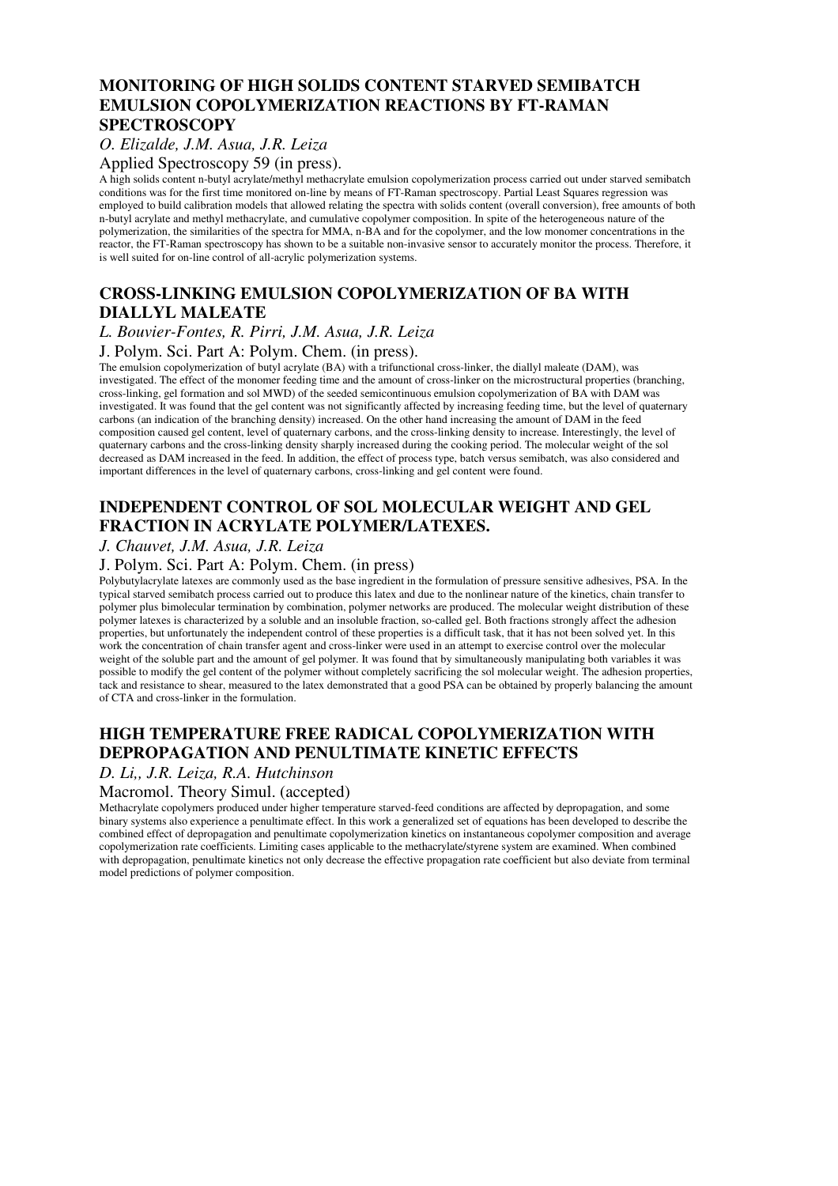## MONITORING OF HIGH SOLIDS CONTENT STARVED SEMIBATCH EMULSION COPOLYMERIZATION REACTIONS BY FT-RAMAN SPECTROSCOPY

*O. Elizalde, J.M. Asua, J.R. Leiza*

Applied Spectroscopy 59 (in press).

A high solids content n-butyl acrylate/methyl methacrylate emulsion copolymerization process carried out under starved semibatch conditions was for the first time monitored on-line by means of FT-Raman spectroscopy. Partial Least Squares regression was employed to build calibration models that allowed relating the spectra with solids content (overall conversion), free amounts of both n-butyl acrylate and methyl methacrylate, and cumulative copolymer composition. In spite of the heterogeneous nature of the polymerization, the similarities of the spectra for MMA, n-BA and for the copolymer, and the low monomer concentrations in the reactor, the FT-Raman spectroscopy has shown to be a suitable non-invasive sensor to accurately monitor the process. Therefore, it is well suited for on-line control of all-acrylic polymerization systems.

## CROSS-LINKING EMULSION COPOLYMERIZATION OF BA WITH DIALLYL MALEATE

*L. Bouvier-Fontes, R. Pirri, J.M. Asua, J.R. Leiza*

J. Polym. Sci. Part A: Polym. Chem. (in press).

The emulsion copolymerization of butyl acrylate (BA) with a trifunctional cross-linker, the diallyl maleate (DAM), was investigated. The effect of the monomer feeding time and the amount of cross-linker on the microstructural properties (branching, cross-linking, gel formation and sol MWD) of the seeded semicontinuous emulsion copolymerization of BA with DAM was investigated. It was found that the gel content was not significantly affected by increasing feeding time, but the level of quaternary carbons (an indication of the branching density) increased. On the other hand increasing the amount of DAM in the feed composition caused gel content, level of quaternary carbons, and the cross-linking density to increase. Interestingly, the level of quaternary carbons and the cross-linking density sharply increased during the cooking period. The molecular weight of the sol decreased as DAM increased in the feed. In addition, the effect of process type, batch versus semibatch, was also considered and important differences in the level of quaternary carbons, cross-linking and gel content were found.

## INDEPENDENT CONTROL OF SOL MOLECULAR WEIGHT AND GEL FRACTION IN ACRYLATE POLYMER/LATEXES.

*J. Chauvet, J.M. Asua, J.R. Leiza*

J. Polym. Sci. Part A: Polym. Chem. (in press)

Polybutylacrylate latexes are commonly used as the base ingredient in the formulation of pressure sensitive adhesives, PSA. In the typical starved semibatch process carried out to produce this latex and due to the nonlinear nature of the kinetics, chain transfer to polymer plus bimolecular termination by combination, polymer networks are produced. The molecular weight distribution of these polymer latexes is characterized by a soluble and an insoluble fraction, so-called gel. Both fractions strongly affect the adhesion properties, but unfortunately the independent control of these properties is a difficult task, that it has not been solved yet. In this work the concentration of chain transfer agent and cross-linker were used in an attempt to exercise control over the molecular weight of the soluble part and the amount of gel polymer. It was found that by simultaneously manipulating both variables it was possible to modify the gel content of the polymer without completely sacrificing the sol molecular weight. The adhesion properties, tack and resistance to shear, measured to the latex demonstrated that a good PSA can be obtained by properly balancing the amount of CTA and cross-linker in the formulation.

## HIGH TEMPERATURE FREE RADICAL COPOLYMERIZATION WITH DEPROPAGATION AND PENULTIMATE KINETIC EFFECTS

*D. Li,, J.R. Leiza, R.A. Hutchinson*

Macromol. Theory Simul. (accepted)

Methacrylate copolymers produced under higher temperature starved-feed conditions are affected by depropagation, and some binary systems also experience a penultimate effect. In this work a generalized set of equations has been developed to describe the combined effect of depropagation and penultimate copolymerization kinetics on instantaneous copolymer composition and average copolymerization rate coefficients. Limiting cases applicable to the methacrylate/styrene system are examined. When combined with depropagation, penultimate kinetics not only decrease the effective propagation rate coefficient but also deviate from terminal model predictions of polymer composition.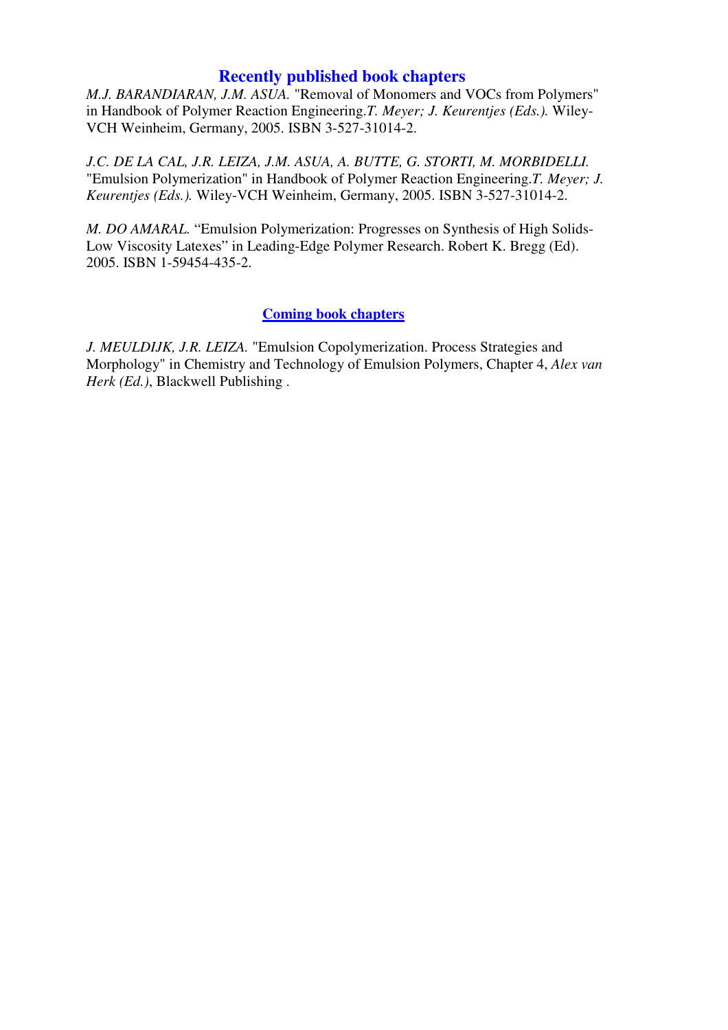## Recently published book chapters

*M.J. BARANDIARAN, J.M. ASUA.* "Removal of Monomers and VOCs from Polymers" in Handbook of Polymer Reaction Engineering.*T. Meyer; J. Keurentjes (Eds.).* Wiley-VCH Weinheim, Germany, 2005. ISBN 3-527-31014-2.

*J.C. DE LA CAL, J.R. LEIZA, J.M. ASUA, A. BUTTE, G. STORTI, M. MORBIDELLI.* "Emulsion Polymerization" in Handbook of Polymer Reaction Engineering.*T. Meyer; J. Keurentjes (Eds.).* Wiley-VCH Weinheim, Germany, 2005. ISBN 3-527-31014-2.

*M. DO AMARAL.* "Emulsion Polymerization: Progresses on Synthesis of High Solids-Low Viscosity Latexes" in Leading-Edge Polymer Research. Robert K. Bregg (Ed). 2005. ISBN 1-59454-435-2.

## Coming book chapters

*J. MEULDIJK, J.R. LEIZA.* "Emulsion Copolymerization. Process Strategies and Morphology" in Chemistry and Technology of Emulsion Polymers, Chapter 4, *Alex van Herk (Ed.)*, Blackwell Publishing .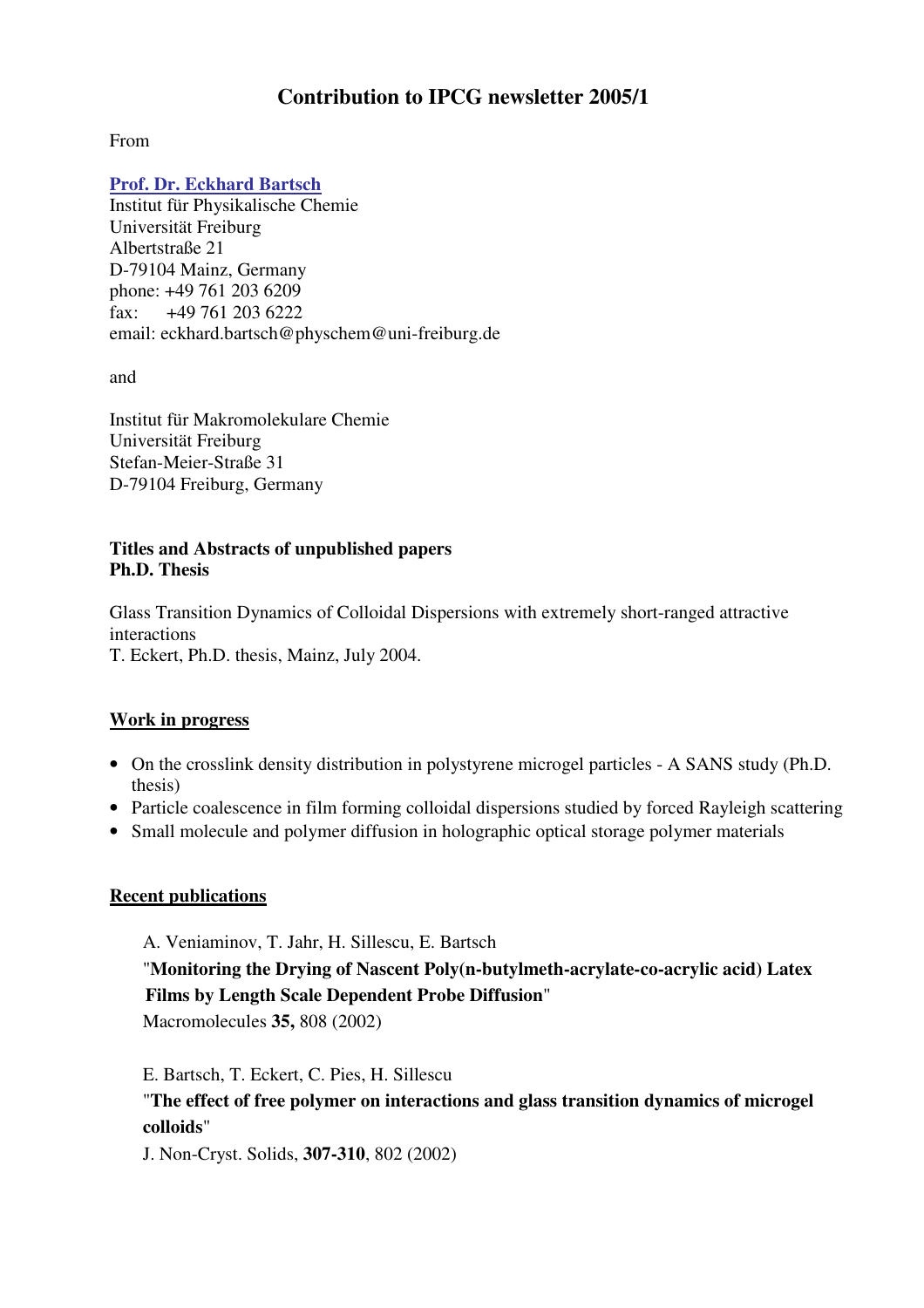# Contribution to IPCG newsletter 2005/1

From

**Prof. Dr. Eckhard Bartsch**
Institut für Physikalische Chemie
Universität Freiburg
Albertstraße 21
D-79104 Mainz, Germany
phone: +49 761 203 6209
fax: +49 761 203 6222
email: eckhard.bartsch@physchem@uni-freiburg.de

and

Institut für Makromolekulare Chemie
Universität Freiburg
Stefan-Meier-Straße 31
D-79104 Freiburg, Germany

**Titles and Abstracts of unpublished papers**
**Ph.D. Thesis**

Glass Transition Dynamics of Colloidal Dispersions with extremely short-ranged attractive interactions
T. Eckert, Ph.D. thesis, Mainz, July 2004.

## Work in progress

- On the crosslink density distribution in polystyrene microgel particles - A SANS study (Ph.D. thesis)
- Particle coalescence in film forming colloidal dispersions studied by forced Rayleigh scattering
- Small molecule and polymer diffusion in holographic optical storage polymer materials

## Recent publications

A. Veniaminov, T. Jahr, H. Sillescu, E. Bartsch
"**Monitoring the Drying of Nascent Poly(n-butylmeth-acrylate-co-acrylic acid) Latex Films by Length Scale Dependent Probe Diffusion**"
Macromolecules **35,** 808 (2002)

E. Bartsch, T. Eckert, C. Pies, H. Sillescu
"**The effect of free polymer on interactions and glass transition dynamics of microgel colloids**"
J. Non-Cryst. Solids, **307-310**, 802 (2002)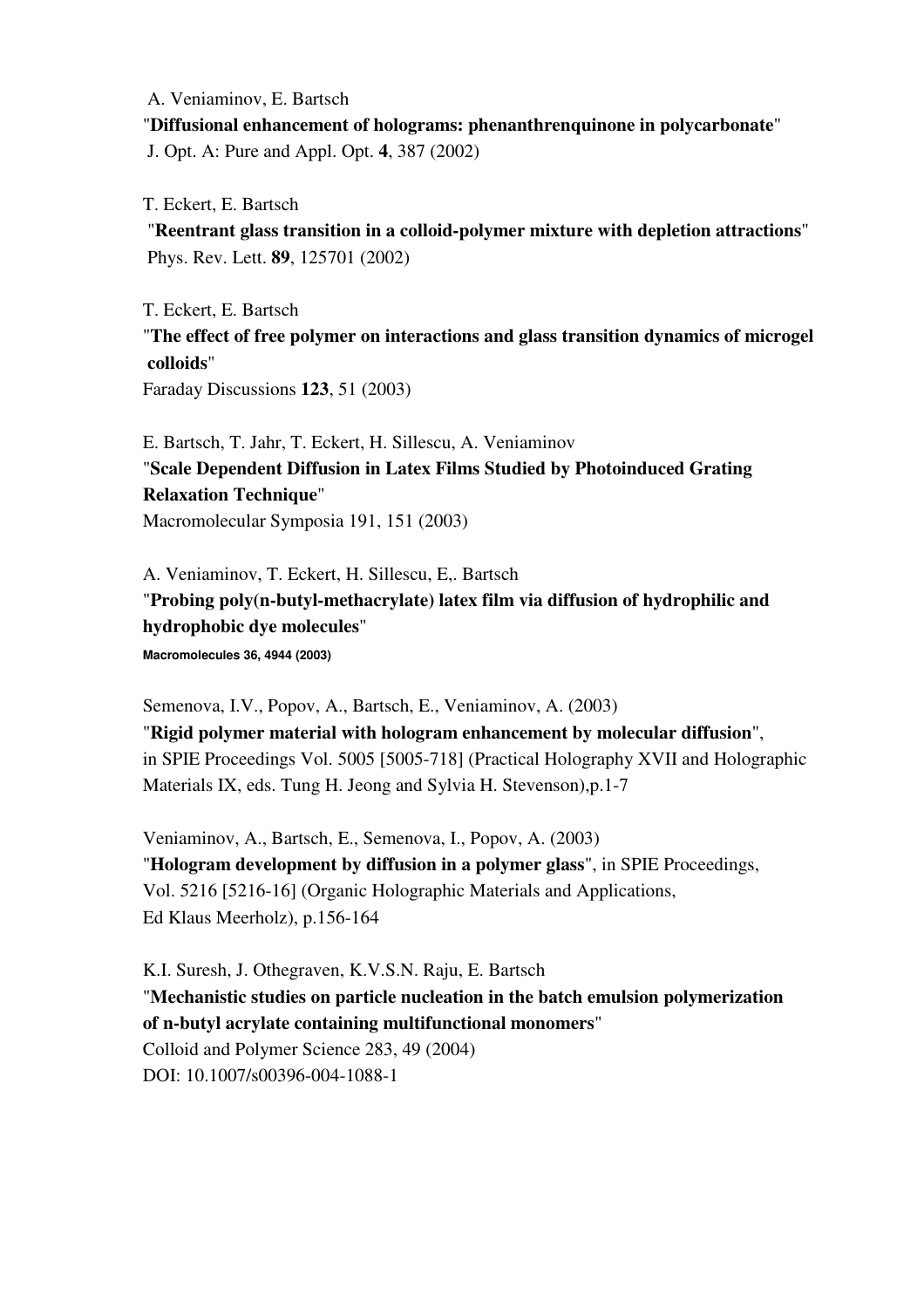A. Veniaminov, E. Bartsch
"**Diffusional enhancement of holograms: phenanthrenquinone in polycarbonate**"
J. Opt. A: Pure and Appl. Opt. **4**, 387 (2002)

T. Eckert, E. Bartsch
"**Reentrant glass transition in a colloid-polymer mixture with depletion attractions**"
Phys. Rev. Lett. **89**, 125701 (2002)

T. Eckert, E. Bartsch
"**The effect of free polymer on interactions and glass transition dynamics of microgel colloids**"
Faraday Discussions **123**, 51 (2003)

E. Bartsch, T. Jahr, T. Eckert, H. Sillescu, A. Veniaminov
"**Scale Dependent Diffusion in Latex Films Studied by Photoinduced Grating Relaxation Technique**"
Macromolecular Symposia 191, 151 (2003)

A. Veniaminov, T. Eckert, H. Sillescu, E,. Bartsch
"**Probing poly(n-butyl-methacrylate) latex film via diffusion of hydrophilic and hydrophobic dye molecules**"
**Macromolecules 36, 4944 (2003)**

Semenova, I.V., Popov, A., Bartsch, E., Veniaminov, A. (2003)
"**Rigid polymer material with hologram enhancement by molecular diffusion**", in SPIE Proceedings Vol. 5005 [5005-718] (Practical Holography XVII and Holographic Materials IX, eds. Tung H. Jeong and Sylvia H. Stevenson),p.1-7

Veniaminov, A., Bartsch, E., Semenova, I., Popov, A. (2003)
"**Hologram development by diffusion in a polymer glass**", in SPIE Proceedings, Vol. 5216 [5216-16] (Organic Holographic Materials and Applications, Ed Klaus Meerholz), p.156-164

K.I. Suresh, J. Othegraven, K.V.S.N. Raju, E. Bartsch
"**Mechanistic studies on particle nucleation in the batch emulsion polymerization of n-butyl acrylate containing multifunctional monomers**"
Colloid and Polymer Science 283, 49 (2004)
DOI: 10.1007/s00396-004-1088-1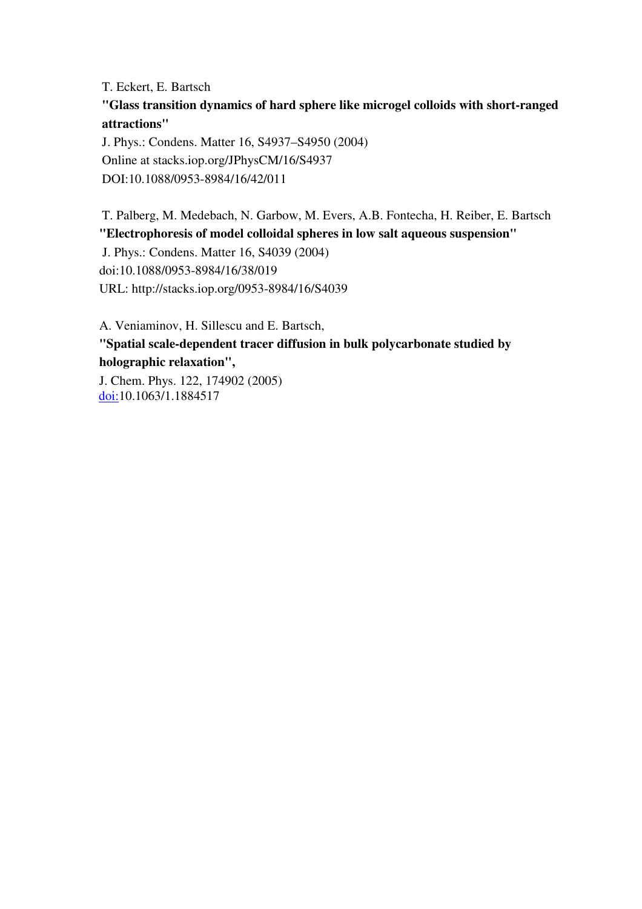T. Eckert, E. Bartsch

**"Glass transition dynamics of hard sphere like microgel colloids with short-ranged attractions"**

J. Phys.: Condens. Matter 16, S4937–S4950 (2004)
Online at stacks.iop.org/JPhysCM/16/S4937
DOI:10.1088/0953-8984/16/42/011

T. Palberg, M. Medebach, N. Garbow, M. Evers, A.B. Fontecha, H. Reiber, E. Bartsch

**"Electrophoresis of model colloidal spheres in low salt aqueous suspension"**

J. Phys.: Condens. Matter 16, S4039 (2004)
doi:10.1088/0953-8984/16/38/019
URL: http://stacks.iop.org/0953-8984/16/S4039

A. Veniaminov, H. Sillescu and E. Bartsch,

**"Spatial scale-dependent tracer diffusion in bulk polycarbonate studied by holographic relaxation",**

J. Chem. Phys. 122, 174902 (2005)
doi:10.1063/1.1884517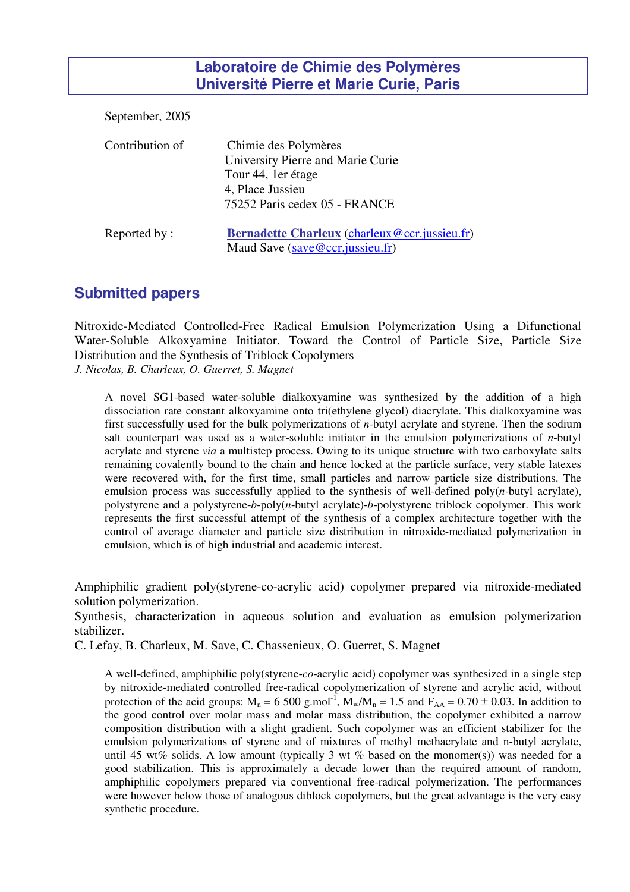# Laboratoire de Chimie des Polymères Université Pierre et Marie Curie, Paris

September, 2005

Contribution of

Chimie des Polymères
University Pierre and Marie Curie
Tour 44, 1er étage
4, Place Jussieu
75252 Paris cedex 05 - FRANCE

Reported by :

**Bernadette Charleux** (charleux@ccr.jussieu.fr)
Maud Save (save@ccr.jussieu.fr)

## Submitted papers

Nitroxide-Mediated Controlled-Free Radical Emulsion Polymerization Using a Difunctional Water-Soluble Alkoxyamine Initiator. Toward the Control of Particle Size, Particle Size Distribution and the Synthesis of Triblock Copolymers

*J. Nicolas, B. Charleux, O. Guerret, S. Magnet*

A novel SG1-based water-soluble dialkoxyamine was synthesized by the addition of a high dissociation rate constant alkoxyamine onto tri(ethylene glycol) diacrylate. This dialkoxyamine was first successfully used for the bulk polymerizations of *n*-butyl acrylate and styrene. Then the sodium salt counterpart was used as a water-soluble initiator in the emulsion polymerizations of *n*-butyl acrylate and styrene *via* a multistep process. Owing to its unique structure with two carboxylate salts remaining covalently bound to the chain and hence locked at the particle surface, very stable latexes were recovered with, for the first time, small particles and narrow particle size distributions. The emulsion process was successfully applied to the synthesis of well-defined poly(*n*-butyl acrylate), polystyrene and a polystyrene-*b*-poly(*n*-butyl acrylate)-*b*-polystyrene triblock copolymer. This work represents the first successful attempt of the synthesis of a complex architecture together with the control of average diameter and particle size distribution in nitroxide-mediated polymerization in emulsion, which is of high industrial and academic interest.

Amphiphilic gradient poly(styrene-co-acrylic acid) copolymer prepared via nitroxide-mediated solution polymerization.
Synthesis, characterization in aqueous solution and evaluation as emulsion polymerization stabilizer.

C. Lefay, B. Charleux, M. Save, C. Chassenieux, O. Guerret, S. Magnet

A well-defined, amphiphilic poly(styrene-*co*-acrylic acid) copolymer was synthesized in a single step by nitroxide-mediated controlled free-radical copolymerization of styrene and acrylic acid, without protection of the acid groups: $M_n$ = 6 500 g.mol$^{-1}$, $M_w/M_n$ = 1.5 and $F_{AA}$ = 0.70 ± 0.03. In addition to the good control over molar mass and molar mass distribution, the copolymer exhibited a narrow composition distribution with a slight gradient. Such copolymer was an efficient stabilizer for the emulsion polymerizations of styrene and of mixtures of methyl methacrylate and n-butyl acrylate, until 45 wt% solids. A low amount (typically 3 wt % based on the monomer(s)) was needed for a good stabilization. This is approximately a decade lower than the required amount of random, amphiphilic copolymers prepared via conventional free-radical polymerization. The performances were however below those of analogous diblock copolymers, but the great advantage is the very easy synthetic procedure.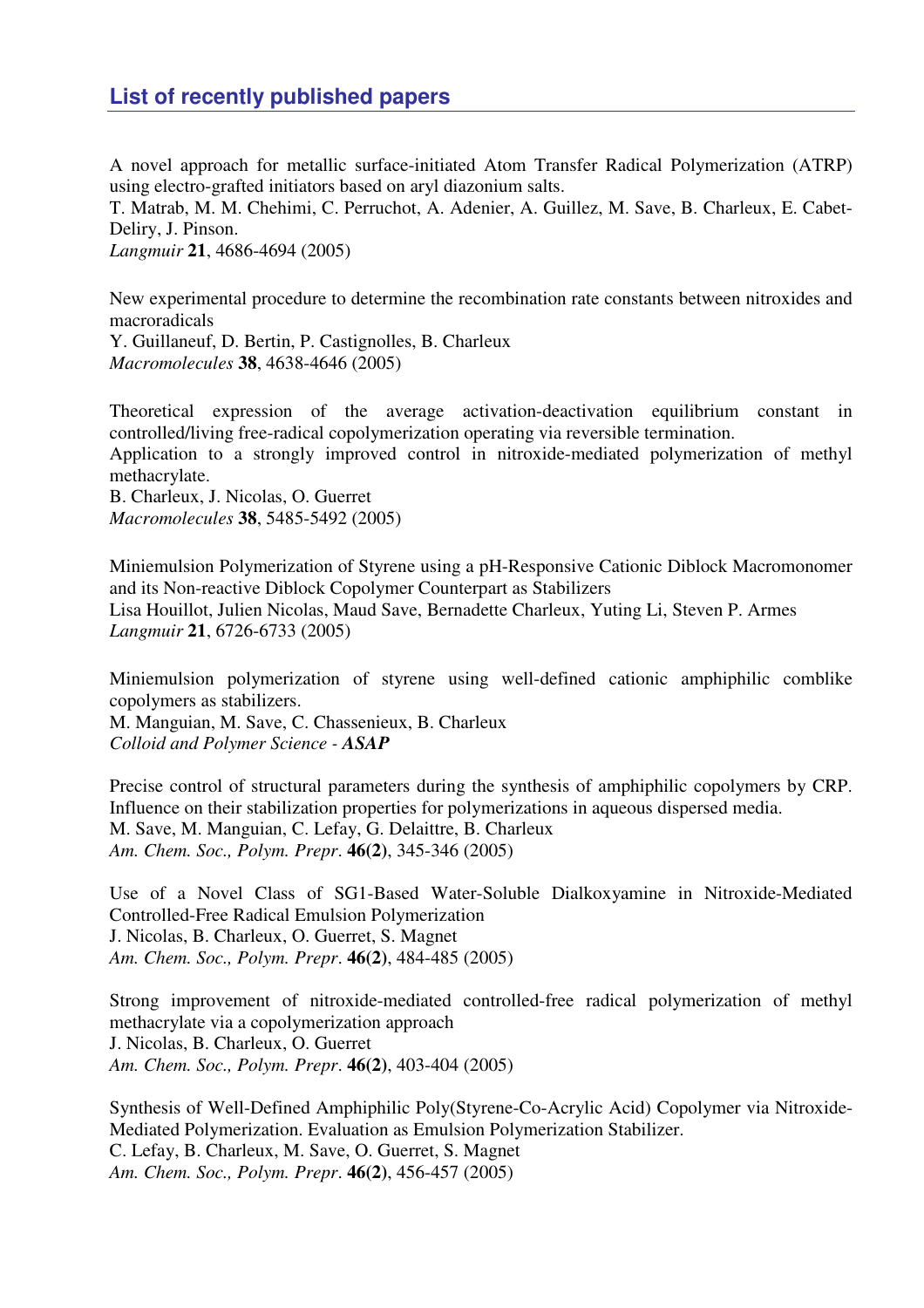## List of recently published papers

A novel approach for metallic surface-initiated Atom Transfer Radical Polymerization (ATRP) using electro-grafted initiators based on aryl diazonium salts.
T. Matrab, M. M. Chehimi, C. Perruchot, A. Adenier, A. Guillez, M. Save, B. Charleux, E. Cabet-Deliry, J. Pinson.
*Langmuir* **21**, 4686-4694 (2005)

New experimental procedure to determine the recombination rate constants between nitroxides and macroradicals
Y. Guillaneuf, D. Bertin, P. Castignolles, B. Charleux
*Macromolecules* **38**, 4638-4646 (2005)

Theoretical expression of the average activation-deactivation equilibrium constant in controlled/living free-radical copolymerization operating via reversible termination.
Application to a strongly improved control in nitroxide-mediated polymerization of methyl methacrylate.
B. Charleux, J. Nicolas, O. Guerret
*Macromolecules* **38**, 5485-5492 (2005)

Miniemulsion Polymerization of Styrene using a pH-Responsive Cationic Diblock Macromonomer and its Non-reactive Diblock Copolymer Counterpart as Stabilizers
Lisa Houillot, Julien Nicolas, Maud Save, Bernadette Charleux, Yuting Li, Steven P. Armes
*Langmuir* **21**, 6726-6733 (2005)

Miniemulsion polymerization of styrene using well-defined cationic amphiphilic comblike copolymers as stabilizers.
M. Manguian, M. Save, C. Chassenieux, B. Charleux
*Colloid and Polymer Science* - ***ASAP***

Precise control of structural parameters during the synthesis of amphiphilic copolymers by CRP. Influence on their stabilization properties for polymerizations in aqueous dispersed media.
M. Save, M. Manguian, C. Lefay, G. Delaittre, B. Charleux
*Am. Chem. Soc., Polym. Prepr*. **46(2)**, 345-346 (2005)

Use of a Novel Class of SG1-Based Water-Soluble Dialkoxyamine in Nitroxide-Mediated Controlled-Free Radical Emulsion Polymerization
J. Nicolas, B. Charleux, O. Guerret, S. Magnet
*Am. Chem. Soc., Polym. Prepr*. **46(2)**, 484-485 (2005)

Strong improvement of nitroxide-mediated controlled-free radical polymerization of methyl methacrylate via a copolymerization approach
J. Nicolas, B. Charleux, O. Guerret
*Am. Chem. Soc., Polym. Prepr*. **46(2)**, 403-404 (2005)

Synthesis of Well-Defined Amphiphilic Poly(Styrene-Co-Acrylic Acid) Copolymer via Nitroxide-Mediated Polymerization. Evaluation as Emulsion Polymerization Stabilizer.
C. Lefay, B. Charleux, M. Save, O. Guerret, S. Magnet
*Am. Chem. Soc., Polym. Prepr*. **46(2)**, 456-457 (2005)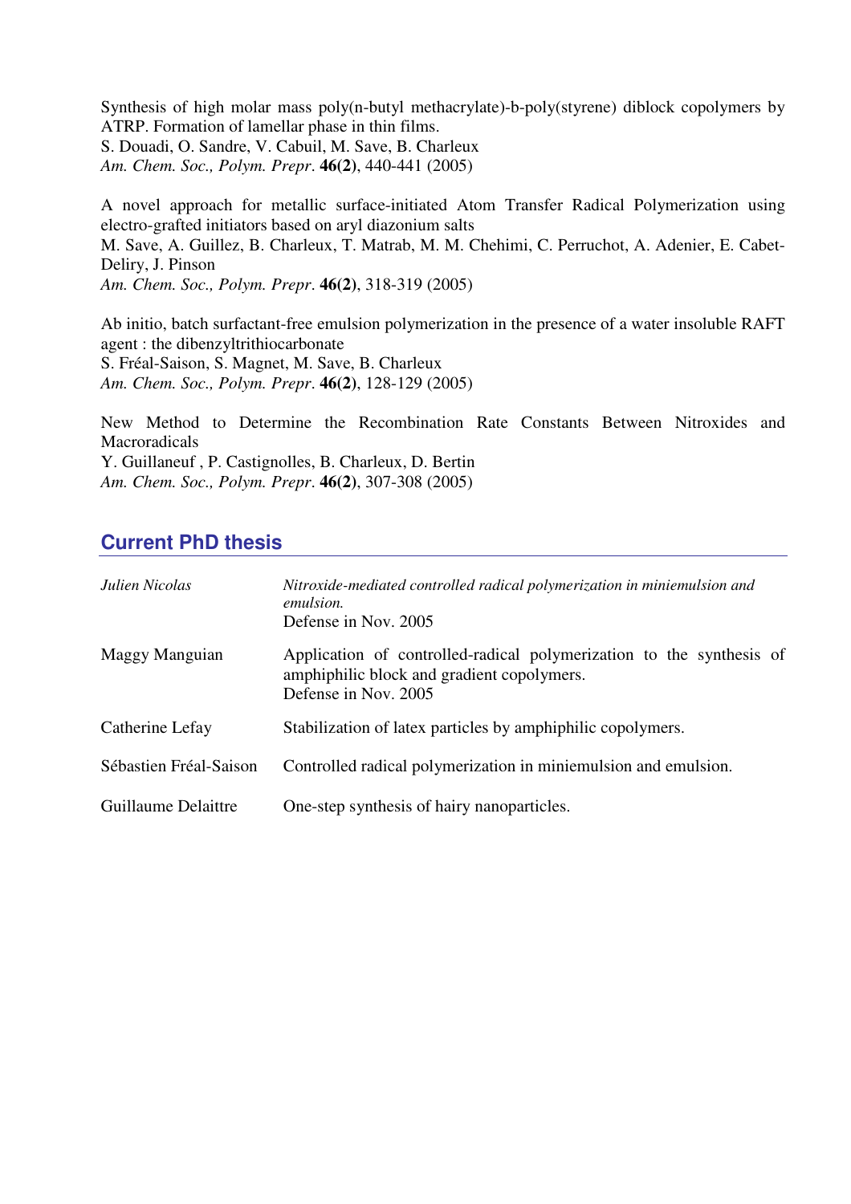Synthesis of high molar mass poly(n-butyl methacrylate)-b-poly(styrene) diblock copolymers by ATRP. Formation of lamellar phase in thin films.
S. Douadi, O. Sandre, V. Cabuil, M. Save, B. Charleux
*Am. Chem. Soc., Polym. Prepr*. **46(2)**, 440-441 (2005)

A novel approach for metallic surface-initiated Atom Transfer Radical Polymerization using electro-grafted initiators based on aryl diazonium salts
M. Save, A. Guillez, B. Charleux, T. Matrab, M. M. Chehimi, C. Perruchot, A. Adenier, E. Cabet-Deliry, J. Pinson
*Am. Chem. Soc., Polym. Prepr*. **46(2)**, 318-319 (2005)

Ab initio, batch surfactant-free emulsion polymerization in the presence of a water insoluble RAFT agent : the dibenzyltrithiocarbonate
S. Fréal-Saison, S. Magnet, M. Save, B. Charleux
*Am. Chem. Soc., Polym. Prepr*. **46(2)**, 128-129 (2005)

New Method to Determine the Recombination Rate Constants Between Nitroxides and Macroradicals
Y. Guillaneuf , P. Castignolles, B. Charleux, D. Bertin
*Am. Chem. Soc., Polym. Prepr*. **46(2)**, 307-308 (2005)

## Current PhD thesis

| | |
|---|---|
| *Julien Nicolas* | *Nitroxide-mediated controlled radical polymerization in miniemulsion and emulsion.* Defense in Nov. 2005 |
| Maggy Manguian | Application of controlled-radical polymerization to the synthesis of amphiphilic block and gradient copolymers. Defense in Nov. 2005 |
| Catherine Lefay | Stabilization of latex particles by amphiphilic copolymers. |
| Sébastien Fréal-Saison | Controlled radical polymerization in miniemulsion and emulsion. |
| Guillaume Delaittre | One-step synthesis of hairy nanoparticles. |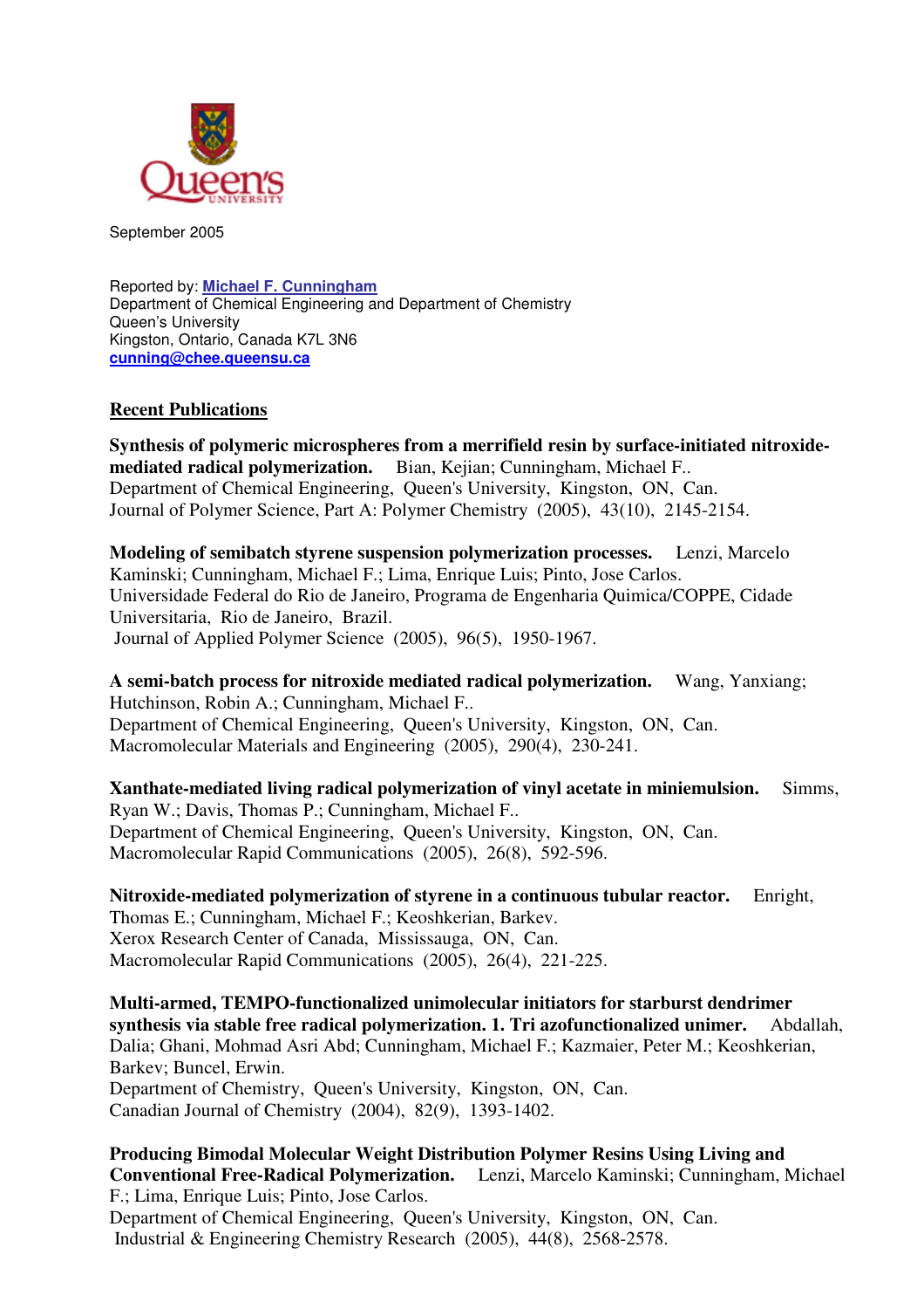September 2005

Reported by: **Michael F. Cunningham**
Department of Chemical Engineering and Department of Chemistry
Queen's University
Kingston, Ontario, Canada K7L 3N6
**cunning@chee.queensu.ca**

## Recent Publications

**Synthesis of polymeric microspheres from a merrifield resin by surface-initiated nitroxide-mediated radical polymerization.** Bian, Kejian; Cunningham, Michael F..
Department of Chemical Engineering, Queen's University, Kingston, ON, Can.
Journal of Polymer Science, Part A: Polymer Chemistry (2005), 43(10), 2145-2154.

**Modeling of semibatch styrene suspension polymerization processes.** Lenzi, Marcelo Kaminski; Cunningham, Michael F.; Lima, Enrique Luis; Pinto, Jose Carlos.
Universidade Federal do Rio de Janeiro, Programa de Engenharia Quimica/COPPE, Cidade Universitaria, Rio de Janeiro, Brazil.
Journal of Applied Polymer Science (2005), 96(5), 1950-1967.

**A semi-batch process for nitroxide mediated radical polymerization.** Wang, Yanxiang; Hutchinson, Robin A.; Cunningham, Michael F..
Department of Chemical Engineering, Queen's University, Kingston, ON, Can.
Macromolecular Materials and Engineering (2005), 290(4), 230-241.

**Xanthate-mediated living radical polymerization of vinyl acetate in miniemulsion.** Simms, Ryan W.; Davis, Thomas P.; Cunningham, Michael F..
Department of Chemical Engineering, Queen's University, Kingston, ON, Can.
Macromolecular Rapid Communications (2005), 26(8), 592-596.

**Nitroxide-mediated polymerization of styrene in a continuous tubular reactor.** Enright, Thomas E.; Cunningham, Michael F.; Keoshkerian, Barkev.
Xerox Research Center of Canada, Mississauga, ON, Can.
Macromolecular Rapid Communications (2005), 26(4), 221-225.

**Multi-armed, TEMPO-functionalized unimolecular initiators for starburst dendrimer synthesis via stable free radical polymerization. 1. Tri azofunctionalized unimer.** Abdallah, Dalia; Ghani, Mohmad Asri Abd; Cunningham, Michael F.; Kazmaier, Peter M.; Keoshkerian, Barkev; Buncel, Erwin.
Department of Chemistry, Queen's University, Kingston, ON, Can.
Canadian Journal of Chemistry (2004), 82(9), 1393-1402.

**Producing Bimodal Molecular Weight Distribution Polymer Resins Using Living and Conventional Free-Radical Polymerization.** Lenzi, Marcelo Kaminski; Cunningham, Michael F.; Lima, Enrique Luis; Pinto, Jose Carlos.
Department of Chemical Engineering, Queen's University, Kingston, ON, Can.
Industrial & Engineering Chemistry Research (2005), 44(8), 2568-2578.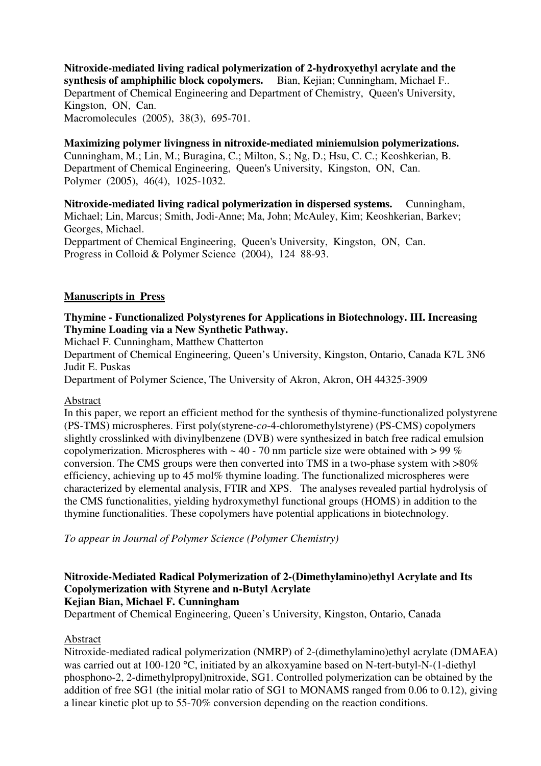**Nitroxide-mediated living radical polymerization of 2-hydroxyethyl acrylate and the synthesis of amphiphilic block copolymers.** Bian, Kejian; Cunningham, Michael F.. Department of Chemical Engineering and Department of Chemistry, Queen's University, Kingston, ON, Can.
Macromolecules (2005), 38(3), 695-701.

**Maximizing polymer livingness in nitroxide-mediated miniemulsion polymerizations.**
Cunningham, M.; Lin, M.; Buragina, C.; Milton, S.; Ng, D.; Hsu, C. C.; Keoshkerian, B.
Department of Chemical Engineering, Queen's University, Kingston, ON, Can.
Polymer (2005), 46(4), 1025-1032.

**Nitroxide-mediated living radical polymerization in dispersed systems.** Cunningham, Michael; Lin, Marcus; Smith, Jodi-Anne; Ma, John; McAuley, Kim; Keoshkerian, Barkev; Georges, Michael.
Deppartment of Chemical Engineering, Queen's University, Kingston, ON, Can.
Progress in Colloid & Polymer Science (2004), 124 88-93.

## Manuscripts in Press

**Thymine - Functionalized Polystyrenes for Applications in Biotechnology. III. Increasing Thymine Loading via a New Synthetic Pathway.**
Michael F. Cunningham, Matthew Chatterton
Department of Chemical Engineering, Queen's University, Kingston, Ontario, Canada K7L 3N6
Judit E. Puskas
Department of Polymer Science, The University of Akron, Akron, OH 44325-3909

Abstract
In this paper, we report an efficient method for the synthesis of thymine-functionalized polystyrene (PS-TMS) microspheres. First poly(styrene-*co*-4-chloromethylstyrene) (PS-CMS) copolymers slightly crosslinked with divinylbenzene (DVB) were synthesized in batch free radical emulsion copolymerization. Microspheres with ~ 40 - 70 nm particle size were obtained with > 99 % conversion. The CMS groups were then converted into TMS in a two-phase system with >80% efficiency, achieving up to 45 mol% thymine loading. The functionalized microspheres were characterized by elemental analysis, FTIR and XPS. The analyses revealed partial hydrolysis of the CMS functionalities, yielding hydroxymethyl functional groups (HOMS) in addition to the thymine functionalities. These copolymers have potential applications in biotechnology.

*To appear in Journal of Polymer Science (Polymer Chemistry)*

**Nitroxide-Mediated Radical Polymerization of 2-(Dimethylamino)ethyl Acrylate and Its Copolymerization with Styrene and n-Butyl Acrylate**
**Kejian Bian, Michael F. Cunningham**
Department of Chemical Engineering, Queen's University, Kingston, Ontario, Canada

Abstract
Nitroxide-mediated radical polymerization (NMRP) of 2-(dimethylamino)ethyl acrylate (DMAEA) was carried out at 100-120 °C, initiated by an alkoxyamine based on N-tert-butyl-N-(1-diethyl phosphono-2, 2-dimethylpropyl)nitroxide, SG1. Controlled polymerization can be obtained by the addition of free SG1 (the initial molar ratio of SG1 to MONAMS ranged from 0.06 to 0.12), giving a linear kinetic plot up to 55-70% conversion depending on the reaction conditions.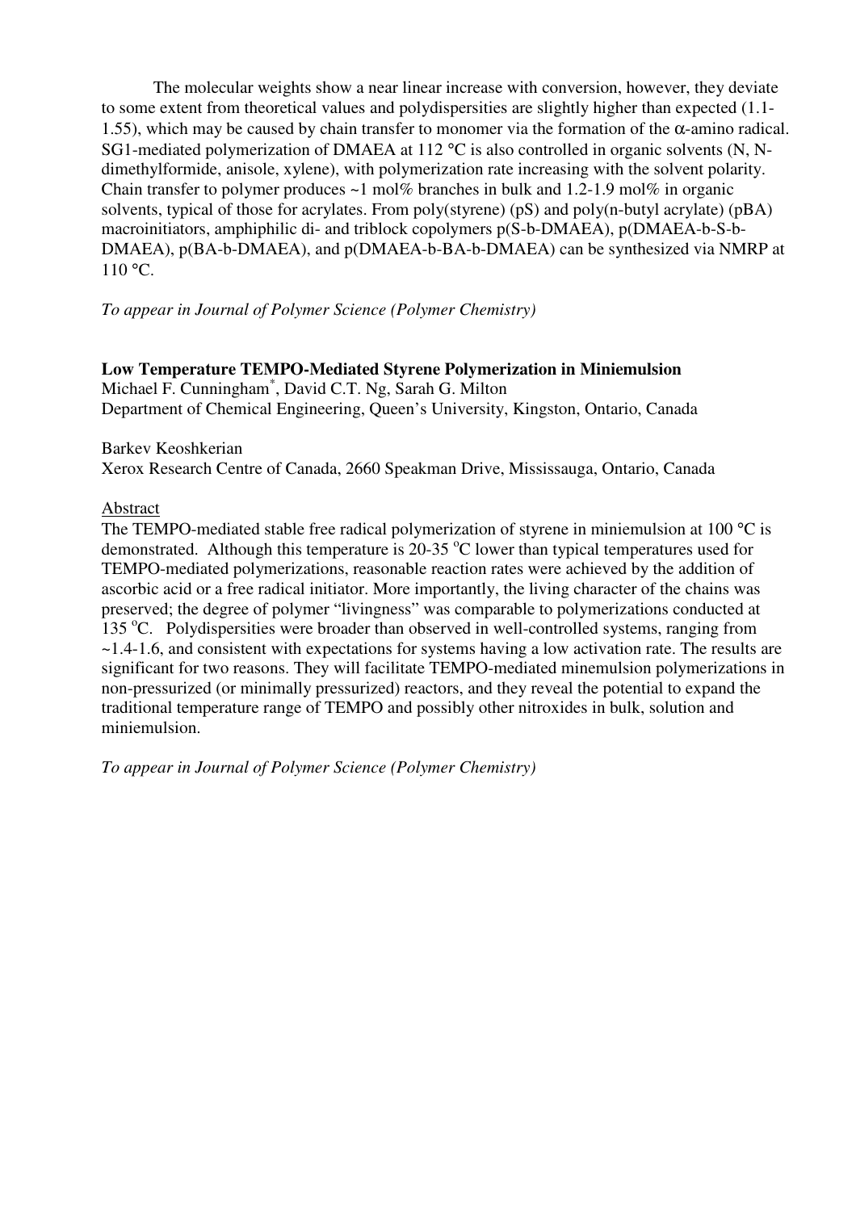The molecular weights show a near linear increase with conversion, however, they deviate to some extent from theoretical values and polydispersities are slightly higher than expected (1.1-1.55), which may be caused by chain transfer to monomer via the formation of the α-amino radical. SG1-mediated polymerization of DMAEA at 112 °C is also controlled in organic solvents (N, N-dimethylformide, anisole, xylene), with polymerization rate increasing with the solvent polarity. Chain transfer to polymer produces ~1 mol% branches in bulk and 1.2-1.9 mol% in organic solvents, typical of those for acrylates. From poly(styrene) (pS) and poly(n-butyl acrylate) (pBA) macroinitiators, amphiphilic di- and triblock copolymers p(S-b-DMAEA), p(DMAEA-b-S-b-DMAEA), p(BA-b-DMAEA), and p(DMAEA-b-BA-b-DMAEA) can be synthesized via NMRP at 110 °C.

*To appear in Journal of Polymer Science (Polymer Chemistry)*

**Low Temperature TEMPO-Mediated Styrene Polymerization in Miniemulsion**
Michael F. Cunningham*, David C.T. Ng, Sarah G. Milton
Department of Chemical Engineering, Queen's University, Kingston, Ontario, Canada

Barkev Keoshkerian
Xerox Research Centre of Canada, 2660 Speakman Drive, Mississauga, Ontario, Canada

Abstract

The TEMPO-mediated stable free radical polymerization of styrene in miniemulsion at 100 °C is demonstrated. Although this temperature is 20-35 °C lower than typical temperatures used for TEMPO-mediated polymerizations, reasonable reaction rates were achieved by the addition of ascorbic acid or a free radical initiator. More importantly, the living character of the chains was preserved; the degree of polymer "livingness" was comparable to polymerizations conducted at 135 °C. Polydispersities were broader than observed in well-controlled systems, ranging from ~1.4-1.6, and consistent with expectations for systems having a low activation rate. The results are significant for two reasons. They will facilitate TEMPO-mediated minemulsion polymerizations in non-pressurized (or minimally pressurized) reactors, and they reveal the potential to expand the traditional temperature range of TEMPO and possibly other nitroxides in bulk, solution and miniemulsion.

*To appear in Journal of Polymer Science (Polymer Chemistry)*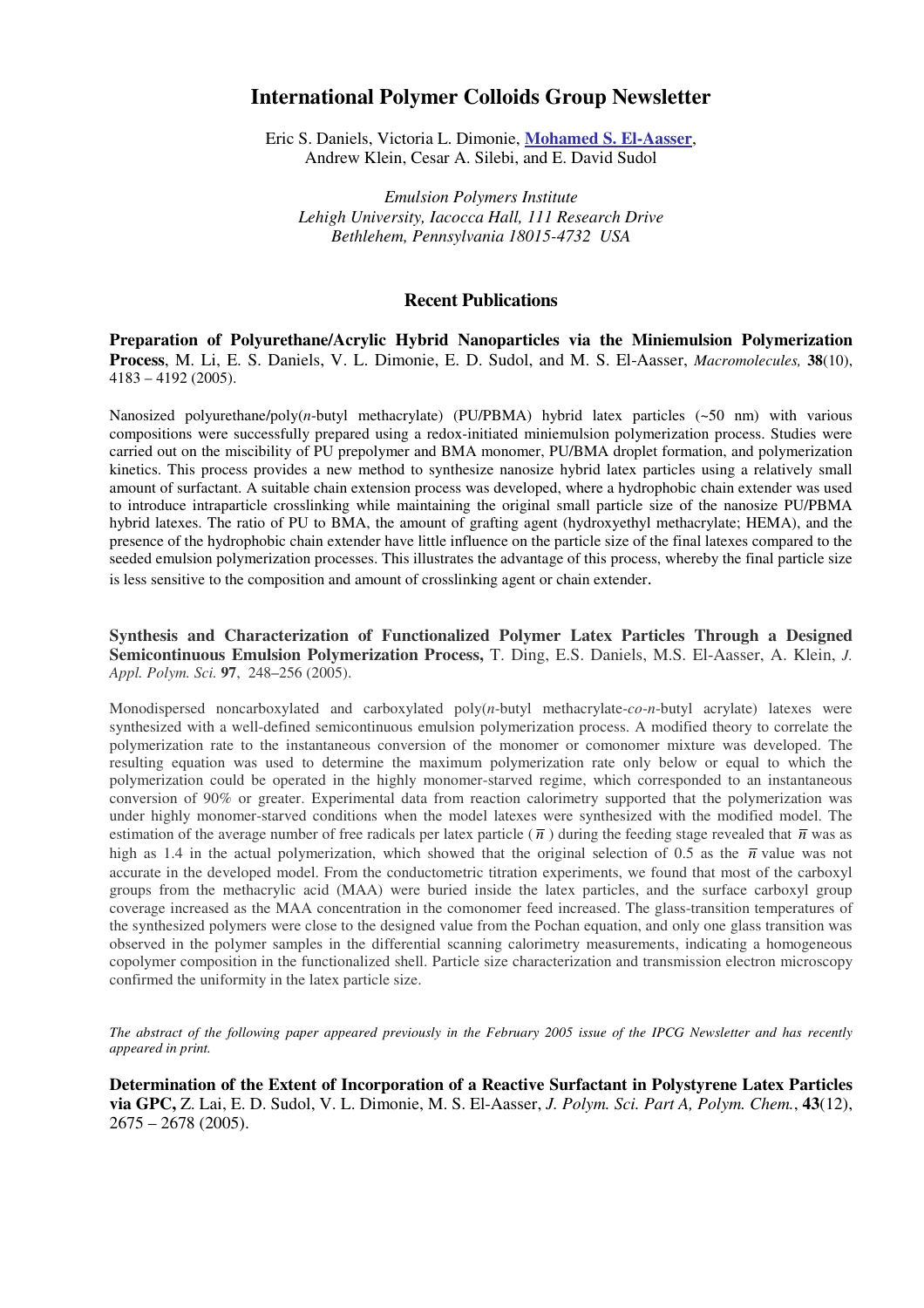# International Polymer Colloids Group Newsletter

Eric S. Daniels, Victoria L. Dimonie, **Mohamed S. El-Aasser**,
Andrew Klein, Cesar A. Silebi, and E. David Sudol

*Emulsion Polymers Institute*
*Lehigh University, Iacocca Hall, 111 Research Drive*
*Bethlehem, Pennsylvania 18015-4732 USA*

## Recent Publications

**Preparation of Polyurethane/Acrylic Hybrid Nanoparticles via the Miniemulsion Polymerization Process**, M. Li, E. S. Daniels, V. L. Dimonie, E. D. Sudol, and M. S. El-Aasser, *Macromolecules,* **38**(10), 4183 – 4192 (2005).

Nanosized polyurethane/poly(*n*-butyl methacrylate) (PU/PBMA) hybrid latex particles (~50 nm) with various compositions were successfully prepared using a redox-initiated miniemulsion polymerization process. Studies were carried out on the miscibility of PU prepolymer and BMA monomer, PU/BMA droplet formation, and polymerization kinetics. This process provides a new method to synthesize nanosize hybrid latex particles using a relatively small amount of surfactant. A suitable chain extension process was developed, where a hydrophobic chain extender was used to introduce intraparticle crosslinking while maintaining the original small particle size of the nanosize PU/PBMA hybrid latexes. The ratio of PU to BMA, the amount of grafting agent (hydroxyethyl methacrylate; HEMA), and the presence of the hydrophobic chain extender have little influence on the particle size of the final latexes compared to the seeded emulsion polymerization processes. This illustrates the advantage of this process, whereby the final particle size is less sensitive to the composition and amount of crosslinking agent or chain extender.

**Synthesis and Characterization of Functionalized Polymer Latex Particles Through a Designed Semicontinuous Emulsion Polymerization Process,** T. Ding, E.S. Daniels, M.S. El-Aasser, A. Klein, *J. Appl. Polym. Sci.* **97**, 248–256 (2005).

Monodispersed noncarboxylated and carboxylated poly(*n*-butyl methacrylate-*co*-*n*-butyl acrylate) latexes were synthesized with a well-defined semicontinuous emulsion polymerization process. A modified theory to correlate the polymerization rate to the instantaneous conversion of the monomer or comonomer mixture was developed. The resulting equation was used to determine the maximum polymerization rate only below or equal to which the polymerization could be operated in the highly monomer-starved regime, which corresponded to an instantaneous conversion of 90% or greater. Experimental data from reaction calorimetry supported that the polymerization was under highly monomer-starved conditions when the model latexes were synthesized with the modified model. The estimation of the average number of free radicals per latex particle ($\bar{n}$) during the feeding stage revealed that $\bar{n}$ was as high as 1.4 in the actual polymerization, which showed that the original selection of 0.5 as the $\bar{n}$ value was not accurate in the developed model. From the conductometric titration experiments, we found that most of the carboxyl groups from the methacrylic acid (MAA) were buried inside the latex particles, and the surface carboxyl group coverage increased as the MAA concentration in the comonomer feed increased. The glass-transition temperatures of the synthesized polymers were close to the designed value from the Pochan equation, and only one glass transition was observed in the polymer samples in the differential scanning calorimetry measurements, indicating a homogeneous copolymer composition in the functionalized shell. Particle size characterization and transmission electron microscopy confirmed the uniformity in the latex particle size.

*The abstract of the following paper appeared previously in the February 2005 issue of the IPCG Newsletter and has recently appeared in print.*

**Determination of the Extent of Incorporation of a Reactive Surfactant in Polystyrene Latex Particles via GPC,** Z. Lai, E. D. Sudol, V. L. Dimonie, M. S. El-Aasser, *J. Polym. Sci. Part A, Polym. Chem.*, **43**(12), 2675 – 2678 (2005).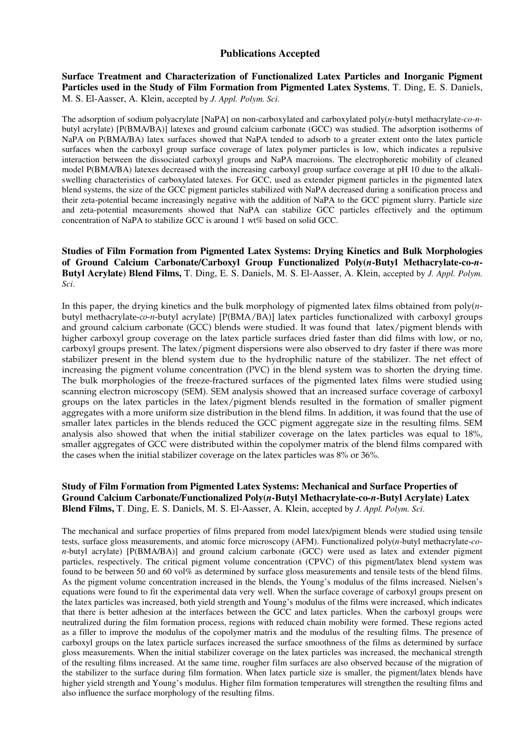## Publications Accepted

**Surface Treatment and Characterization of Functionalized Latex Particles and Inorganic Pigment Particles used in the Study of Film Formation from Pigmented Latex Systems**, T. Ding, E. S. Daniels, M. S. El-Aasser, A. Klein, accepted by *J. Appl. Polym. Sci.*

The adsorption of sodium polyacrylate [NaPA] on non-carboxylated and carboxylated poly(*n*-butyl methacrylate-*co*-*n*-butyl acrylate) [P(BMA/BA)] latexes and ground calcium carbonate (GCC) was studied. The adsorption isotherms of NaPA on P(BMA/BA) latex surfaces showed that NaPA tended to adsorb to a greater extent onto the latex particle surfaces when the carboxyl group surface coverage of latex polymer particles is low, which indicates a repulsive interaction between the dissociated carboxyl groups and NaPA macroions. The electrophoretic mobility of cleaned model P(BMA/BA) latexes decreased with the increasing carboxyl group surface coverage at pH 10 due to the alkali-swelling characteristics of carboxylated latexes. For GCC, used as extender pigment particles in the pigmented latex blend systems, the size of the GCC pigment particles stabilized with NaPA decreased during a sonification process and their zeta-potential became increasingly negative with the addition of NaPA to the GCC pigment slurry. Particle size and zeta-potential measurements showed that NaPA can stabilize GCC particles effectively and the optimum concentration of NaPA to stabilize GCC is around 1 wt% based on solid GCC.

**Studies of Film Formation from Pigmented Latex Systems: Drying Kinetics and Bulk Morphologies of Ground Calcium Carbonate/Carboxyl Group Functionalized Poly(*n*-Butyl Methacrylate-co-*n*-Butyl Acrylate) Blend Films,** T. Ding, E. S. Daniels, M. S. El-Aasser, A. Klein, accepted by *J. Appl. Polym. Sci*.

In this paper, the drying kinetics and the bulk morphology of pigmented latex films obtained from poly(*n*-butyl methacrylate-*co*-*n*-butyl acrylate) [P(BMA/BA)] latex particles functionalized with carboxyl groups and ground calcium carbonate (GCC) blends were studied. It was found that latex/pigment blends with higher carboxyl group coverage on the latex particle surfaces dried faster than did films with low, or no, carboxyl groups present. The latex/pigment dispersions were also observed to dry faster if there was more stabilizer present in the blend system due to the hydrophilic nature of the stabilizer. The net effect of increasing the pigment volume concentration (PVC) in the blend system was to shorten the drying time. The bulk morphologies of the freeze-fractured surfaces of the pigmented latex films were studied using scanning electron microscopy (SEM). SEM analysis showed that an increased surface coverage of carboxyl groups on the latex particles in the latex/pigment blends resulted in the formation of smaller pigment aggregates with a more uniform size distribution in the blend films. In addition, it was found that the use of smaller latex particles in the blends reduced the GCC pigment aggregate size in the resulting films. SEM analysis also showed that when the initial stabilizer coverage on the latex particles was equal to 18%, smaller aggregates of GCC were distributed within the copolymer matrix of the blend films compared with the cases when the initial stabilizer coverage on the latex particles was 8% or 36%.

**Study of Film Formation from Pigmented Latex Systems: Mechanical and Surface Properties of Ground Calcium Carbonate/Functionalized Poly(*n*-Butyl Methacrylate-co-*n*-Butyl Acrylate) Latex Blend Films,** T. Ding, E. S. Daniels, M. S. El-Aasser, A. Klein, accepted by *J. Appl. Polym. Sci*.

The mechanical and surface properties of films prepared from model latex/pigment blends were studied using tensile tests, surface gloss measurements, and atomic force microscopy (AFM). Functionalized poly(*n*-butyl methacrylate-*co*-*n*-butyl acrylate) [P(BMA/BA)] and ground calcium carbonate (GCC) were used as latex and extender pigment particles, respectively. The critical pigment volume concentration (CPVC) of this pigment/latex blend system was found to be between 50 and 60 vol% as determined by surface gloss measurements and tensile tests of the blend films. As the pigment volume concentration increased in the blends, the Young's modulus of the films increased. Nielsen's equations were found to fit the experimental data very well. When the surface coverage of carboxyl groups present on the latex particles was increased, both yield strength and Young's modulus of the films were increased, which indicates that there is better adhesion at the interfaces between the GCC and latex particles. When the carboxyl groups were neutralized during the film formation process, regions with reduced chain mobility were formed. These regions acted as a filler to improve the modulus of the copolymer matrix and the modulus of the resulting films. The presence of carboxyl groups on the latex particle surfaces increased the surface smoothness of the films as determined by surface gloss measurements. When the initial stabilizer coverage on the latex particles was increased, the mechanical strength of the resulting films increased. At the same time, rougher film surfaces are also observed because of the migration of the stabilizer to the surface during film formation. When latex particle size is smaller, the pigment/latex blends have higher yield strength and Young's modulus. Higher film formation temperatures will strengthen the resulting films and also influence the surface morphology of the resulting films.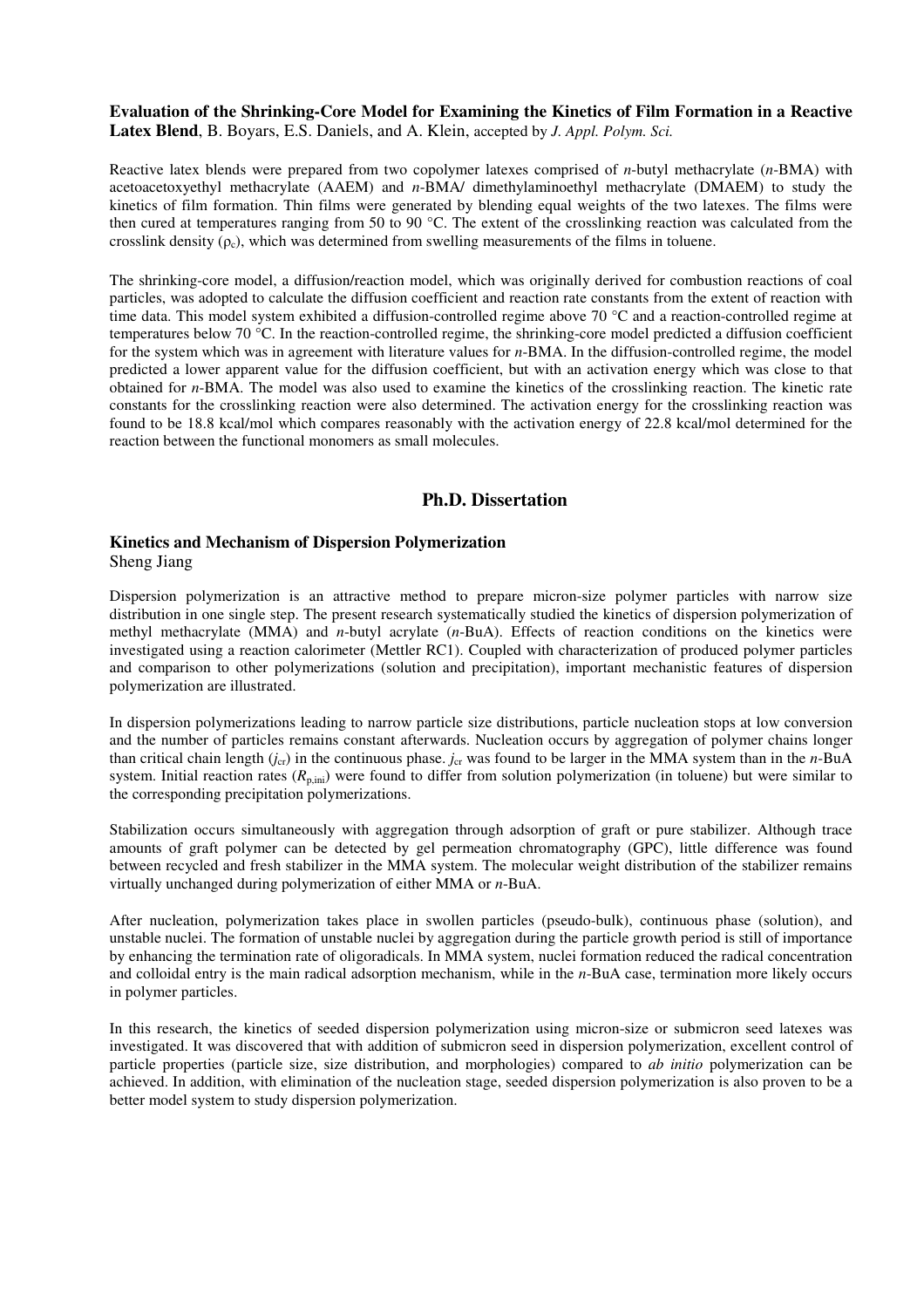**Evaluation of the Shrinking-Core Model for Examining the Kinetics of Film Formation in a Reactive Latex Blend**, B. Boyars, E.S. Daniels, and A. Klein, accepted by *J. Appl. Polym. Sci.*

Reactive latex blends were prepared from two copolymer latexes comprised of *n*-butyl methacrylate (*n*-BMA) with acetoacetoxyethyl methacrylate (AAEM) and *n*-BMA/ dimethylaminoethyl methacrylate (DMAEM) to study the kinetics of film formation. Thin films were generated by blending equal weights of the two latexes. The films were then cured at temperatures ranging from 50 to 90 °C. The extent of the crosslinking reaction was calculated from the crosslink density ($\rho_c$), which was determined from swelling measurements of the films in toluene.

The shrinking-core model, a diffusion/reaction model, which was originally derived for combustion reactions of coal particles, was adopted to calculate the diffusion coefficient and reaction rate constants from the extent of reaction with time data. This model system exhibited a diffusion-controlled regime above 70 °C and a reaction-controlled regime at temperatures below 70 °C. In the reaction-controlled regime, the shrinking-core model predicted a diffusion coefficient for the system which was in agreement with literature values for *n*-BMA. In the diffusion-controlled regime, the model predicted a lower apparent value for the diffusion coefficient, but with an activation energy which was close to that obtained for *n*-BMA. The model was also used to examine the kinetics of the crosslinking reaction. The kinetic rate constants for the crosslinking reaction were also determined. The activation energy for the crosslinking reaction was found to be 18.8 kcal/mol which compares reasonably with the activation energy of 22.8 kcal/mol determined for the reaction between the functional monomers as small molecules.

## Ph.D. Dissertation

### Kinetics and Mechanism of Dispersion Polymerization

Sheng Jiang

Dispersion polymerization is an attractive method to prepare micron-size polymer particles with narrow size distribution in one single step. The present research systematically studied the kinetics of dispersion polymerization of methyl methacrylate (MMA) and *n*-butyl acrylate (*n*-BuA). Effects of reaction conditions on the kinetics were investigated using a reaction calorimeter (Mettler RC1). Coupled with characterization of produced polymer particles and comparison to other polymerizations (solution and precipitation), important mechanistic features of dispersion polymerization are illustrated.

In dispersion polymerizations leading to narrow particle size distributions, particle nucleation stops at low conversion and the number of particles remains constant afterwards. Nucleation occurs by aggregation of polymer chains longer than critical chain length ($j_{cr}$) in the continuous phase. $j_{cr}$ was found to be larger in the MMA system than in the *n*-BuA system. Initial reaction rates ($R_{p,ini}$) were found to differ from solution polymerization (in toluene) but were similar to the corresponding precipitation polymerizations.

Stabilization occurs simultaneously with aggregation through adsorption of graft or pure stabilizer. Although trace amounts of graft polymer can be detected by gel permeation chromatography (GPC), little difference was found between recycled and fresh stabilizer in the MMA system. The molecular weight distribution of the stabilizer remains virtually unchanged during polymerization of either MMA or *n*-BuA.

After nucleation, polymerization takes place in swollen particles (pseudo-bulk), continuous phase (solution), and unstable nuclei. The formation of unstable nuclei by aggregation during the particle growth period is still of importance by enhancing the termination rate of oligoradicals. In MMA system, nuclei formation reduced the radical concentration and colloidal entry is the main radical adsorption mechanism, while in the *n*-BuA case, termination more likely occurs in polymer particles.

In this research, the kinetics of seeded dispersion polymerization using micron-size or submicron seed latexes was investigated. It was discovered that with addition of submicron seed in dispersion polymerization, excellent control of particle properties (particle size, size distribution, and morphologies) compared to *ab initio* polymerization can be achieved. In addition, with elimination of the nucleation stage, seeded dispersion polymerization is also proven to be a better model system to study dispersion polymerization.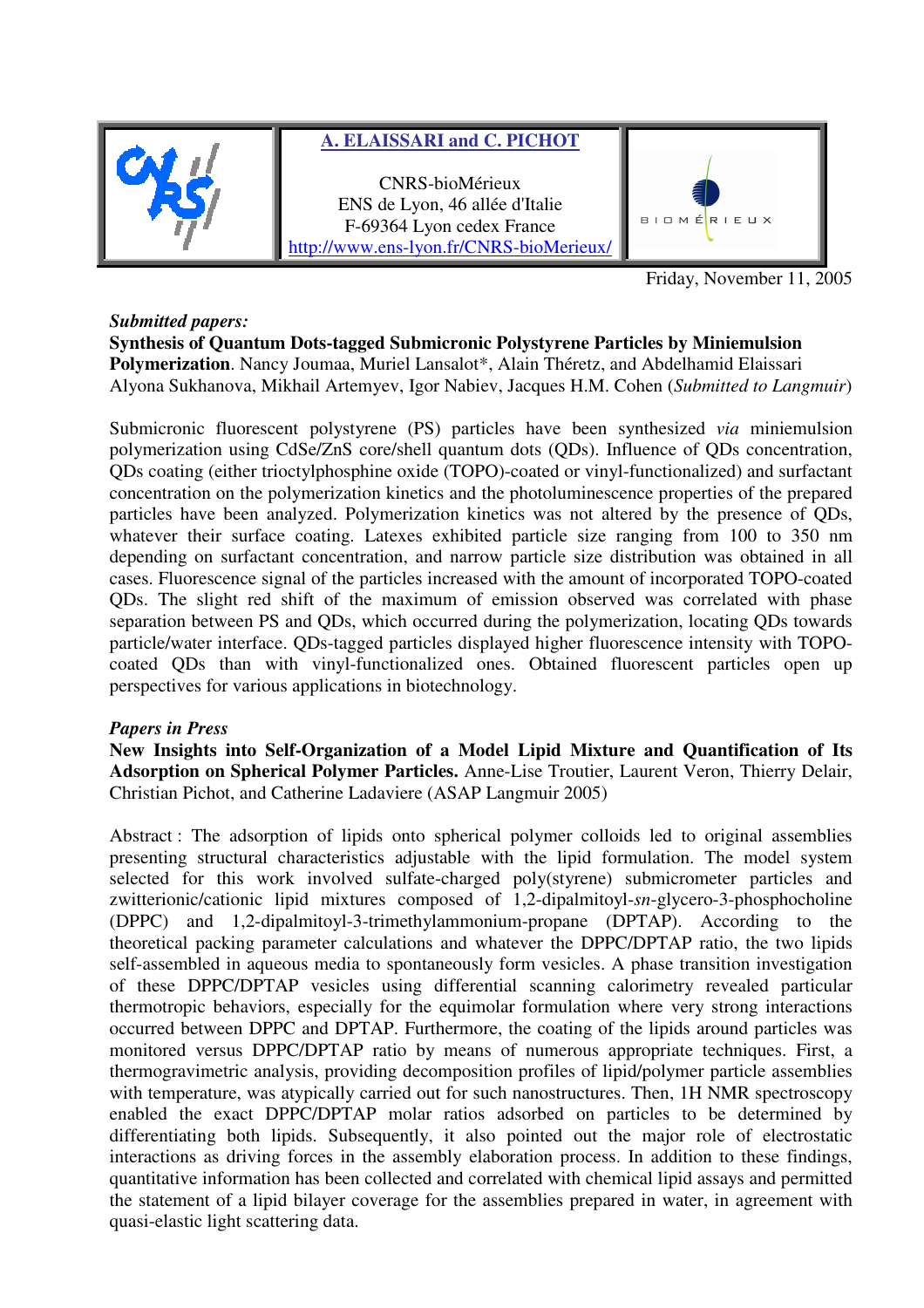| | A. ELAISSARI and C. PICHOT<br><br>CNRS-bioMérieux<br>ENS de Lyon, 46 allée d'Italie<br>F-69364 Lyon cedex France<br>http://www.ens-lyon.fr/CNRS-bioMerieux/ | |
|---|---|---|

Friday, November 11, 2005

***Submitted papers:***

**Synthesis of Quantum Dots-tagged Submicronic Polystyrene Particles by Miniemulsion Polymerization**. Nancy Joumaa, Muriel Lansalot*, Alain Théretz, and Abdelhamid Elaissari Alyona Sukhanova, Mikhail Artemyev, Igor Nabiev, Jacques H.M. Cohen (*Submitted to Langmuir*)

Submicronic fluorescent polystyrene (PS) particles have been synthesized *via* miniemulsion polymerization using CdSe/ZnS core/shell quantum dots (QDs). Influence of QDs concentration, QDs coating (either trioctylphosphine oxide (TOPO)-coated or vinyl-functionalized) and surfactant concentration on the polymerization kinetics and the photoluminescence properties of the prepared particles have been analyzed. Polymerization kinetics was not altered by the presence of QDs, whatever their surface coating. Latexes exhibited particle size ranging from 100 to 350 nm depending on surfactant concentration, and narrow particle size distribution was obtained in all cases. Fluorescence signal of the particles increased with the amount of incorporated TOPO-coated QDs. The slight red shift of the maximum of emission observed was correlated with phase separation between PS and QDs, which occurred during the polymerization, locating QDs towards particle/water interface. QDs-tagged particles displayed higher fluorescence intensity with TOPO-coated QDs than with vinyl-functionalized ones. Obtained fluorescent particles open up perspectives for various applications in biotechnology.

***Papers in Press***

**New Insights into Self-Organization of a Model Lipid Mixture and Quantification of Its Adsorption on Spherical Polymer Particles.** Anne-Lise Troutier, Laurent Veron, Thierry Delair, Christian Pichot, and Catherine Ladaviere (ASAP Langmuir 2005)

Abstract : The adsorption of lipids onto spherical polymer colloids led to original assemblies presenting structural characteristics adjustable with the lipid formulation. The model system selected for this work involved sulfate-charged poly(styrene) submicrometer particles and zwitterionic/cationic lipid mixtures composed of 1,2-dipalmitoyl-*sn*-glycero-3-phosphocholine (DPPC) and 1,2-dipalmitoyl-3-trimethylammonium-propane (DPTAP). According to the theoretical packing parameter calculations and whatever the DPPC/DPTAP ratio, the two lipids self-assembled in aqueous media to spontaneously form vesicles. A phase transition investigation of these DPPC/DPTAP vesicles using differential scanning calorimetry revealed particular thermotropic behaviors, especially for the equimolar formulation where very strong interactions occurred between DPPC and DPTAP. Furthermore, the coating of the lipids around particles was monitored versus DPPC/DPTAP ratio by means of numerous appropriate techniques. First, a thermogravimetric analysis, providing decomposition profiles of lipid/polymer particle assemblies with temperature, was atypically carried out for such nanostructures. Then, 1H NMR spectroscopy enabled the exact DPPC/DPTAP molar ratios adsorbed on particles to be determined by differentiating both lipids. Subsequently, it also pointed out the major role of electrostatic interactions as driving forces in the assembly elaboration process. In addition to these findings, quantitative information has been collected and correlated with chemical lipid assays and permitted the statement of a lipid bilayer coverage for the assemblies prepared in water, in agreement with quasi-elastic light scattering data.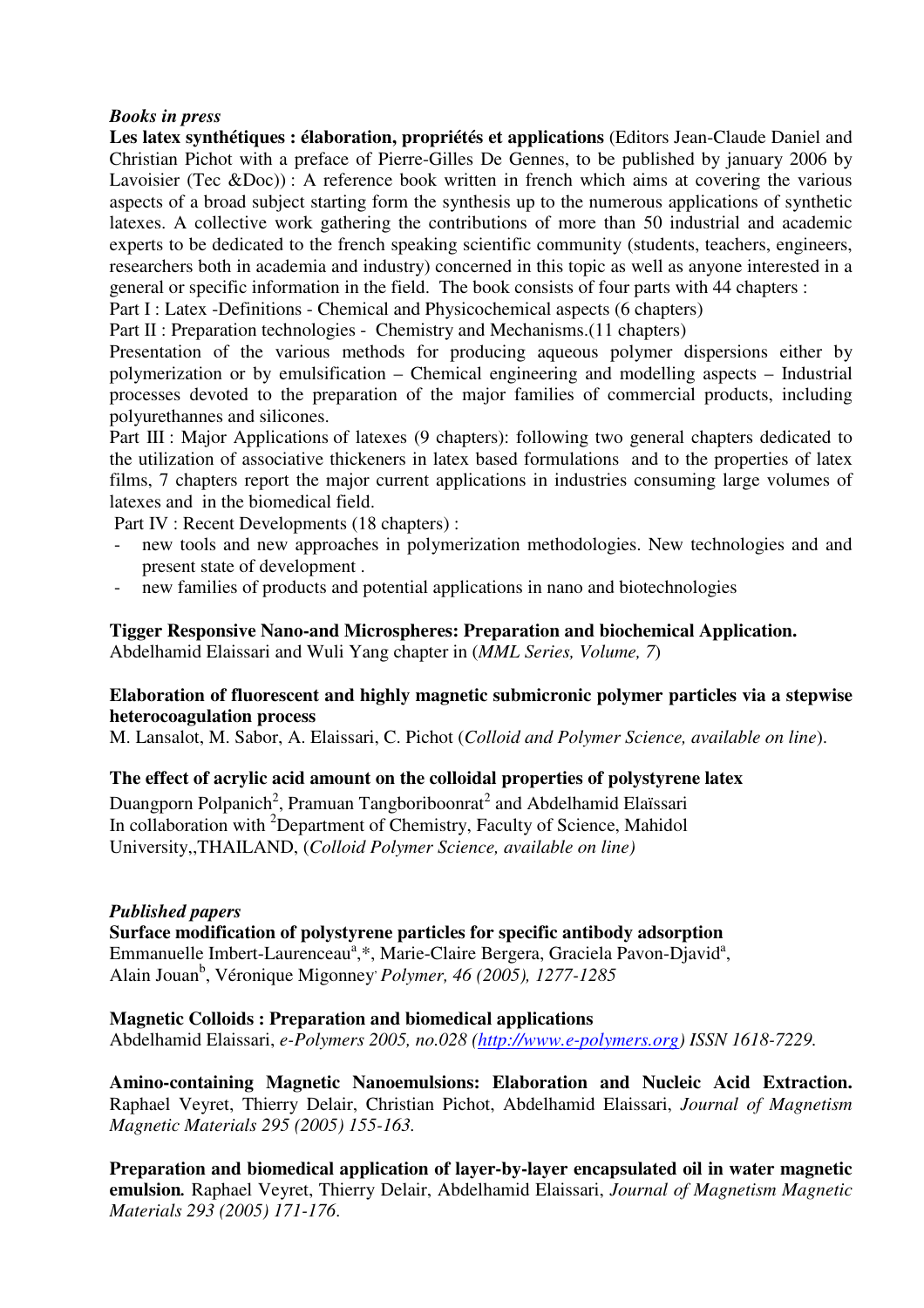*Books in press*

**Les latex synthétiques : élaboration, propriétés et applications** (Editors Jean-Claude Daniel and Christian Pichot with a preface of Pierre-Gilles De Gennes, to be published by january 2006 by Lavoisier (Tec &Doc)) : A reference book written in french which aims at covering the various aspects of a broad subject starting form the synthesis up to the numerous applications of synthetic latexes. A collective work gathering the contributions of more than 50 industrial and academic experts to be dedicated to the french speaking scientific community (students, teachers, engineers, researchers both in academia and industry) concerned in this topic as well as anyone interested in a general or specific information in the field. The book consists of four parts with 44 chapters :

Part I : Latex -Definitions - Chemical and Physicochemical aspects (6 chapters)

Part II : Preparation technologies - Chemistry and Mechanisms.(11 chapters)

Presentation of the various methods for producing aqueous polymer dispersions either by polymerization or by emulsification – Chemical engineering and modelling aspects – Industrial processes devoted to the preparation of the major families of commercial products, including polyurethannes and silicones.

Part III : Major Applications of latexes (9 chapters): following two general chapters dedicated to the utilization of associative thickeners in latex based formulations and to the properties of latex films, 7 chapters report the major current applications in industries consuming large volumes of latexes and in the biomedical field.

Part IV : Recent Developments (18 chapters) :

- new tools and new approaches in polymerization methodologies. New technologies and and present state of development .
- new families of products and potential applications in nano and biotechnologies

**Tigger Responsive Nano-and Microspheres: Preparation and biochemical Application.**
Abdelhamid Elaissari and Wuli Yang chapter in (*MML Series, Volume, 7*)

**Elaboration of fluorescent and highly magnetic submicronic polymer particles via a stepwise heterocoagulation process**
M. Lansalot, M. Sabor, A. Elaissari, C. Pichot (*Colloid and Polymer Science, available on line*).

**The effect of acrylic acid amount on the colloidal properties of polystyrene latex**
Duangporn Polpanich[2], Pramuan Tangboriboonrat[2] and Abdelhamid Elaïssari
In collaboration with [2]Department of Chemistry, Faculty of Science, Mahidol University,,THAILAND, (*Colloid Polymer Science, available on line)*

*Published papers*

**Surface modification of polystyrene particles for specific antibody adsorption**
Emmanuelle Imbert-Laurenceau[a],*, Marie-Claire Bergera, Graciela Pavon-Djavid[a], Alain Jouan[b], Véronique Migonney, *Polymer, 46 (2005), 1277-1285*

**Magnetic Colloids : Preparation and biomedical applications**
Abdelhamid Elaissari, *e-Polymers 2005, no.028 (http://www.e-polymers.org) ISSN 1618-7229.*

**Amino-containing Magnetic Nanoemulsions: Elaboration and Nucleic Acid Extraction.** Raphael Veyret, Thierry Delair, Christian Pichot, Abdelhamid Elaissari, *Journal of Magnetism Magnetic Materials 295 (2005) 155-163.*

**Preparation and biomedical application of layer-by-layer encapsulated oil in water magnetic emulsion.** Raphael Veyret, Thierry Delair, Abdelhamid Elaissari, *Journal of Magnetism Magnetic Materials 293 (2005) 171-176.*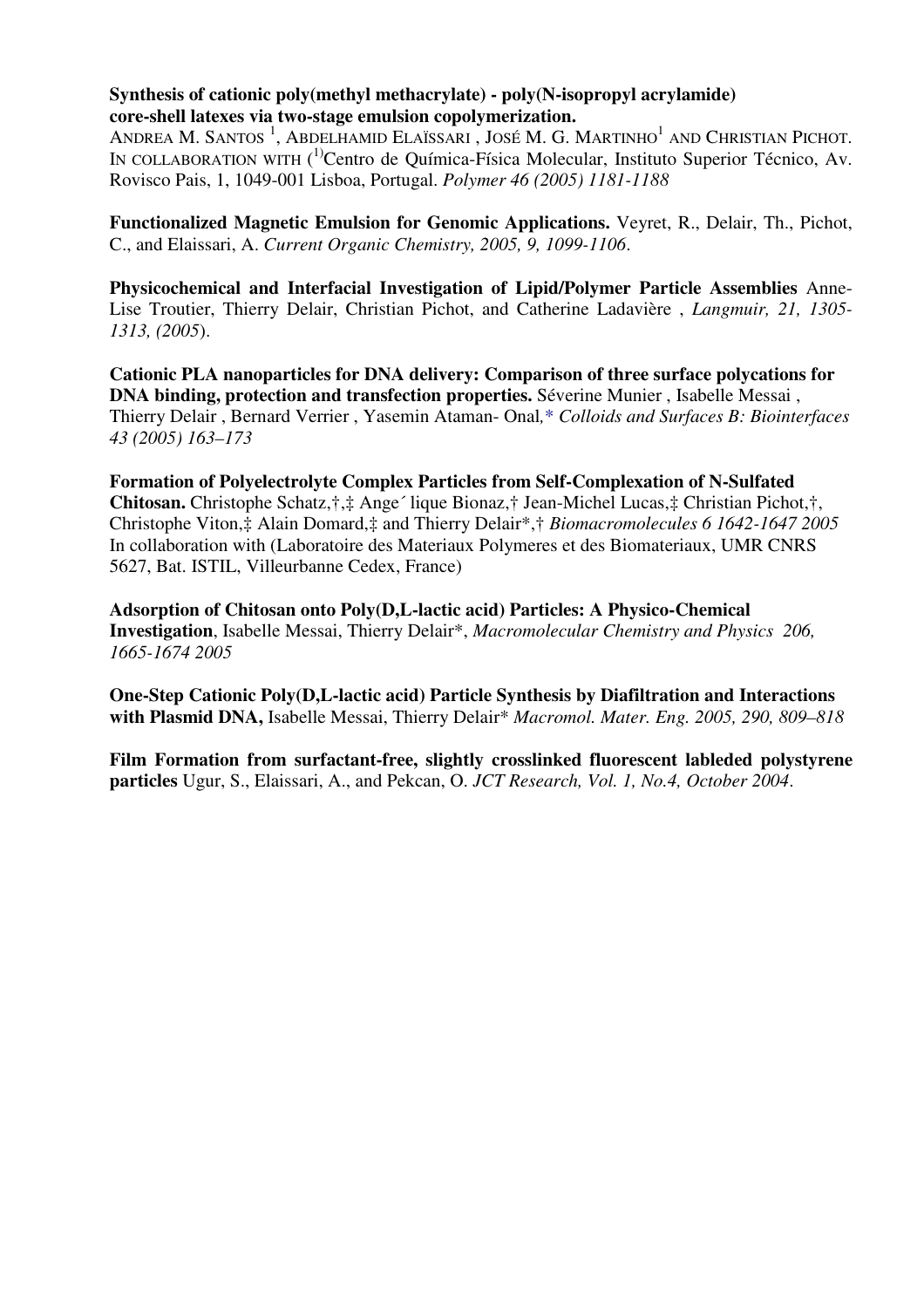**Synthesis of cationic poly(methyl methacrylate) - poly(N-isopropyl acrylamide) core-shell latexes via two-stage emulsion copolymerization.**
ANDREA M. SANTOS [1], ABDELHAMID ELAÏSSARI , JOSÉ M. G. MARTINHO[1] AND CHRISTIAN PICHOT. IN COLLABORATION WITH ([1]Centro de Química-Física Molecular, Instituto Superior Técnico, Av. Rovisco Pais, 1, 1049-001 Lisboa, Portugal. *Polymer 46 (2005) 1181-1188*

**Functionalized Magnetic Emulsion for Genomic Applications.** Veyret, R., Delair, Th., Pichot, C., and Elaissari, A. *Current Organic Chemistry, 2005, 9, 1099-1106*.

**Physicochemical and Interfacial Investigation of Lipid/Polymer Particle Assemblies** Anne-Lise Troutier, Thierry Delair, Christian Pichot, and Catherine Ladavière , *Langmuir, 21, 1305-1313, (2005*).

**Cationic PLA nanoparticles for DNA delivery: Comparison of three surface polycations for DNA binding, protection and transfection properties.** Séverine Munier , Isabelle Messai , Thierry Delair , Bernard Verrier , Yasemin Ataman- Onal,* *Colloids and Surfaces B: Biointerfaces 43 (2005) 163–173*

**Formation of Polyelectrolyte Complex Particles from Self-Complexation of N-Sulfated Chitosan.** Christophe Schatz,†,‡ Ange´ lique Bionaz,† Jean-Michel Lucas,‡ Christian Pichot,†, Christophe Viton,‡ Alain Domard,‡ and Thierry Delair*,† *Biomacromolecules 6 1642-1647 2005* In collaboration with (Laboratoire des Materiaux Polymeres et des Biomateriaux, UMR CNRS 5627, Bat. ISTIL, Villeurbanne Cedex, France)

**Adsorption of Chitosan onto Poly(D,L-lactic acid) Particles: A Physico-Chemical Investigation**, Isabelle Messai, Thierry Delair*, *Macromolecular Chemistry and Physics 206, 1665-1674 2005*

**One-Step Cationic Poly(D,L-lactic acid) Particle Synthesis by Diafiltration and Interactions with Plasmid DNA,** Isabelle Messai, Thierry Delair* *Macromol. Mater. Eng. 2005, 290, 809–818*

**Film Formation from surfactant-free, slightly crosslinked fluorescent lableded polystyrene particles** Ugur, S., Elaissari, A., and Pekcan, O. *JCT Research, Vol. 1, No.4, October 2004*.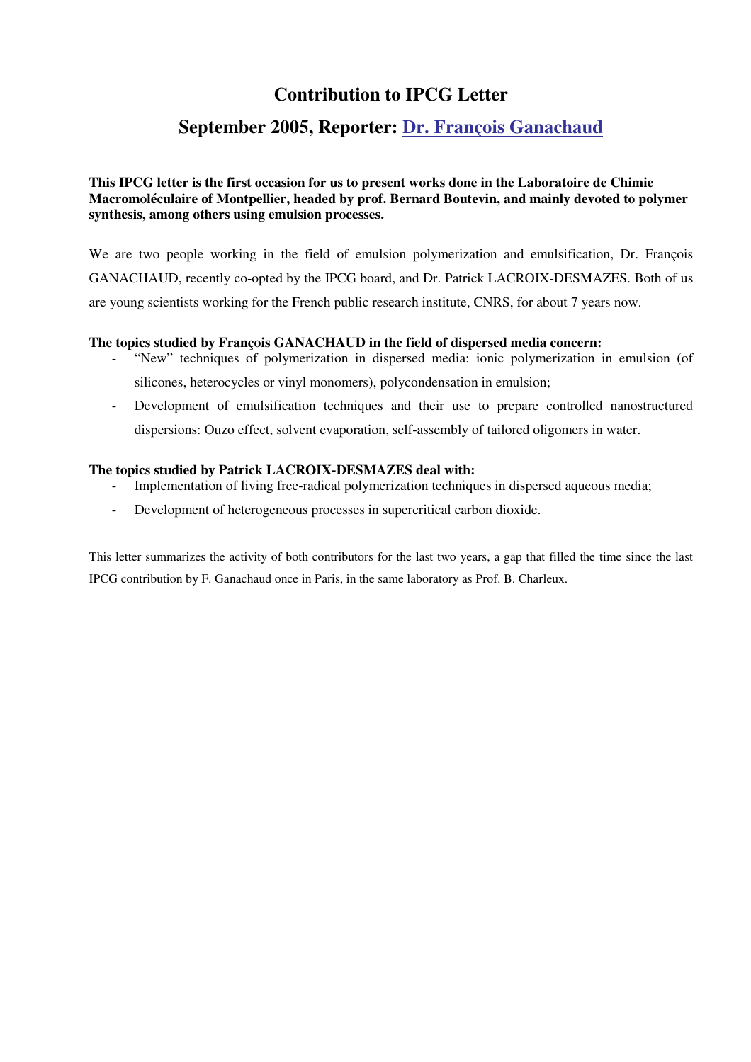# Contribution to IPCG Letter

## September 2005, Reporter: Dr. François Ganachaud

**This IPCG letter is the first occasion for us to present works done in the Laboratoire de Chimie Macromoléculaire of Montpellier, headed by prof. Bernard Boutevin, and mainly devoted to polymer synthesis, among others using emulsion processes.**

We are two people working in the field of emulsion polymerization and emulsification, Dr. François GANACHAUD, recently co-opted by the IPCG board, and Dr. Patrick LACROIX-DESMAZES. Both of us are young scientists working for the French public research institute, CNRS, for about 7 years now.

**The topics studied by François GANACHAUD in the field of dispersed media concern:**

- "New" techniques of polymerization in dispersed media: ionic polymerization in emulsion (of silicones, heterocycles or vinyl monomers), polycondensation in emulsion;
- Development of emulsification techniques and their use to prepare controlled nanostructured dispersions: Ouzo effect, solvent evaporation, self-assembly of tailored oligomers in water.

**The topics studied by Patrick LACROIX-DESMAZES deal with:**

- Implementation of living free-radical polymerization techniques in dispersed aqueous media;
- Development of heterogeneous processes in supercritical carbon dioxide.

This letter summarizes the activity of both contributors for the last two years, a gap that filled the time since the last IPCG contribution by F. Ganachaud once in Paris, in the same laboratory as Prof. B. Charleux.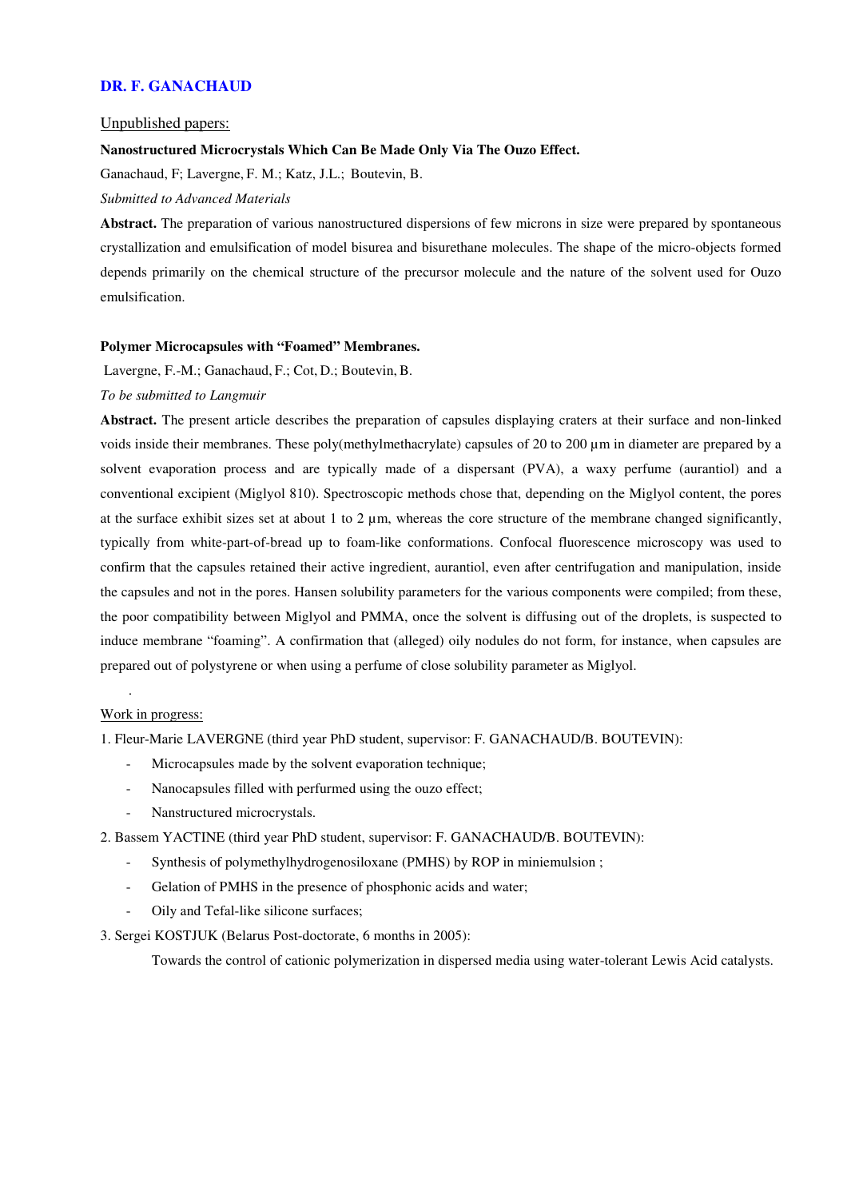## DR. F. GANACHAUD

Unpublished papers:

**Nanostructured Microcrystals Which Can Be Made Only Via The Ouzo Effect.**

Ganachaud, F; Lavergne, F. M.; Katz, J.L.; Boutevin, B.

*Submitted to Advanced Materials*

**Abstract.** The preparation of various nanostructured dispersions of few microns in size were prepared by spontaneous crystallization and emulsification of model bisurea and bisurethane molecules. The shape of the micro-objects formed depends primarily on the chemical structure of the precursor molecule and the nature of the solvent used for Ouzo emulsification.

**Polymer Microcapsules with "Foamed" Membranes.**

Lavergne, F.-M.; Ganachaud, F.; Cot, D.; Boutevin, B.

*To be submitted to Langmuir*

**Abstract.** The present article describes the preparation of capsules displaying craters at their surface and non-linked voids inside their membranes. These poly(methylmethacrylate) capsules of 20 to 200 µm in diameter are prepared by a solvent evaporation process and are typically made of a dispersant (PVA), a waxy perfume (aurantiol) and a conventional excipient (Miglyol 810). Spectroscopic methods chose that, depending on the Miglyol content, the pores at the surface exhibit sizes set at about 1 to 2 µm, whereas the core structure of the membrane changed significantly, typically from white-part-of-bread up to foam-like conformations. Confocal fluorescence microscopy was used to confirm that the capsules retained their active ingredient, aurantiol, even after centrifugation and manipulation, inside the capsules and not in the pores. Hansen solubility parameters for the various components were compiled; from these, the poor compatibility between Miglyol and PMMA, once the solvent is diffusing out of the droplets, is suspected to induce membrane "foaming". A confirmation that (alleged) oily nodules do not form, for instance, when capsules are prepared out of polystyrene or when using a perfume of close solubility parameter as Miglyol.

.

Work in progress:

1. Fleur-Marie LAVERGNE (third year PhD student, supervisor: F. GANACHAUD/B. BOUTEVIN):
   - Microcapsules made by the solvent evaporation technique;
   - Nanocapsules filled with perfurmed using the ouzo effect;
   - Nanstructured microcrystals.
2. Bassem YACTINE (third year PhD student, supervisor: F. GANACHAUD/B. BOUTEVIN):
   - Synthesis of polymethylhydrogenosiloxane (PMHS) by ROP in miniemulsion ;
   - Gelation of PMHS in the presence of phosphonic acids and water;
   - Oily and Tefal-like silicone surfaces;
3. Sergei KOSTJUK (Belarus Post-doctorate, 6 months in 2005):

   Towards the control of cationic polymerization in dispersed media using water-tolerant Lewis Acid catalysts.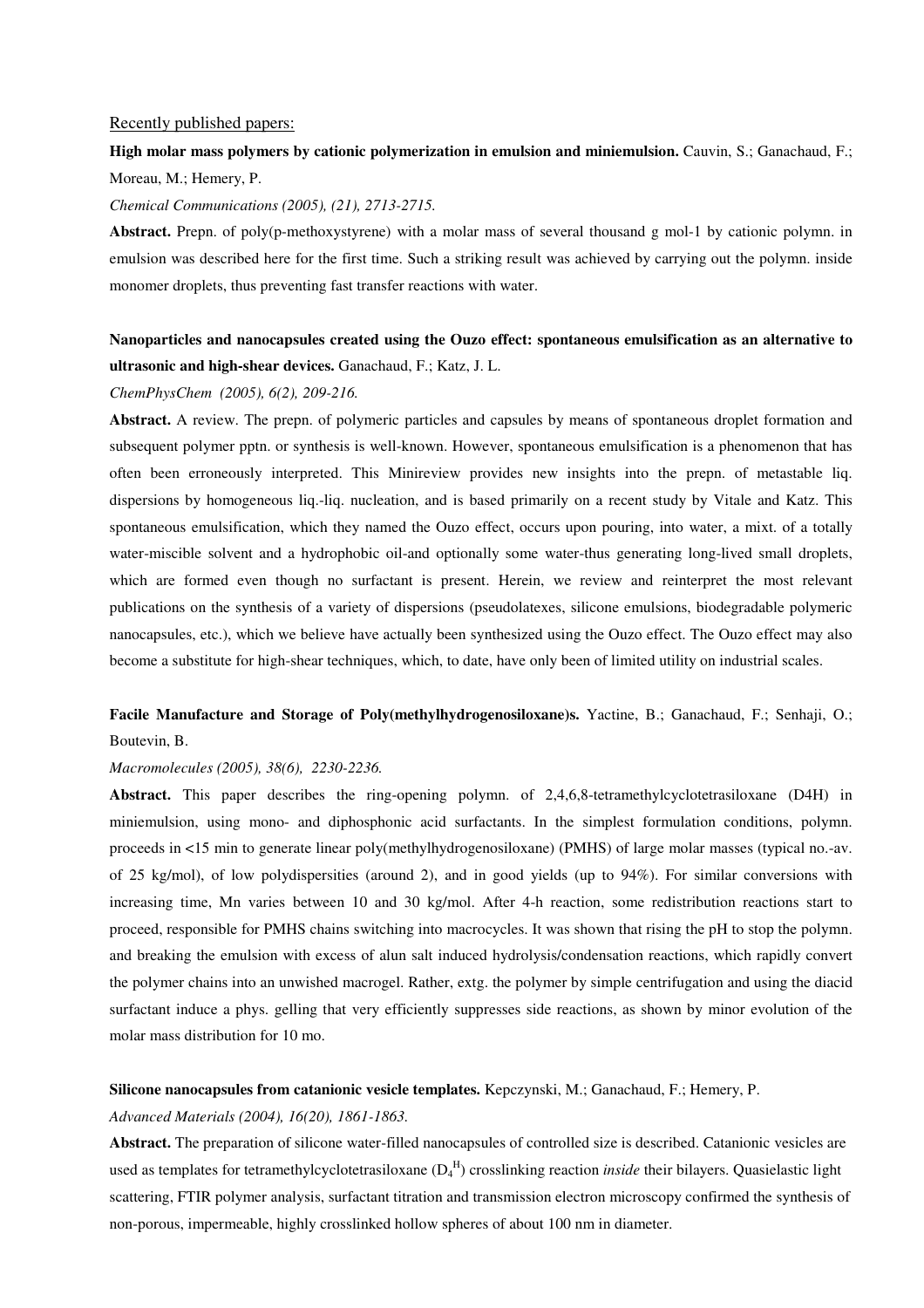Recently published papers:

**High molar mass polymers by cationic polymerization in emulsion and miniemulsion.** Cauvin, S.; Ganachaud, F.; Moreau, M.; Hemery, P.

*Chemical Communications (2005), (21), 2713-2715.*

**Abstract.** Prepn. of poly(p-methoxystyrene) with a molar mass of several thousand g mol-1 by cationic polymn. in emulsion was described here for the first time. Such a striking result was achieved by carrying out the polymn. inside monomer droplets, thus preventing fast transfer reactions with water.

**Nanoparticles and nanocapsules created using the Ouzo effect: spontaneous emulsification as an alternative to ultrasonic and high-shear devices.** Ganachaud, F.; Katz, J. L.

*ChemPhysChem (2005), 6(2), 209-216.*

**Abstract.** A review. The prepn. of polymeric particles and capsules by means of spontaneous droplet formation and subsequent polymer pptn. or synthesis is well-known. However, spontaneous emulsification is a phenomenon that has often been erroneously interpreted. This Minireview provides new insights into the prepn. of metastable liq. dispersions by homogeneous liq.-liq. nucleation, and is based primarily on a recent study by Vitale and Katz. This spontaneous emulsification, which they named the Ouzo effect, occurs upon pouring, into water, a mixt. of a totally water-miscible solvent and a hydrophobic oil-and optionally some water-thus generating long-lived small droplets, which are formed even though no surfactant is present. Herein, we review and reinterpret the most relevant publications on the synthesis of a variety of dispersions (pseudolatexes, silicone emulsions, biodegradable polymeric nanocapsules, etc.), which we believe have actually been synthesized using the Ouzo effect. The Ouzo effect may also become a substitute for high-shear techniques, which, to date, have only been of limited utility on industrial scales.

**Facile Manufacture and Storage of Poly(methylhydrogenosiloxane)s.** Yactine, B.; Ganachaud, F.; Senhaji, O.; Boutevin, B.

*Macromolecules (2005), 38(6), 2230-2236.*

**Abstract.** This paper describes the ring-opening polymn. of 2,4,6,8-tetramethylcyclotetrasiloxane (D4H) in miniemulsion, using mono- and diphosphonic acid surfactants. In the simplest formulation conditions, polymn. proceeds in <15 min to generate linear poly(methylhydrogenosiloxane) (PMHS) of large molar masses (typical no.-av. of 25 kg/mol), of low polydispersities (around 2), and in good yields (up to 94%). For similar conversions with increasing time, Mn varies between 10 and 30 kg/mol. After 4-h reaction, some redistribution reactions start to proceed, responsible for PMHS chains switching into macrocycles. It was shown that rising the pH to stop the polymn. and breaking the emulsion with excess of alun salt induced hydrolysis/condensation reactions, which rapidly convert the polymer chains into an unwished macrogel. Rather, extg. the polymer by simple centrifugation and using the diacid surfactant induce a phys. gelling that very efficiently suppresses side reactions, as shown by minor evolution of the molar mass distribution for 10 mo.

**Silicone nanocapsules from catanionic vesicle templates.** Kepczynski, M.; Ganachaud, F.; Hemery, P.

*Advanced Materials (2004), 16(20), 1861-1863.*

**Abstract.** The preparation of silicone water-filled nanocapsules of controlled size is described. Catanionic vesicles are used as templates for tetramethylcyclotetrasiloxane ($D_4^H$) crosslinking reaction *inside* their bilayers. Quasielastic light scattering, FTIR polymer analysis, surfactant titration and transmission electron microscopy confirmed the synthesis of non-porous, impermeable, highly crosslinked hollow spheres of about 100 nm in diameter.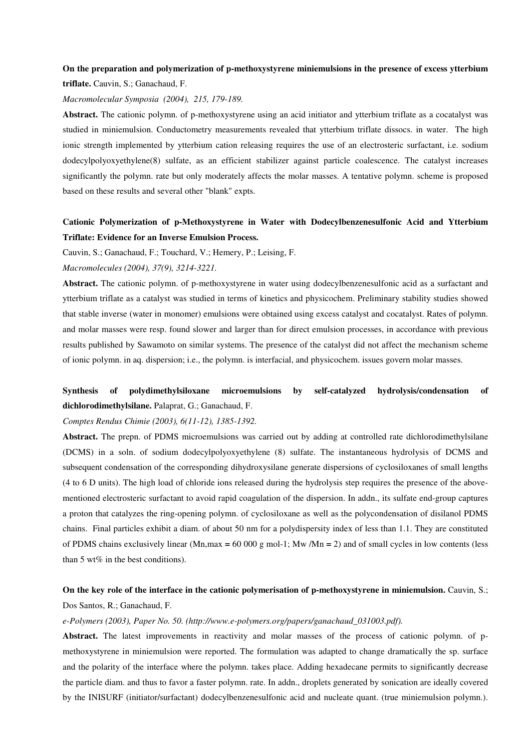**On the preparation and polymerization of p-methoxystyrene miniemulsions in the presence of excess ytterbium triflate.** Cauvin, S.; Ganachaud, F.

*Macromolecular Symposia (2004), 215, 179-189.*

**Abstract.** The cationic polymn. of p-methoxystyrene using an acid initiator and ytterbium triflate as a cocatalyst was studied in miniemulsion. Conductometry measurements revealed that ytterbium triflate dissocs. in water. The high ionic strength implemented by ytterbium cation releasing requires the use of an electrosteric surfactant, i.e. sodium dodecylpolyoxyethylene(8) sulfate, as an efficient stabilizer against particle coalescence. The catalyst increases significantly the polymn. rate but only moderately affects the molar masses. A tentative polymn. scheme is proposed based on these results and several other "blank" expts.

**Cationic Polymerization of p-Methoxystyrene in Water with Dodecylbenzenesulfonic Acid and Ytterbium Triflate: Evidence for an Inverse Emulsion Process.**

Cauvin, S.; Ganachaud, F.; Touchard, V.; Hemery, P.; Leising, F.

*Macromolecules (2004), 37(9), 3214-3221.*

**Abstract.** The cationic polymn. of p-methoxystyrene in water using dodecylbenzenesulfonic acid as a surfactant and ytterbium triflate as a catalyst was studied in terms of kinetics and physicochem. Preliminary stability studies showed that stable inverse (water in monomer) emulsions were obtained using excess catalyst and cocatalyst. Rates of polymn. and molar masses were resp. found slower and larger than for direct emulsion processes, in accordance with previous results published by Sawamoto on similar systems. The presence of the catalyst did not affect the mechanism scheme of ionic polymn. in aq. dispersion; i.e., the polymn. is interfacial, and physicochem. issues govern molar masses.

**Synthesis of polydimethylsiloxane microemulsions by self-catalyzed hydrolysis/condensation of dichlorodimethylsilane.** Palaprat, G.; Ganachaud, F.

*Comptes Rendus Chimie (2003), 6(11-12), 1385-1392.*

**Abstract.** The prepn. of PDMS microemulsions was carried out by adding at controlled rate dichlorodimethylsilane (DCMS) in a soln. of sodium dodecylpolyoxyethylene (8) sulfate. The instantaneous hydrolysis of DCMS and subsequent condensation of the corresponding dihydroxysilane generate dispersions of cyclosiloxanes of small lengths (4 to 6 D units). The high load of chloride ions released during the hydrolysis step requires the presence of the above-mentioned electrosteric surfactant to avoid rapid coagulation of the dispersion. In addn., its sulfate end-group captures a proton that catalyzes the ring-opening polymn. of cyclosiloxane as well as the polycondensation of disilanol PDMS chains. Final particles exhibit a diam. of about 50 nm for a polydispersity index of less than 1.1. They are constituted of PDMS chains exclusively linear ($M_{n,max}$ = 60 000 g mol-1; $M_w/M_n$ = 2) and of small cycles in low contents (less than 5 wt% in the best conditions).

**On the key role of the interface in the cationic polymerisation of p-methoxystyrene in miniemulsion.** Cauvin, S.; Dos Santos, R.; Ganachaud, F.

*e-Polymers (2003), Paper No. 50. (http://www.e-polymers.org/papers/ganachaud_031003.pdf).*

**Abstract.** The latest improvements in reactivity and molar masses of the process of cationic polymn. of p-methoxystyrene in miniemulsion were reported. The formulation was adapted to change dramatically the sp. surface and the polarity of the interface where the polymn. takes place. Adding hexadecane permits to significantly decrease the particle diam. and thus to favor a faster polymn. rate. In addn., droplets generated by sonication are ideally covered by the INISURF (initiator/surfactant) dodecylbenzenesulfonic acid and nucleate quant. (true miniemulsion polymn.).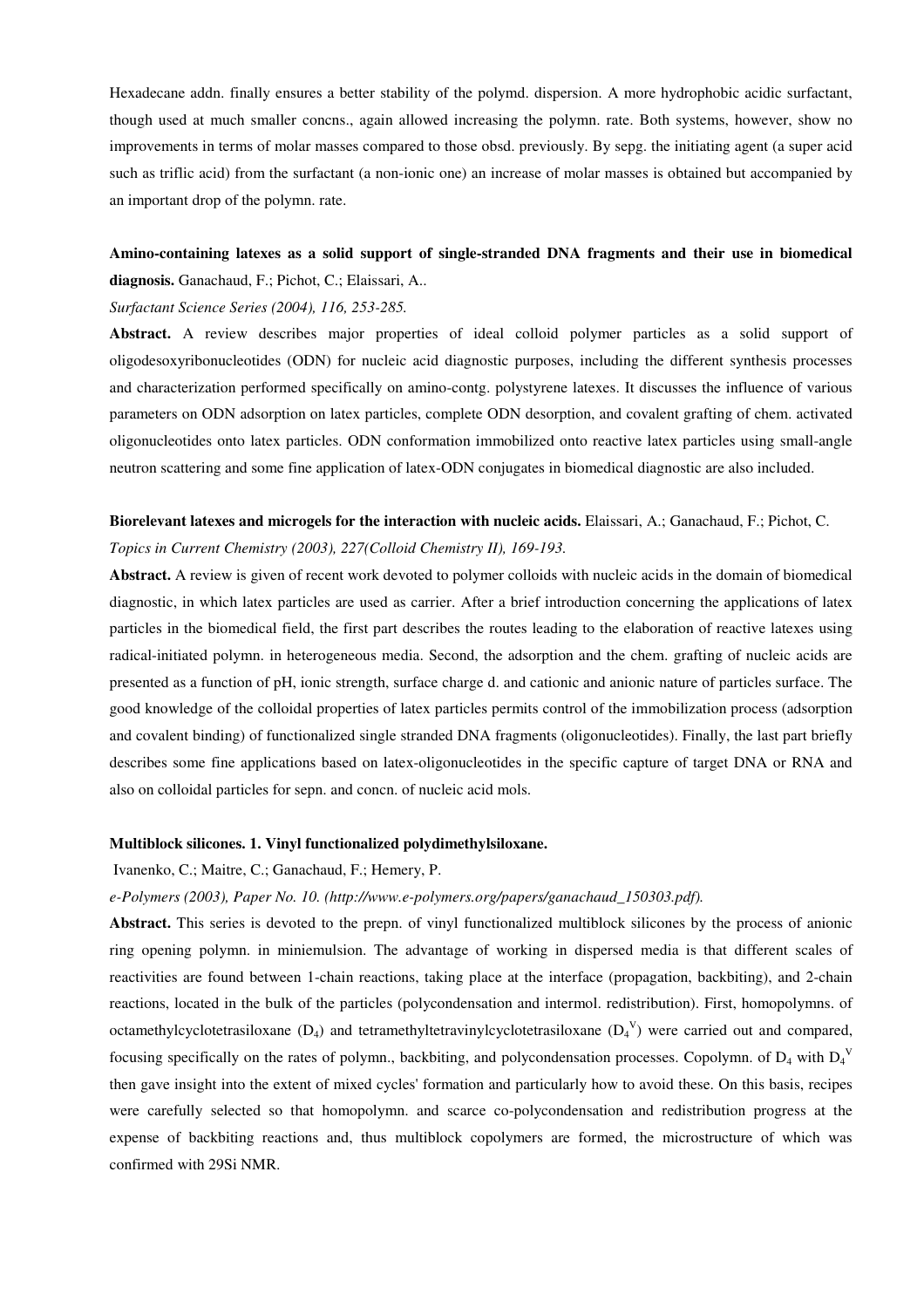Hexadecane addn. finally ensures a better stability of the polymd. dispersion. A more hydrophobic acidic surfactant, though used at much smaller concns., again allowed increasing the polymn. rate. Both systems, however, show no improvements in terms of molar masses compared to those obsd. previously. By sepg. the initiating agent (a super acid such as triflic acid) from the surfactant (a non-ionic one) an increase of molar masses is obtained but accompanied by an important drop of the polymn. rate.

**Amino-containing latexes as a solid support of single-stranded DNA fragments and their use in biomedical diagnosis.** Ganachaud, F.; Pichot, C.; Elaissari, A..

*Surfactant Science Series (2004), 116, 253-285.*

**Abstract.** A review describes major properties of ideal colloid polymer particles as a solid support of oligodesoxyribonucleotides (ODN) for nucleic acid diagnostic purposes, including the different synthesis processes and characterization performed specifically on amino-contg. polystyrene latexes. It discusses the influence of various parameters on ODN adsorption on latex particles, complete ODN desorption, and covalent grafting of chem. activated oligonucleotides onto latex particles. ODN conformation immobilized onto reactive latex particles using small-angle neutron scattering and some fine application of latex-ODN conjugates in biomedical diagnostic are also included.

**Biorelevant latexes and microgels for the interaction with nucleic acids.** Elaissari, A.; Ganachaud, F.; Pichot, C.

*Topics in Current Chemistry (2003), 227(Colloid Chemistry II), 169-193.*

**Abstract.** A review is given of recent work devoted to polymer colloids with nucleic acids in the domain of biomedical diagnostic, in which latex particles are used as carrier. After a brief introduction concerning the applications of latex particles in the biomedical field, the first part describes the routes leading to the elaboration of reactive latexes using radical-initiated polymn. in heterogeneous media. Second, the adsorption and the chem. grafting of nucleic acids are presented as a function of pH, ionic strength, surface charge d. and cationic and anionic nature of particles surface. The good knowledge of the colloidal properties of latex particles permits control of the immobilization process (adsorption and covalent binding) of functionalized single stranded DNA fragments (oligonucleotides). Finally, the last part briefly describes some fine applications based on latex-oligonucleotides in the specific capture of target DNA or RNA and also on colloidal particles for sepn. and concn. of nucleic acid mols.

**Multiblock silicones. 1. Vinyl functionalized polydimethylsiloxane.**

Ivanenko, C.; Maitre, C.; Ganachaud, F.; Hemery, P.

*e-Polymers (2003), Paper No. 10. (http://www.e-polymers.org/papers/ganachaud_150303.pdf).*

**Abstract.** This series is devoted to the prepn. of vinyl functionalized multiblock silicones by the process of anionic ring opening polymn. in miniemulsion. The advantage of working in dispersed media is that different scales of reactivities are found between 1-chain reactions, taking place at the interface (propagation, backbiting), and 2-chain reactions, located in the bulk of the particles (polycondensation and intermol. redistribution). First, homopolymns. of octamethylclotetrasiloxane ($D_4$) and tetramethyltetravinylcyclotetrasiloxane ($D_4^V$) were carried out and compared, focusing specifically on the rates of polymn., backbiting, and polycondensation processes. Copolymn. of $D_4$ with $D_4^V$ then gave insight into the extent of mixed cycles' formation and particularly how to avoid these. On this basis, recipes were carefully selected so that homopolymn. and scarce co-polycondensation and redistribution progress at the expense of backbiting reactions and, thus multiblock copolymers are formed, the microstructure of which was confirmed with 29Si NMR.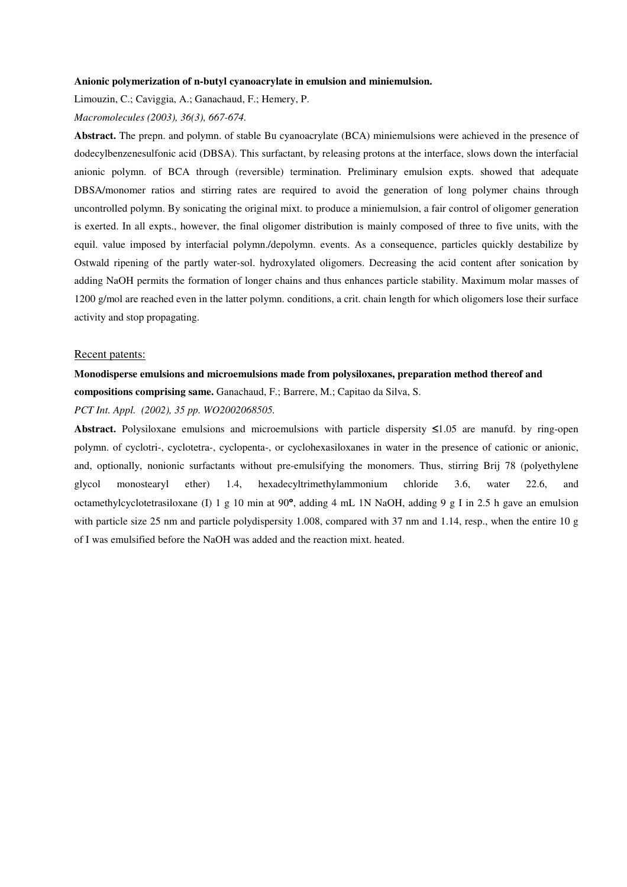**Anionic polymerization of n-butyl cyanoacrylate in emulsion and miniemulsion.**

Limouzin, C.; Caviggia, A.; Ganachaud, F.; Hemery, P.

*Macromolecules (2003), 36(3), 667-674.*

**Abstract.** The prepn. and polymn. of stable Bu cyanoacrylate (BCA) miniemulsions were achieved in the presence of dodecylbenzenesulfonic acid (DBSA). This surfactant, by releasing protons at the interface, slows down the interfacial anionic polymn. of BCA through (reversible) termination. Preliminary emulsion expts. showed that adequate DBSA/monomer ratios and stirring rates are required to avoid the generation of long polymer chains through uncontrolled polymn. By sonicating the original mixt. to produce a miniemulsion, a fair control of oligomer generation is exerted. In all expts., however, the final oligomer distribution is mainly composed of three to five units, with the equil. value imposed by interfacial polymn./depolymn. events. As a consequence, particles quickly destabilize by Ostwald ripening of the partly water-sol. hydroxylated oligomers. Decreasing the acid content after sonication by adding NaOH permits the formation of longer chains and thus enhances particle stability. Maximum molar masses of 1200 g/mol are reached even in the latter polymn. conditions, a crit. chain length for which oligomers lose their surface activity and stop propagating.

## Recent patents:

**Monodisperse emulsions and microemulsions made from polysiloxanes, preparation method thereof and compositions comprising same.** Ganachaud, F.; Barrere, M.; Capitao da Silva, S.

*PCT Int. Appl. (2002), 35 pp. WO2002068505.*

**Abstract.** Polysiloxane emulsions and microemulsions with particle dispersity ≤1.05 are manufd. by ring-open polymn. of cyclotri-, cyclotetra-, cyclopenta-, or cyclohexasiloxanes in water in the presence of cationic or anionic, and, optionally, nonionic surfactants without pre-emulsifying the monomers. Thus, stirring Brij 78 (polyethylene glycol monostearyl ether) 1.4, hexadecyltrimethylammonium chloride 3.6, water 22.6, and octamethylcyclotetrasiloxane (I) 1 g 10 min at 90°, adding 4 mL 1N NaOH, adding 9 g I in 2.5 h gave an emulsion with particle size 25 nm and particle polydispersity 1.008, compared with 37 nm and 1.14, resp., when the entire 10 g of I was emulsified before the NaOH was added and the reaction mixt. heated.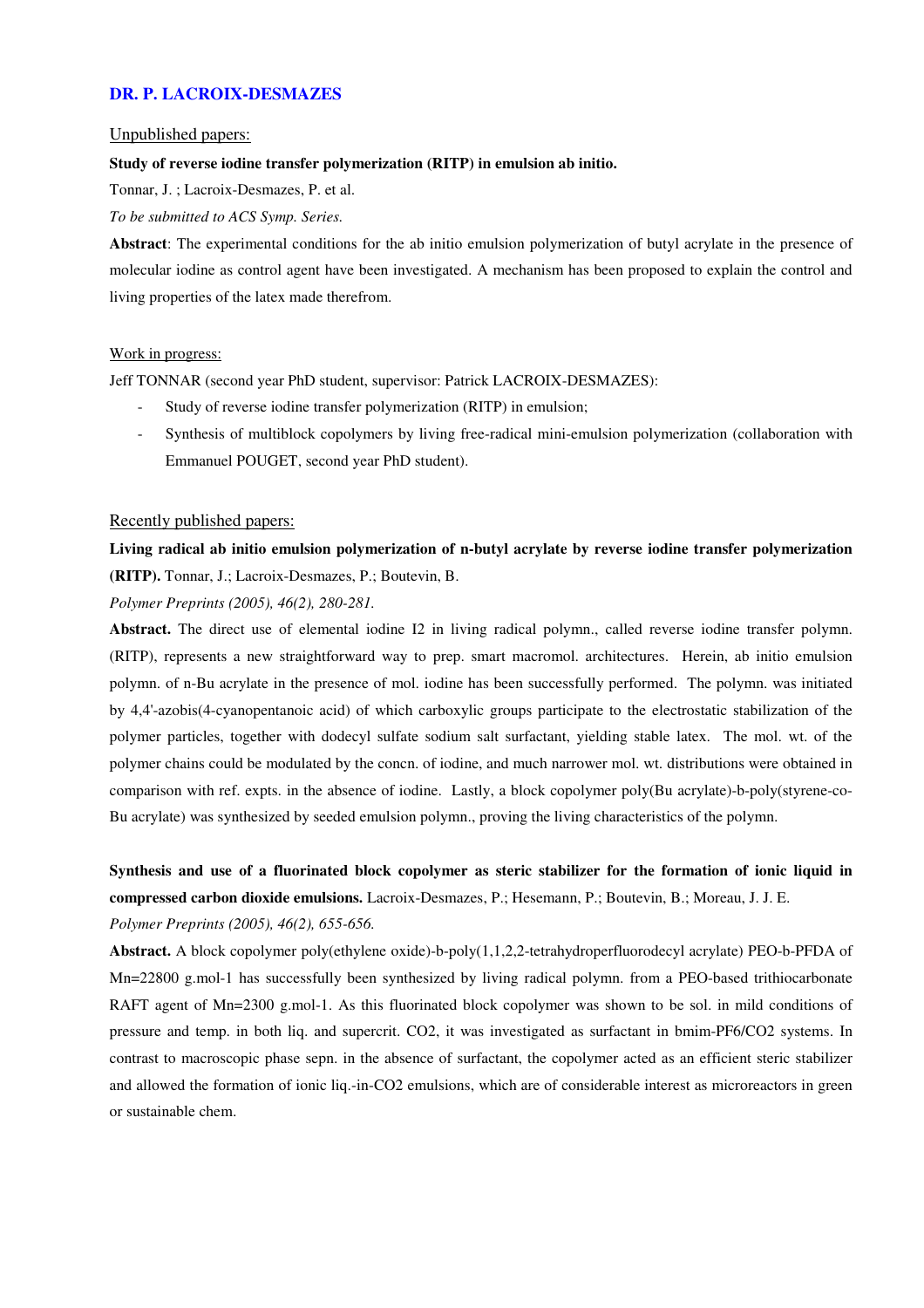## DR. P. LACROIX-DESMAZES

Unpublished papers:

**Study of reverse iodine transfer polymerization (RITP) in emulsion ab initio.**

Tonnar, J. ; Lacroix-Desmazes, P. et al.

*To be submitted to ACS Symp. Series.*

**Abstract**: The experimental conditions for the ab initio emulsion polymerization of butyl acrylate in the presence of molecular iodine as control agent have been investigated. A mechanism has been proposed to explain the control and living properties of the latex made therefrom.

Work in progress:

Jeff TONNAR (second year PhD student, supervisor: Patrick LACROIX-DESMAZES):

- Study of reverse iodine transfer polymerization (RITP) in emulsion;
- Synthesis of multiblock copolymers by living free-radical mini-emulsion polymerization (collaboration with Emmanuel POUGET, second year PhD student).

Recently published papers:

**Living radical ab initio emulsion polymerization of n-butyl acrylate by reverse iodine transfer polymerization (RITP).** Tonnar, J.; Lacroix-Desmazes, P.; Boutevin, B.

*Polymer Preprints (2005), 46(2), 280-281.*

**Abstract.** The direct use of elemental iodine $I_2$ in living radical polymn., called reverse iodine transfer polymn. (RITP), represents a new straightforward way to prep. smart macromol. architectures. Herein, ab initio emulsion polymn. of n-Bu acrylate in the presence of mol. iodine has been successfully performed. The polymn. was initiated by 4,4'-azobis(4-cyanopentanoic acid) of which carboxylic groups participate to the electrostatic stabilization of the polymer particles, together with dodecyl sulfate sodium salt surfactant, yielding stable latex. The mol. wt. of the polymer chains could be modulated by the concn. of iodine, and much narrower mol. wt. distributions were obtained in comparison with ref. expts. in the absence of iodine. Lastly, a block copolymer poly(Bu acrylate)-b-poly(styrene-co-Bu acrylate) was synthesized by seeded emulsion polymn., proving the living characteristics of the polymn.

**Synthesis and use of a fluorinated block copolymer as steric stabilizer for the formation of ionic liquid in compressed carbon dioxide emulsions.** Lacroix-Desmazes, P.; Hesemann, P.; Boutevin, B.; Moreau, J. J. E.

*Polymer Preprints (2005), 46(2), 655-656.*

**Abstract.** A block copolymer poly(ethylene oxide)-b-poly(1,1,2,2-tetrahydroperfluorodecyl acrylate) PEO-b-PFDA of $M_n$=22800 g.mol-1 has successfully been synthesized by living radical polymn. from a PEO-based trithiocarbonate RAFT agent of $M_n$=2300 g.mol-1. As this fluorinated block copolymer was shown to be sol. in mild conditions of pressure and temp. in both liq. and supercrit. $CO_2$, it was investigated as surfactant in bmim-$PF_6$/$CO_2$ systems. In contrast to macroscopic phase sepn. in the absence of surfactant, the copolymer acted as an efficient steric stabilizer and allowed the formation of ionic liq.-in-$CO_2$ emulsions, which are of considerable interest as microreactors in green or sustainable chem.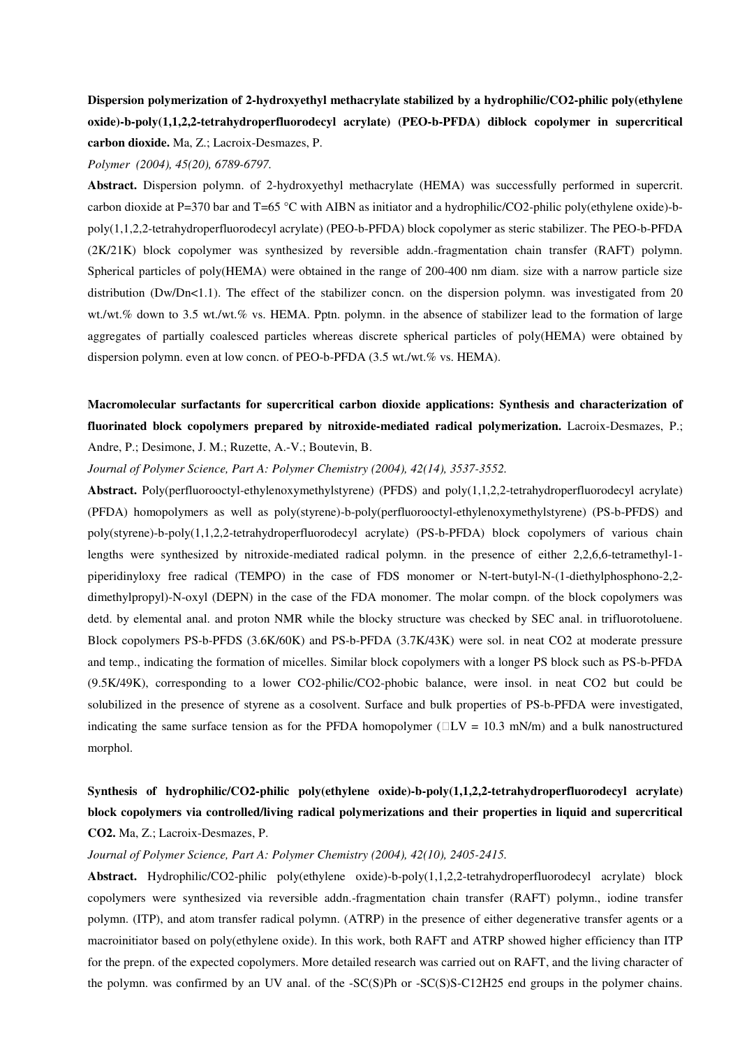**Dispersion polymerization of 2-hydroxyethyl methacrylate stabilized by a hydrophilic/CO2-philic poly(ethylene oxide)-b-poly(1,1,2,2-tetrahydroperfluorodecyl acrylate) (PEO-b-PFDA) diblock copolymer in supercritical carbon dioxide.** Ma, Z.; Lacroix-Desmazes, P.

*Polymer (2004), 45(20), 6789-6797.*

**Abstract.** Dispersion polymn. of 2-hydroxyethyl methacrylate (HEMA) was successfully performed in supercrit. carbon dioxide at P=370 bar and T=65 °C with AIBN as initiator and a hydrophilic/CO2-philic poly(ethylene oxide)-b-poly(1,1,2,2-tetrahydroperfluorodecyl acrylate) (PEO-b-PFDA) block copolymer as steric stabilizer. The PEO-b-PFDA (2K/21K) block copolymer was synthesized by reversible addn.-fragmentation chain transfer (RAFT) polymn. Spherical particles of poly(HEMA) were obtained in the range of 200-400 nm diam. size with a narrow particle size distribution (Dw/Dn<1.1). The effect of the stabilizer concn. on the dispersion polymn. was investigated from 20 wt./wt.% down to 3.5 wt./wt.% vs. HEMA. Pptn. polymn. in the absence of stabilizer lead to the formation of large aggregates of partially coalesced particles whereas discrete spherical particles of poly(HEMA) were obtained by dispersion polymn. even at low concn. of PEO-b-PFDA (3.5 wt./wt.% vs. HEMA).

**Macromolecular surfactants for supercritical carbon dioxide applications: Synthesis and characterization of fluorinated block copolymers prepared by nitroxide-mediated radical polymerization.** Lacroix-Desmazes, P.; Andre, P.; Desimone, J. M.; Ruzette, A.-V.; Boutevin, B.

*Journal of Polymer Science, Part A: Polymer Chemistry (2004), 42(14), 3537-3552.*

**Abstract.** Poly(perfluorooctyl-ethylenoxymethylstyrene) (PFDS) and poly(1,1,2,2-tetrahydroperfluorodecyl acrylate) (PFDA) homopolymers as well as poly(styrene)-b-poly(perfluorooctyl-ethylenoxymethylstyrene) (PS-b-PFDS) and poly(styrene)-b-poly(1,1,2,2-tetrahydroperfluorodecyl acrylate) (PS-b-PFDA) block copolymers of various chain lengths were synthesized by nitroxide-mediated radical polymn. in the presence of either 2,2,6,6-tetramethyl-1-piperidinyloxy free radical (TEMPO) in the case of FDS monomer or N-tert-butyl-N-(1-diethylphosphono-2,2-dimethylpropyl)-N-oxyl (DEPN) in the case of the FDA monomer. The molar compn. of the block copolymers was detd. by elemental anal. and proton NMR while the blocky structure was checked by SEC anal. in trifluorotoluene. Block copolymers PS-b-PFDS (3.6K/60K) and PS-b-PFDA (3.7K/43K) were sol. in neat CO2 at moderate pressure and temp., indicating the formation of micelles. Similar block copolymers with a longer PS block such as PS-b-PFDA (9.5K/49K), corresponding to a lower CO2-philic/CO2-phobic balance, were insol. in neat CO2 but could be solubilized in the presence of styrene as a cosolvent. Surface and bulk properties of PS-b-PFDA were investigated, indicating the same surface tension as for the PFDA homopolymer (□LV = 10.3 mN/m) and a bulk nanostructured morphol.

**Synthesis of hydrophilic/CO2-philic poly(ethylene oxide)-b-poly(1,1,2,2-tetrahydroperfluorodecyl acrylate) block copolymers via controlled/living radical polymerizations and their properties in liquid and supercritical CO2.** Ma, Z.; Lacroix-Desmazes, P.

*Journal of Polymer Science, Part A: Polymer Chemistry (2004), 42(10), 2405-2415.*

**Abstract.** Hydrophilic/CO2-philic poly(ethylene oxide)-b-poly(1,1,2,2-tetrahydroperfluorodecyl acrylate) block copolymers were synthesized via reversible addn.-fragmentation chain transfer (RAFT) polymn., iodine transfer polymn. (ITP), and atom transfer radical polymn. (ATRP) in the presence of either degenerative transfer agents or a macroinitiator based on poly(ethylene oxide). In this work, both RAFT and ATRP showed higher efficiency than ITP for the prepn. of the expected copolymers. More detailed research was carried out on RAFT, and the living character of the polymn. was confirmed by an UV anal. of the -SC(S)Ph or -SC(S)S-C12H25 end groups in the polymer chains.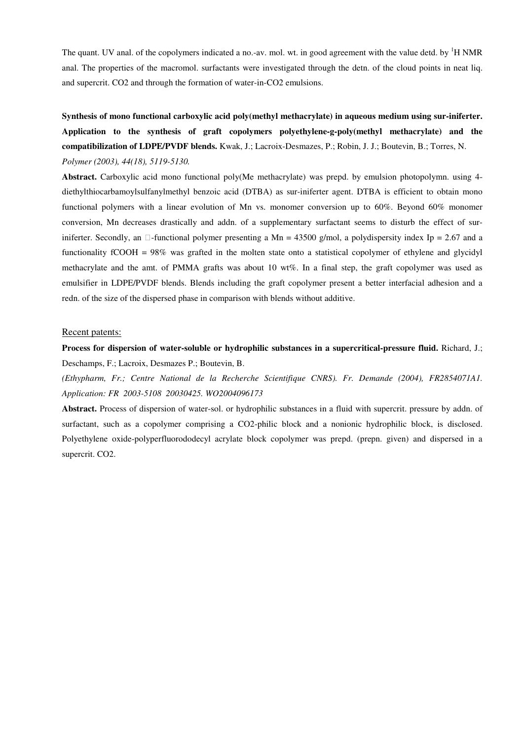The quant. UV anal. of the copolymers indicated a no.-av. mol. wt. in good agreement with the value detd. by $^1$H NMR anal. The properties of the macromol. surfactants were investigated through the detn. of the cloud points in neat liq. and supercrit. CO2 and through the formation of water-in-CO2 emulsions.

**Synthesis of mono functional carboxylic acid poly(methyl methacrylate) in aqueous medium using sur-iniferter. Application to the synthesis of graft copolymers polyethylene-g-poly(methyl methacrylate) and the compatibilization of LDPE/PVDF blends.** Kwak, J.; Lacroix-Desmazes, P.; Robin, J. J.; Boutevin, B.; Torres, N. *Polymer (2003), 44(18), 5119-5130.*

**Abstract.** Carboxylic acid mono functional poly(Me methacrylate) was prepd. by emulsion photopolymn. using 4-diethylthiocarbamoylsulfanylmethyl benzoic acid (DTBA) as sur-iniferter agent. DTBA is efficient to obtain mono functional polymers with a linear evolution of Mn vs. monomer conversion up to 60%. Beyond 60% monomer conversion, Mn decreases drastically and addn. of a supplementary surfactant seems to disturb the effect of sur-iniferter. Secondly, an □-functional polymer presenting a Mn = 43500 g/mol, a polydispersity index Ip = 2.67 and a functionality fCOOH = 98% was grafted in the molten state onto a statistical copolymer of ethylene and glycidyl methacrylate and the amt. of PMMA grafts was about 10 wt%. In a final step, the graft copolymer was used as emulsifier in LDPE/PVDF blends. Blends including the graft copolymer present a better interfacial adhesion and a redn. of the size of the dispersed phase in comparison with blends without additive.

Recent patents:

**Process for dispersion of water-soluble or hydrophilic substances in a supercritical-pressure fluid.** Richard, J.; Deschamps, F.; Lacroix, Desmazes P.; Boutevin, B.

*(Ethypharm, Fr.; Centre National de la Recherche Scientifique CNRS). Fr. Demande (2004), FR2854071A1. Application: FR 2003-5108 20030425. WO2004096173*

**Abstract.** Process of dispersion of water-sol. or hydrophilic substances in a fluid with supercrit. pressure by addn. of surfactant, such as a copolymer comprising a CO2-philic block and a nonionic hydrophilic block, is disclosed. Polyethylene oxide-polyperfluorododecyl acrylate block copolymer was prepd. (prepn. given) and dispersed in a supercrit. CO2.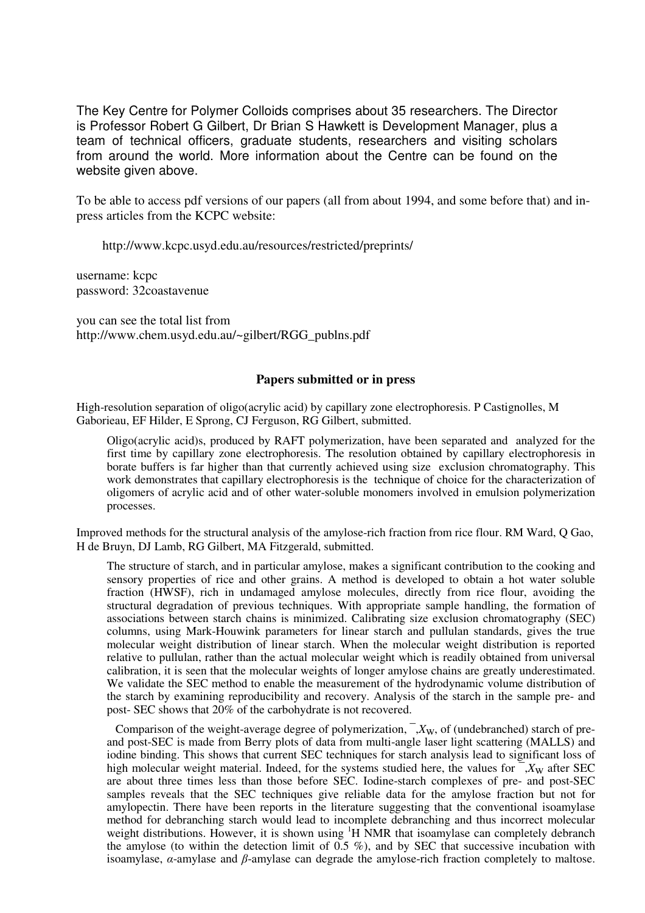The Key Centre for Polymer Colloids comprises about 35 researchers. The Director is Professor Robert G Gilbert, Dr Brian S Hawkett is Development Manager, plus a team of technical officers, graduate students, researchers and visiting scholars from around the world. More information about the Centre can be found on the website given above.

To be able to access pdf versions of our papers (all from about 1994, and some before that) and in-press articles from the KCPC website:

http://www.kcpc.usyd.edu.au/resources/restricted/preprints/

username: kcpc
password: 32coastavenue

you can see the total list from
http://www.chem.usyd.edu.au/~gilbert/RGG_publns.pdf

## Papers submitted or in press

High-resolution separation of oligo(acrylic acid) by capillary zone electrophoresis. P Castignolles, M Gaborieau, EF Hilder, E Sprong, CJ Ferguson, RG Gilbert, submitted.

> Oligo(acrylic acid)s, produced by RAFT polymerization, have been separated and analyzed for the first time by capillary zone electrophoresis. The resolution obtained by capillary electrophoresis in borate buffers is far higher than that currently achieved using size exclusion chromatography. This work demonstrates that capillary electrophoresis is the technique of choice for the characterization of oligomers of acrylic acid and of other water-soluble monomers involved in emulsion polymerization processes.

Improved methods for the structural analysis of the amylose-rich fraction from rice flour. RM Ward, Q Gao, H de Bruyn, DJ Lamb, RG Gilbert, MA Fitzgerald, submitted.

> The structure of starch, and in particular amylose, makes a significant contribution to the cooking and sensory properties of rice and other grains. A method is developed to obtain a hot water soluble fraction (HWSF), rich in undamaged amylose molecules, directly from rice flour, avoiding the structural degradation of previous techniques. With appropriate sample handling, the formation of associations between starch chains is minimized. Calibrating size exclusion chromatography (SEC) columns, using Mark-Houwink parameters for linear starch and pullulan standards, gives the true molecular weight distribution of linear starch. When the molecular weight distribution is reported relative to pullulan, rather than the actual molecular weight which is readily obtained from universal calibration, it is seen that the molecular weights of longer amylose chains are greatly underestimated. We validate the SEC method to enable the measurement of the hydrodynamic volume distribution of the starch by examining reproducibility and recovery. Analysis of the starch in the sample pre- and post- SEC shows that 20% of the carbohydrate is not recovered.
>
> Comparison of the weight-average degree of polymerization, $\bar{X}_W$, of (undebranched) starch of pre- and post-SEC is made from Berry plots of data from multi-angle laser light scattering (MALLS) and iodine binding. This shows that current SEC techniques for starch analysis lead to significant loss of high molecular weight material. Indeed, for the systems studied here, the values for $\bar{X}_W$ after SEC are about three times less than those before SEC. Iodine-starch complexes of pre- and post-SEC samples reveals that the SEC techniques give reliable data for the amylose fraction but not for amylopectin. There have been reports in the literature suggesting that the conventional isoamylase method for debranching starch would lead to incomplete debranching and thus incorrect molecular weight distributions. However, it is shown using $^{1}$H NMR that isoamylase can completely debranch the amylose (to within the detection limit of 0.5 %), and by SEC that successive incubation with isoamylase, $\alpha$-amylase and $\beta$-amylase can degrade the amylose-rich fraction completely to maltose.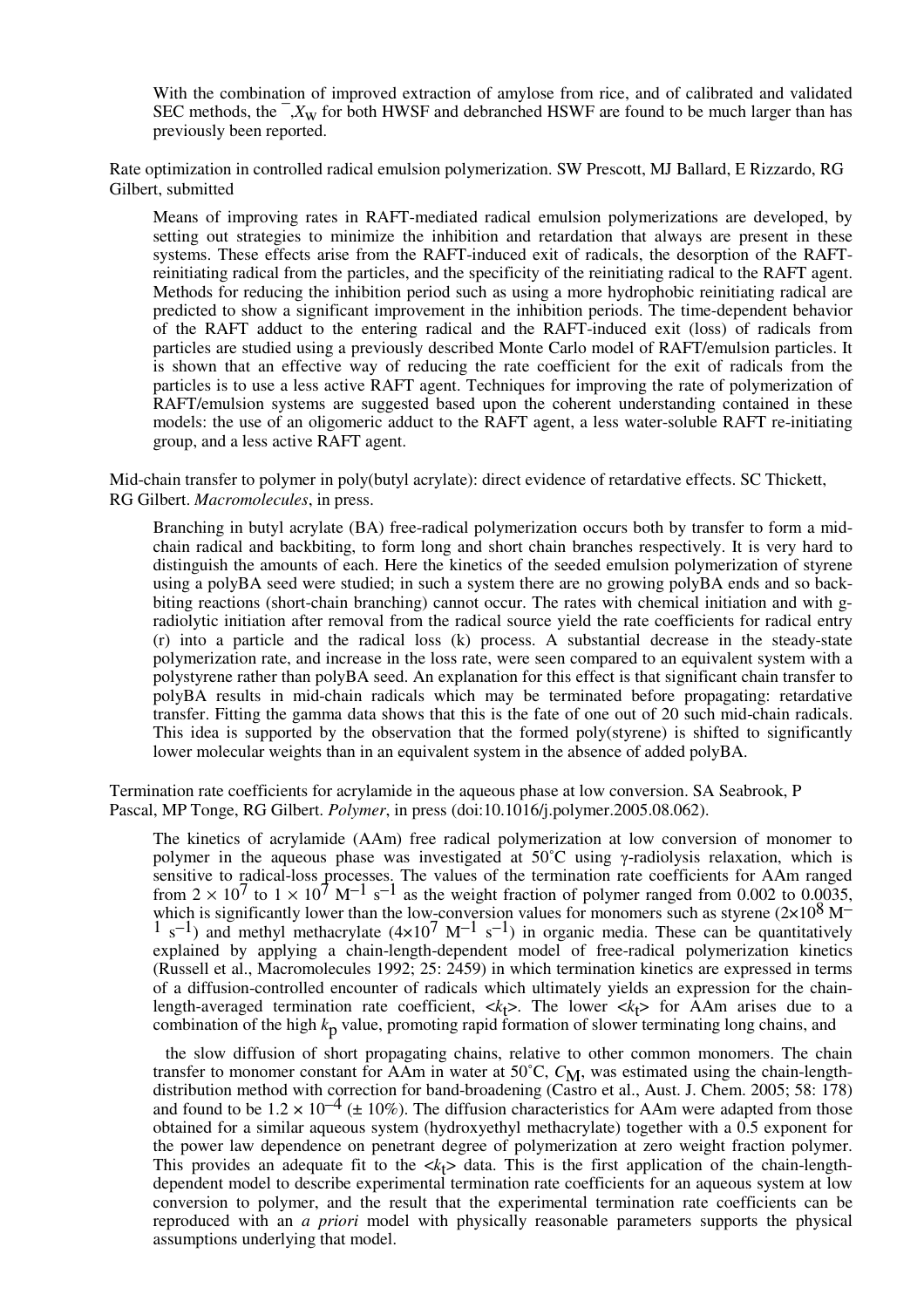With the combination of improved extraction of amylose from rice, and of calibrated and validated SEC methods, the $\bar{X}_w$ for both HWSF and debranched HSWF are found to be much larger than has previously been reported.

Rate optimization in controlled radical emulsion polymerization. SW Prescott, MJ Ballard, E Rizzardo, RG Gilbert, submitted

Means of improving rates in RAFT-mediated radical emulsion polymerizations are developed, by setting out strategies to minimize the inhibition and retardation that always are present in these systems. These effects arise from the RAFT-induced exit of radicals, the desorption of the RAFT-reinitiating radical from the particles, and the specificity of the reinitiating radical to the RAFT agent. Methods for reducing the inhibition period such as using a more hydrophobic reinitiating radical are predicted to show a significant improvement in the inhibition periods. The time-dependent behavior of the RAFT adduct to the entering radical and the RAFT-induced exit (loss) of radicals from particles are studied using a previously described Monte Carlo model of RAFT/emulsion particles. It is shown that an effective way of reducing the rate coefficient for the exit of radicals from the particles is to use a less active RAFT agent. Techniques for improving the rate of polymerization of RAFT/emulsion systems are suggested based upon the coherent understanding contained in these models: the use of an oligomeric adduct to the RAFT agent, a less water-soluble RAFT re-initiating group, and a less active RAFT agent.

Mid-chain transfer to polymer in poly(butyl acrylate): direct evidence of retardative effects. SC Thickett, RG Gilbert. *Macromolecules*, in press.

Branching in butyl acrylate (BA) free-radical polymerization occurs both by transfer to form a mid-chain radical and backbiting, to form long and short chain branches respectively. It is very hard to distinguish the amounts of each. Here the kinetics of the seeded emulsion polymerization of styrene using a polyBA seed were studied; in such a system there are no growing polyBA ends and so back-biting reactions (short-chain branching) cannot occur. The rates with chemical initiation and with g-radiolytic initiation after removal from the radical source yield the rate coefficients for radical entry (r) into a particle and the radical loss (k) process. A substantial decrease in the steady-state polymerization rate, and increase in the loss rate, were seen compared to an equivalent system with a polystyrene rather than polyBA seed. An explanation for this effect is that significant chain transfer to polyBA results in mid-chain radicals which may be terminated before propagating: retardative transfer. Fitting the gamma data shows that this is the fate of one out of 20 such mid-chain radicals. This idea is supported by the observation that the formed poly(styrene) is shifted to significantly lower molecular weights than in an equivalent system in the absence of added polyBA.

Termination rate coefficients for acrylamide in the aqueous phase at low conversion. SA Seabrook, P Pascal, MP Tonge, RG Gilbert. *Polymer*, in press (doi:10.1016/j.polymer.2005.08.062).

The kinetics of acrylamide (AAm) free radical polymerization at low conversion of monomer to polymer in the aqueous phase was investigated at 50˚C using γ-radiolysis relaxation, which is sensitive to radical-loss processes. The values of the termination rate coefficients for AAm ranged from $2 \times 10^7$ to $1 \times 10^7$ $M^{-1}$ $s^{-1}$ as the weight fraction of polymer ranged from 0.002 to 0.0035, which is significantly lower than the low-conversion values for monomers such as styrene ($2\times10^8$ $M^{-1}$ $s^{-1}$) and methyl methacrylate ($4\times10^7$ $M^{-1}$ $s^{-1}$) in organic media. These can be quantitatively explained by applying a chain-length-dependent model of free-radical polymerization kinetics (Russell et al., Macromolecules 1992; 25: 2459) in which termination kinetics are expressed in terms of a diffusion-controlled encounter of radicals which ultimately yields an expression for the chain-length-averaged termination rate coefficient, $\langle k_t \rangle$. The lower $\langle k_t \rangle$ for AAm arises due to a combination of the high $k_p$ value, promoting rapid formation of slower terminating long chains, and the slow diffusion of short propagating chains, relative to other common monomers. The chain transfer to monomer constant for AAm in water at 50˚C, $C_M$, was estimated using the chain-length-distribution method with correction for band-broadening (Castro et al., Aust. J. Chem. 2005; 58: 178) and found to be $1.2 \times 10^{-4}$ (± 10%). The diffusion characteristics for AAm were adapted from those obtained for a similar aqueous system (hydroxyethyl methacrylate) together with a 0.5 exponent for the power law dependence on penetrant degree of polymerization at zero weight fraction polymer. This provides an adequate fit to the $\langle k_t \rangle$ data. This is the first application of the chain-length-dependent model to describe experimental termination rate coefficients for an aqueous system at low conversion to polymer, and the result that the experimental termination rate coefficients can be reproduced with an *a priori* model with physically reasonable parameters supports the physical assumptions underlying that model.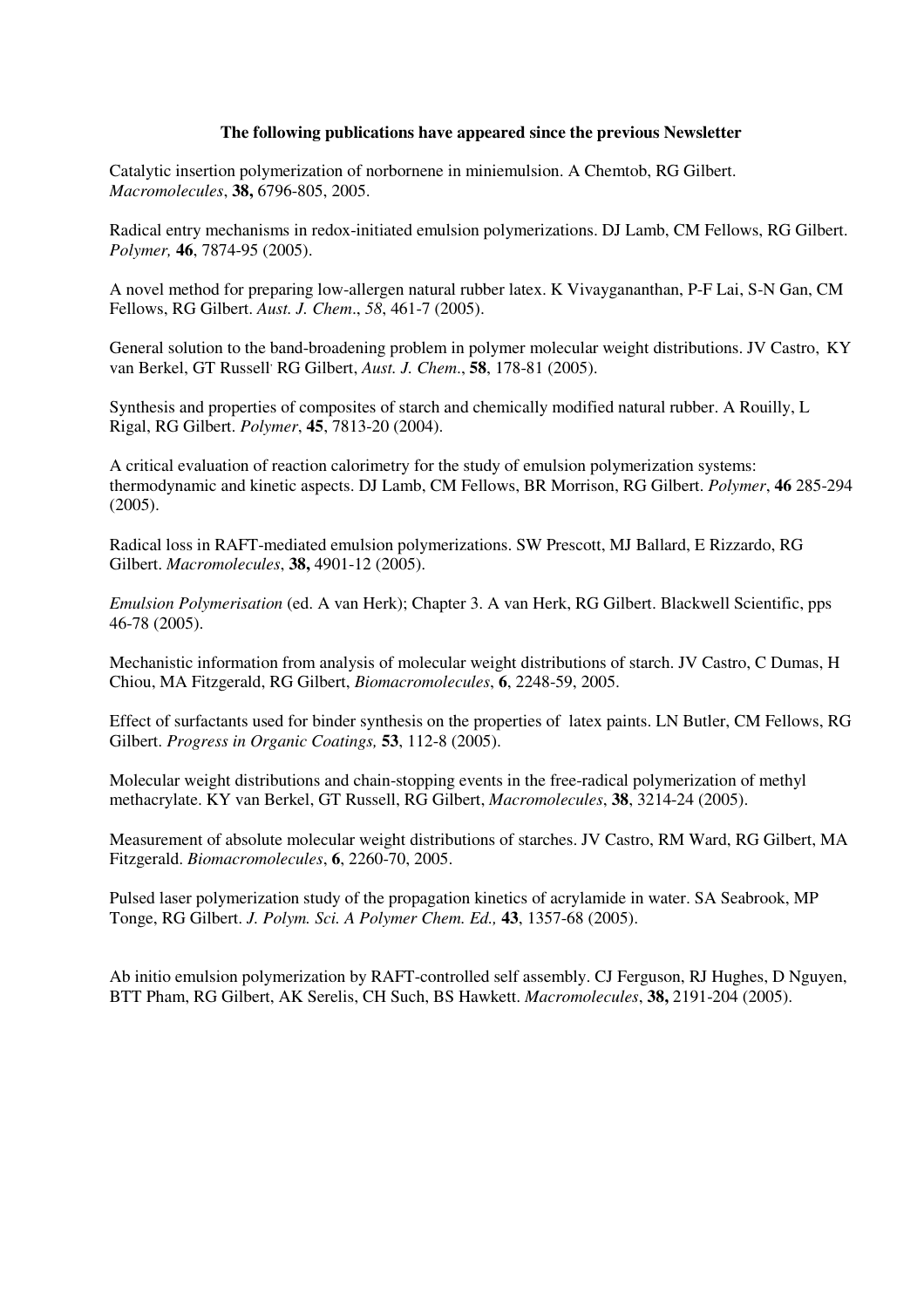**The following publications have appeared since the previous Newsletter**

Catalytic insertion polymerization of norbornene in miniemulsion. A Chemtob, RG Gilbert. *Macromolecules*, **38,** 6796-805, 2005.

Radical entry mechanisms in redox-initiated emulsion polymerizations. DJ Lamb, CM Fellows, RG Gilbert. *Polymer,* **46**, 7874-95 (2005).

A novel method for preparing low-allergen natural rubber latex. K Vivayganathan, P-F Lai, S-N Gan, CM Fellows, RG Gilbert. *Aust. J. Chem*., *58*, 461-7 (2005).

General solution to the band-broadening problem in polymer molecular weight distributions. JV Castro, KY van Berkel, GT Russell· RG Gilbert, *Aust. J. Chem*., **58**, 178-81 (2005).

Synthesis and properties of composites of starch and chemically modified natural rubber. A Rouilly, L Rigal, RG Gilbert. *Polymer*, **45**, 7813-20 (2004).

A critical evaluation of reaction calorimetry for the study of emulsion polymerization systems: thermodynamic and kinetic aspects. DJ Lamb, CM Fellows, BR Morrison, RG Gilbert. *Polymer*, **46** 285-294 (2005).

Radical loss in RAFT-mediated emulsion polymerizations. SW Prescott, MJ Ballard, E Rizzardo, RG Gilbert. *Macromolecules*, **38,** 4901-12 (2005).

*Emulsion Polymerisation* (ed. A van Herk); Chapter 3. A van Herk, RG Gilbert. Blackwell Scientific, pps 46-78 (2005).

Mechanistic information from analysis of molecular weight distributions of starch. JV Castro, C Dumas, H Chiou, MA Fitzgerald, RG Gilbert, *Biomacromolecules*, **6**, 2248-59, 2005.

Effect of surfactants used for binder synthesis on the properties of latex paints. LN Butler, CM Fellows, RG Gilbert. *Progress in Organic Coatings,* **53**, 112-8 (2005).

Molecular weight distributions and chain-stopping events in the free-radical polymerization of methyl methacrylate. KY van Berkel, GT Russell, RG Gilbert, *Macromolecules*, **38**, 3214-24 (2005).

Measurement of absolute molecular weight distributions of starches. JV Castro, RM Ward, RG Gilbert, MA Fitzgerald. *Biomacromolecules*, **6**, 2260-70, 2005.

Pulsed laser polymerization study of the propagation kinetics of acrylamide in water. SA Seabrook, MP Tonge, RG Gilbert. *J. Polym. Sci. A Polymer Chem. Ed.,* **43**, 1357-68 (2005).

Ab initio emulsion polymerization by RAFT-controlled self assembly. CJ Ferguson, RJ Hughes, D Nguyen, BTT Pham, RG Gilbert, AK Serelis, CH Such, BS Hawkett. *Macromolecules*, **38,** 2191-204 (2005).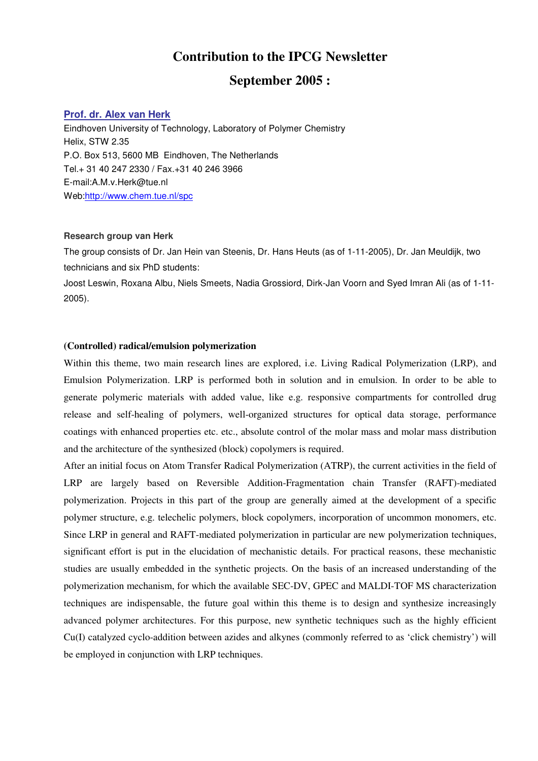# Contribution to the IPCG Newsletter

# September 2005 :

**Prof. dr. Alex van Herk**
Eindhoven University of Technology, Laboratory of Polymer Chemistry
Helix, STW 2.35
P.O. Box 513, 5600 MB Eindhoven, The Netherlands
Tel.+ 31 40 247 2330 / Fax.+31 40 246 3966
E-mail:A.M.v.Herk@tue.nl
Web:http://www.chem.tue.nl/spc

**Research group van Herk**

The group consists of Dr. Jan Hein van Steenis, Dr. Hans Heuts (as of 1-11-2005), Dr. Jan Meuldijk, two technicians and six PhD students:

Joost Leswin, Roxana Albu, Niels Smeets, Nadia Grossiord, Dirk-Jan Voorn and Syed Imran Ali (as of 1-11-2005).

**(Controlled) radical/emulsion polymerization**

Within this theme, two main research lines are explored, i.e. Living Radical Polymerization (LRP), and Emulsion Polymerization. LRP is performed both in solution and in emulsion. In order to be able to generate polymeric materials with added value, like e.g. responsive compartments for controlled drug release and self-healing of polymers, well-organized structures for optical data storage, performance coatings with enhanced properties etc. etc., absolute control of the molar mass and molar mass distribution and the architecture of the synthesized (block) copolymers is required.

After an initial focus on Atom Transfer Radical Polymerization (ATRP), the current activities in the field of LRP are largely based on Reversible Addition-Fragmentation chain Transfer (RAFT)-mediated polymerization. Projects in this part of the group are generally aimed at the development of a specific polymer structure, e.g. telechelic polymers, block copolymers, incorporation of uncommon monomers, etc. Since LRP in general and RAFT-mediated polymerization in particular are new polymerization techniques, significant effort is put in the elucidation of mechanistic details. For practical reasons, these mechanistic studies are usually embedded in the synthetic projects. On the basis of an increased understanding of the polymerization mechanism, for which the available SEC-DV, GPEC and MALDI-TOF MS characterization techniques are indispensable, the future goal within this theme is to design and synthesize increasingly advanced polymer architectures. For this purpose, new synthetic techniques such as the highly efficient Cu(I) catalyzed cyclo-addition between azides and alkynes (commonly referred to as 'click chemistry') will be employed in conjunction with LRP techniques.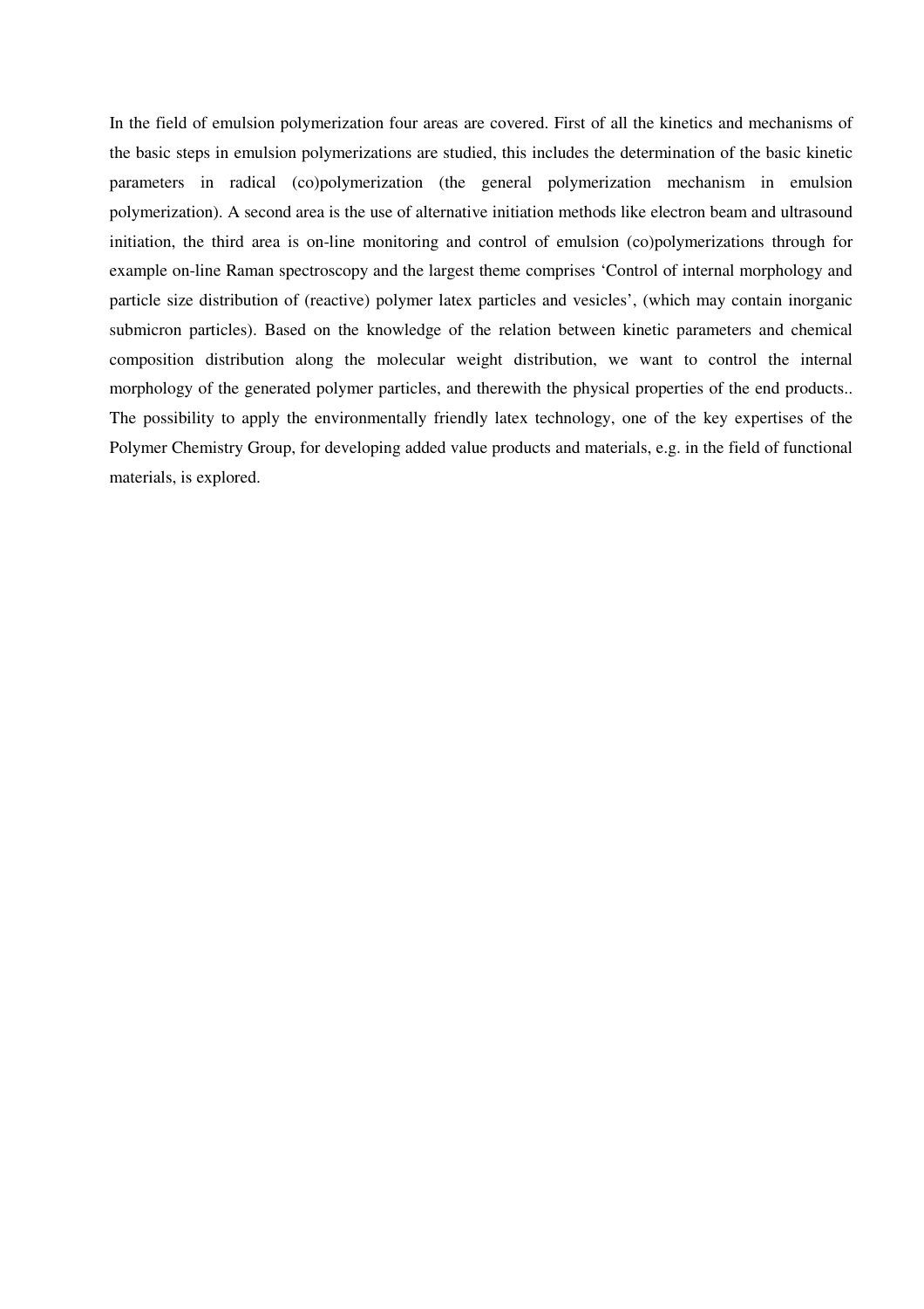In the field of emulsion polymerization four areas are covered. First of all the kinetics and mechanisms of the basic steps in emulsion polymerizations are studied, this includes the determination of the basic kinetic parameters in radical (co)polymerization (the general polymerization mechanism in emulsion polymerization). A second area is the use of alternative initiation methods like electron beam and ultrasound initiation, the third area is on-line monitoring and control of emulsion (co)polymerizations through for example on-line Raman spectroscopy and the largest theme comprises 'Control of internal morphology and particle size distribution of (reactive) polymer latex particles and vesicles', (which may contain inorganic submicron particles). Based on the knowledge of the relation between kinetic parameters and chemical composition distribution along the molecular weight distribution, we want to control the internal morphology of the generated polymer particles, and therewith the physical properties of the end products.. The possibility to apply the environmentally friendly latex technology, one of the key expertises of the Polymer Chemistry Group, for developing added value products and materials, e.g. in the field of functional materials, is explored.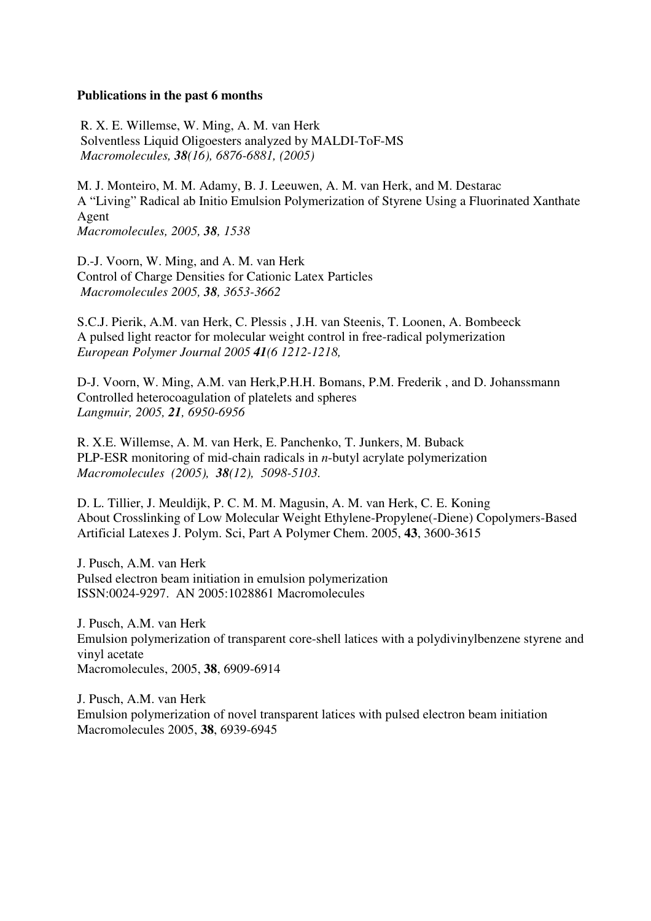**Publications in the past 6 months**

R. X. E. Willemse, W. Ming, A. M. van Herk
Solventless Liquid Oligoesters analyzed by MALDI-ToF-MS
*Macromolecules, **38**(16), 6876-6881, (2005)*

M. J. Monteiro, M. M. Adamy, B. J. Leeuwen, A. M. van Herk, and M. Destarac
A "Living" Radical ab Initio Emulsion Polymerization of Styrene Using a Fluorinated Xanthate Agent
*Macromolecules, 2005, **38**, 1538*

D.-J. Voorn, W. Ming, and A. M. van Herk
Control of Charge Densities for Cationic Latex Particles
*Macromolecules 2005, **38**, 3653-3662*

S.C.J. Pierik, A.M. van Herk, C. Plessis , J.H. van Steenis, T. Loonen, A. Bombeeck
A pulsed light reactor for molecular weight control in free-radical polymerization
*European Polymer Journal 2005 **41**(6 1212-1218,*

D-J. Voorn, W. Ming, A.M. van Herk,P.H.H. Bomans, P.M. Frederik , and D. Johanssmann
Controlled heterocoagulation of platelets and spheres
*Langmuir, 2005, **21**, 6950-6956*

R. X.E. Willemse, A. M. van Herk, E. Panchenko, T. Junkers, M. Buback
PLP-ESR monitoring of mid-chain radicals in *n*-butyl acrylate polymerization
*Macromolecules (2005), **38**(12), 5098-5103.*

D. L. Tillier, J. Meuldijk, P. C. M. M. Magusin, A. M. van Herk, C. E. Koning
About Crosslinking of Low Molecular Weight Ethylene-Propylene(-Diene) Copolymers-Based Artificial Latexes J. Polym. Sci, Part A Polymer Chem. 2005, **43**, 3600-3615

J. Pusch, A.M. van Herk
Pulsed electron beam initiation in emulsion polymerization
ISSN:0024-9297. AN 2005:1028861 Macromolecules

J. Pusch, A.M. van Herk
Emulsion polymerization of transparent core-shell latices with a polydivinylbenzene styrene and vinyl acetate
Macromolecules, 2005, **38**, 6909-6914

J. Pusch, A.M. van Herk
Emulsion polymerization of novel transparent latices with pulsed electron beam initiation
Macromolecules 2005, **38**, 6939-6945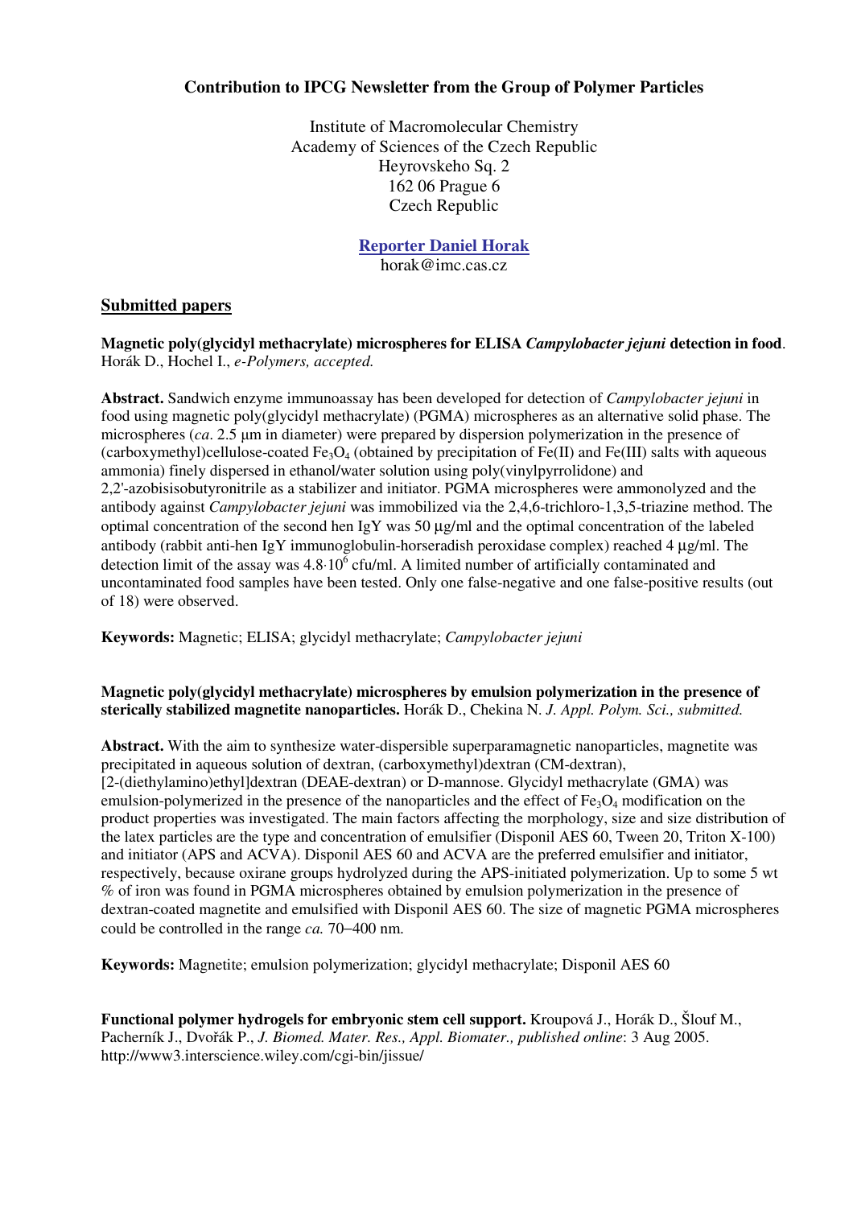**Contribution to IPCG Newsletter from the Group of Polymer Particles**

Institute of Macromolecular Chemistry
Academy of Sciences of the Czech Republic
Heyrovskeho Sq. 2
162 06 Prague 6
Czech Republic

**Reporter Daniel Horak**
horak@imc.cas.cz

## Submitted papers

**Magnetic poly(glycidyl methacrylate) microspheres for ELISA *Campylobacter jejuni* detection in food**. Horák D., Hochel I., *e-Polymers, accepted.*

**Abstract.** Sandwich enzyme immunoassay has been developed for detection of *Campylobacter jejuni* in food using magnetic poly(glycidyl methacrylate) (PGMA) microspheres as an alternative solid phase. The microspheres (*ca*. 2.5 μm in diameter) were prepared by dispersion polymerization in the presence of (carboxymethyl)cellulose-coated $Fe_3O_4$ (obtained by precipitation of Fe(II) and Fe(III) salts with aqueous ammonia) finely dispersed in ethanol/water solution using poly(vinylpyrrolidone) and 2,2'-azobisisobutyronitrile as a stabilizer and initiator. PGMA microspheres were ammonolyzed and the antibody against *Campylobacter jejuni* was immobilized via the 2,4,6-trichloro-1,3,5-triazine method. The optimal concentration of the second hen IgY was 50 μg/ml and the optimal concentration of the labeled antibody (rabbit anti-hen IgY immunoglobulin-horseradish peroxidase complex) reached 4 μg/ml. The detection limit of the assay was $4.8 \cdot 10^6$ cfu/ml. A limited number of artificially contaminated and uncontaminated food samples have been tested. Only one false-negative and one false-positive results (out of 18) were observed.

**Keywords:** Magnetic; ELISA; glycidyl methacrylate; *Campylobacter jejuni*

**Magnetic poly(glycidyl methacrylate) microspheres by emulsion polymerization in the presence of sterically stabilized magnetite nanoparticles.** Horák D., Chekina N. *J. Appl. Polym. Sci., submitted.*

**Abstract.** With the aim to synthesize water-dispersible superparamagnetic nanoparticles, magnetite was precipitated in aqueous solution of dextran, (carboxymethyl)dextran (CM-dextran), [2-(diethylamino)ethyl]dextran (DEAE-dextran) or D-mannose. Glycidyl methacrylate (GMA) was emulsion-polymerized in the presence of the nanoparticles and the effect of $Fe_3O_4$ modification on the product properties was investigated. The main factors affecting the morphology, size and size distribution of the latex particles are the type and concentration of emulsifier (Disponil AES 60, Tween 20, Triton X-100) and initiator (APS and ACVA). Disponil AES 60 and ACVA are the preferred emulsifier and initiator, respectively, because oxirane groups hydrolyzed during the APS-initiated polymerization. Up to some 5 wt % of iron was found in PGMA microspheres obtained by emulsion polymerization in the presence of dextran-coated magnetite and emulsified with Disponil AES 60. The size of magnetic PGMA microspheres could be controlled in the range *ca.* 70–400 nm.

**Keywords:** Magnetite; emulsion polymerization; glycidyl methacrylate; Disponil AES 60

**Functional polymer hydrogels for embryonic stem cell support.** Kroupová J., Horák D., Šlouf M., Pacherník J., Dvořák P., *J. Biomed. Mater. Res., Appl. Biomater., published online*: 3 Aug 2005. http://www3.interscience.wiley.com/cgi-bin/jissue/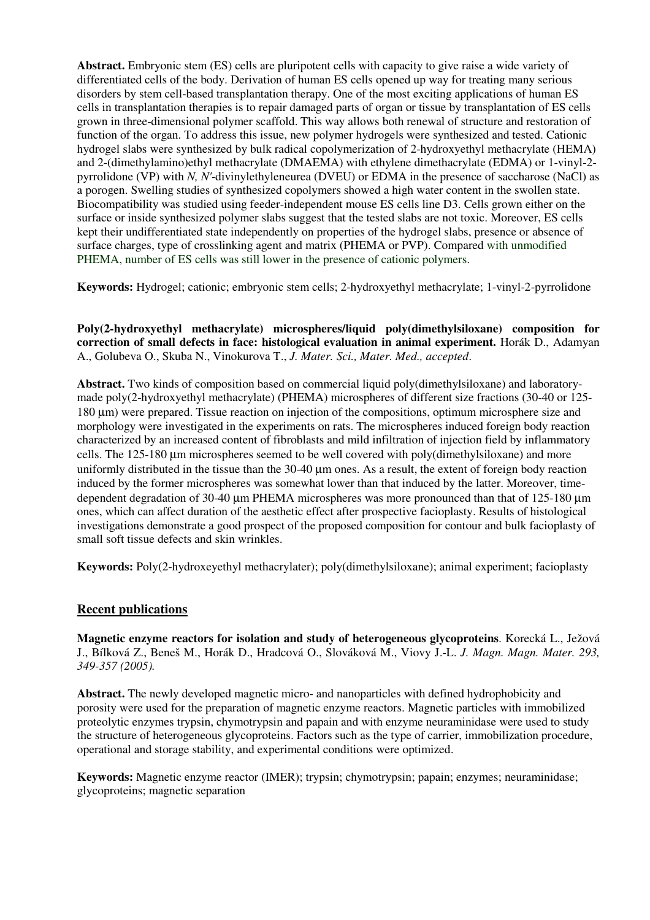**Abstract.** Embryonic stem (ES) cells are pluripotent cells with capacity to give raise a wide variety of differentiated cells of the body. Derivation of human ES cells opened up way for treating many serious disorders by stem cell-based transplantation therapy. One of the most exciting applications of human ES cells in transplantation therapies is to repair damaged parts of organ or tissue by transplantation of ES cells grown in three-dimensional polymer scaffold. This way allows both renewal of structure and restoration of function of the organ. To address this issue, new polymer hydrogels were synthesized and tested. Cationic hydrogel slabs were synthesized by bulk radical copolymerization of 2-hydroxyethyl methacrylate (HEMA) and 2-(dimethylamino)ethyl methacrylate (DMAEMA) with ethylene dimethacrylate (EDMA) or 1-vinyl-2-pyrrolidone (VP) with *N, N′*-divinylethyleneurea (DVEU) or EDMA in the presence of saccharose (NaCl) as a porogen. Swelling studies of synthesized copolymers showed a high water content in the swollen state. Biocompatibility was studied using feeder-independent mouse ES cells line D3. Cells grown either on the surface or inside synthesized polymer slabs suggest that the tested slabs are not toxic. Moreover, ES cells kept their undifferentiated state independently on properties of the hydrogel slabs, presence or absence of surface charges, type of crosslinking agent and matrix (PHEMA or PVP). Compared with unmodified PHEMA, number of ES cells was still lower in the presence of cationic polymers.

**Keywords:** Hydrogel; cationic; embryonic stem cells; 2-hydroxyethyl methacrylate; 1-vinyl-2-pyrrolidone

**Poly(2-hydroxyethyl methacrylate) microspheres/liquid poly(dimethylsiloxane) composition for correction of small defects in face: histological evaluation in animal experiment.** Horák D., Adamyan A., Golubeva O., Skuba N., Vinokurova T., *J. Mater. Sci., Mater. Med., accepted*.

**Abstract.** Two kinds of composition based on commercial liquid poly(dimethylsiloxane) and laboratory-made poly(2-hydroxyethyl methacrylate) (PHEMA) microspheres of different size fractions (30-40 or 125-180 μm) were prepared. Tissue reaction on injection of the compositions, optimum microsphere size and morphology were investigated in the experiments on rats. The microspheres induced foreign body reaction characterized by an increased content of fibroblasts and mild infiltration of injection field by inflammatory cells. The 125-180 μm microspheres seemed to be well covered with poly(dimethylsiloxane) and more uniformly distributed in the tissue than the 30-40 μm ones. As a result, the extent of foreign body reaction induced by the former microspheres was somewhat lower than that induced by the latter. Moreover, time-dependent degradation of 30-40 μm PHEMA microspheres was more pronounced than that of 125-180 μm ones, which can affect duration of the aesthetic effect after prospective facioplasty. Results of histological investigations demonstrate a good prospect of the proposed composition for contour and bulk facioplasty of small soft tissue defects and skin wrinkles.

**Keywords:** Poly(2-hydroxeyethyl methacrylater); poly(dimethylsiloxane); animal experiment; facioplasty

## Recent publications

**Magnetic enzyme reactors for isolation and study of heterogeneous glycoproteins**. Korecká L., Ježová J., Bílková Z., Beneš M., Horák D., Hradcová O., Slováková M., Viovy J.-L. *J. Magn. Magn. Mater. 293, 349-357 (2005).*

**Abstract.** The newly developed magnetic micro- and nanoparticles with defined hydrophobicity and porosity were used for the preparation of magnetic enzyme reactors. Magnetic particles with immobilized proteolytic enzymes trypsin, chymotrypsin and papain and with enzyme neuraminidase were used to study the structure of heterogeneous glycoproteins. Factors such as the type of carrier, immobilization procedure, operational and storage stability, and experimental conditions were optimized.

**Keywords:** Magnetic enzyme reactor (IMER); trypsin; chymotrypsin; papain; enzymes; neuraminidase; glycoproteins; magnetic separation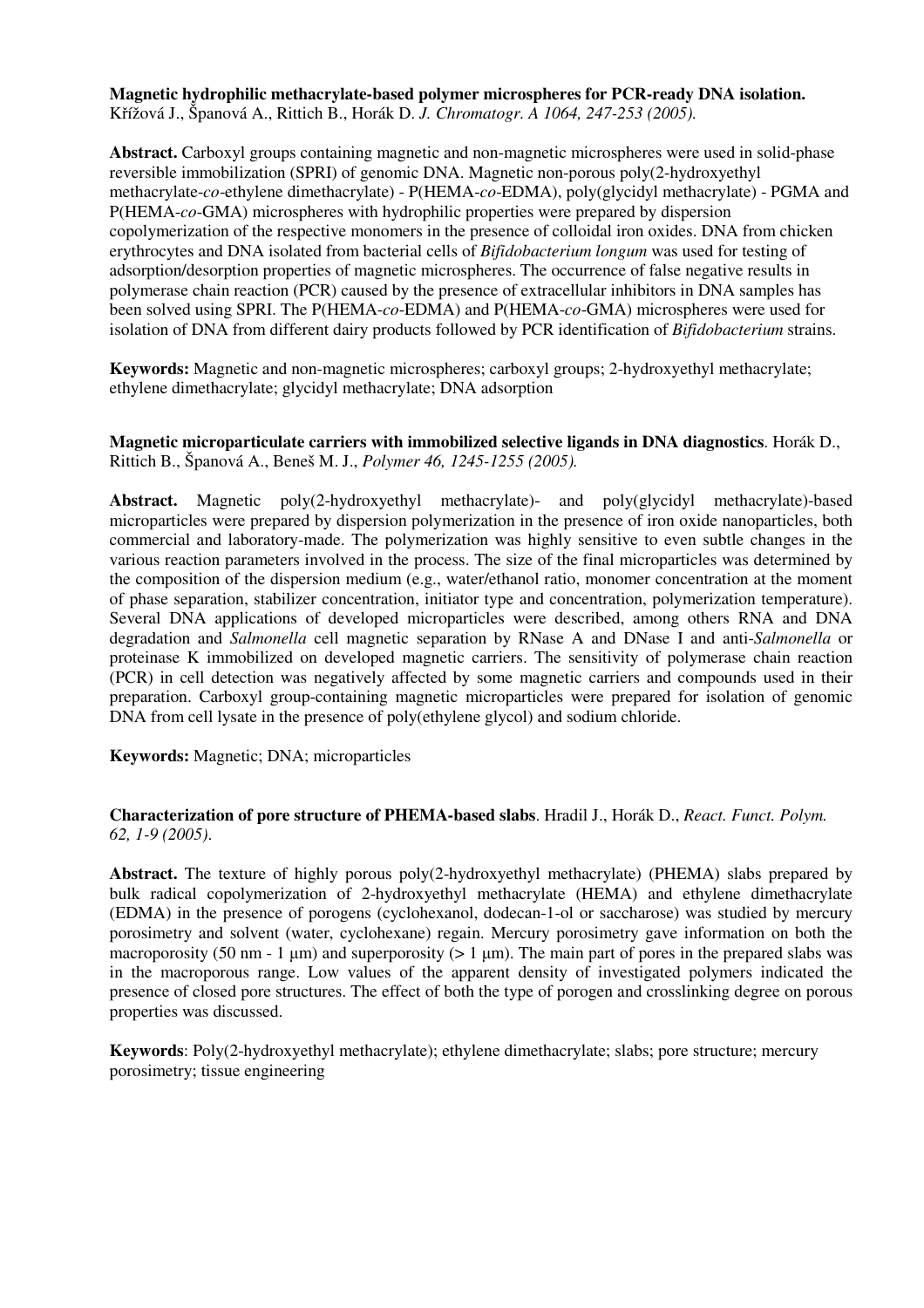**Magnetic hydrophilic methacrylate-based polymer microspheres for PCR-ready DNA isolation.**
Křížová J., Španová A., Rittich B., Horák D. *J. Chromatogr. A 1064, 247-253 (2005).*

**Abstract.** Carboxyl groups containing magnetic and non-magnetic microspheres were used in solid-phase reversible immobilization (SPRI) of genomic DNA. Magnetic non-porous poly(2-hydroxyethyl methacrylate-*co*-ethylene dimethacrylate) - P(HEMA-*co*-EDMA), poly(glycidyl methacrylate) - PGMA and P(HEMA-*co*-GMA) microspheres with hydrophilic properties were prepared by dispersion copolymerization of the respective monomers in the presence of colloidal iron oxides. DNA from chicken erythrocytes and DNA isolated from bacterial cells of *Bifidobacterium longum* was used for testing of adsorption/desorption properties of magnetic microspheres. The occurrence of false negative results in polymerase chain reaction (PCR) caused by the presence of extracellular inhibitors in DNA samples has been solved using SPRI. The P(HEMA-*co*-EDMA) and P(HEMA-*co*-GMA) microspheres were used for isolation of DNA from different dairy products followed by PCR identification of *Bifidobacterium* strains.

**Keywords:** Magnetic and non-magnetic microspheres; carboxyl groups; 2-hydroxyethyl methacrylate; ethylene dimethacrylate; glycidyl methacrylate; DNA adsorption

**Magnetic microparticulate carriers with immobilized selective ligands in DNA diagnostics**. Horák D., Rittich B., Španová A., Beneš M. J., *Polymer 46, 1245-1255 (2005).*

**Abstract.** Magnetic poly(2-hydroxyethyl methacrylate)- and poly(glycidyl methacrylate)-based microparticles were prepared by dispersion polymerization in the presence of iron oxide nanoparticles, both commercial and laboratory-made. The polymerization was highly sensitive to even subtle changes in the various reaction parameters involved in the process. The size of the final microparticles was determined by the composition of the dispersion medium (e.g., water/ethanol ratio, monomer concentration at the moment of phase separation, stabilizer concentration, initiator type and concentration, polymerization temperature). Several DNA applications of developed microparticles were described, among others RNA and DNA degradation and *Salmonella* cell magnetic separation by RNase A and DNase I and anti-*Salmonella* or proteinase K immobilized on developed magnetic carriers. The sensitivity of polymerase chain reaction (PCR) in cell detection was negatively affected by some magnetic carriers and compounds used in their preparation. Carboxyl group-containing magnetic microparticles were prepared for isolation of genomic DNA from cell lysate in the presence of poly(ethylene glycol) and sodium chloride.

**Keywords:** Magnetic; DNA; microparticles

**Characterization of pore structure of PHEMA-based slabs**. Hradil J., Horák D., *React. Funct. Polym. 62, 1-9 (2005).*

**Abstract.** The texture of highly porous poly(2-hydroxyethyl methacrylate) (PHEMA) slabs prepared by bulk radical copolymerization of 2-hydroxyethyl methacrylate (HEMA) and ethylene dimethacrylate (EDMA) in the presence of porogens (cyclohexanol, dodecan-1-ol or saccharose) was studied by mercury porosimetry and solvent (water, cyclohexane) regain. Mercury porosimetry gave information on both the macroporosity (50 nm - 1 µm) and superporosity (> 1 µm). The main part of pores in the prepared slabs was in the macroporous range. Low values of the apparent density of investigated polymers indicated the presence of closed pore structures. The effect of both the type of porogen and crosslinking degree on porous properties was discussed.

**Keywords**: Poly(2-hydroxyethyl methacrylate); ethylene dimethacrylate; slabs; pore structure; mercury porosimetry; tissue engineering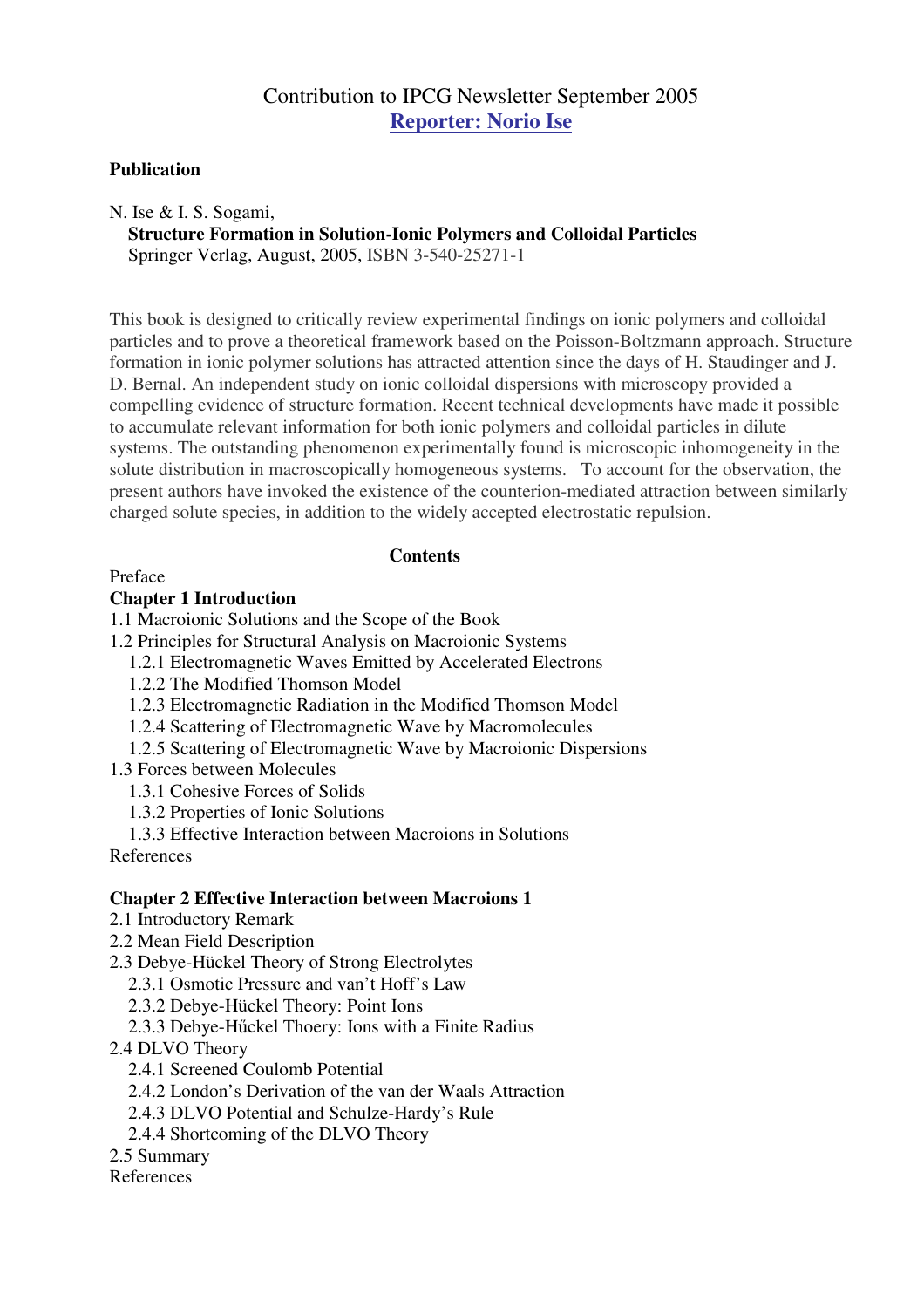# Contribution to IPCG Newsletter September 2005

## Reporter: Norio Ise

**Publication**

N. Ise & I. S. Sogami,
**Structure Formation in Solution-Ionic Polymers and Colloidal Particles**
Springer Verlag, August, 2005, ISBN 3-540-25271-1

This book is designed to critically review experimental findings on ionic polymers and colloidal particles and to prove a theoretical framework based on the Poisson-Boltzmann approach. Structure formation in ionic polymer solutions has attracted attention since the days of H. Staudinger and J. D. Bernal. An independent study on ionic colloidal dispersions with microscopy provided a compelling evidence of structure formation. Recent technical developments have made it possible to accumulate relevant information for both ionic polymers and colloidal particles in dilute systems. The outstanding phenomenon experimentally found is microscopic inhomogeneity in the solute distribution in macroscopically homogeneous systems. To account for the observation, the present authors have invoked the existence of the counterion-mediated attraction between similarly charged solute species, in addition to the widely accepted electrostatic repulsion.

**Contents**

Preface

**Chapter 1 Introduction**

1.1 Macroionic Solutions and the Scope of the Book
1.2 Principles for Structural Analysis on Macroionic Systems
  1.2.1 Electromagnetic Waves Emitted by Accelerated Electrons
  1.2.2 The Modified Thomson Model
  1.2.3 Electromagnetic Radiation in the Modified Thomson Model
  1.2.4 Scattering of Electromagnetic Wave by Macromolecules
  1.2.5 Scattering of Electromagnetic Wave by Macroionic Dispersions
1.3 Forces between Molecules
  1.3.1 Cohesive Forces of Solids
  1.3.2 Properties of Ionic Solutions
  1.3.3 Effective Interaction between Macroions in Solutions
References

**Chapter 2 Effective Interaction between Macroions 1**

2.1 Introductory Remark
2.2 Mean Field Description
2.3 Debye-Hückel Theory of Strong Electrolytes
  2.3.1 Osmotic Pressure and van't Hoff's Law
  2.3.2 Debye-Hückel Theory: Point Ions
  2.3.3 Debye-Hűckel Thoery: Ions with a Finite Radius
2.4 DLVO Theory
  2.4.1 Screened Coulomb Potential
  2.4.2 London's Derivation of the van der Waals Attraction
  2.4.3 DLVO Potential and Schulze-Hardy's Rule
  2.4.4 Shortcoming of the DLVO Theory
2.5 Summary
References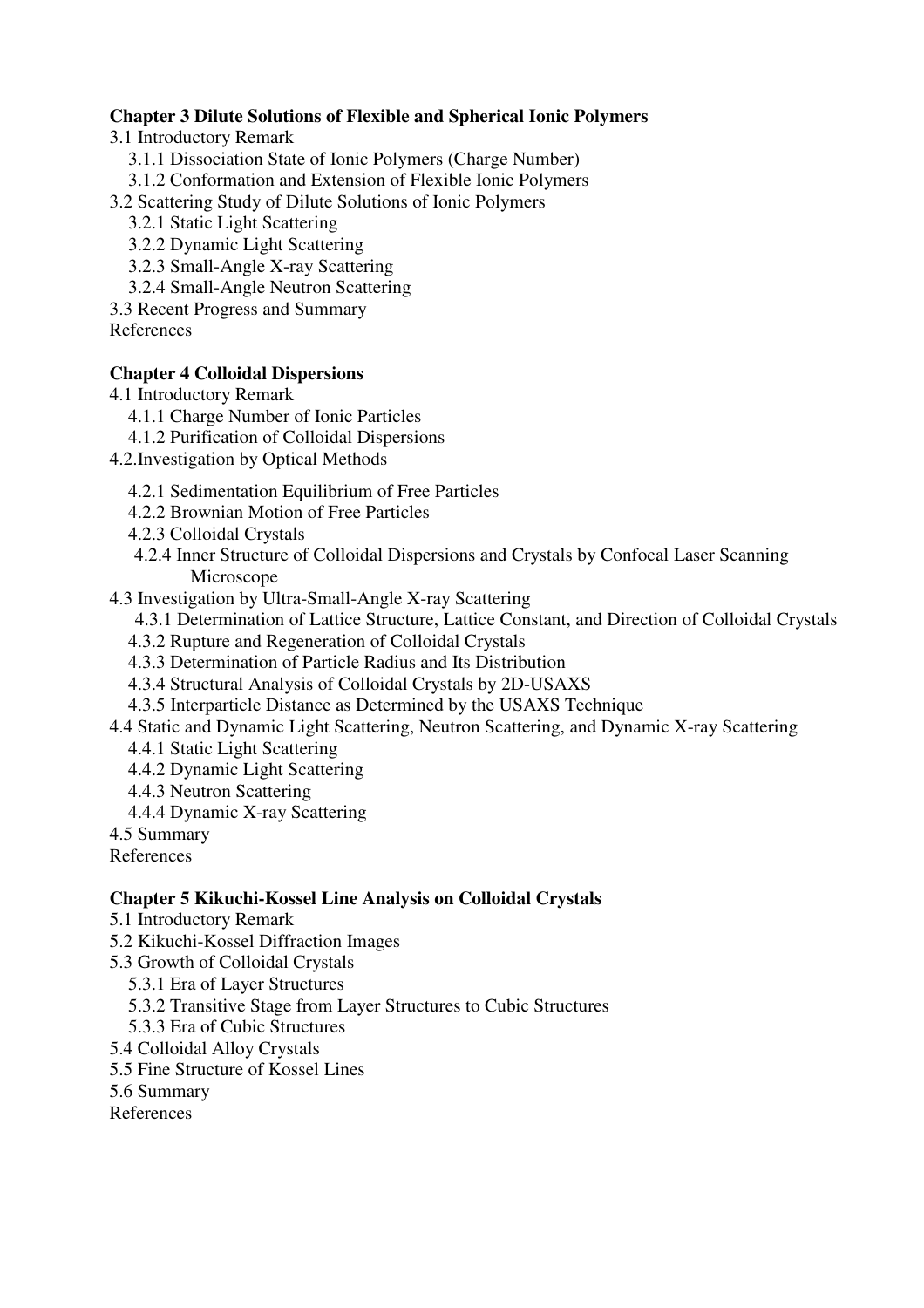**Chapter 3 Dilute Solutions of Flexible and Spherical Ionic Polymers**

3.1 Introductory Remark
  3.1.1 Dissociation State of Ionic Polymers (Charge Number)
  3.1.2 Conformation and Extension of Flexible Ionic Polymers
3.2 Scattering Study of Dilute Solutions of Ionic Polymers
  3.2.1 Static Light Scattering
  3.2.2 Dynamic Light Scattering
  3.2.3 Small-Angle X-ray Scattering
  3.2.4 Small-Angle Neutron Scattering
3.3 Recent Progress and Summary
References

**Chapter 4 Colloidal Dispersions**

4.1 Introductory Remark
  4.1.1 Charge Number of Ionic Particles
  4.1.2 Purification of Colloidal Dispersions
4.2.Investigation by Optical Methods
  4.2.1 Sedimentation Equilibrium of Free Particles
  4.2.2 Brownian Motion of Free Particles
  4.2.3 Colloidal Crystals
  4.2.4 Inner Structure of Colloidal Dispersions and Crystals by Confocal Laser Scanning Microscope
4.3 Investigation by Ultra-Small-Angle X-ray Scattering
  4.3.1 Determination of Lattice Structure, Lattice Constant, and Direction of Colloidal Crystals
  4.3.2 Rupture and Regeneration of Colloidal Crystals
  4.3.3 Determination of Particle Radius and Its Distribution
  4.3.4 Structural Analysis of Colloidal Crystals by 2D-USAXS
  4.3.5 Interparticle Distance as Determined by the USAXS Technique
4.4 Static and Dynamic Light Scattering, Neutron Scattering, and Dynamic X-ray Scattering
  4.4.1 Static Light Scattering
  4.4.2 Dynamic Light Scattering
  4.4.3 Neutron Scattering
  4.4.4 Dynamic X-ray Scattering
4.5 Summary
References

**Chapter 5 Kikuchi-Kossel Line Analysis on Colloidal Crystals**

5.1 Introductory Remark
5.2 Kikuchi-Kossel Diffraction Images
5.3 Growth of Colloidal Crystals
  5.3.1 Era of Layer Structures
  5.3.2 Transitive Stage from Layer Structures to Cubic Structures
  5.3.3 Era of Cubic Structures
5.4 Colloidal Alloy Crystals
5.5 Fine Structure of Kossel Lines
5.6 Summary
References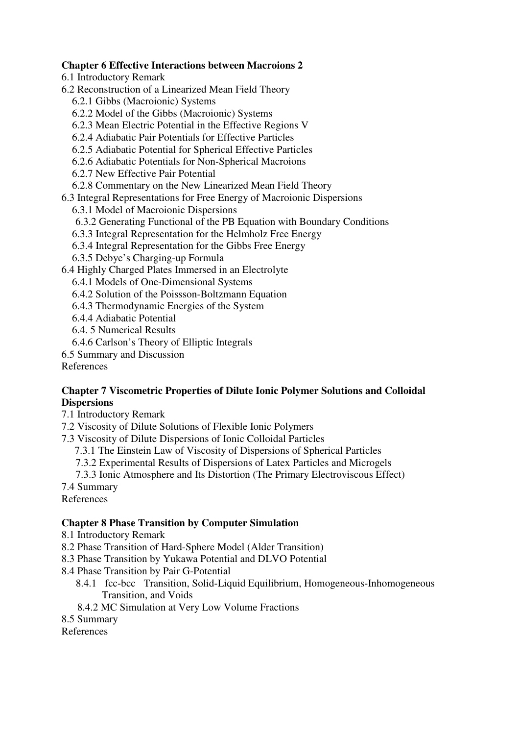**Chapter 6 Effective Interactions between Macroions 2**

6.1 Introductory Remark
6.2 Reconstruction of a Linearized Mean Field Theory
  6.2.1 Gibbs (Macroionic) Systems
  6.2.2 Model of the Gibbs (Macroionic) Systems
  6.2.3 Mean Electric Potential in the Effective Regions V
  6.2.4 Adiabatic Pair Potentials for Effective Particles
  6.2.5 Adiabatic Potential for Spherical Effective Particles
  6.2.6 Adiabatic Potentials for Non-Spherical Macroions
  6.2.7 New Effective Pair Potential
  6.2.8 Commentary on the New Linearized Mean Field Theory
6.3 Integral Representations for Free Energy of Macroionic Dispersions
  6.3.1 Model of Macroionic Dispersions
  6.3.2 Generating Functional of the PB Equation with Boundary Conditions
  6.3.3 Integral Representation for the Helmholz Free Energy
  6.3.4 Integral Representation for the Gibbs Free Energy
  6.3.5 Debye's Charging-up Formula
6.4 Highly Charged Plates Immersed in an Electrolyte
  6.4.1 Models of One-Dimensional Systems
  6.4.2 Solution of the Poissson-Boltzmann Equation
  6.4.3 Thermodynamic Energies of the System
  6.4.4 Adiabatic Potential
  6.4. 5 Numerical Results
  6.4.6 Carlson's Theory of Elliptic Integrals
6.5 Summary and Discussion
References

**Chapter 7 Viscometric Properties of Dilute Ionic Polymer Solutions and Colloidal Dispersions**

7.1 Introductory Remark
7.2 Viscosity of Dilute Solutions of Flexible Ionic Polymers
7.3 Viscosity of Dilute Dispersions of Ionic Colloidal Particles
  7.3.1 The Einstein Law of Viscosity of Dispersions of Spherical Particles
  7.3.2 Experimental Results of Dispersions of Latex Particles and Microgels
  7.3.3 Ionic Atmosphere and Its Distortion (The Primary Electroviscous Effect)
7.4 Summary
References

**Chapter 8 Phase Transition by Computer Simulation**

8.1 Introductory Remark
8.2 Phase Transition of Hard-Sphere Model (Alder Transition)
8.3 Phase Transition by Yukawa Potential and DLVO Potential
8.4 Phase Transition by Pair G-Potential
  8.4.1 fcc-bcc Transition, Solid-Liquid Equilibrium, Homogeneous-Inhomogeneous Transition, and Voids
  8.4.2 MC Simulation at Very Low Volume Fractions
8.5 Summary
References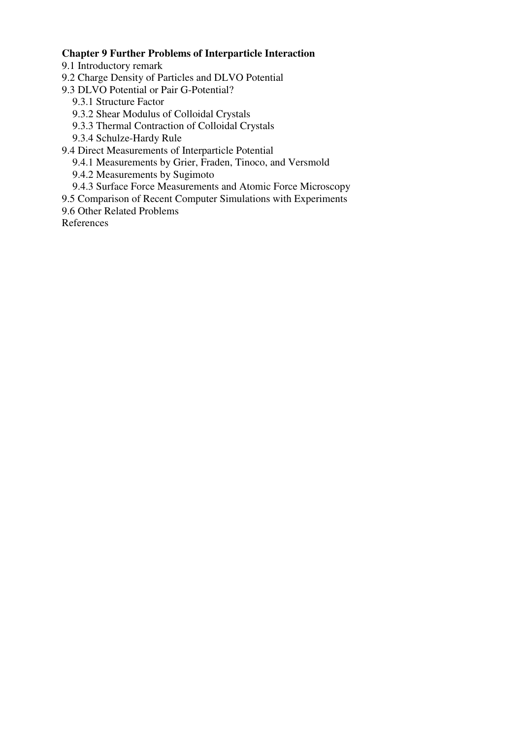**Chapter 9 Further Problems of Interparticle Interaction**

9.1 Introductory remark

9.2 Charge Density of Particles and DLVO Potential

9.3 DLVO Potential or Pair G-Potential?

  9.3.1 Structure Factor

  9.3.2 Shear Modulus of Colloidal Crystals

  9.3.3 Thermal Contraction of Colloidal Crystals

  9.3.4 Schulze-Hardy Rule

9.4 Direct Measurements of Interparticle Potential

  9.4.1 Measurements by Grier, Fraden, Tinoco, and Versmold

  9.4.2 Measurements by Sugimoto

  9.4.3 Surface Force Measurements and Atomic Force Microscopy

9.5 Comparison of Recent Computer Simulations with Experiments

9.6 Other Related Problems

References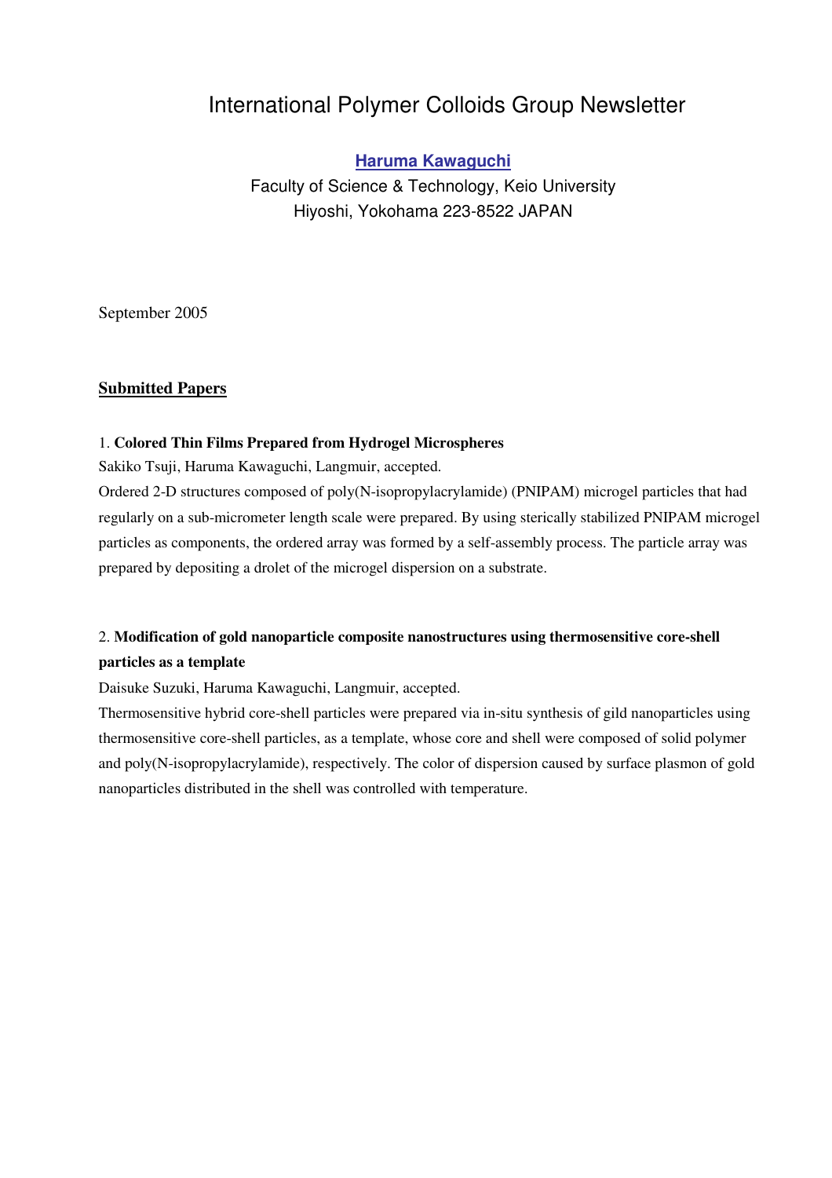# International Polymer Colloids Group Newsletter

**Haruma Kawaguchi**

Faculty of Science & Technology, Keio University
Hiyoshi, Yokohama 223-8522 JAPAN

September 2005

## Submitted Papers

1. **Colored Thin Films Prepared from Hydrogel Microspheres**
Sakiko Tsuji, Haruma Kawaguchi, Langmuir, accepted.
Ordered 2-D structures composed of poly(N-isopropylacrylamide) (PNIPAM) microgel particles that had regularly on a sub-micrometer length scale were prepared. By using sterically stabilized PNIPAM microgel particles as components, the ordered array was formed by a self-assembly process. The particle array was prepared by depositing a drolet of the microgel dispersion on a substrate.

2. **Modification of gold nanoparticle composite nanostructures using thermosensitive core-shell particles as a template**
Daisuke Suzuki, Haruma Kawaguchi, Langmuir, accepted.
Thermosensitive hybrid core-shell particles were prepared via in-situ synthesis of gild nanoparticles using thermosensitive core-shell particles, as a template, whose core and shell were composed of solid polymer and poly(N-isopropylacrylamide), respectively. The color of dispersion caused by surface plasmon of gold nanoparticles distributed in the shell was controlled with temperature.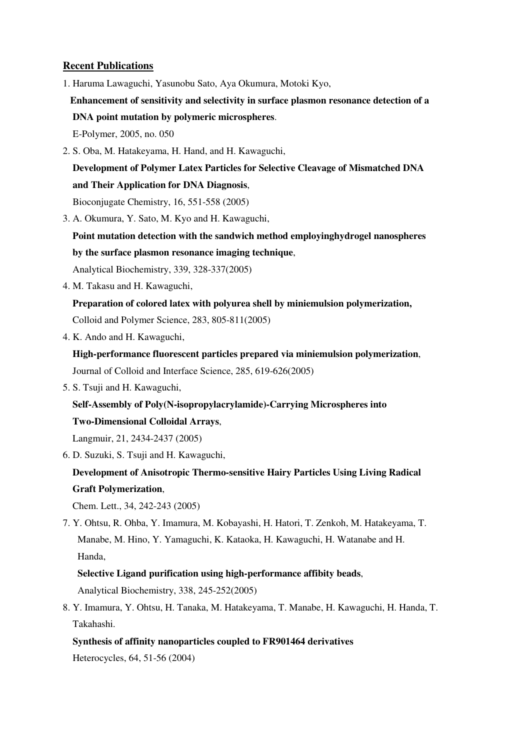## Recent Publications

1. Haruma Lawaguchi, Yasunobu Sato, Aya Okumura, Motoki Kyo,
   **Enhancement of sensitivity and selectivity in surface plasmon resonance detection of a DNA point mutation by polymeric microspheres**.
   E-Polymer, 2005, no. 050
2. S. Oba, M. Hatakeyama, H. Hand, and H. Kawaguchi,
   **Development of Polymer Latex Particles for Selective Cleavage of Mismatched DNA and Their Application for DNA Diagnosis**,
   Bioconjugate Chemistry, 16, 551-558 (2005)
3. A. Okumura, Y. Sato, M. Kyo and H. Kawaguchi,
   **Point mutation detection with the sandwich method employinghydrogel nanospheres by the surface plasmon resonance imaging technique**,
   Analytical Biochemistry, 339, 328-337(2005)
4. M. Takasu and H. Kawaguchi,
   **Preparation of colored latex with polyurea shell by miniemulsion polymerization,**
   Colloid and Polymer Science, 283, 805-811(2005)
4. K. Ando and H. Kawaguchi,
   **High-performance fluorescent particles prepared via miniemulsion polymerization**,
   Journal of Colloid and Interface Science, 285, 619-626(2005)
5. S. Tsuji and H. Kawaguchi,
   **Self-Assembly of Poly(N-isopropylacrylamide)-Carrying Microspheres into Two-Dimensional Colloidal Arrays**,
   Langmuir, 21, 2434-2437 (2005)
6. D. Suzuki, S. Tsuji and H. Kawaguchi,
   **Development of Anisotropic Thermo-sensitive Hairy Particles Using Living Radical Graft Polymerization**,
   Chem. Lett., 34, 242-243 (2005)
7. Y. Ohtsu, R. Ohba, Y. Imamura, M. Kobayashi, H. Hatori, T. Zenkoh, M. Hatakeyama, T. Manabe, M. Hino, Y. Yamaguchi, K. Kataoka, H. Kawaguchi, H. Watanabe and H. Handa,
   **Selective Ligand purification using high-performance affibity beads**,
   Analytical Biochemistry, 338, 245-252(2005)
8. Y. Imamura, Y. Ohtsu, H. Tanaka, M. Hatakeyama, T. Manabe, H. Kawaguchi, H. Handa, T. Takahashi.
   **Synthesis of affinity nanoparticles coupled to FR901464 derivatives**
   Heterocycles, 64, 51-56 (2004)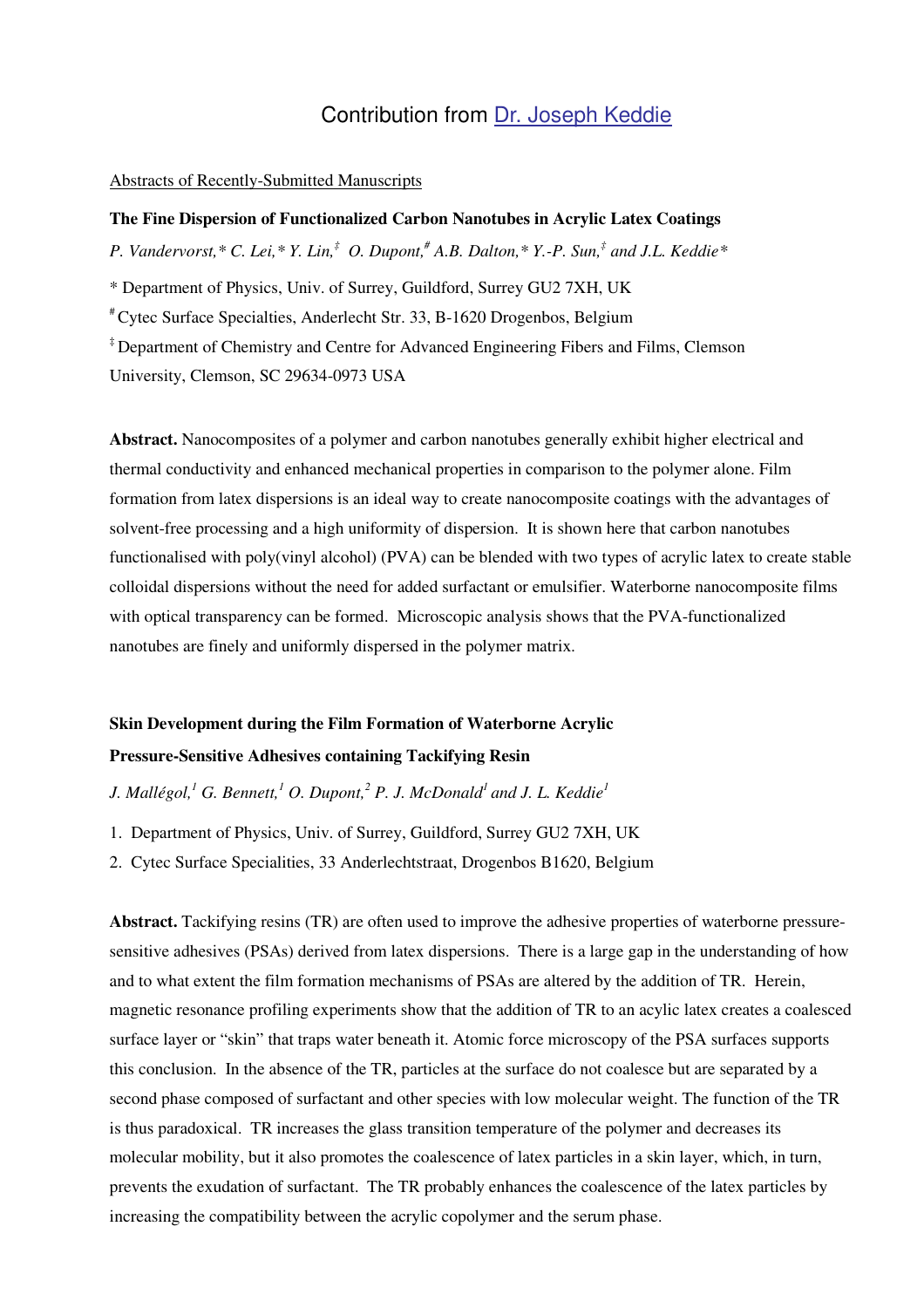# Contribution from Dr. Joseph Keddie

Abstracts of Recently-Submitted Manuscripts

**The Fine Dispersion of Functionalized Carbon Nanotubes in Acrylic Latex Coatings**

*P. Vandervorst,\* C. Lei,\* Y. Lin,‡ O. Dupont,# A.B. Dalton,\* Y.-P. Sun,‡ and J.L. Keddie\**

\* Department of Physics, Univ. of Surrey, Guildford, Surrey GU2 7XH, UK

# Cytec Surface Specialties, Anderlecht Str. 33, B-1620 Drogenbos, Belgium

‡ Department of Chemistry and Centre for Advanced Engineering Fibers and Films, Clemson University, Clemson, SC 29634-0973 USA

**Abstract.** Nanocomposites of a polymer and carbon nanotubes generally exhibit higher electrical and thermal conductivity and enhanced mechanical properties in comparison to the polymer alone. Film formation from latex dispersions is an ideal way to create nanocomposite coatings with the advantages of solvent-free processing and a high uniformity of dispersion. It is shown here that carbon nanotubes functionalised with poly(vinyl alcohol) (PVA) can be blended with two types of acrylic latex to create stable colloidal dispersions without the need for added surfactant or emulsifier. Waterborne nanocomposite films with optical transparency can be formed. Microscopic analysis shows that the PVA-functionalized nanotubes are finely and uniformly dispersed in the polymer matrix.

**Skin Development during the Film Formation of Waterborne Acrylic Pressure-Sensitive Adhesives containing Tackifying Resin**

*J. Mallégol,[1] G. Bennett,[1] O. Dupont,[2] P. J. McDonald[1] and J. L. Keddie[1]*

1. Department of Physics, Univ. of Surrey, Guildford, Surrey GU2 7XH, UK
2. Cytec Surface Specialities, 33 Anderlechtstraat, Drogenbos B1620, Belgium

**Abstract.** Tackifying resins (TR) are often used to improve the adhesive properties of waterborne pressure-sensitive adhesives (PSAs) derived from latex dispersions. There is a large gap in the understanding of how and to what extent the film formation mechanisms of PSAs are altered by the addition of TR. Herein, magnetic resonance profiling experiments show that the addition of TR to an acylic latex creates a coalesced surface layer or "skin" that traps water beneath it. Atomic force microscopy of the PSA surfaces supports this conclusion. In the absence of the TR, particles at the surface do not coalesce but are separated by a second phase composed of surfactant and other species with low molecular weight. The function of the TR is thus paradoxical. TR increases the glass transition temperature of the polymer and decreases its molecular mobility, but it also promotes the coalescence of latex particles in a skin layer, which, in turn, prevents the exudation of surfactant. The TR probably enhances the coalescence of the latex particles by increasing the compatibility between the acrylic copolymer and the serum phase.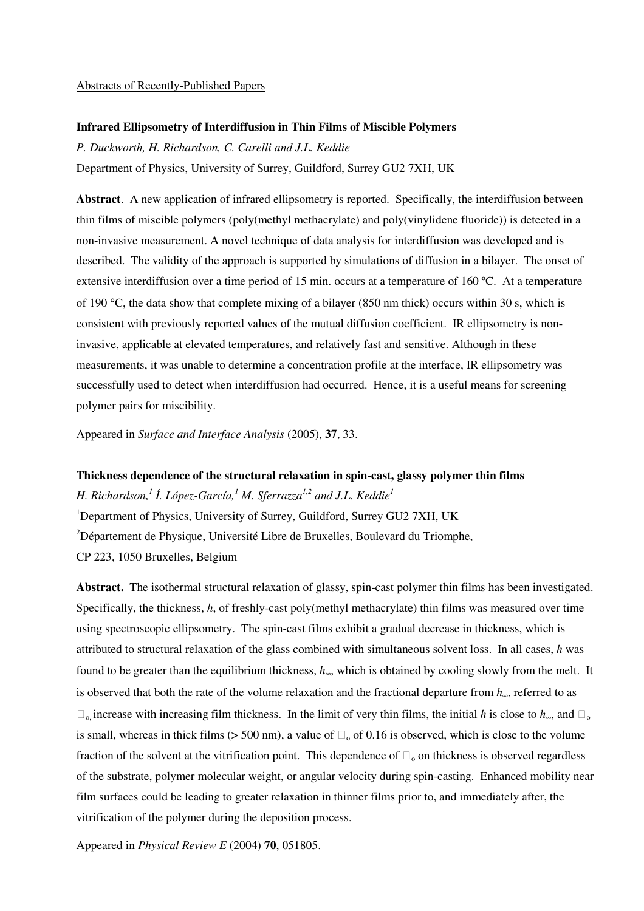Abstracts of Recently-Published Papers

**Infrared Ellipsometry of Interdiffusion in Thin Films of Miscible Polymers**

*P. Duckworth, H. Richardson, C. Carelli and J.L. Keddie*

Department of Physics, University of Surrey, Guildford, Surrey GU2 7XH, UK

**Abstract**. A new application of infrared ellipsometry is reported. Specifically, the interdiffusion between thin films of miscible polymers (poly(methyl methacrylate) and poly(vinylidene fluoride)) is detected in a non-invasive measurement. A novel technique of data analysis for interdiffusion was developed and is described. The validity of the approach is supported by simulations of diffusion in a bilayer. The onset of extensive interdiffusion over a time period of 15 min. occurs at a temperature of 160 ºC. At a temperature of 190 °C, the data show that complete mixing of a bilayer (850 nm thick) occurs within 30 s, which is consistent with previously reported values of the mutual diffusion coefficient. IR ellipsometry is non-invasive, applicable at elevated temperatures, and relatively fast and sensitive. Although in these measurements, it was unable to determine a concentration profile at the interface, IR ellipsometry was successfully used to detect when interdiffusion had occurred. Hence, it is a useful means for screening polymer pairs for miscibility.

Appeared in *Surface and Interface Analysis* (2005), **37**, 33.

**Thickness dependence of the structural relaxation in spin-cast, glassy polymer thin films**

*H. Richardson,[1] Í. López-García,[1] M. Sferrazza[1,2] and J.L. Keddie[1]*

[1]Department of Physics, University of Surrey, Guildford, Surrey GU2 7XH, UK

[2]Département de Physique, Université Libre de Bruxelles, Boulevard du Triomphe, CP 223, 1050 Bruxelles, Belgium

**Abstract.** The isothermal structural relaxation of glassy, spin-cast polymer thin films has been investigated. Specifically, the thickness, *h*, of freshly-cast poly(methyl methacrylate) thin films was measured over time using spectroscopic ellipsometry. The spin-cast films exhibit a gradual decrease in thickness, which is attributed to structural relaxation of the glass combined with simultaneous solvent loss. In all cases, *h* was found to be greater than the equilibrium thickness, $h_\infty$, which is obtained by cooling slowly from the melt. It is observed that both the rate of the volume relaxation and the fractional departure from $h_\infty$, referred to as $\Delta_o$, increase with increasing film thickness. In the limit of very thin films, the initial *h* is close to $h_\infty$, and $\Delta_o$ is small, whereas in thick films (> 500 nm), a value of $\Delta_o$ of 0.16 is observed, which is close to the volume fraction of the solvent at the vitrification point. This dependence of $\Delta_o$ on thickness is observed regardless of the substrate, polymer molecular weight, or angular velocity during spin-casting. Enhanced mobility near film surfaces could be leading to greater relaxation in thinner films prior to, and immediately after, the vitrification of the polymer during the deposition process.

Appeared in *Physical Review E* (2004) **70**, 051805.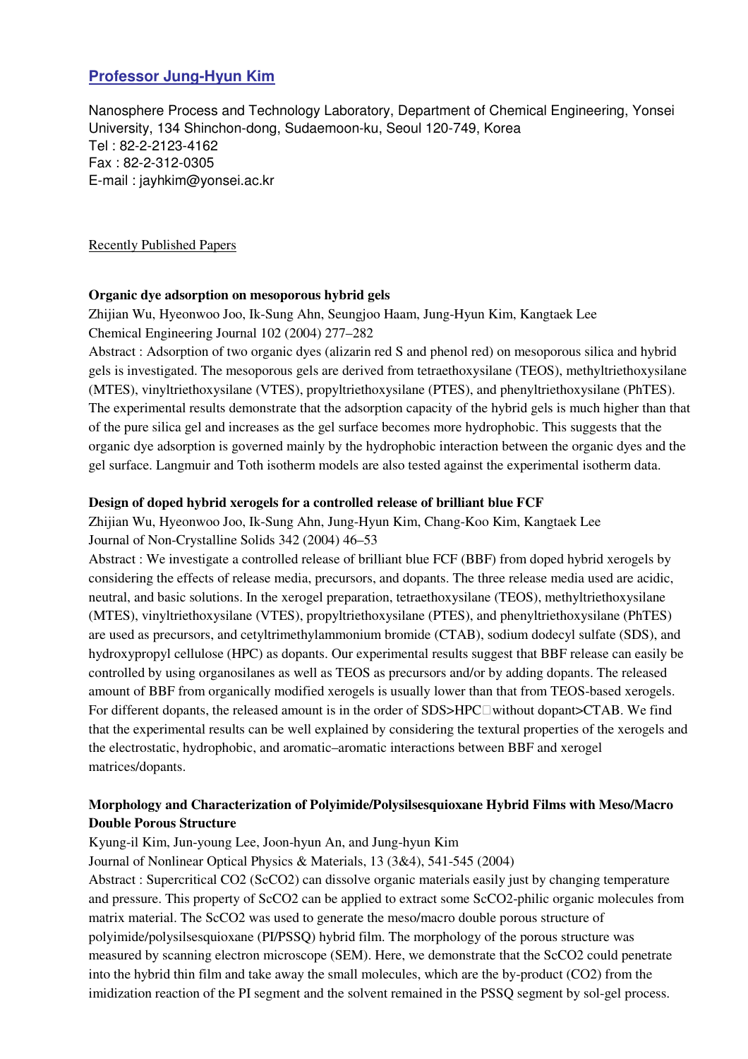## Professor Jung-Hyun Kim

Nanosphere Process and Technology Laboratory, Department of Chemical Engineering, Yonsei University, 134 Shinchon-dong, Sudaemoon-ku, Seoul 120-749, Korea
Tel : 82-2-2123-4162
Fax : 82-2-312-0305
E-mail : jayhkim@yonsei.ac.kr

Recently Published Papers

**Organic dye adsorption on mesoporous hybrid gels**

Zhijian Wu, Hyeonwoo Joo, Ik-Sung Ahn, Seungjoo Haam, Jung-Hyun Kim, Kangtaek Lee
Chemical Engineering Journal 102 (2004) 277–282

Abstract : Adsorption of two organic dyes (alizarin red S and phenol red) on mesoporous silica and hybrid gels is investigated. The mesoporous gels are derived from tetraethoxysilane (TEOS), methyltriethoxysilane (MTES), vinyltriethoxysilane (VTES), propyltriethoxysilane (PTES), and phenyltriethoxysilane (PhTES). The experimental results demonstrate that the adsorption capacity of the hybrid gels is much higher than that of the pure silica gel and increases as the gel surface becomes more hydrophobic. This suggests that the organic dye adsorption is governed mainly by the hydrophobic interaction between the organic dyes and the gel surface. Langmuir and Toth isotherm models are also tested against the experimental isotherm data.

**Design of doped hybrid xerogels for a controlled release of brilliant blue FCF**

Zhijian Wu, Hyeonwoo Joo, Ik-Sung Ahn, Jung-Hyun Kim, Chang-Koo Kim, Kangtaek Lee
Journal of Non-Crystalline Solids 342 (2004) 46–53

Abstract : We investigate a controlled release of brilliant blue FCF (BBF) from doped hybrid xerogels by considering the effects of release media, precursors, and dopants. The three release media used are acidic, neutral, and basic solutions. In the xerogel preparation, tetraethoxysilane (TEOS), methyltriethoxysilane (MTES), vinyltriethoxysilane (VTES), propyltriethoxysilane (PTES), and phenyltriethoxysilane (PhTES) are used as precursors, and cetyltrimethylammonium bromide (CTAB), sodium dodecyl sulfate (SDS), and hydroxypropyl cellulose (HPC) as dopants. Our experimental results suggest that BBF release can easily be controlled by using organosilanes as well as TEOS as precursors and/or by adding dopants. The released amount of BBF from organically modified xerogels is usually lower than that from TEOS-based xerogels. For different dopants, the released amount is in the order of SDS>HPC□without dopant>CTAB. We find that the experimental results can be well explained by considering the textural properties of the xerogels and the electrostatic, hydrophobic, and aromatic–aromatic interactions between BBF and xerogel matrices/dopants.

**Morphology and Characterization of Polyimide/Polysilsesquioxane Hybrid Films with Meso/Macro Double Porous Structure**

Kyung-il Kim, Jun-young Lee, Joon-hyun An, and Jung-hyun Kim
Journal of Nonlinear Optical Physics & Materials, 13 (3&4), 541-545 (2004)

Abstract : Supercritical $CO_2$ (Sc$CO_2$) can dissolve organic materials easily just by changing temperature and pressure. This property of Sc$CO_2$ can be applied to extract some Sc$CO_2$-philic organic molecules from matrix material. The Sc$CO_2$ was used to generate the meso/macro double porous structure of polyimide/polysilsesquioxane (PI/PSSQ) hybrid film. The morphology of the porous structure was measured by scanning electron microscope (SEM). Here, we demonstrate that the Sc$CO_2$ could penetrate into the hybrid thin film and take away the small molecules, which are the by-product ($CO_2$) from the imidization reaction of the PI segment and the solvent remained in the PSSQ segment by sol-gel process.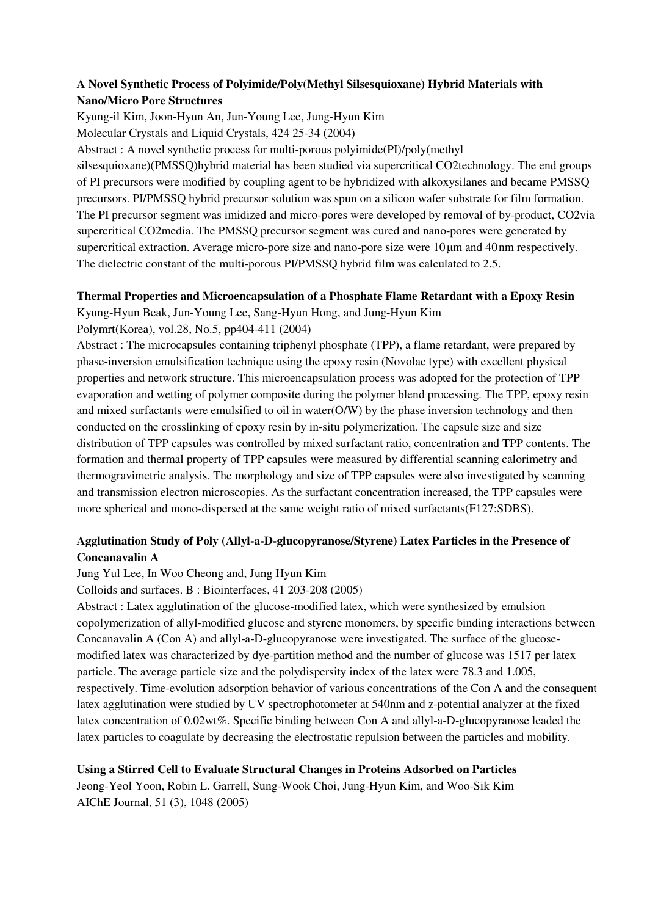**A Novel Synthetic Process of Polyimide/Poly(Methyl Silsesquioxane) Hybrid Materials with Nano/Micro Pore Structures**

Kyung-il Kim, Joon-Hyun An, Jun-Young Lee, Jung-Hyun Kim

Molecular Crystals and Liquid Crystals, 424 25-34 (2004)

Abstract : A novel synthetic process for multi-porous polyimide(PI)/poly(methyl silsesquioxane)(PMSSQ)hybrid material has been studied via supercritical $CO_2$technology. The end groups of PI precursors were modified by coupling agent to be hybridized with alkoxysilanes and became PMSSQ precursors. PI/PMSSQ hybrid precursor solution was spun on a silicon wafer substrate for film formation. The PI precursor segment was imidized and micro-pores were developed by removal of by-product, $CO_2$via supercritical $CO_2$media. The PMSSQ precursor segment was cured and nano-pores were generated by supercritical extraction. Average micro-pore size and nano-pore size were 10 μm and 40 nm respectively. The dielectric constant of the multi-porous PI/PMSSQ hybrid film was calculated to 2.5.

**Thermal Properties and Microencapsulation of a Phosphate Flame Retardant with a Epoxy Resin**

Kyung-Hyun Beak, Jun-Young Lee, Sang-Hyun Hong, and Jung-Hyun Kim

Polymrt(Korea), vol.28, No.5, pp404-411 (2004)

Abstract : The microcapsules containing triphenyl phosphate (TPP), a flame retardant, were prepared by phase-inversion emulsification technique using the epoxy resin (Novolac type) with excellent physical properties and network structure. This microencapsulation process was adopted for the protection of TPP evaporation and wetting of polymer composite during the polymer blend processing. The TPP, epoxy resin and mixed surfactants were emulsified to oil in water(O/W) by the phase inversion technology and then conducted on the crosslinking of epoxy resin by in-situ polymerization. The capsule size and size distribution of TPP capsules was controlled by mixed surfactant ratio, concentration and TPP contents. The formation and thermal property of TPP capsules were measured by differential scanning calorimetry and thermogravimetric analysis. The morphology and size of TPP capsules were also investigated by scanning and transmission electron microscopies. As the surfactant concentration increased, the TPP capsules were more spherical and mono-dispersed at the same weight ratio of mixed surfactants(F127:SDBS).

**Agglutination Study of Poly (Allyl-a-D-glucopyranose/Styrene) Latex Particles in the Presence of Concanavalin A**

Jung Yul Lee, In Woo Cheong and, Jung Hyun Kim

Colloids and surfaces. B : Biointerfaces, 41 203-208 (2005)

Abstract : Latex agglutination of the glucose-modified latex, which were synthesized by emulsion copolymerization of allyl-modified glucose and styrene monomers, by specific binding interactions between Concanavalin A (Con A) and allyl-a-D-glucopyranose were investigated. The surface of the glucose-modified latex was characterized by dye-partition method and the number of glucose was 1517 per latex particle. The average particle size and the polydispersity index of the latex were 78.3 and 1.005, respectively. Time-evolution adsorption behavior of various concentrations of the Con A and the consequent latex agglutination were studied by UV spectrophotometer at 540nm and z-potential analyzer at the fixed latex concentration of 0.02wt%. Specific binding between Con A and allyl-a-D-glucopyranose leaded the latex particles to coagulate by decreasing the electrostatic repulsion between the particles and mobility.

**Using a Stirred Cell to Evaluate Structural Changes in Proteins Adsorbed on Particles**

Jeong-Yeol Yoon, Robin L. Garrell, Sung-Wook Choi, Jung-Hyun Kim, and Woo-Sik Kim

AIChE Journal, 51 (3), 1048 (2005)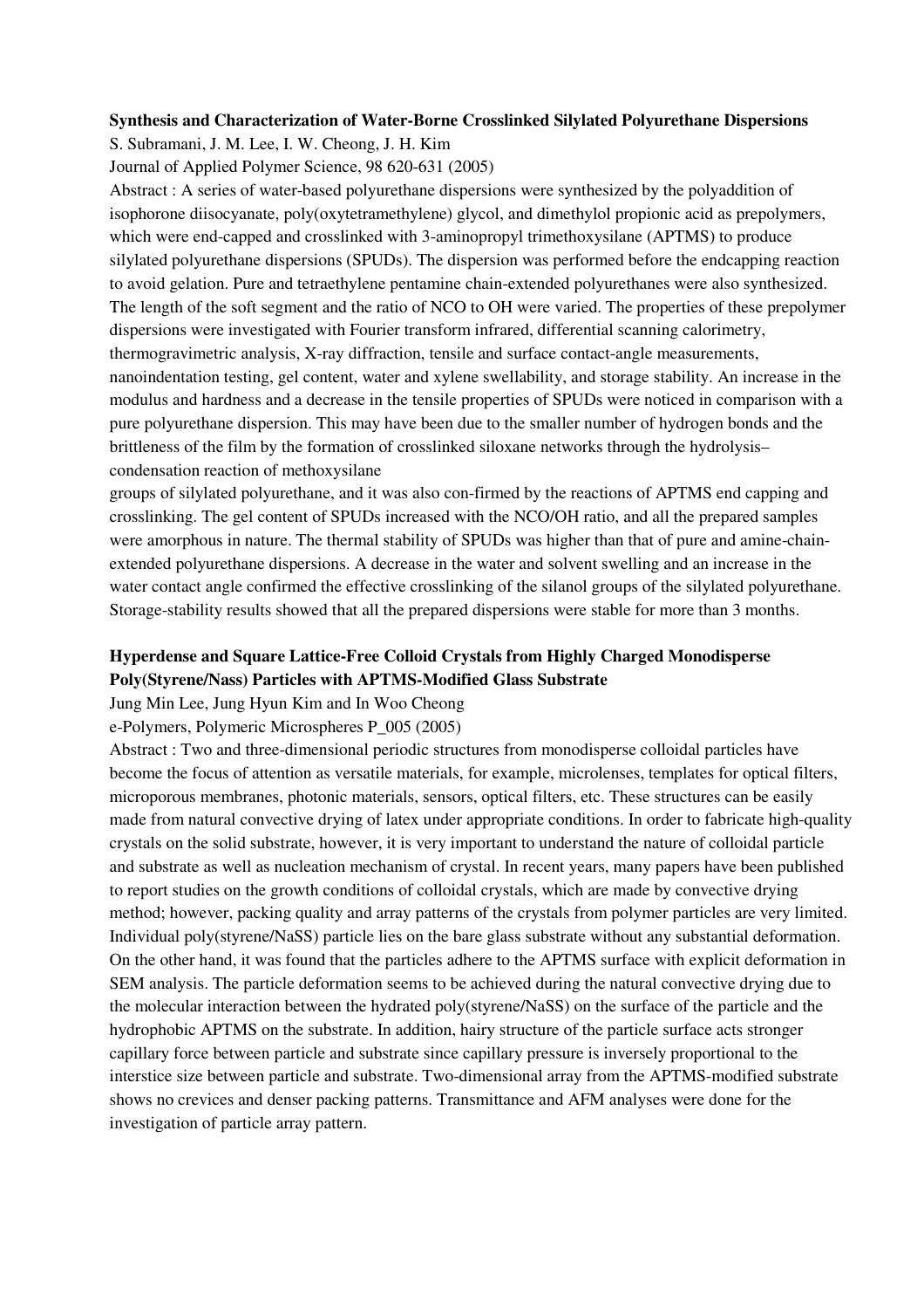**Synthesis and Characterization of Water-Borne Crosslinked Silylated Polyurethane Dispersions**

S. Subramani, J. M. Lee, I. W. Cheong, J. H. Kim

Journal of Applied Polymer Science, 98 620-631 (2005)

Abstract : A series of water-based polyurethane dispersions were synthesized by the polyaddition of isophorone diisocyanate, poly(oxytetramethylene) glycol, and dimethylol propionic acid as prepolymers, which were end-capped and crosslinked with 3-aminopropyl trimethoxysilane (APTMS) to produce silylated polyurethane dispersions (SPUDs). The dispersion was performed before the endcapping reaction to avoid gelation. Pure and tetraethylene pentamine chain-extended polyurethanes were also synthesized. The length of the soft segment and the ratio of NCO to OH were varied. The properties of these prepolymer dispersions were investigated with Fourier transform infrared, differential scanning calorimetry, thermogravimetric analysis, X-ray diffraction, tensile and surface contact-angle measurements, nanoindentation testing, gel content, water and xylene swellability, and storage stability. An increase in the modulus and hardness and a decrease in the tensile properties of SPUDs were noticed in comparison with a pure polyurethane dispersion. This may have been due to the smaller number of hydrogen bonds and the brittleness of the film by the formation of crosslinked siloxane networks through the hydrolysis–condensation reaction of methoxysilane

groups of silylated polyurethane, and it was also con-firmed by the reactions of APTMS end capping and crosslinking. The gel content of SPUDs increased with the NCO/OH ratio, and all the prepared samples were amorphous in nature. The thermal stability of SPUDs was higher than that of pure and amine-chain-extended polyurethane dispersions. A decrease in the water and solvent swelling and an increase in the water contact angle confirmed the effective crosslinking of the silanol groups of the silylated polyurethane. Storage-stability results showed that all the prepared dispersions were stable for more than 3 months.

**Hyperdense and Square Lattice-Free Colloid Crystals from Highly Charged Monodisperse Poly(Styrene/Nass) Particles with APTMS-Modified Glass Substrate**

Jung Min Lee, Jung Hyun Kim and In Woo Cheong

e-Polymers, Polymeric Microspheres P_005 (2005)

Abstract : Two and three-dimensional periodic structures from monodisperse colloidal particles have become the focus of attention as versatile materials, for example, microlenses, templates for optical filters, microporous membranes, photonic materials, sensors, optical filters, etc. These structures can be easily made from natural convective drying of latex under appropriate conditions. In order to fabricate high-quality crystals on the solid substrate, however, it is very important to understand the nature of colloidal particle and substrate as well as nucleation mechanism of crystal. In recent years, many papers have been published to report studies on the growth conditions of colloidal crystals, which are made by convective drying method; however, packing quality and array patterns of the crystals from polymer particles are very limited. Individual poly(styrene/NaSS) particle lies on the bare glass substrate without any substantial deformation. On the other hand, it was found that the particles adhere to the APTMS surface with explicit deformation in SEM analysis. The particle deformation seems to be achieved during the natural convective drying due to the molecular interaction between the hydrated poly(styrene/NaSS) on the surface of the particle and the hydrophobic APTMS on the substrate. In addition, hairy structure of the particle surface acts stronger capillary force between particle and substrate since capillary pressure is inversely proportional to the interstice size between particle and substrate. Two-dimensional array from the APTMS-modified substrate shows no crevices and denser packing patterns. Transmittance and AFM analyses were done for the investigation of particle array pattern.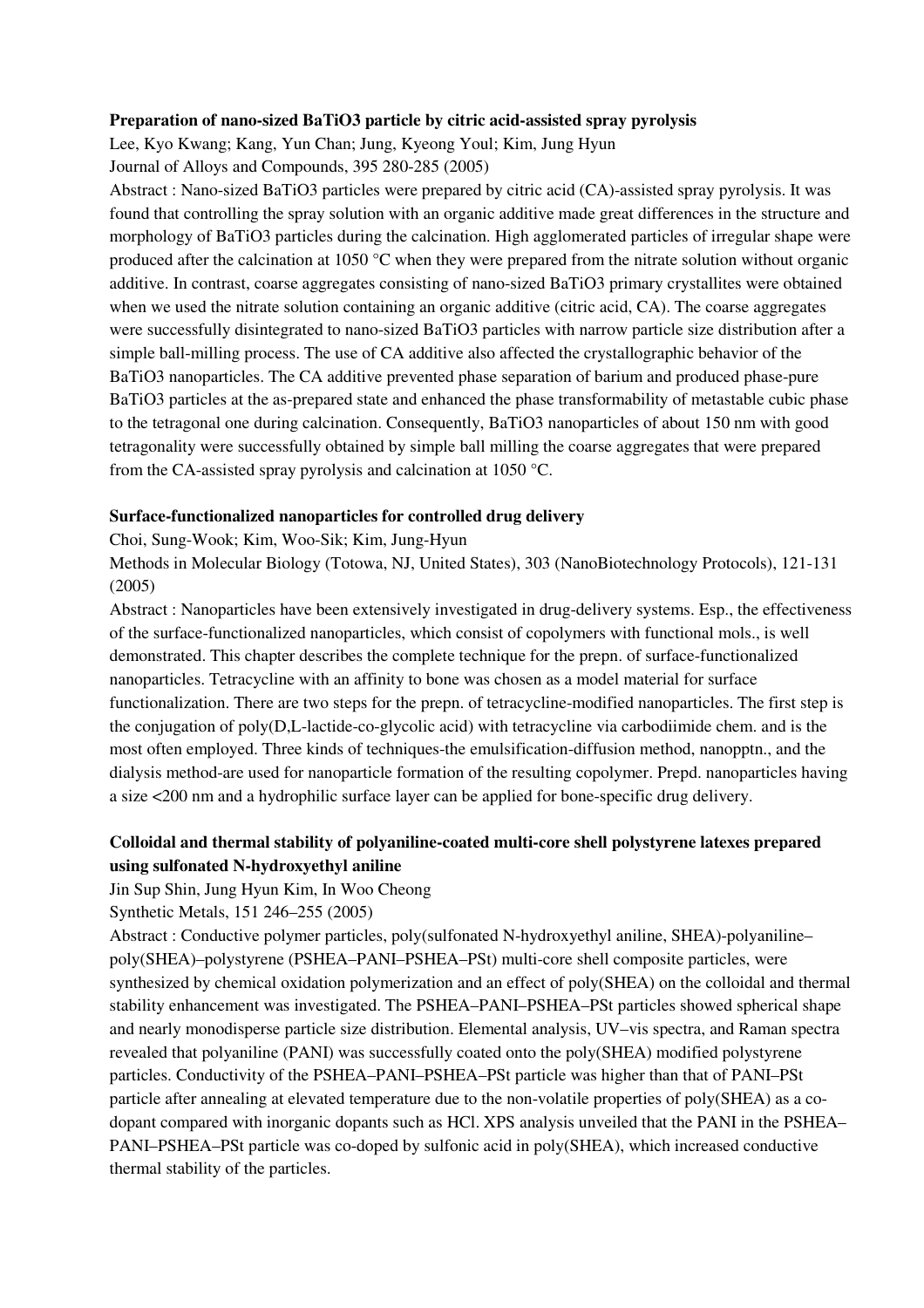**Preparation of nano-sized $BaTiO_3$ particle by citric acid-assisted spray pyrolysis**

Lee, Kyo Kwang; Kang, Yun Chan; Jung, Kyeong Youl; Kim, Jung Hyun

Journal of Alloys and Compounds, 395 280-285 (2005)

Abstract : Nano-sized $BaTiO_3$ particles were prepared by citric acid (CA)-assisted spray pyrolysis. It was found that controlling the spray solution with an organic additive made great differences in the structure and morphology of $BaTiO_3$ particles during the calcination. High agglomerated particles of irregular shape were produced after the calcination at 1050 °C when they were prepared from the nitrate solution without organic additive. In contrast, coarse aggregates consisting of nano-sized $BaTiO_3$ primary crystallites were obtained when we used the nitrate solution containing an organic additive (citric acid, CA). The coarse aggregates were successfully disintegrated to nano-sized $BaTiO_3$ particles with narrow particle size distribution after a simple ball-milling process. The use of CA additive also affected the crystallographic behavior of the $BaTiO_3$ nanoparticles. The CA additive prevented phase separation of barium and produced phase-pure $BaTiO_3$ particles at the as-prepared state and enhanced the phase transformability of metastable cubic phase to the tetragonal one during calcination. Consequently, $BaTiO_3$ nanoparticles of about 150 nm with good tetragonality were successfully obtained by simple ball milling the coarse aggregates that were prepared from the CA-assisted spray pyrolysis and calcination at 1050 °C.

**Surface-functionalized nanoparticles for controlled drug delivery**

Choi, Sung-Wook; Kim, Woo-Sik; Kim, Jung-Hyun

Methods in Molecular Biology (Totowa, NJ, United States), 303 (NanoBiotechnology Protocols), 121-131 (2005)

Abstract : Nanoparticles have been extensively investigated in drug-delivery systems. Esp., the effectiveness of the surface-functionalized nanoparticles, which consist of copolymers with functional mols., is well demonstrated. This chapter describes the complete technique for the prepn. of surface-functionalized nanoparticles. Tetracycline with an affinity to bone was chosen as a model material for surface functionalization. There are two steps for the prepn. of tetracycline-modified nanoparticles. The first step is the conjugation of poly(D,L-lactide-co-glycolic acid) with tetracycline via carbodiimide chem. and is the most often employed. Three kinds of techniques-the emulsification-diffusion method, nanopptn., and the dialysis method-are used for nanoparticle formation of the resulting copolymer. Prepd. nanoparticles having a size <200 nm and a hydrophilic surface layer can be applied for bone-specific drug delivery.

**Colloidal and thermal stability of polyaniline-coated multi-core shell polystyrene latexes prepared using sulfonated N-hydroxyethyl aniline**

Jin Sup Shin, Jung Hyun Kim, In Woo Cheong

Synthetic Metals, 151 246–255 (2005)

Abstract : Conductive polymer particles, poly(sulfonated N-hydroxyethyl aniline, SHEA)-polyaniline–poly(SHEA)–polystyrene (PSHEA–PANI–PSHEA–PSt) multi-core shell composite particles, were synthesized by chemical oxidation polymerization and an effect of poly(SHEA) on the colloidal and thermal stability enhancement was investigated. The PSHEA–PANI–PSHEA–PSt particles showed spherical shape and nearly monodisperse particle size distribution. Elemental analysis, UV–vis spectra, and Raman spectra revealed that polyaniline (PANI) was successfully coated onto the poly(SHEA) modified polystyrene particles. Conductivity of the PSHEA–PANI–PSHEA–PSt particle was higher than that of PANI–PSt particle after annealing at elevated temperature due to the non-volatile properties of poly(SHEA) as a co-dopant compared with inorganic dopants such as HCl. XPS analysis unveiled that the PANI in the PSHEA–PANI–PSHEA–PSt particle was co-doped by sulfonic acid in poly(SHEA), which increased conductive thermal stability of the particles.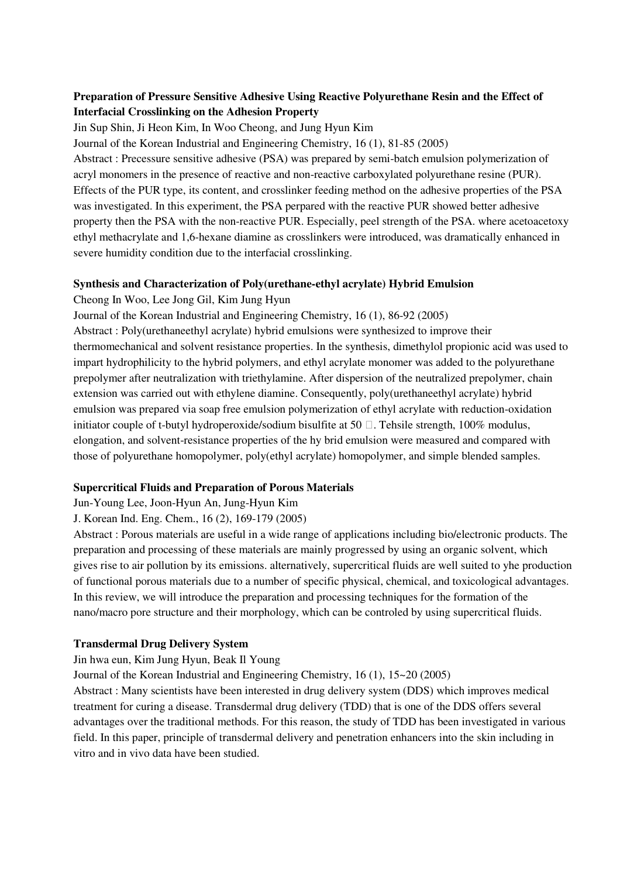**Preparation of Pressure Sensitive Adhesive Using Reactive Polyurethane Resin and the Effect of Interfacial Crosslinking on the Adhesion Property**

Jin Sup Shin, Ji Heon Kim, In Woo Cheong, and Jung Hyun Kim

Journal of the Korean Industrial and Engineering Chemistry, 16 (1), 81-85 (2005)

Abstract : Precessure sensitive adhesive (PSA) was prepared by semi-batch emulsion polymerization of acryl monomers in the presence of reactive and non-reactive carboxylated polyurethane resine (PUR). Effects of the PUR type, its content, and crosslinker feeding method on the adhesive properties of the PSA was investigated. In this experiment, the PSA perpared with the reactive PUR showed better adhesive property then the PSA with the non-reactive PUR. Especially, peel strength of the PSA. where acetoacetoxy ethyl methacrylate and 1,6-hexane diamine as crosslinkers were introduced, was dramatically enhanced in severe humidity condition due to the interfacial crosslinking.

**Synthesis and Characterization of Poly(urethane-ethyl acrylate) Hybrid Emulsion**

Cheong In Woo, Lee Jong Gil, Kim Jung Hyun

Journal of the Korean Industrial and Engineering Chemistry, 16 (1), 86-92 (2005)

Abstract : Poly(urethaneethyl acrylate) hybrid emulsions were synthesized to improve their thermomechanical and solvent resistance properties. In the synthesis, dimethylol propionic acid was used to impart hydrophilicity to the hybrid polymers, and ethyl acrylate monomer was added to the polyurethane prepolymer after neutralization with triethylamine. After dispersion of the neutralized prepolymer, chain extension was carried out with ethylene diamine. Consequently, poly(urethaneethyl acrylate) hybrid emulsion was prepared via soap free emulsion polymerization of ethyl acrylate with reduction-oxidation initiator couple of t-butyl hydroperoxide/sodium bisulfite at 50 ℃. Tehsile strength, 100% modulus, elongation, and solvent-resistance properties of the hy brid emulsion were measured and compared with those of polyurethane homopolymer, poly(ethyl acrylate) homopolymer, and simple blended samples.

**Supercritical Fluids and Preparation of Porous Materials**

Jun-Young Lee, Joon-Hyun An, Jung-Hyun Kim

J. Korean Ind. Eng. Chem., 16 (2), 169-179 (2005)

Abstract : Porous materials are useful in a wide range of applications including bio/electronic products. The preparation and processing of these materials are mainly progressed by using an organic solvent, which gives rise to air pollution by its emissions. alternatively, supercritical fluids are well suited to yhe production of functional porous materials due to a number of specific physical, chemical, and toxicological advantages. In this review, we will introduce the preparation and processing techniques for the formation of the nano/macro pore structure and their morphology, which can be controled by using supercritical fluids.

**Transdermal Drug Delivery System**

Jin hwa eun, Kim Jung Hyun, Beak Il Young

Journal of the Korean Industrial and Engineering Chemistry, 16 (1), 15~20 (2005)

Abstract : Many scientists have been interested in drug delivery system (DDS) which improves medical treatment for curing a disease. Transdermal drug delivery (TDD) that is one of the DDS offers several advantages over the traditional methods. For this reason, the study of TDD has been investigated in various field. In this paper, principle of transdermal delivery and penetration enhancers into the skin including in vitro and in vivo data have been studied.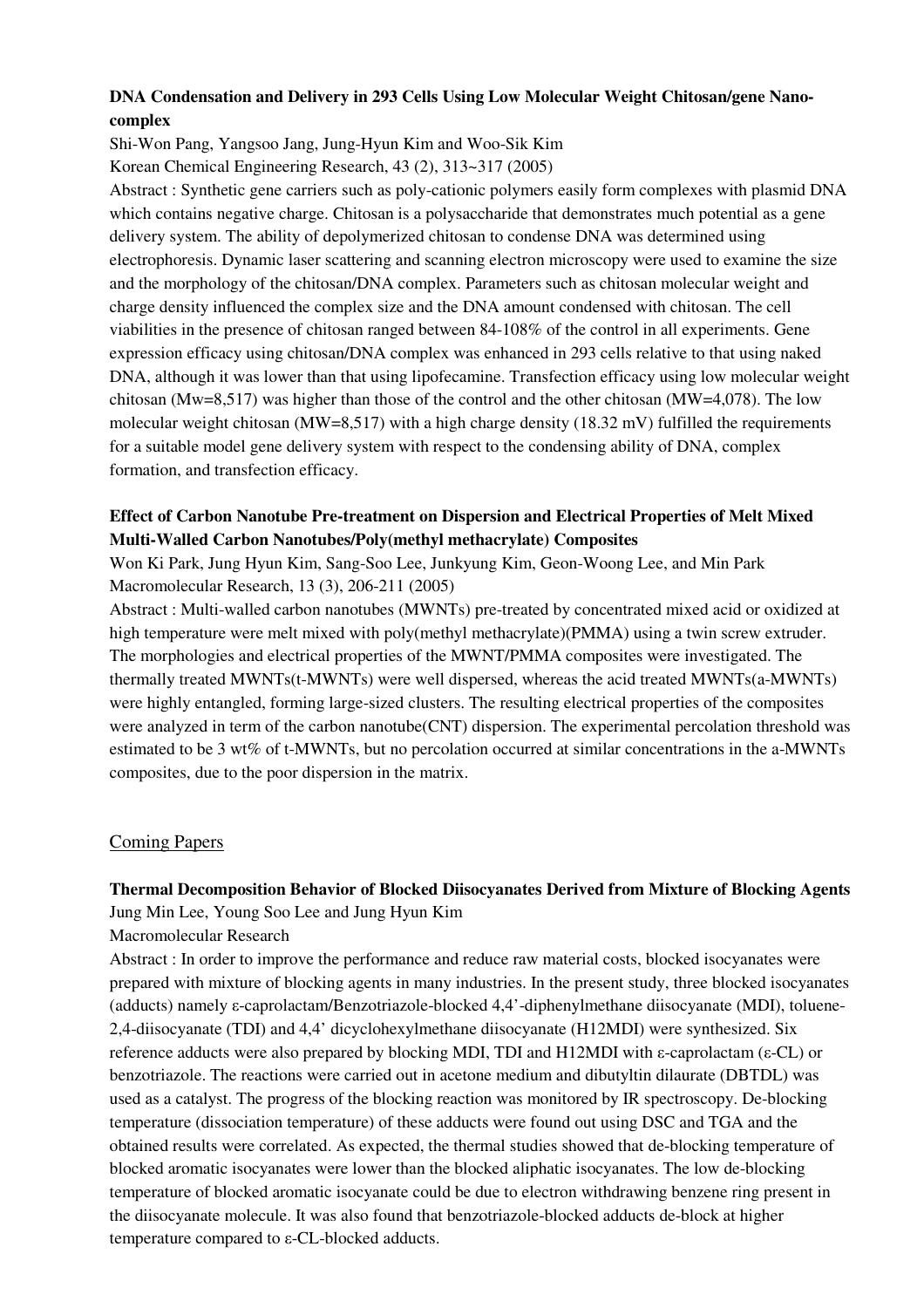**DNA Condensation and Delivery in 293 Cells Using Low Molecular Weight Chitosan/gene Nano-complex**

Shi-Won Pang, Yangsoo Jang, Jung-Hyun Kim and Woo-Sik Kim

Korean Chemical Engineering Research, 43 (2), 313~317 (2005)

Abstract : Synthetic gene carriers such as poly-cationic polymers easily form complexes with plasmid DNA which contains negative charge. Chitosan is a polysaccharide that demonstrates much potential as a gene delivery system. The ability of depolymerized chitosan to condense DNA was determined using electrophoresis. Dynamic laser scattering and scanning electron microscopy were used to examine the size and the morphology of the chitosan/DNA complex. Parameters such as chitosan molecular weight and charge density influenced the complex size and the DNA amount condensed with chitosan. The cell viabilities in the presence of chitosan ranged between 84-108% of the control in all experiments. Gene expression efficacy using chitosan/DNA complex was enhanced in 293 cells relative to that using naked DNA, although it was lower than that using lipofecamine. Transfection efficacy using low molecular weight chitosan (Mw=8,517) was higher than those of the control and the other chitosan (MW=4,078). The low molecular weight chitosan (MW=8,517) with a high charge density (18.32 mV) fulfilled the requirements for a suitable model gene delivery system with respect to the condensing ability of DNA, complex formation, and transfection efficacy.

**Effect of Carbon Nanotube Pre-treatment on Dispersion and Electrical Properties of Melt Mixed Multi-Walled Carbon Nanotubes/Poly(methyl methacrylate) Composites**

Won Ki Park, Jung Hyun Kim, Sang-Soo Lee, Junkyung Kim, Geon-Woong Lee, and Min Park

Macromolecular Research, 13 (3), 206-211 (2005)

Abstract : Multi-walled carbon nanotubes (MWNTs) pre-treated by concentrated mixed acid or oxidized at high temperature were melt mixed with poly(methyl methacrylate)(PMMA) using a twin screw extruder. The morphologies and electrical properties of the MWNT/PMMA composites were investigated. The thermally treated MWNTs(t-MWNTs) were well dispersed, whereas the acid treated MWNTs(a-MWNTs) were highly entangled, forming large-sized clusters. The resulting electrical properties of the composites were analyzed in term of the carbon nanotube(CNT) dispersion. The experimental percolation threshold was estimated to be 3 wt% of t-MWNTs, but no percolation occurred at similar concentrations in the a-MWNTs composites, due to the poor dispersion in the matrix.

## Coming Papers

**Thermal Decomposition Behavior of Blocked Diisocyanates Derived from Mixture of Blocking Agents**

Jung Min Lee, Young Soo Lee and Jung Hyun Kim

Macromolecular Research

Abstract : In order to improve the performance and reduce raw material costs, blocked isocyanates were prepared with mixture of blocking agents in many industries. In the present study, three blocked isocyanates (adducts) namely ε-caprolactam/Benzotriazole-blocked 4,4'-diphenylmethane diisocyanate (MDI), toluene-2,4-diisocyanate (TDI) and 4,4' dicyclohexylmethane diisocyanate (H12MDI) were synthesized. Six reference adducts were also prepared by blocking MDI, TDI and H12MDI with ε-caprolactam (ε-CL) or benzotriazole. The reactions were carried out in acetone medium and dibutyltin dilaurate (DBTDL) was used as a catalyst. The progress of the blocking reaction was monitored by IR spectroscopy. De-blocking temperature (dissociation temperature) of these adducts were found out using DSC and TGA and the obtained results were correlated. As expected, the thermal studies showed that de-blocking temperature of blocked aromatic isocyanates were lower than the blocked aliphatic isocyanates. The low de-blocking temperature of blocked aromatic isocyanate could be due to electron withdrawing benzene ring present in the diisocyanate molecule. It was also found that benzotriazole-blocked adducts de-block at higher temperature compared to ε-CL-blocked adducts.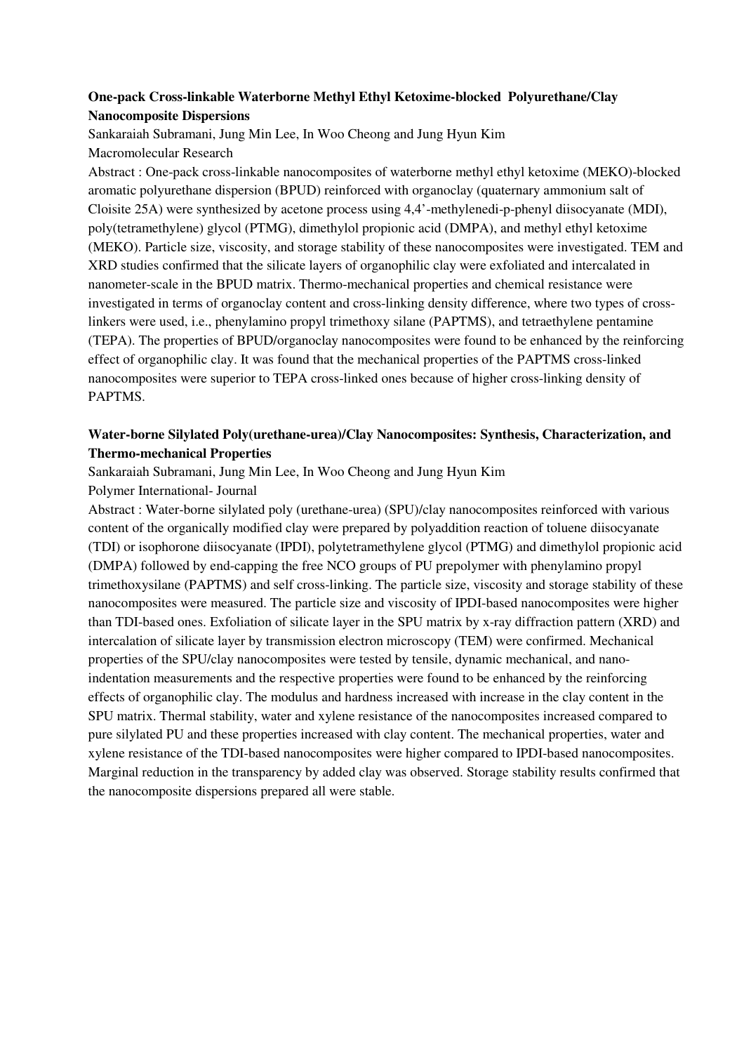**One-pack Cross-linkable Waterborne Methyl Ethyl Ketoxime-blocked Polyurethane/Clay Nanocomposite Dispersions**

Sankaraiah Subramani, Jung Min Lee, In Woo Cheong and Jung Hyun Kim

Macromolecular Research

Abstract : One-pack cross-linkable nanocomposites of waterborne methyl ethyl ketoxim (MEKO)-blocked aromatic polyurethane dispersion (BPUD) reinforced with organoclay (quaternary ammonium salt of Cloisite 25A) were synthesized by acetone process using 4,4'-methylenedi-p-phenyl diisocyanate (MDI), poly(tetramethylene) glycol (PTMG), dimethylol propionic acid (DMPA), and methyl ethyl ketoxime (MEKO). Particle size, viscosity, and storage stability of these nanocomposites were investigated. TEM and XRD studies confirmed that the silicate layers of organophilic clay were exfoliated and intercalated in nanometer-scale in the BPUD matrix. Thermo-mechanical properties and chemical resistance were investigated in terms of organoclay content and cross-linking density difference, where two types of cross-linkers were used, i.e., phenylamino propyl trimethoxy silane (PAPTMS), and tetraethylene pentamine (TEPA). The properties of BPUD/organoclay nanocomposites were found to be enhanced by the reinforcing effect of organophilic clay. It was found that the mechanical properties of the PAPTMS cross-linked nanocomposites were superior to TEPA cross-linked ones because of higher cross-linking density of PAPTMS.

**Water-borne Silylated Poly(urethane-urea)/Clay Nanocomposites: Synthesis, Characterization, and Thermo-mechanical Properties**

Sankaraiah Subramani, Jung Min Lee, In Woo Cheong and Jung Hyun Kim

Polymer International- Journal

Abstract : Water-borne silylated poly (urethane-urea) (SPU)/clay nanocomposites reinforced with various content of the organically modified clay were prepared by polyaddition reaction of toluene diisocyanate (TDI) or isophorone diisocyanate (IPDI), polytetramethylene glycol (PTMG) and dimethylol propionic acid (DMPA) followed by end-capping the free NCO groups of PU prepolymer with phenylamino propyl trimethoxysilane (PAPTMS) and self cross-linking. The particle size, viscosity and storage stability of these nanocomposites were measured. The particle size and viscosity of IPDI-based nanocomposites were higher than TDI-based ones. Exfoliation of silicate layer in the SPU matrix by x-ray diffraction pattern (XRD) and intercalation of silicate layer by transmission electron microscopy (TEM) were confirmed. Mechanical properties of the SPU/clay nanocomposites were tested by tensile, dynamic mechanical, and nano-indentation measurements and the respective properties were found to be enhanced by the reinforcing effects of organophilic clay. The modulus and hardness increased with increase in the clay content in the SPU matrix. Thermal stability, water and xylene resistance of the nanocomposites increased compared to pure silylated PU and these properties increased with clay content. The mechanical properties, water and xylene resistance of the TDI-based nanocomposites were higher compared to IPDI-based nanocomposites. Marginal reduction in the transparency by added clay was observed. Storage stability results confirmed that the nanocomposite dispersions prepared all were stable.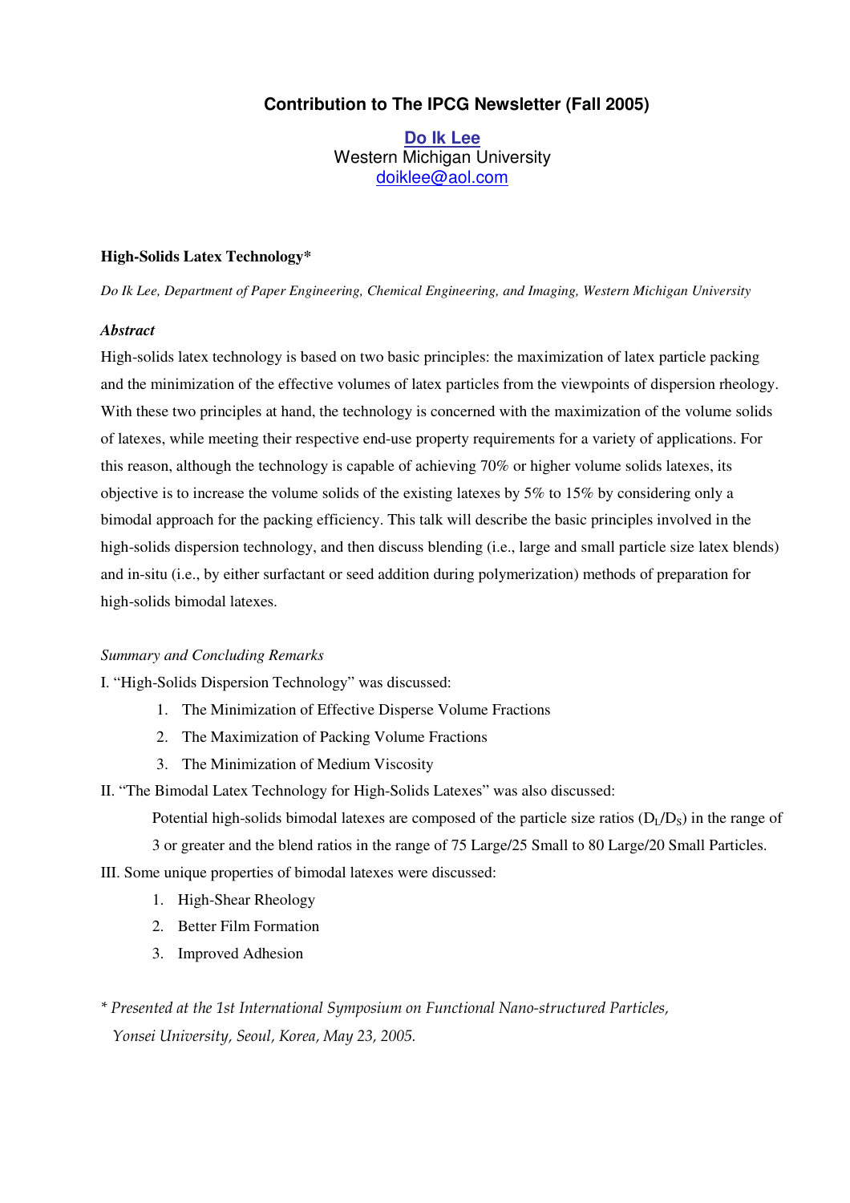## Contribution to The IPCG Newsletter (Fall 2005)

**Do Ik Lee**
Western Michigan University
doiklee@aol.com

### High-Solids Latex Technology*

*Do Ik Lee, Department of Paper Engineering, Chemical Engineering, and Imaging, Western Michigan University*

***Abstract***

High-solids latex technology is based on two basic principles: the maximization of latex particle packing and the minimization of the effective volumes of latex particles from the viewpoints of dispersion rheology. With these two principles at hand, the technology is concerned with the maximization of the volume solids of latexes, while meeting their respective end-use property requirements for a variety of applications. For this reason, although the technology is capable of achieving 70% or higher volume solids latexes, its objective is to increase the volume solids of the existing latexes by 5% to 15% by considering only a bimodal approach for the packing efficiency. This talk will describe the basic principles involved in the high-solids dispersion technology, and then discuss blending (i.e., large and small particle size latex blends) and in-situ (i.e., by either surfactant or seed addition during polymerization) methods of preparation for high-solids bimodal latexes.

*Summary and Concluding Remarks*

I. "High-Solids Dispersion Technology" was discussed:

1. The Minimization of Effective Disperse Volume Fractions
2. The Maximization of Packing Volume Fractions
3. The Minimization of Medium Viscosity

II. "The Bimodal Latex Technology for High-Solids Latexes" was also discussed:

Potential high-solids bimodal latexes are composed of the particle size ratios ($D_L/D_S$) in the range of 3 or greater and the blend ratios in the range of 75 Large/25 Small to 80 Large/20 Small Particles.

III. Some unique properties of bimodal latexes were discussed:

1. High-Shear Rheology
2. Better Film Formation
3. Improved Adhesion

* *Presented at the 1st International Symposium on Functional Nano-structured Particles, Yonsei University, Seoul, Korea, May 23, 2005.*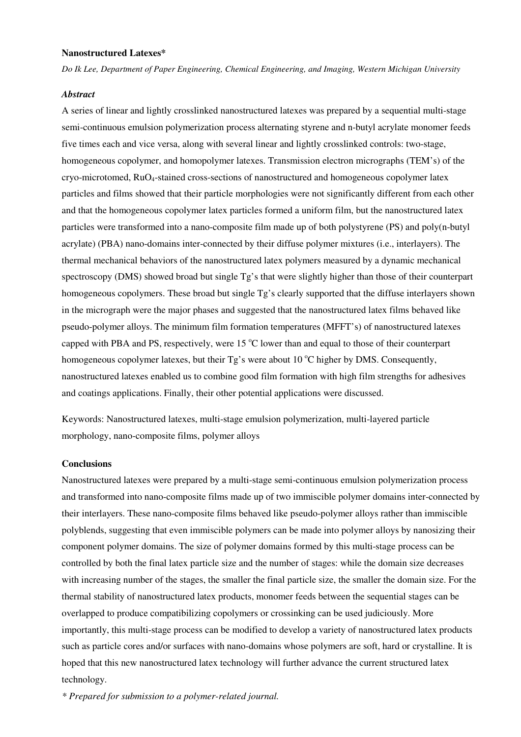**Nanostructured Latexes***

*Do Ik Lee, Department of Paper Engineering, Chemical Engineering, and Imaging, Western Michigan University*

***Abstract***

A series of linear and lightly crosslinked nanostructured latexes was prepared by a sequential multi-stage semi-continuous emulsion polymerization process alternating styrene and n-butyl acrylate monomer feeds five times each and vice versa, along with several linear and lightly crosslinked controls: two-stage, homogeneous copolymer, and homopolymer latexes. Transmission electron micrographs (TEM's) of the cryo-microtomed, $RuO_4$-stained cross-sections of nanostructured and homogeneous copolymer latex particles and films showed that their particle morphologies were not significantly different from each other and that the homogeneous copolymer latex particles formed a uniform film, but the nanostructured latex particles were transformed into a nano-composite film made up of both polystyrene (PS) and poly(n-butyl acrylate) (PBA) nano-domains inter-connected by their diffuse polymer mixtures (i.e., interlayers). The thermal mechanical behaviors of the nanostructured latex polymers measured by a dynamic mechanical spectroscopy (DMS) showed broad but single Tg's that were slightly higher than those of their counterpart homogeneous copolymers. These broad but single Tg's clearly supported that the diffuse interlayers shown in the micrograph were the major phases and suggested that the nanostructured latex films behaved like pseudo-polymer alloys. The minimum film formation temperatures (MFFT's) of nanostructured latexes capped with PBA and PS, respectively, were 15 $^{o}$C lower than and equal to those of their counterpart homogeneous copolymer latexes, but their Tg's were about 10 $^{o}$C higher by DMS. Consequently, nanostructured latexes enabled us to combine good film formation with high film strengths for adhesives and coatings applications. Finally, their other potential applications were discussed.

Keywords: Nanostructured latexes, multi-stage emulsion polymerization, multi-layered particle morphology, nano-composite films, polymer alloys

**Conclusions**

Nanostructured latexes were prepared by a multi-stage semi-continuous emulsion polymerization process and transformed into nano-composite films made up of two immiscible polymer domains inter-connected by their interlayers. These nano-composite films behaved like pseudo-polymer alloys rather than immiscible polyblends, suggesting that even immiscible polymers can be made into polymer alloys by nanosizing their component polymer domains. The size of polymer domains formed by this multi-stage process can be controlled by both the final latex particle size and the number of stages: while the domain size decreases with increasing number of the stages, the smaller the final particle size, the smaller the domain size. For the thermal stability of nanostructured latex products, monomer feeds between the sequential stages can be overlapped to produce compatibilizing copolymers or crossinking can be used judiciously. More importantly, this multi-stage process can be modified to develop a variety of nanostructured latex products such as particle cores and/or surfaces with nano-domains whose polymers are soft, hard or crystalline. It is hoped that this new nanostructured latex technology will further advance the current structured latex technology.

*\* Prepared for submission to a polymer-related journal.*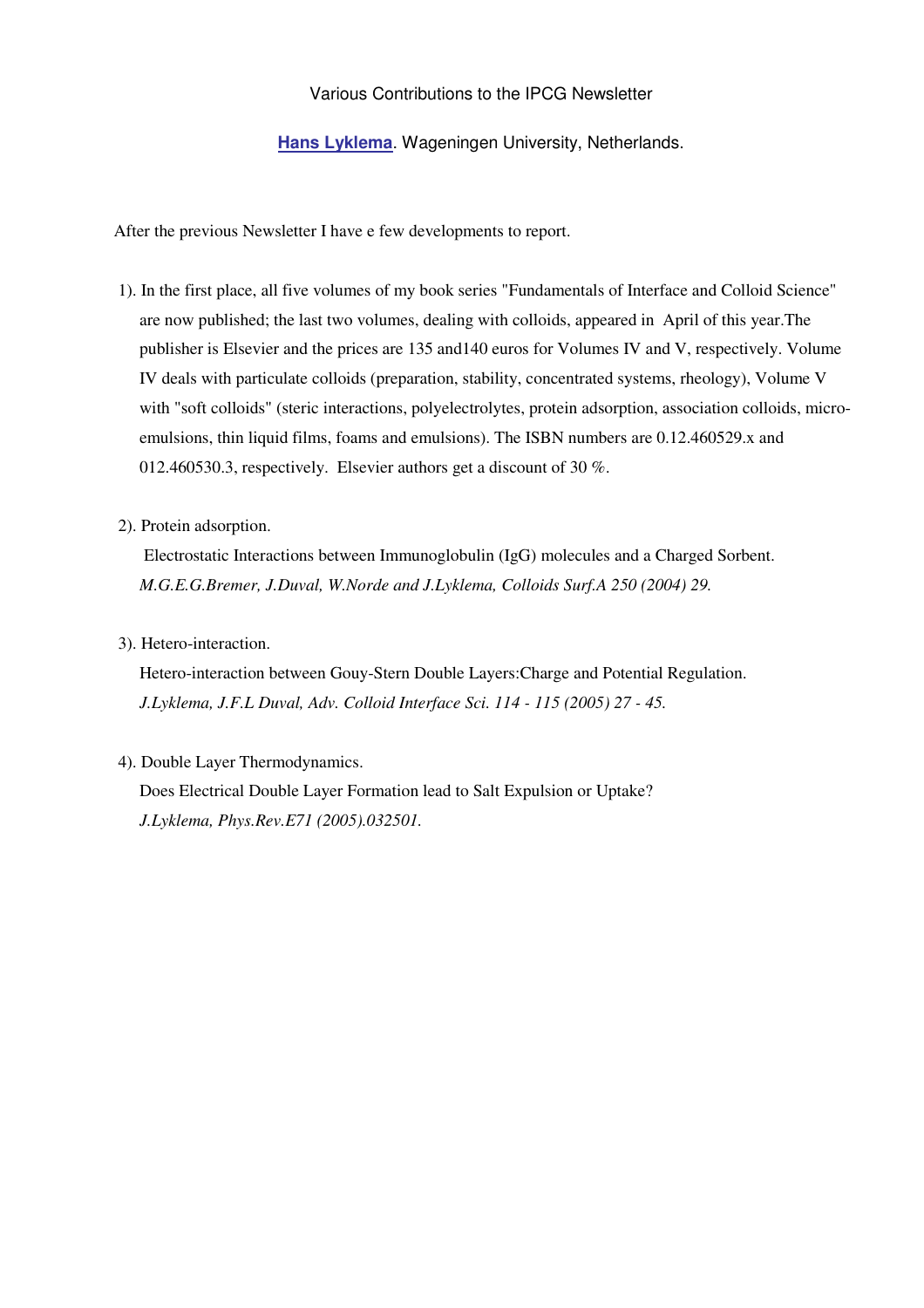Various Contributions to the IPCG Newsletter

**Hans Lyklema**. Wageningen University, Netherlands.

After the previous Newsletter I have e few developments to report.

1). In the first place, all five volumes of my book series "Fundamentals of Interface and Colloid Science" are now published; the last two volumes, dealing with colloids, appeared in April of this year.The publisher is Elsevier and the prices are 135 and140 euros for Volumes IV and V, respectively. Volume IV deals with particulate colloids (preparation, stability, concentrated systems, rheology), Volume V with "soft colloids" (steric interactions, polyelectrolytes, protein adsorption, association colloids, micro-emulsions, thin liquid films, foams and emulsions). The ISBN numbers are 0.12.460529.x and 012.460530.3, respectively. Elsevier authors get a discount of 30 %.

2). Protein adsorption.

Electrostatic Interactions between Immunoglobulin (IgG) molecules and a Charged Sorbent.
*M.G.E.G.Bremer, J.Duval, W.Norde and J.Lyklema, Colloids Surf.A 250 (2004) 29.*

3). Hetero-interaction.

Hetero-interaction between Gouy-Stern Double Layers:Charge and Potential Regulation.
*J.Lyklema, J.F.L Duval, Adv. Colloid Interface Sci. 114 - 115 (2005) 27 - 45.*

4). Double Layer Thermodynamics.

Does Electrical Double Layer Formation lead to Salt Expulsion or Uptake?
*J.Lyklema, Phys.Rev.E71 (2005).032501.*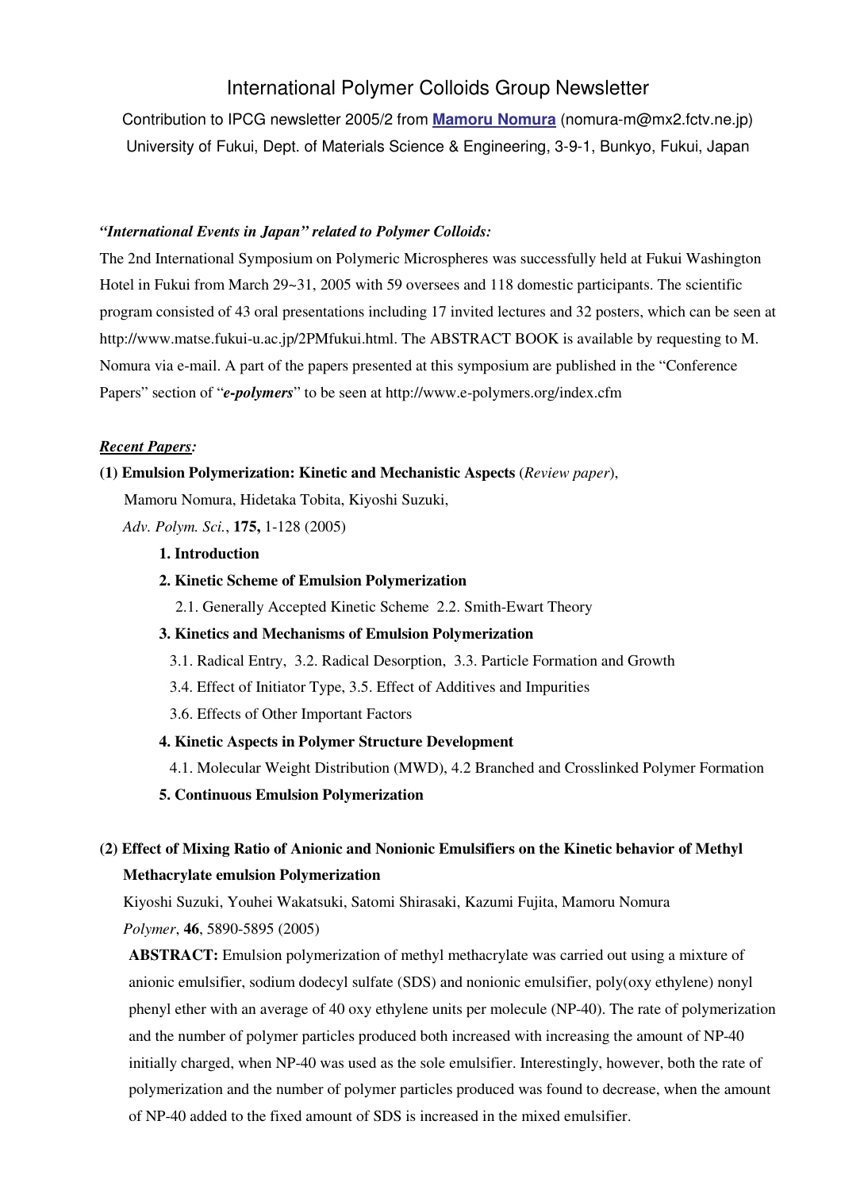# International Polymer Colloids Group Newsletter

Contribution to IPCG newsletter 2005/2 from **Mamoru Nomura** (nomura-m@mx2.fctv.ne.jp)
University of Fukui, Dept. of Materials Science & Engineering, 3-9-1, Bunkyo, Fukui, Japan

***"International Events in Japan" related to Polymer Colloids:***

The 2nd International Symposium on Polymeric Microspheres was successfully held at Fukui Washington Hotel in Fukui from March 29~31, 2005 with 59 oversees and 118 domestic participants. The scientific program consisted of 43 oral presentations including 17 invited lectures and 32 posters, which can be seen at http://www.matse.fukui-u.ac.jp/2PMfukui.html. The ABSTRACT BOOK is available by requesting to M. Nomura via e-mail. A part of the papers presented at this symposium are published in the "Conference Papers" section of "***e-polymers***" to be seen at http://www.e-polymers.org/index.cfm

***Recent Papers:***

**(1) Emulsion Polymerization: Kinetic and Mechanistic Aspects** (*Review paper*),
Mamoru Nomura, Hidetaka Tobita, Kiyoshi Suzuki,
*Adv. Polym. Sci.*, **175,** 1-128 (2005)

**1. Introduction**

**2. Kinetic Scheme of Emulsion Polymerization**

2.1. Generally Accepted Kinetic Scheme 2.2. Smith-Ewart Theory

**3. Kinetics and Mechanisms of Emulsion Polymerization**

3.1. Radical Entry, 3.2. Radical Desorption, 3.3. Particle Formation and Growth
3.4. Effect of Initiator Type, 3.5. Effect of Additives and Impurities
3.6. Effects of Other Important Factors

**4. Kinetic Aspects in Polymer Structure Development**

4.1. Molecular Weight Distribution (MWD), 4.2 Branched and Crosslinked Polymer Formation

**5. Continuous Emulsion Polymerization**

**(2) Effect of Mixing Ratio of Anionic and Nonionic Emulsifiers on the Kinetic behavior of Methyl Methacrylate emulsion Polymerization**
Kiyoshi Suzuki, Youhei Wakatsuki, Satomi Shirasaki, Kazumi Fujita, Mamoru Nomura
*Polymer*, **46**, 5890-5895 (2005)

**ABSTRACT:** Emulsion polymerization of methyl methacrylate was carried out using a mixture of anionic emulsifier, sodium dodecyl sulfate (SDS) and nonionic emulsifier, poly(oxy ethylene) nonyl phenyl ether with an average of 40 oxy ethylene units per molecule (NP-40). The rate of polymerization and the number of polymer particles produced both increased with increasing the amount of NP-40 initially charged, when NP-40 was used as the sole emulsifier. Interestingly, however, both the rate of polymerization and the number of polymer particles produced was found to decrease, when the amount of NP-40 added to the fixed amount of SDS is increased in the mixed emulsifier.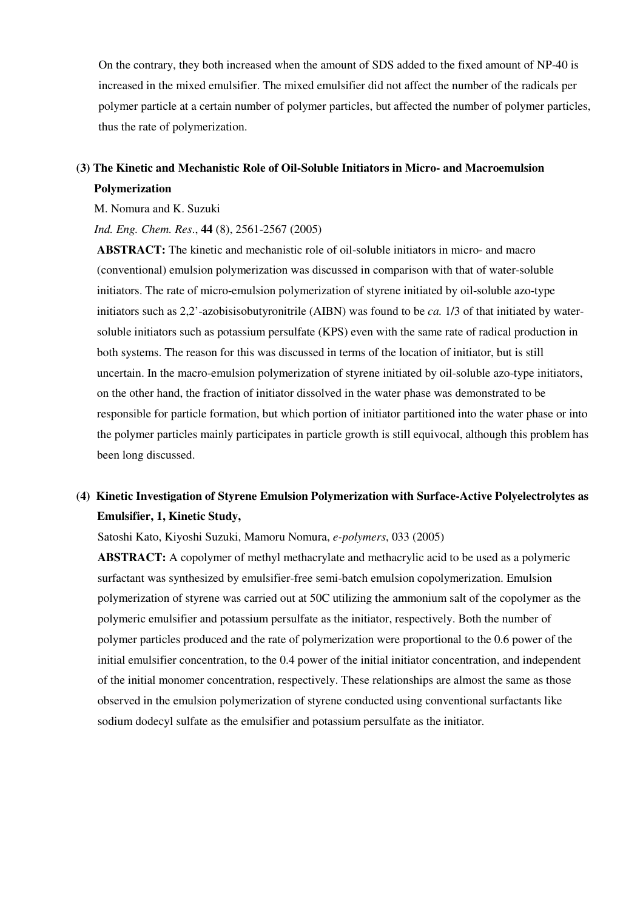On the contrary, they both increased when the amount of SDS added to the fixed amount of NP-40 is increased in the mixed emulsifier. The mixed emulsifier did not affect the number of the radicals per polymer particle at a certain number of polymer particles, but affected the number of polymer particles, thus the rate of polymerization.

**(3) The Kinetic and Mechanistic Role of Oil-Soluble Initiators in Micro- and Macroemulsion Polymerization**

M. Nomura and K. Suzuki

*Ind. Eng. Chem. Res*., **44** (8), 2561-2567 (2005)

**ABSTRACT:** The kinetic and mechanistic role of oil-soluble initiators in micro- and macro (conventional) emulsion polymerization was discussed in comparison with that of water-soluble initiators. The rate of micro-emulsion polymerization of styrene initiated by oil-soluble azo-type initiators such as 2,2'-azobisisobutyronitrile (AIBN) was found to be *ca.* 1/3 of that initiated by water-soluble initiators such as potassium persulfate (KPS) even with the same rate of radical production in both systems. The reason for this was discussed in terms of the location of initiator, but is still uncertain. In the macro-emulsion polymerization of styrene initiated by oil-soluble azo-type initiators, on the other hand, the fraction of initiator dissolved in the water phase was demonstrated to be responsible for particle formation, but which portion of initiator partitioned into the water phase or into the polymer particles mainly participates in particle growth is still equivocal, although this problem has been long discussed.

**(4) Kinetic Investigation of Styrene Emulsion Polymerization with Surface-Active Polyelectrolytes as Emulsifier, 1, Kinetic Study,**

Satoshi Kato, Kiyoshi Suzuki, Mamoru Nomura, *e-polymers*, 033 (2005)

**ABSTRACT:** A copolymer of methyl methacrylate and methacrylic acid to be used as a polymeric surfactant was synthesized by emulsifier-free semi-batch emulsion copolymerization. Emulsion polymerization of styrene was carried out at 50C utilizing the ammonium salt of the copolymer as the polymeric emulsifier and potassium persulfate as the initiator, respectively. Both the number of polymer particles produced and the rate of polymerization were proportional to the 0.6 power of the initial emulsifier concentration, to the 0.4 power of the initial initiator concentration, and independent of the initial monomer concentration, respectively. These relationships are almost the same as those observed in the emulsion polymerization of styrene conducted using conventional surfactants like sodium dodecyl sulfate as the emulsifier and potassium persulfate as the initiator.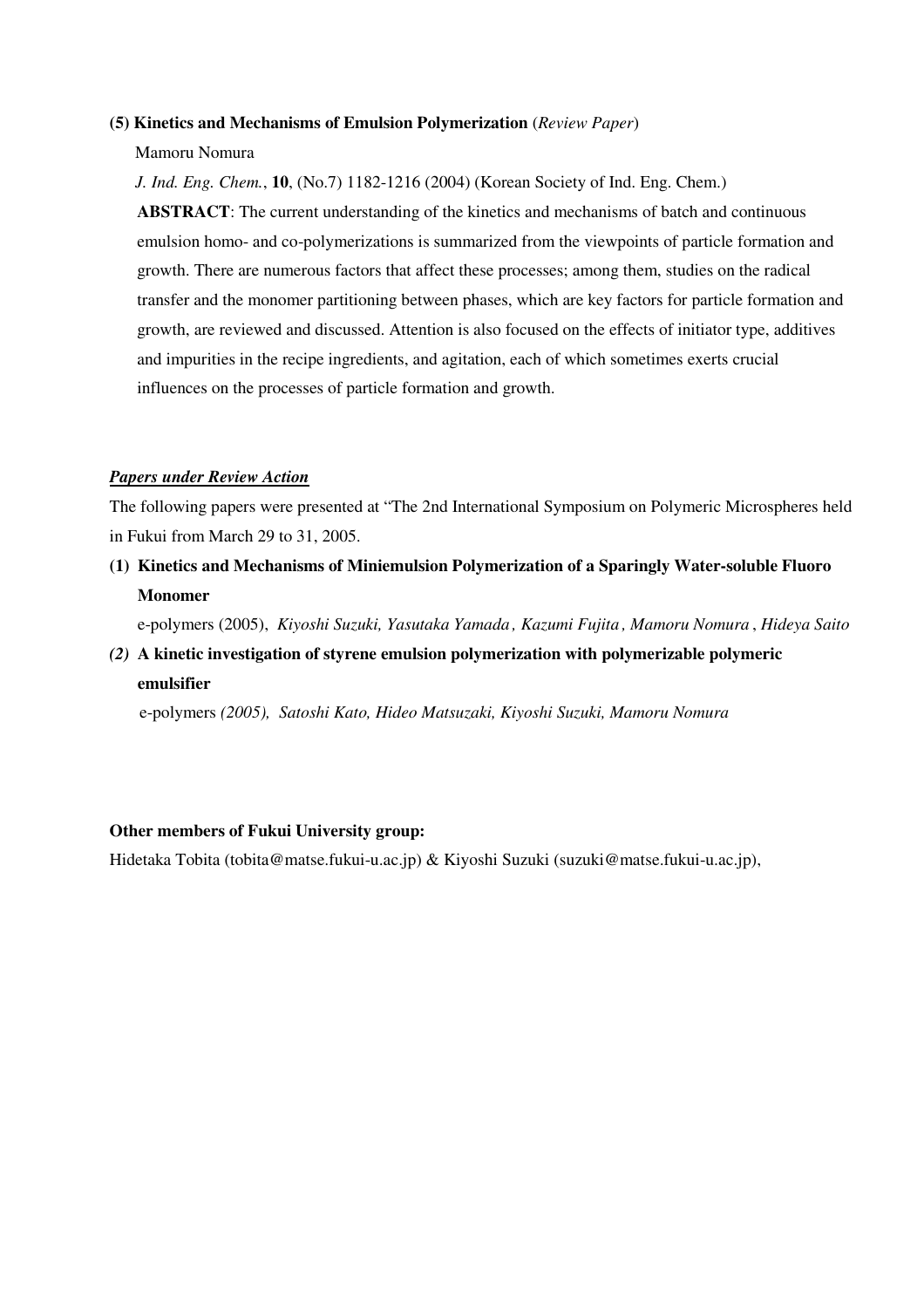**(5) Kinetics and Mechanisms of Emulsion Polymerization** (*Review Paper*)

Mamoru Nomura

*J. Ind. Eng. Chem.*, **10**, (No.7) 1182-1216 (2004) (Korean Society of Ind. Eng. Chem.)

**ABSTRACT**: The current understanding of the kinetics and mechanisms of batch and continuous emulsion homo- and co-polymerizations is summarized from the viewpoints of particle formation and growth. There are numerous factors that affect these processes; among them, studies on the radical transfer and the monomer partitioning between phases, which are key factors for particle formation and growth, are reviewed and discussed. Attention is also focused on the effects of initiator type, additives and impurities in the recipe ingredients, and agitation, each of which sometimes exerts crucial influences on the processes of particle formation and growth.

***Papers under Review Action***

The following papers were presented at "The 2nd International Symposium on Polymeric Microspheres held in Fukui from March 29 to 31, 2005.

**(1) Kinetics and Mechanisms of Miniemulsion Polymerization of a Sparingly Water-soluble Fluoro Monomer**

e-polymers (2005), *Kiyoshi Suzuki, Yasutaka Yamada, Kazumi Fujita, Mamoru Nomura, Hideya Saito*

***(2)* A kinetic investigation of styrene emulsion polymerization with polymerizable polymeric emulsifier**

e-polymers *(2005), Satoshi Kato, Hideo Matsuzaki, Kiyoshi Suzuki, Mamoru Nomura*

**Other members of Fukui University group:**

Hidetaka Tobita (tobita@matse.fukui-u.ac.jp) & Kiyoshi Suzuki (suzuki@matse.fukui-u.ac.jp),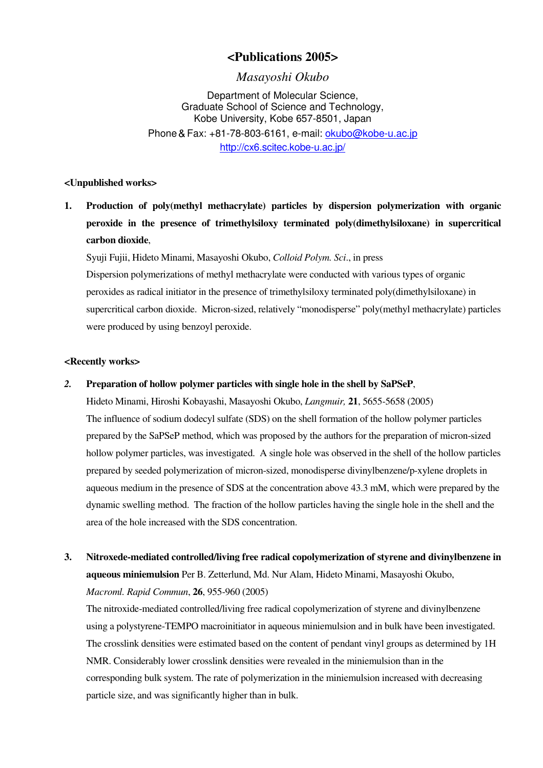# <Publications 2005>

*Masayoshi Okubo*

Department of Molecular Science,
Graduate School of Science and Technology,
Kobe University, Kobe 657-8501, Japan
Phone & Fax: +81-78-803-6161, e-mail: okubo@kobe-u.ac.jp
http://cx6.scitec.kobe-u.ac.jp/

**<Unpublished works>**

1. **Production of poly(methyl methacrylate) particles by dispersion polymerization with organic peroxide in the presence of trimethylsiloxy terminated poly(dimethylsiloxane) in supercritical carbon dioxide**,
   Syuji Fujii, Hideto Minami, Masayoshi Okubo, *Colloid Polym. Sci*., in press
   Dispersion polymerizations of methyl methacrylate were conducted with various types of organic peroxides as radical initiator in the presence of trimethylsiloxy terminated poly(dimethylsiloxane) in supercritical carbon dioxide. Micron-sized, relatively "monodisperse" poly(methyl methacrylate) particles were produced by using benzoyl peroxide.

**<Recently works>**

2. **Preparation of hollow polymer particles with single hole in the shell by SaPSeP**,
   Hideto Minami, Hiroshi Kobayashi, Masayoshi Okubo, *Langmuir,* **21**, 5655-5658 (2005)
   The influence of sodium dodecyl sulfate (SDS) on the shell formation of the hollow polymer particles prepared by the SaPSeP method, which was proposed by the authors for the preparation of micron-sized hollow polymer particles, was investigated. A single hole was observed in the shell of the hollow particles prepared by seeded polymerization of micron-sized, monodisperse divinylbenzene/p-xylene droplets in aqueous medium in the presence of SDS at the concentration above 43.3 mM, which were prepared by the dynamic swelling method. The fraction of the hollow particles having the single hole in the shell and the area of the hole increased with the SDS concentration.

3. **Nitroxede-mediated controlled/living free radical copolymerization of styrene and divinylbenzene in aqueous miniemulsion** Per B. Zetterlund, Md. Nur Alam, Hideto Minami, Masayoshi Okubo, *Macroml. Rapid Commun*, **26**, 955-960 (2005)
   The nitroxide-mediated controlled/living free radical copolymerization of styrene and divinylbenzene using a polystyrene-TEMPO macroinitiator in aqueous miniemulsion and in bulk have been investigated. The crosslink densities were estimated based on the content of pendant vinyl groups as determined by 1H NMR. Considerably lower crosslink densities were revealed in the miniemulsion than in the corresponding bulk system. The rate of polymerization in the miniemulsion increased with decreasing particle size, and was significantly higher than in bulk.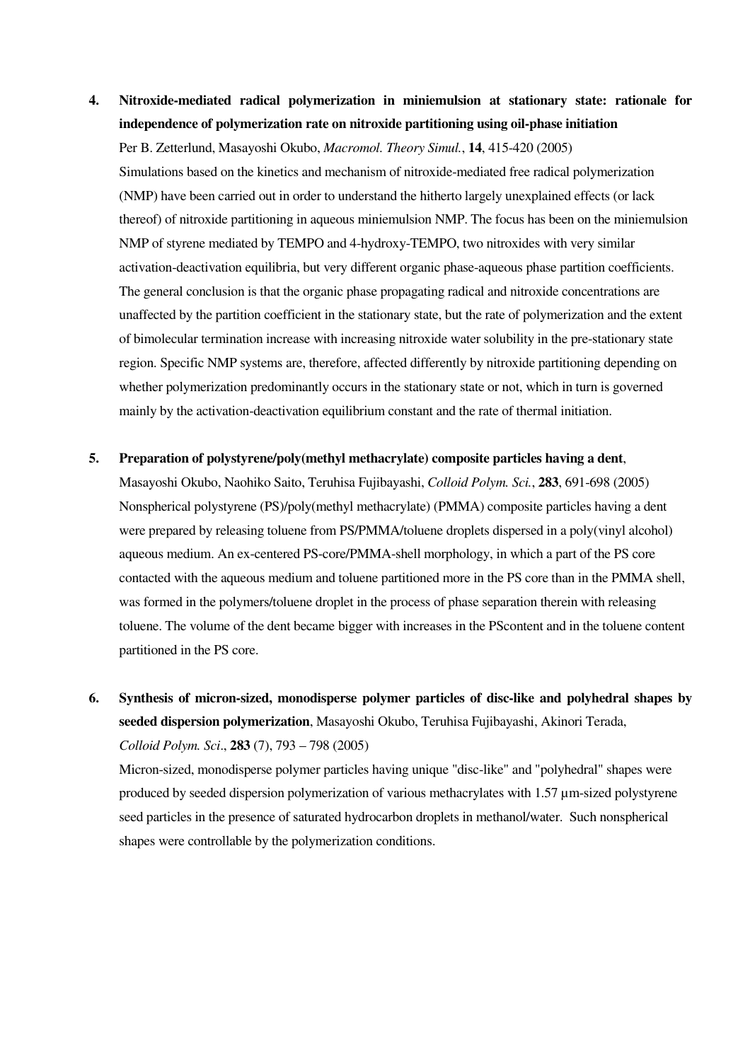4. **Nitroxide-mediated radical polymerization in miniemulsion at stationary state: rationale for independence of polymerization rate on nitroxide partitioning using oil-phase initiation**
   Per B. Zetterlund, Masayoshi Okubo, *Macromol. Theory Simul.*, **14**, 415-420 (2005)
   Simulations based on the kinetics and mechanism of nitroxide-mediated free radical polymerization (NMP) have been carried out in order to understand the hitherto largely unexplained effects (or lack thereof) of nitroxide partitioning in aqueous miniemulsion NMP. The focus has been on the miniemulsion NMP of styrene mediated by TEMPO and 4-hydroxy-TEMPO, two nitroxides with very similar activation-deactivation equilibria, but very different organic phase-aqueous phase partition coefficients. The general conclusion is that the organic phase propagating radical and nitroxide concentrations are unaffected by the partition coefficient in the stationary state, but the rate of polymerization and the extent of bimolecular termination increase with increasing nitroxide water solubility in the pre-stationary state region. Specific NMP systems are, therefore, affected differently by nitroxide partitioning depending on whether polymerization predominantly occurs in the stationary state or not, which in turn is governed mainly by the activation-deactivation equilibrium constant and the rate of thermal initiation.

5. **Preparation of polystyrene/poly(methyl methacrylate) composite particles having a dent**,
   Masayoshi Okubo, Naohiko Saito, Teruhisa Fujibayashi, *Colloid Polym. Sci.*, **283**, 691-698 (2005)
   Nonspherical polystyrene (PS)/poly(methyl methacrylate) (PMMA) composite particles having a dent were prepared by releasing toluene from PS/PMMA/toluene droplets dispersed in a poly(vinyl alcohol) aqueous medium. An ex-centered PS-core/PMMA-shell morphology, in which a part of the PS core contacted with the aqueous medium and toluene partitioned more in the PS core than in the PMMA shell, was formed in the polymers/toluene droplet in the process of phase separation therein with releasing toluene. The volume of the dent became bigger with increases in the PScontent and in the toluene content partitioned in the PS core.

6. **Synthesis of micron-sized, monodisperse polymer particles of disc-like and polyhedral shapes by seeded dispersion polymerization**, Masayoshi Okubo, Teruhisa Fujibayashi, Akinori Terada, *Colloid Polym. Sci*., **283** (7), 793 – 798 (2005)
   Micron-sized, monodisperse polymer particles having unique "disc-like" and "polyhedral" shapes were produced by seeded dispersion polymerization of various methacrylates with 1.57 μm-sized polystyrene seed particles in the presence of saturated hydrocarbon droplets in methanol/water. Such nonspherical shapes were controllable by the polymerization conditions.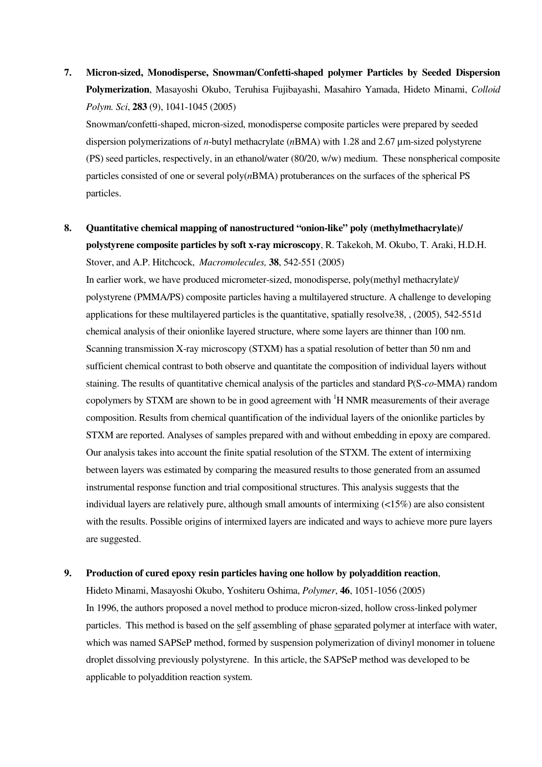7. **Micron-sized, Monodisperse, Snowman/Confetti-shaped polymer Particles by Seeded Dispersion Polymerization**, Masayoshi Okubo, Teruhisa Fujibayashi, Masahiro Yamada, Hideto Minami, *Colloid Polym. Sci*, **283** (9), 1041-1045 (2005)

   Snowman/confetti-shaped, micron-sized, monodisperse composite particles were prepared by seeded dispersion polymerizations of *n*-butyl methacrylate (*n*BMA) with 1.28 and 2.67 μm-sized polystyrene (PS) seed particles, respectively, in an ethanol/water (80/20, w/w) medium. These nonspherical composite particles consisted of one or several poly(*n*BMA) protuberances on the surfaces of the spherical PS particles.

8. **Quantitative chemical mapping of nanostructured "onion-like" poly (methylmethacrylate)/ polystyrene composite particles by soft x-ray microscopy**, R. Takekoh, M. Okubo, T. Araki, H.D.H. Stover, and A.P. Hitchcock, *Macromolecules,* **38**, 542-551 (2005)

   In earlier work, we have produced micrometer-sized, monodisperse, poly(methyl methacrylate)/ polystyrene (PMMA/PS) composite particles having a multilayered structure. A challenge to developing applications for these multilayered particles is the quantitative, spatially resolve38, , (2005), 542-551d chemical analysis of their onionlike layered structure, where some layers are thinner than 100 nm. Scanning transmission X-ray microscopy (STXM) has a spatial resolution of better than 50 nm and sufficient chemical contrast to both observe and quantitate the composition of individual layers without staining. The results of quantitative chemical analysis of the particles and standard P(S-*co*-MMA) random copolymers by STXM are shown to be in good agreement with $^{1}$H NMR measurements of their average composition. Results from chemical quantification of the individual layers of the onionlike particles by STXM are reported. Analyses of samples prepared with and without embedding in epoxy are compared. Our analysis takes into account the finite spatial resolution of the STXM. The extent of intermixing between layers was estimated by comparing the measured results to those generated from an assumed instrumental response function and trial compositional structures. This analysis suggests that the individual layers are relatively pure, although small amounts of intermixing (<15%) are also consistent with the results. Possible origins of intermixed layers are indicated and ways to achieve more pure layers are suggested.

9. **Production of cured epoxy resin particles having one hollow by polyaddition reaction**, Hideto Minami, Masayoshi Okubo, Yoshiteru Oshima, *Polymer*, **46**, 1051-1056 (2005)

   In 1996, the authors proposed a novel method to produce micron-sized, hollow cross-linked polymer particles. This method is based on the self assembling of phase separated polymer at interface with water, which was named SAPSeP method, formed by suspension polymerization of divinyl monomer in toluene droplet dissolving previously polystyrene. In this article, the SAPSeP method was developed to be applicable to polyaddition reaction system.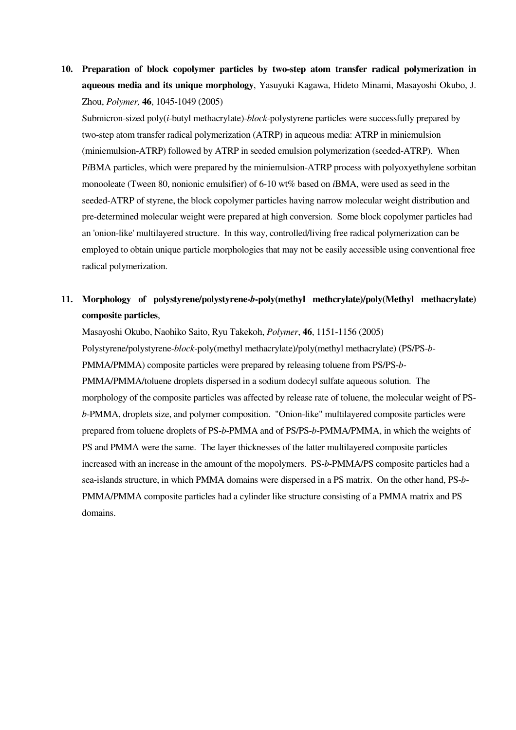10. **Preparation of block copolymer particles by two-step atom transfer radical polymerization in aqueous media and its unique morphology**, Yasuyuki Kagawa, Hideto Minami, Masayoshi Okubo, J. Zhou, *Polymer,* **46**, 1045-1049 (2005)

    Submicron-sized poly(*i*-butyl methacrylate)-*block*-polystyrene particles were successfully prepared by two-step atom transfer radical polymerization (ATRP) in aqueous media: ATRP in miniemulsion (miniemulsion-ATRP) followed by ATRP in seeded emulsion polymerization (seeded-ATRP). When P*i*BMA particles, which were prepared by the miniemulsion-ATRP process with polyoxyethylene sorbitan monooleate (Tween 80, nonionic emulsifier) of 6-10 wt% based on *i*BMA, were used as seed in the seeded-ATRP of styrene, the block copolymer particles having narrow molecular weight distribution and pre-determined molecular weight were prepared at high conversion. Some block copolymer particles had an 'onion-like' multilayered structure. In this way, controlled/living free radical polymerization can be employed to obtain unique particle morphologies that may not be easily accessible using conventional free radical polymerization.

11. **Morphology of polystyrene/polystyrene-*b*-poly(methyl methcrylate)/poly(Methyl methacrylate) composite particles**,

    Masayoshi Okubo, Naohiko Saito, Ryu Takekoh, *Polymer*, **46**, 1151-1156 (2005)

    Polystyrene/polystyrene-*block*-poly(methyl methacrylate)/poly(methyl methacrylate) (PS/PS-*b*-PMMA/PMMA) composite particles were prepared by releasing toluene from PS/PS-*b*-PMMA/PMMA/toluene droplets dispersed in a sodium dodecyl sulfate aqueous solution. The morphology of the composite particles was affected by release rate of toluene, the molecular weight of PS-*b*-PMMA, droplets size, and polymer composition. "Onion-like" multilayered composite particles were prepared from toluene droplets of PS-*b*-PMMA and of PS/PS-*b*-PMMA/PMMA, in which the weights of PS and PMMA were the same. The layer thicknesses of the latter multilayered composite particles increased with an increase in the amount of the mopolymers. PS-*b*-PMMA/PS composite particles had a sea-islands structure, in which PMMA domains were dispersed in a PS matrix. On the other hand, PS-*b*-PMMA/PMMA composite particles had a cylinder like structure consisting of a PMMA matrix and PS domains.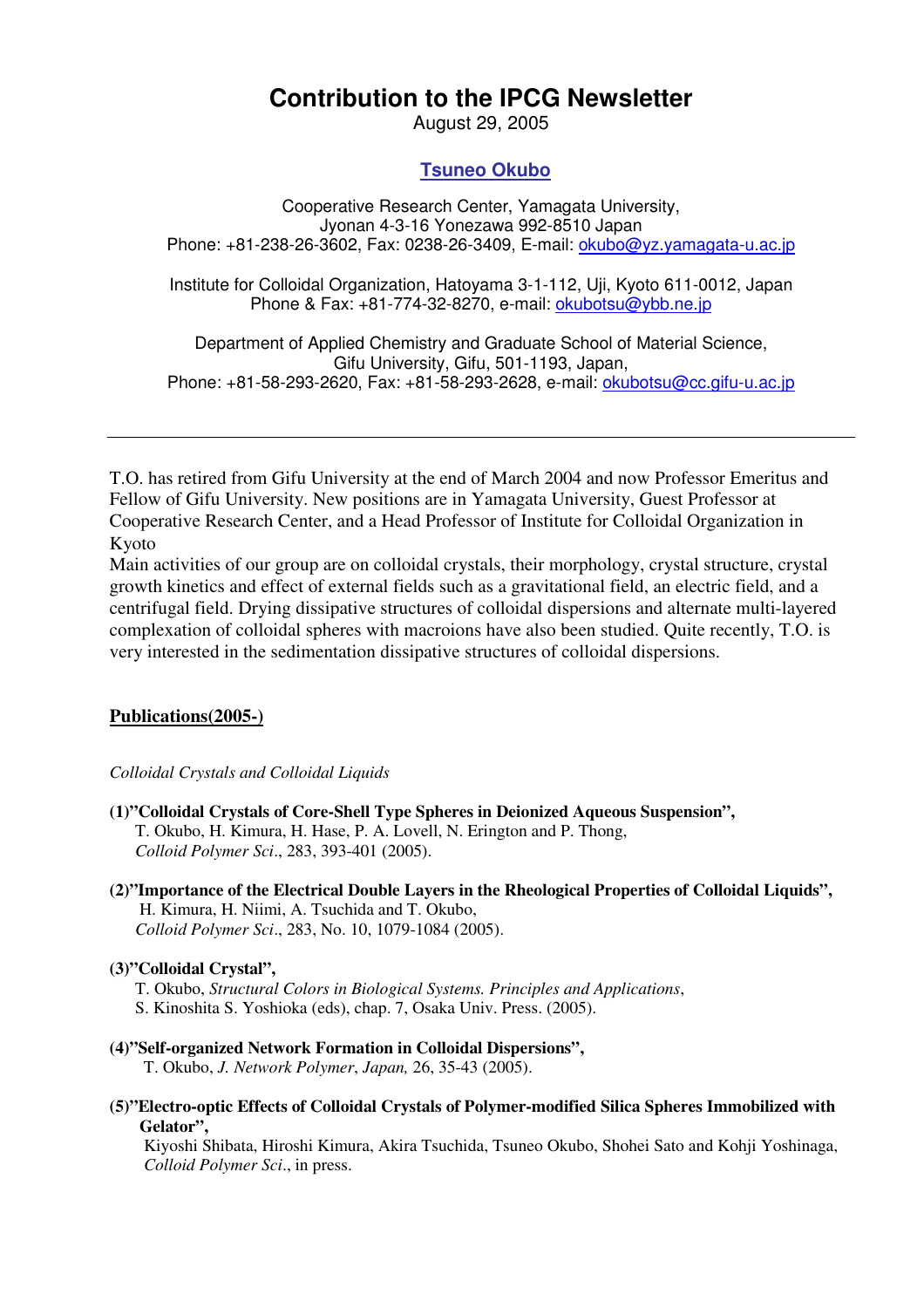# Contribution to the IPCG Newsletter

August 29, 2005

## Tsuneo Okubo

Cooperative Research Center, Yamagata University,
Jyonan 4-3-16 Yonezawa 992-8510 Japan
Phone: +81-238-26-3602, Fax: 0238-26-3409, E-mail: okubo@yz.yamagata-u.ac.jp

Institute for Colloidal Organization, Hatoyama 3-1-112, Uji, Kyoto 611-0012, Japan
Phone & Fax: +81-774-32-8270, e-mail: okubotsu@ybb.ne.jp

Department of Applied Chemistry and Graduate School of Material Science,
Gifu University, Gifu, 501-1193, Japan,
Phone: +81-58-293-2620, Fax: +81-58-293-2628, e-mail: okubotsu@cc.gifu-u.ac.jp

---

T.O. has retired from Gifu University at the end of March 2004 and now Professor Emeritus and Fellow of Gifu University. New positions are in Yamagata University, Guest Professor at Cooperative Research Center, and a Head Professor of Institute for Colloidal Organization in Kyoto

Main activities of our group are on colloidal crystals, their morphology, crystal structure, crystal growth kinetics and effect of external fields such as a gravitational field, an electric field, and a centrifugal field. Drying dissipative structures of colloidal dispersions and alternate multi-layered complexation of colloidal spheres with macroions have also been studied. Quite recently, T.O. is very interested in the sedimentation dissipative structures of colloidal dispersions.

**Publications(2005-)**

*Colloidal Crystals and Colloidal Liquids*

**(1)"Colloidal Crystals of Core-Shell Type Spheres in Deionized Aqueous Suspension",**
T. Okubo, H. Kimura, H. Hase, P. A. Lovell, N. Erington and P. Thong,
*Colloid Polymer Sci*., 283, 393-401 (2005).

**(2)"Importance of the Electrical Double Layers in the Rheological Properties of Colloidal Liquids",**
H. Kimura, H. Niimi, A. Tsuchida and T. Okubo,
*Colloid Polymer Sci*., 283, No. 10, 1079-1084 (2005).

**(3)"Colloidal Crystal",**
T. Okubo, *Structural Colors in Biological Systems. Principles and Applications*,
S. Kinoshita S. Yoshioka (eds), chap. 7, Osaka Univ. Press. (2005).

**(4)"Self-organized Network Formation in Colloidal Dispersions",**
T. Okubo, *J. Network Polymer, Japan,* 26, 35-43 (2005).

**(5)"Electro-optic Effects of Colloidal Crystals of Polymer-modified Silica Spheres Immobilized with Gelator",**
Kiyoshi Shibata, Hiroshi Kimura, Akira Tsuchida, Tsuneo Okubo, Shohei Sato and Kohji Yoshinaga,
*Colloid Polymer Sci*., in press.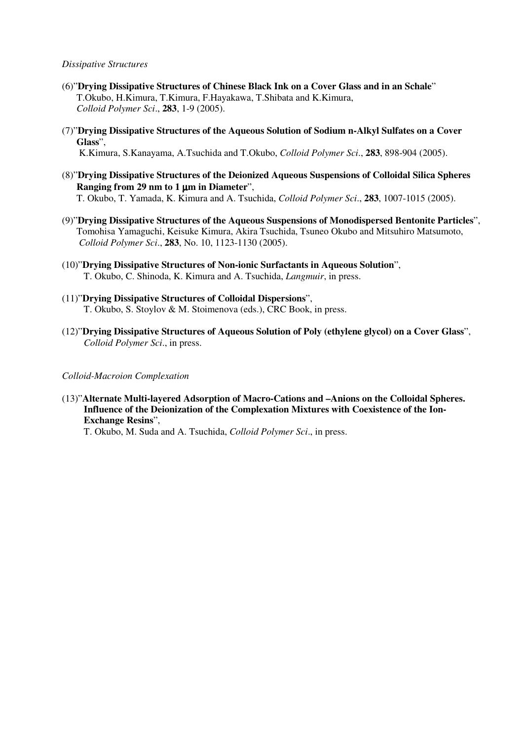*Dissipative Structures*

(6)"**Drying Dissipative Structures of Chinese Black Ink on a Cover Glass and in an Schale**"
T.Okubo, H.Kimura, T.Kimura, F.Hayakawa, T.Shibata and K.Kimura,
*Colloid Polymer Sci*., **283**, 1-9 (2005).

(7)"**Drying Dissipative Structures of the Aqueous Solution of Sodium n-Alkyl Sulfates on a Cover Glass**",
K.Kimura, S.Kanayama, A.Tsuchida and T.Okubo, *Colloid Polymer Sci*., **283**, 898-904 (2005).

(8)"**Drying Dissipative Structures of the Deionized Aqueous Suspensions of Colloidal Silica Spheres Ranging from 29 nm to 1 μm in Diameter**",
T. Okubo, T. Yamada, K. Kimura and A. Tsuchida, *Colloid Polymer Sci*., **283**, 1007-1015 (2005).

(9)"**Drying Dissipative Structures of the Aqueous Suspensions of Monodispersed Bentonite Particles**",
Tomohisa Yamaguchi, Keisuke Kimura, Akira Tsuchida, Tsuneo Okubo and Mitsuhiro Matsumoto,
*Colloid Polymer Sci*., **283**, No. 10, 1123-1130 (2005).

(10)"**Drying Dissipative Structures of Non-ionic Surfactants in Aqueous Solution**",
T. Okubo, C. Shinoda, K. Kimura and A. Tsuchida, *Langmuir*, in press.

(11)"**Drying Dissipative Structures of Colloidal Dispersions**",
T. Okubo, S. Stoylov & M. Stoimenova (eds.), CRC Book, in press.

(12)"**Drying Dissipative Structures of Aqueous Solution of Poly (ethylene glycol) on a Cover Glass**",
*Colloid Polymer Sci*., in press.

*Colloid-Macroion Complexation*

(13)"**Alternate Multi-layered Adsorption of Macro-Cations and –Anions on the Colloidal Spheres. Influence of the Deionization of the Complexation Mixtures with Coexistence of the Ion-Exchange Resins**",
T. Okubo, M. Suda and A. Tsuchida, *Colloid Polymer Sci*., in press.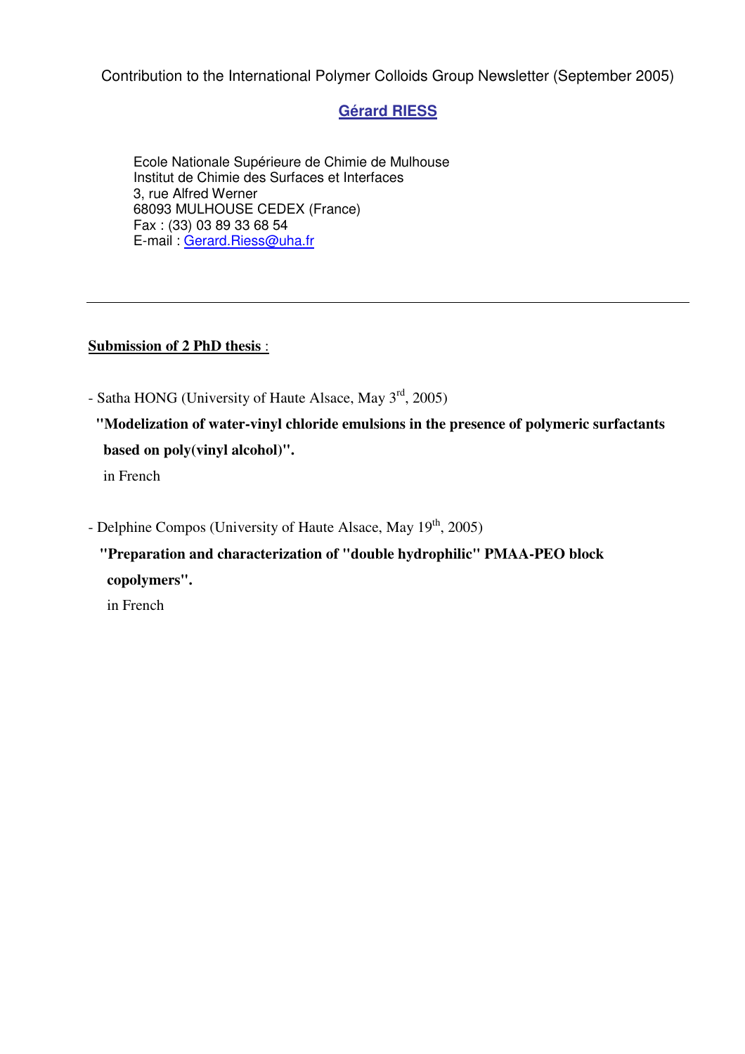Contribution to the International Polymer Colloids Group Newsletter (September 2005)

## Gérard RIESS

Ecole Nationale Supérieure de Chimie de Mulhouse
Institut de Chimie des Surfaces et Interfaces
3, rue Alfred Werner
68093 MULHOUSE CEDEX (France)
Fax : (33) 03 89 33 68 54
E-mail : Gerard.Riess@uha.fr

---

**Submission of 2 PhD thesis** :

- Satha HONG (University of Haute Alsace, May 3rd, 2005)

  **"Modelization of water-vinyl chloride emulsions in the presence of polymeric surfactants based on poly(vinyl alcohol)".**

  in French

- Delphine Compos (University of Haute Alsace, May 19th, 2005)

  **"Preparation and characterization of "double hydrophilic" PMAA-PEO block copolymers".**

  in French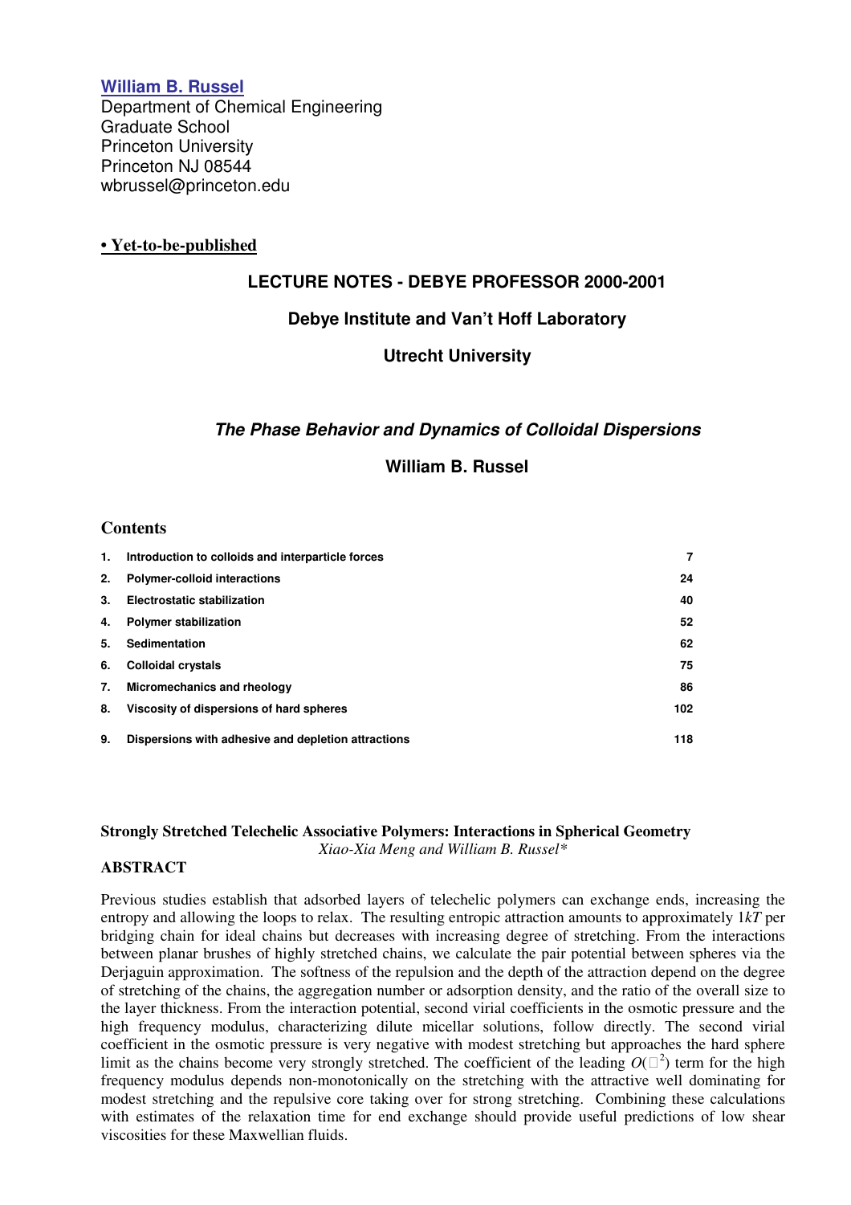**William B. Russel**
Department of Chemical Engineering
Graduate School
Princeton University
Princeton NJ 08544
wbrussel@princeton.edu

**• Yet-to-be-published**

## LECTURE NOTES - DEBYE PROFESSOR 2000-2001

### Debye Institute and Van't Hoff Laboratory

### Utrecht University

## *The Phase Behavior and Dynamics of Colloidal Dispersions*

### William B. Russel

### Contents

| | | |
|---|---|---|
| 1. | Introduction to colloids and interparticle forces | 7 |
| 2. | Polymer-colloid interactions | 24 |
| 3. | Electrostatic stabilization | 40 |
| 4. | Polymer stabilization | 52 |
| 5. | Sedimentation | 62 |
| 6. | Colloidal crystals | 75 |
| 7. | Micromechanics and rheology | 86 |
| 8. | Viscosity of dispersions of hard spheres | 102 |
| 9. | Dispersions with adhesive and depletion attractions | 118 |

**Strongly Stretched Telechelic Associative Polymers: Interactions in Spherical Geometry**
*Xiao-Xia Meng and William B. Russel\**

**ABSTRACT**

Previous studies establish that adsorbed layers of telechelic polymers can exchange ends, increasing the entropy and allowing the loops to relax. The resulting entropic attraction amounts to approximately 1*kT* per bridging chain for ideal chains but decreases with increasing degree of stretching. From the interactions between planar brushes of highly stretched chains, we calculate the pair potential between spheres via the Derjaguin approximation. The softness of the repulsion and the depth of the attraction depend on the degree of stretching of the chains, the aggregation number or adsorption density, and the ratio of the overall size to the layer thickness. From the interaction potential, second virial coefficients in the osmotic pressure and the high frequency modulus, characterizing dilute micellar solutions, follow directly. The second virial coefficient in the osmotic pressure is very negative with modest stretching but approaches the hard sphere limit as the chains become very strongly stretched. The coefficient of the leading $O(\phi^2)$ term for the high frequency modulus depends non-monotonically on the stretching with the attractive well dominating for modest stretching and the repulsive core taking over for strong stretching. Combining these calculations with estimates of the relaxation time for end exchange should provide useful predictions of low shear viscosities for these Maxwellian fluids.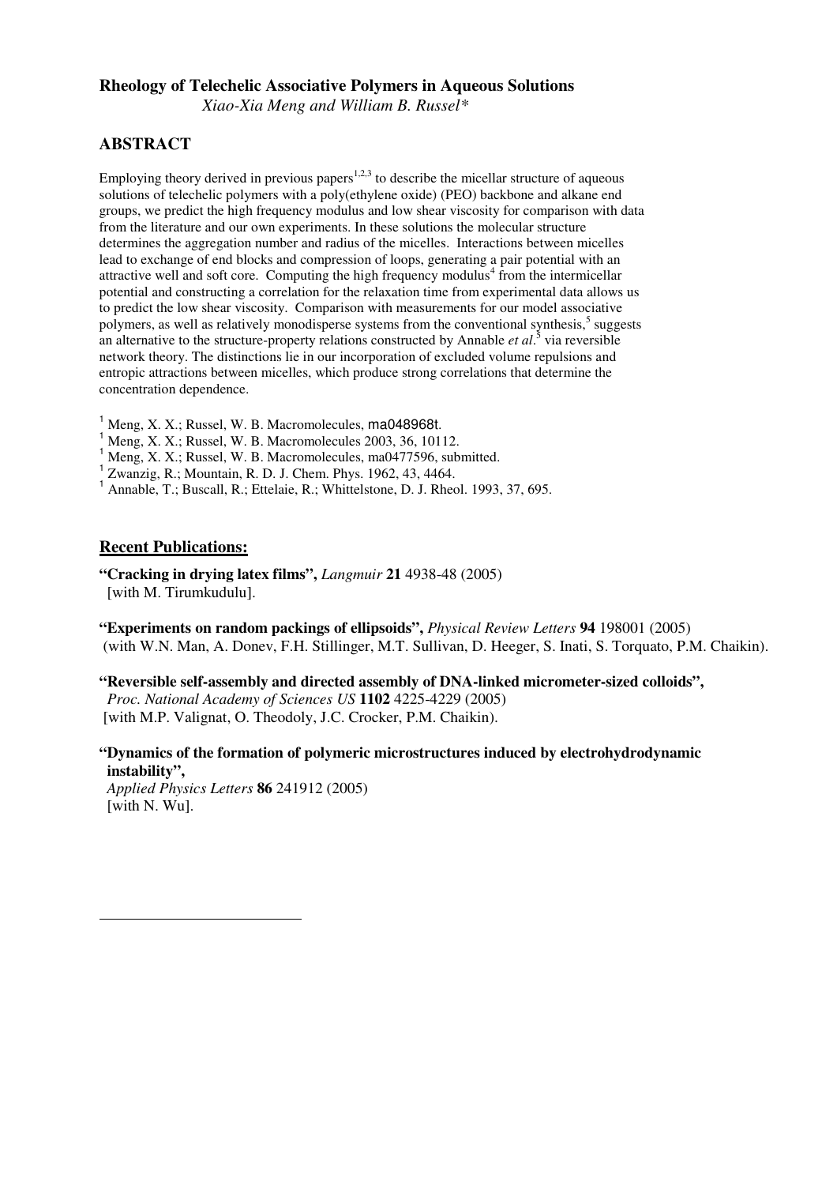**Rheology of Telechelic Associative Polymers in Aqueous Solutions**

*Xiao-Xia Meng and William B. Russel\**

## ABSTRACT

Employing theory derived in previous papers[1,2,3] to describe the micellar structure of aqueous solutions of telechelic polymers with a poly(ethylene oxide) (PEO) backbone and alkane end groups, we predict the high frequency modulus and low shear viscosity for comparison with data from the literature and our own experiments. In these solutions the molecular structure determines the aggregation number and radius of the micelles. Interactions between micelles lead to exchange of end blocks and compression of loops, generating a pair potential with an attractive well and soft core. Computing the high frequency modulus[4] from the intermicellar potential and constructing a correlation for the relaxation time from experimental data allows us to predict the low shear viscosity. Comparison with measurements for our model associative polymers, as well as relatively monodisperse systems from the conventional synthesis,[5] suggests an alternative to the structure-property relations constructed by Annable *et al*.[5] via reversible network theory. The distinctions lie in our incorporation of excluded volume repulsions and entropic attractions between micelles, which produce strong correlations that determine the concentration dependence.

[1] Meng, X. X.; Russel, W. B. Macromolecules, ma048968t.
[1] Meng, X. X.; Russel, W. B. Macromolecules 2003, 36, 10112.
[1] Meng, X. X.; Russel, W. B. Macromolecules, ma0477596, submitted.
[1] Zwanzig, R.; Mountain, R. D. J. Chem. Phys. 1962, 43, 4464.
[1] Annable, T.; Buscall, R.; Ettelaie, R.; Whittelstone, D. J. Rheol. 1993, 37, 695.

## Recent Publications:

**"Cracking in drying latex films",** *Langmuir* **21** 4938-48 (2005)
[with M. Tirumkudulu].

**"Experiments on random packings of ellipsoids",** *Physical Review Letters* **94** 198001 (2005)
(with W.N. Man, A. Donev, F.H. Stillinger, M.T. Sullivan, D. Heeger, S. Inati, S. Torquato, P.M. Chaikin).

**"Reversible self-assembly and directed assembly of DNA-linked micrometer-sized colloids",**
*Proc. National Academy of Sciences US* **1102** 4225-4229 (2005)
[with M.P. Valignat, O. Theodoly, J.C. Crocker, P.M. Chaikin).

**"Dynamics of the formation of polymeric microstructures induced by electrohydrodynamic instability",**
*Applied Physics Letters* **86** 241912 (2005)
[with N. Wu].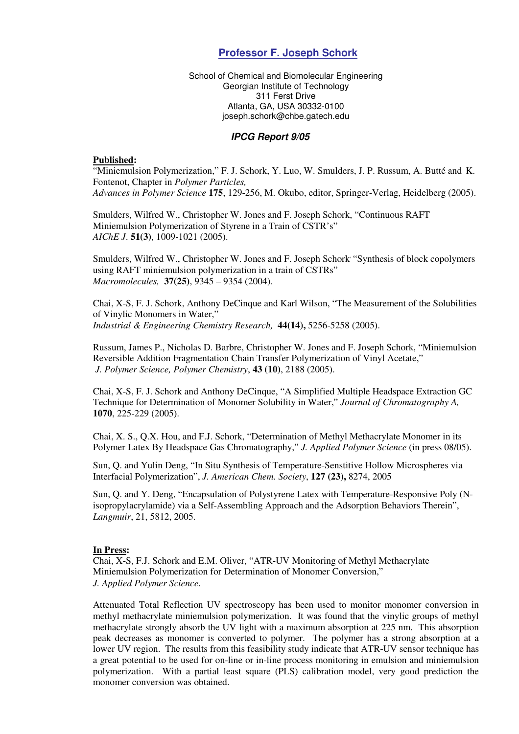# Professor F. Joseph Schork

School of Chemical and Biomolecular Engineering
Georgian Institute of Technology
311 Ferst Drive
Atlanta, GA, USA 30332-0100
joseph.schork@chbe.gatech.edu

## *IPCG Report 9/05*

**Published:**

"Miniemulsion Polymerization," F. J. Schork, Y. Luo, W. Smulders, J. P. Russum, A. Butté and K. Fontenot, Chapter in *Polymer Particles, Advances in Polymer Science* **175**, 129-256, M. Okubo, editor, Springer-Verlag, Heidelberg (2005).

Smulders, Wilfred W., Christopher W. Jones and F. Joseph Schork, "Continuous RAFT Miniemulsion Polymerization of Styrene in a Train of CSTR's" *AIChE J*. **51(3)**, 1009-1021 (2005).

Smulders, Wilfred W., Christopher W. Jones and F. Joseph Schork, "Synthesis of block copolymers using RAFT miniemulsion polymerization in a train of CSTRs" *Macromolecules,* **37(25)**, 9345 – 9354 (2004).

Chai, X-S, F. J. Schork, Anthony DeCinque and Karl Wilson, "The Measurement of the Solubilities of Vinylic Monomers in Water," *Industrial & Engineering Chemistry Research,* **44(14),** 5256-5258 (2005).

Russum, James P., Nicholas D. Barbre, Christopher W. Jones and F. Joseph Schork, "Miniemulsion Reversible Addition Fragmentation Chain Transfer Polymerization of Vinyl Acetate," *J. Polymer Science, Polymer Chemistry*, **43 (10)**, 2188 (2005).

Chai, X-S, F. J. Schork and Anthony DeCinque, "A Simplified Multiple Headspace Extraction GC Technique for Determination of Monomer Solubility in Water," *Journal of Chromatography A,* **1070**, 225-229 (2005).

Chai, X. S., Q.X. Hou, and F.J. Schork, "Determination of Methyl Methacrylate Monomer in its Polymer Latex By Headspace Gas Chromatography," *J. Applied Polymer Science* (in press 08/05).

Sun, Q. and Yulin Deng, "In Situ Synthesis of Temperature-Senstitive Hollow Microspheres via Interfacial Polymerization", *J. American Chem. Society*, **127 (23),** 8274, 2005

Sun, Q. and Y. Deng, "Encapsulation of Polystyrene Latex with Temperature-Responsive Poly (N-isopropylacrylamide) via a Self-Assembling Approach and the Adsorption Behaviors Therein", *Langmuir*, 21, 5812, 2005.

**In Press:**

Chai, X-S, F.J. Schork and E.M. Oliver, "ATR-UV Monitoring of Methyl Methacrylate Miniemulsion Polymerization for Determination of Monomer Conversion," *J. Applied Polymer Science*.

Attenuated Total Reflection UV spectroscopy has been used to monitor monomer conversion in methyl methacrylate miniemulsion polymerization. It was found that the vinylic groups of methyl methacrylate strongly absorb the UV light with a maximum absorption at 225 nm. This absorption peak decreases as monomer is converted to polymer. The polymer has a strong absorption at a lower UV region. The results from this feasibility study indicate that ATR-UV sensor technique has a great potential to be used for on-line or in-line process monitoring in emulsion and miniemulsion polymerization. With a partial least square (PLS) calibration model, very good prediction the monomer conversion was obtained.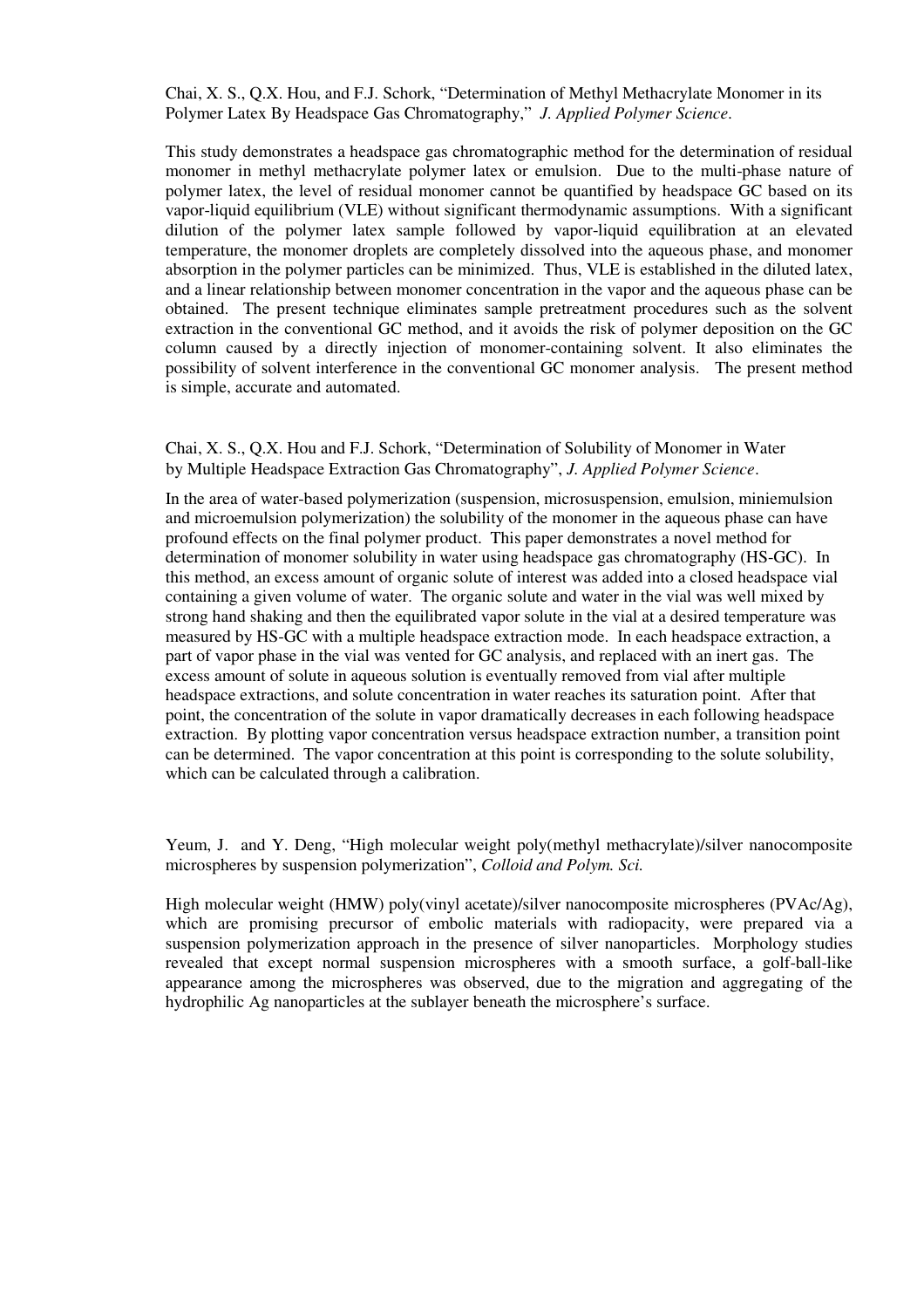Chai, X. S., Q.X. Hou, and F.J. Schork, "Determination of Methyl Methacrylate Monomer in its Polymer Latex By Headspace Gas Chromatography," *J. Applied Polymer Science*.

This study demonstrates a headspace gas chromatographic method for the determination of residual monomer in methyl methacrylate polymer latex or emulsion. Due to the multi-phase nature of polymer latex, the level of residual monomer cannot be quantified by headspace GC based on its vapor-liquid equilibrium (VLE) without significant thermodynamic assumptions. With a significant dilution of the polymer latex sample followed by vapor-liquid equilibration at an elevated temperature, the monomer droplets are completely dissolved into the aqueous phase, and monomer absorption in the polymer particles can be minimized. Thus, VLE is established in the diluted latex, and a linear relationship between monomer concentration in the vapor and the aqueous phase can be obtained. The present technique eliminates sample pretreatment procedures such as the solvent extraction in the conventional GC method, and it avoids the risk of polymer deposition on the GC column caused by a directly injection of monomer-containing solvent. It also eliminates the possibility of solvent interference in the conventional GC monomer analysis. The present method is simple, accurate and automated.

Chai, X. S., Q.X. Hou and F.J. Schork, "Determination of Solubility of Monomer in Water by Multiple Headspace Extraction Gas Chromatography", *J. Applied Polymer Science*.

In the area of water-based polymerization (suspension, microsuspension, emulsion, miniemulsion and microemulsion polymerization) the solubility of the monomer in the aqueous phase can have profound effects on the final polymer product. This paper demonstrates a novel method for determination of monomer solubility in water using headspace gas chromatography (HS-GC). In this method, an excess amount of organic solute of interest was added into a closed headspace vial containing a given volume of water. The organic solute and water in the vial was well mixed by strong hand shaking and then the equilibrated vapor solute in the vial at a desired temperature was measured by HS-GC with a multiple headspace extraction mode. In each headspace extraction, a part of vapor phase in the vial was vented for GC analysis, and replaced with an inert gas. The excess amount of solute in aqueous solution is eventually removed from vial after multiple headspace extractions, and solute concentration in water reaches its saturation point. After that point, the concentration of the solute in vapor dramatically decreases in each following headspace extraction. By plotting vapor concentration versus headspace extraction number, a transition point can be determined. The vapor concentration at this point is corresponding to the solute solubility, which can be calculated through a calibration.

Yeum, J. and Y. Deng, "High molecular weight poly(methyl methacrylate)/silver nanocomposite microspheres by suspension polymerization", *Colloid and Polym. Sci.*

High molecular weight (HMW) poly(vinyl acetate)/silver nanocomposite microspheres (PVAc/Ag), which are promising precursor of embolic materials with radiopacity, were prepared via a suspension polymerization approach in the presence of silver nanoparticles. Morphology studies revealed that except normal suspension microspheres with a smooth surface, a golf-ball-like appearance among the microspheres was observed, due to the migration and aggregating of the hydrophilic Ag nanoparticles at the sublayer beneath the microsphere's surface.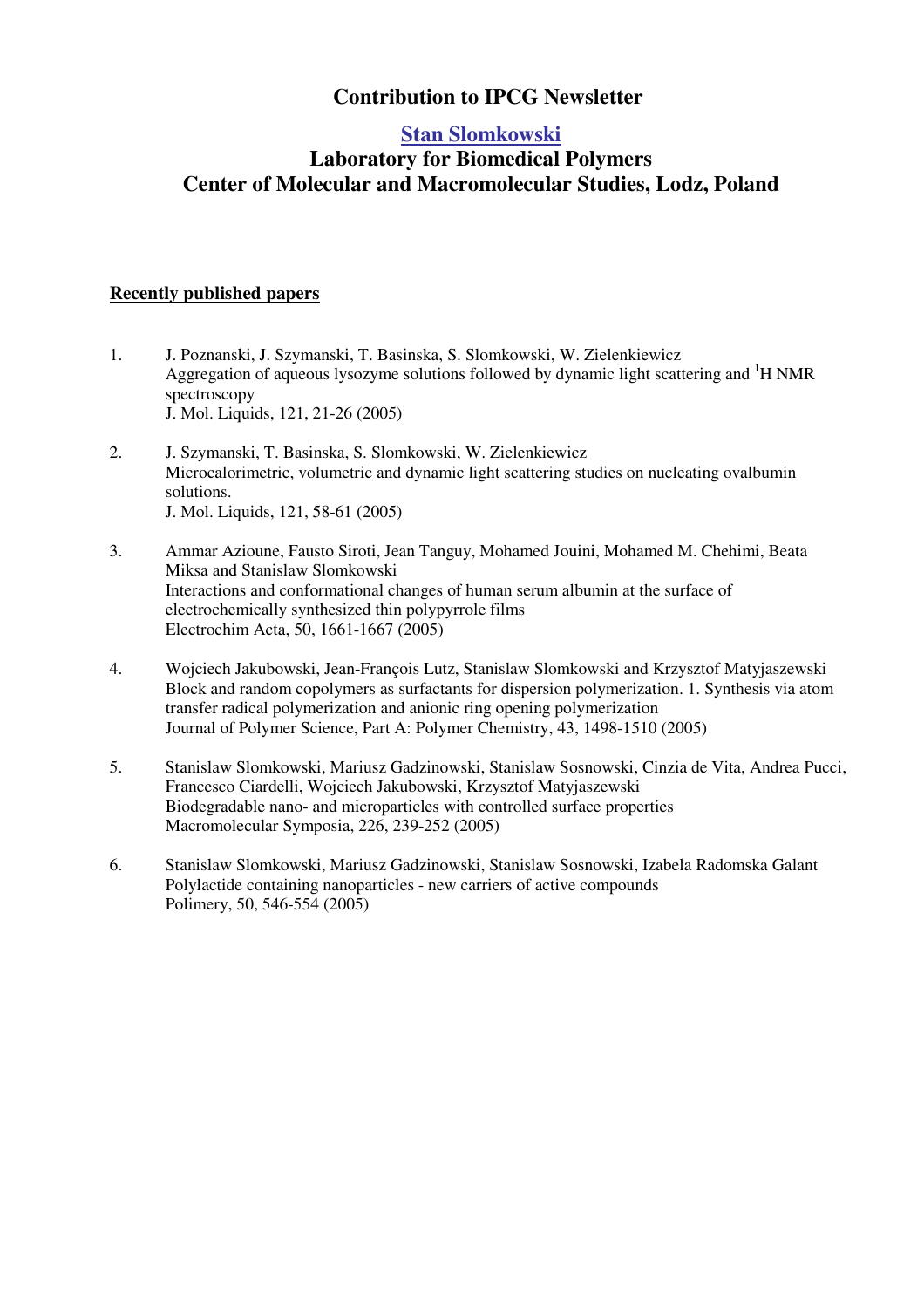# Contribution to IPCG Newsletter

## Stan Slomkowski

## Laboratory for Biomedical Polymers
## Center of Molecular and Macromolecular Studies, Lodz, Poland

**Recently published papers**

1. J. Poznanski, J. Szymanski, T. Basinska, S. Slomkowski, W. Zielenkiewicz
   Aggregation of aqueous lysozyme solutions followed by dynamic light scattering and $^1$H NMR spectroscopy
   J. Mol. Liquids, 121, 21-26 (2005)

2. J. Szymanski, T. Basinska, S. Slomkowski, W. Zielenkiewicz
   Microcalorimetric, volumetric and dynamic light scattering studies on nucleating ovalbumin solutions.
   J. Mol. Liquids, 121, 58-61 (2005)

3. Ammar Azioune, Fausto Siroti, Jean Tanguy, Mohamed Jouini, Mohamed M. Chehimi, Beata Miksa and Stanislaw Slomkowski
   Interactions and conformational changes of human serum albumin at the surface of electrochemically synthesized thin polypyrrole films
   Electrochim Acta, 50, 1661-1667 (2005)

4. Wojciech Jakubowski, Jean-François Lutz, Stanislaw Slomkowski and Krzysztof Matyjaszewski
   Block and random copolymers as surfactants for dispersion polymerization. 1. Synthesis via atom transfer radical polymerization and anionic ring opening polymerization
   Journal of Polymer Science, Part A: Polymer Chemistry, 43, 1498-1510 (2005)

5. Stanislaw Slomkowski, Mariusz Gadzinowski, Stanislaw Sosnowski, Cinzia de Vita, Andrea Pucci, Francesco Ciardelli, Wojciech Jakubowski, Krzysztof Matyjaszewski
   Biodegradable nano- and microparticles with controlled surface properties
   Macromolecular Symposia, 226, 239-252 (2005)

6. Stanislaw Slomkowski, Mariusz Gadzinowski, Stanislaw Sosnowski, Izabela Radomska Galant
   Polylactide containing nanoparticles - new carriers of active compounds
   Polimery, 50, 546-554 (2005)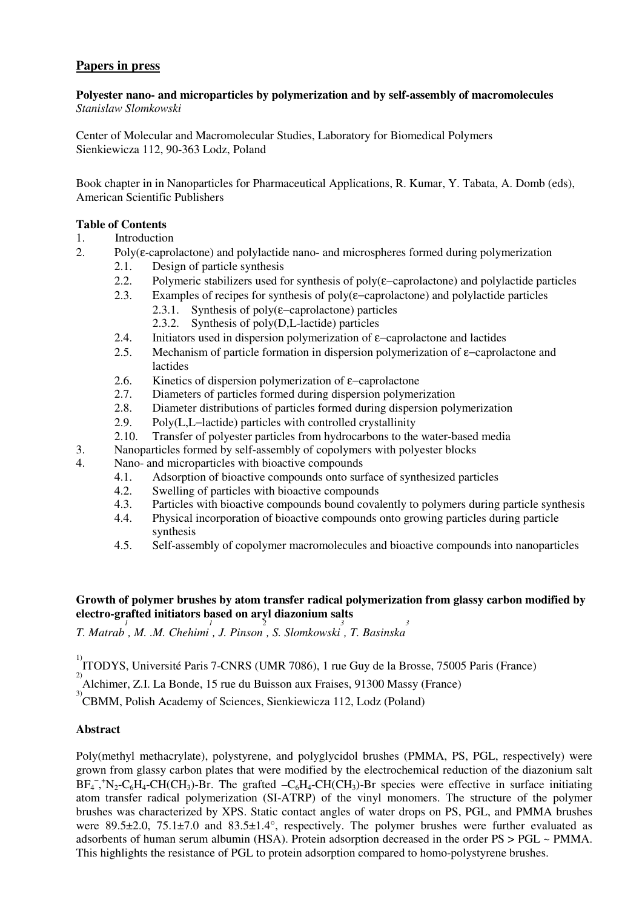## Papers in press

**Polyester nano- and microparticles by polymerization and by self-assembly of macromolecules**
*Stanislaw Slomkowski*

Center of Molecular and Macromolecular Studies, Laboratory for Biomedical Polymers
Sienkiewicza 112, 90-363 Lodz, Poland

Book chapter in in Nanoparticles for Pharmaceutical Applications, R. Kumar, Y. Tabata, A. Domb (eds), American Scientific Publishers

### Table of Contents

1. Introduction
2. Poly(ε-caprolactone) and polylactide nano- and microspheres formed during polymerization
   - 2.1. Design of particle synthesis
   - 2.2. Polymeric stabilizers used for synthesis of poly(ε–caprolactone) and polylactide particles
   - 2.3. Examples of recipes for synthesis of poly(ε–caprolactone) and polylactide particles
     - 2.3.1. Synthesis of poly(ε–caprolactone) particles
     - 2.3.2. Synthesis of poly(D,L-lactide) particles
   - 2.4. Initiators used in dispersion polymerization of ε–caprolactone and lactides
   - 2.5. Mechanism of particle formation in dispersion polymerization of ε–caprolactone and lactides
   - 2.6. Kinetics of dispersion polymerization of ε–caprolactone
   - 2.7. Diameters of particles formed during dispersion polymerization
   - 2.8. Diameter distributions of particles formed during dispersion polymerization
   - 2.9. Poly(L,L–lactide) particles with controlled crystallinity
   - 2.10. Transfer of polyester particles from hydrocarbons to the water-based media
3. Nanoparticles formed by self-assembly of copolymers with polyester blocks
4. Nano- and microparticles with bioactive compounds
   - 4.1. Adsorption of bioactive compounds onto surface of synthesized particles
   - 4.2. Swelling of particles with bioactive compounds
   - 4.3. Particles with bioactive compounds bound covalently to polymers during particle synthesis
   - 4.4. Physical incorporation of bioactive compounds onto growing particles during particle synthesis
   - 4.5. Self-assembly of copolymer macromolecules and bioactive compounds into nanoparticles

**Growth of polymer brushes by atom transfer radical polymerization from glassy carbon modified by electro-grafted initiators based on aryl diazonium salts**
*T. Matrab[1], M. .M. Chehimi[1], J. Pinson[2], S. Slomkowski[3], T. Basinska[3]*

[1] ITODYS, Université Paris 7-CNRS (UMR 7086), 1 rue Guy de la Brosse, 75005 Paris (France)
[2] Alchimer, Z.I. La Bonde, 15 rue du Buisson aux Fraises, 91300 Massy (France)
[3] CBMM, Polish Academy of Sciences, Sienkiewicza 112, Lodz (Poland)

### Abstract

Poly(methyl methacrylate), polystyrene, and polyglycidol brushes (PMMA, PS, PGL, respectively) were grown from glassy carbon plates that were modified by the electrochemical reduction of the diazonium salt $BF_4^-$,$^+N_2$-$C_6H_4$-$CH(CH_3)$-Br. The grafted –$C_6H_4$-$CH(CH_3)$-Br species were effective in surface initiating atom transfer radical polymerization (SI-ATRP) of the vinyl monomers. The structure of the polymer brushes was characterized by XPS. Static contact angles of water drops on PS, PGL, and PMMA brushes were 89.5±2.0, 75.1±7.0 and 83.5±1.4°, respectively. The polymer brushes were further evaluated as adsorbents of human serum albumin (HSA). Protein adsorption decreased in the order PS > PGL ~ PMMA. This highlights the resistance of PGL to protein adsorption compared to homo-polystyrene brushes.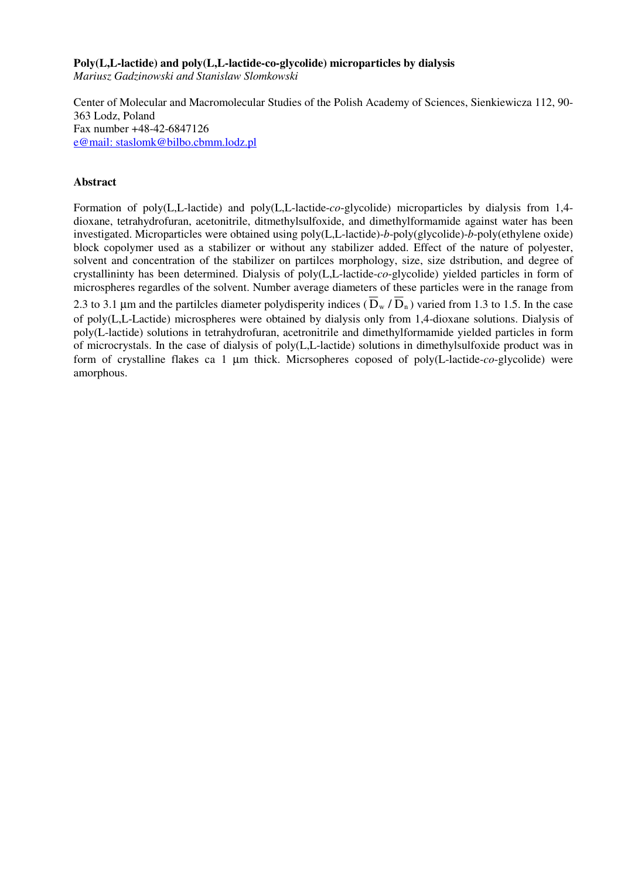**Poly(L,L-lactide) and poly(L,L-lactide-co-glycolide) microparticles by dialysis**

*Mariusz Gadzinowski and Stanislaw Slomkowski*

Center of Molecular and Macromolecular Studies of the Polish Academy of Sciences, Sienkiewicza 112, 90-363 Lodz, Poland
Fax number +48-42-6847126
e@mail: staslomk@bilbo.cbmm.lodz.pl

**Abstract**

Formation of poly(L,L-lactide) and poly(L,L-lactide-*co*-glycolide) microparticles by dialysis from 1,4-dioxane, tetrahydrofuran, acetonitrile, ditmethylsulfoxide, and dimethylformamide against water has been investigated. Microparticles were obtained using poly(L,L-lactide)-*b*-poly(glycolide)-*b*-poly(ethylene oxide) block copolymer used as a stabilizer or without any stabilizer added. Effect of the nature of polyester, solvent and concentration of the stabilizer on partilces morphology, size, size dstribution, and degree of crystallininty has been determined. Dialysis of poly(L,L-lactide-*co*-glycolide) yielded particles in form of microspheres regardles of the solvent. Number average diameters of these particles were in the ranage from 2.3 to 3.1 μm and the partilcles diameter polydispersity indices ($\overline{D}_w / \overline{D}_n$) varied from 1.3 to 1.5. In the case of poly(L,L-Lactide) microspheres were obtained by dialysis only from 1,4-dioxane solutions. Dialysis of poly(L-lactide) solutions in tetrahydrofuran, acetronitrile and dimethylformamide yielded particles in form of microcrystals. In the case of dialysis of poly(L,L-lactide) solutions in dimethylsulfoxide product was in form of crystalline flakes ca 1 μm thick. Micrsopheres coposed of poly(L-lactide-*co*-glycolide) were amorphous.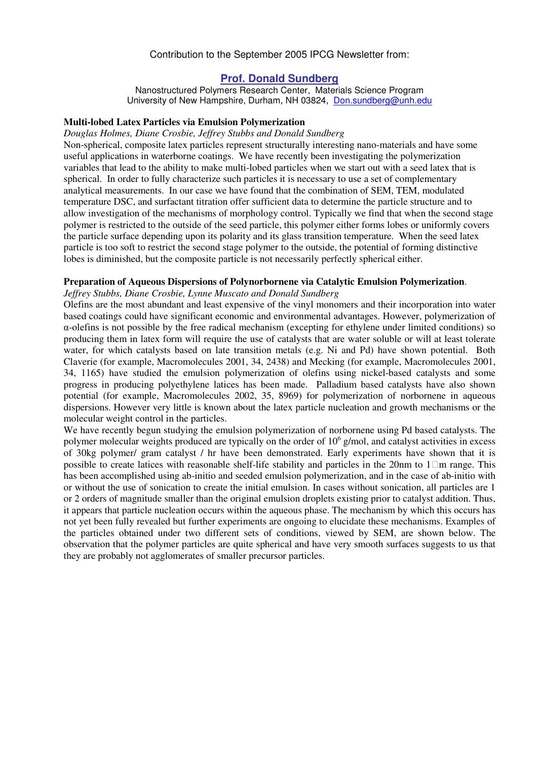Contribution to the September 2005 IPCG Newsletter from:

## Prof. Donald Sundberg

Nanostructured Polymers Research Center, Materials Science Program
University of New Hampshire, Durham, NH 03824, Don.sundberg@unh.edu

### Multi-lobed Latex Particles via Emulsion Polymerization

*Douglas Holmes, Diane Crosbie, Jeffrey Stubbs and Donald Sundberg*

Non-spherical, composite latex particles represent structurally interesting nano-materials and have some useful applications in waterborne coatings. We have recently been investigating the polymerization variables that lead to the ability to make multi-lobed particles when we start out with a seed latex that is spherical. In order to fully characterize such particles it is necessary to use a set of complementary analytical measurements. In our case we have found that the combination of SEM, TEM, modulated temperature DSC, and surfactant titration offer sufficient data to determine the particle structure and to allow investigation of the mechanisms of morphology control. Typically we find that when the second stage polymer is restricted to the outside of the seed particle, this polymer either forms lobes or uniformly covers the particle surface depending upon its polarity and its glass transition temperature. When the seed latex particle is too soft to restrict the second stage polymer to the outside, the potential of forming distinctive lobes is diminished, but the composite particle is not necessarily perfectly spherical either.

### Preparation of Aqueous Dispersions of Polynorbornene via Catalytic Emulsion Polymerization.

*Jeffrey Stubbs, Diane Crosbie, Lynne Muscato and Donald Sundberg*

Olefins are the most abundant and least expensive of the vinyl monomers and their incorporation into water based coatings could have significant economic and environmental advantages. However, polymerization of $\alpha$-olefins is not possible by the free radical mechanism (excepting for ethylene under limited conditions) so producing them in latex form will require the use of catalysts that are water soluble or will at least tolerate water, for which catalysts based on late transition metals (e.g. Ni and Pd) have shown potential. Both Claverie (for example, Macromolecules 2001, 34, 2438) and Mecking (for example, Macromolecules 2001, 34, 1165) have studied the emulsion polymerization of olefins using nickel-based catalysts and some progress in producing polyethylene latices has been made. Palladium based catalysts have also shown potential (for example, Macromolecules 2002, 35, 8969) for polymerization of norbornene in aqueous dispersions. However very little is known about the latex particle nucleation and growth mechanisms or the molecular weight control in the particles.

We have recently begun studying the emulsion polymerization of norbornene using Pd based catalysts. The polymer molecular weights produced are typically on the order of $10^6$ g/mol, and catalyst activities in excess of 30kg polymer/ gram catalyst / hr have been demonstrated. Early experiments have shown that it is possible to create latices with reasonable shelf-life stability and particles in the 20nm to 1 μm range. This has been accomplished using ab-initio and seeded emulsion polymerization, and in the case of ab-initio with or without the use of sonication to create the initial emulsion. In cases without sonication, all particles are 1 or 2 orders of magnitude smaller than the original emulsion droplets existing prior to catalyst addition. Thus, it appears that particle nucleation occurs within the aqueous phase. The mechanism by which this occurs has not yet been fully revealed but further experiments are ongoing to elucidate these mechanisms. Examples of the particles obtained under two different sets of conditions, viewed by SEM, are shown below. The observation that the polymer particles are quite spherical and have very smooth surfaces suggests to us that they are probably not agglomerates of smaller precursor particles.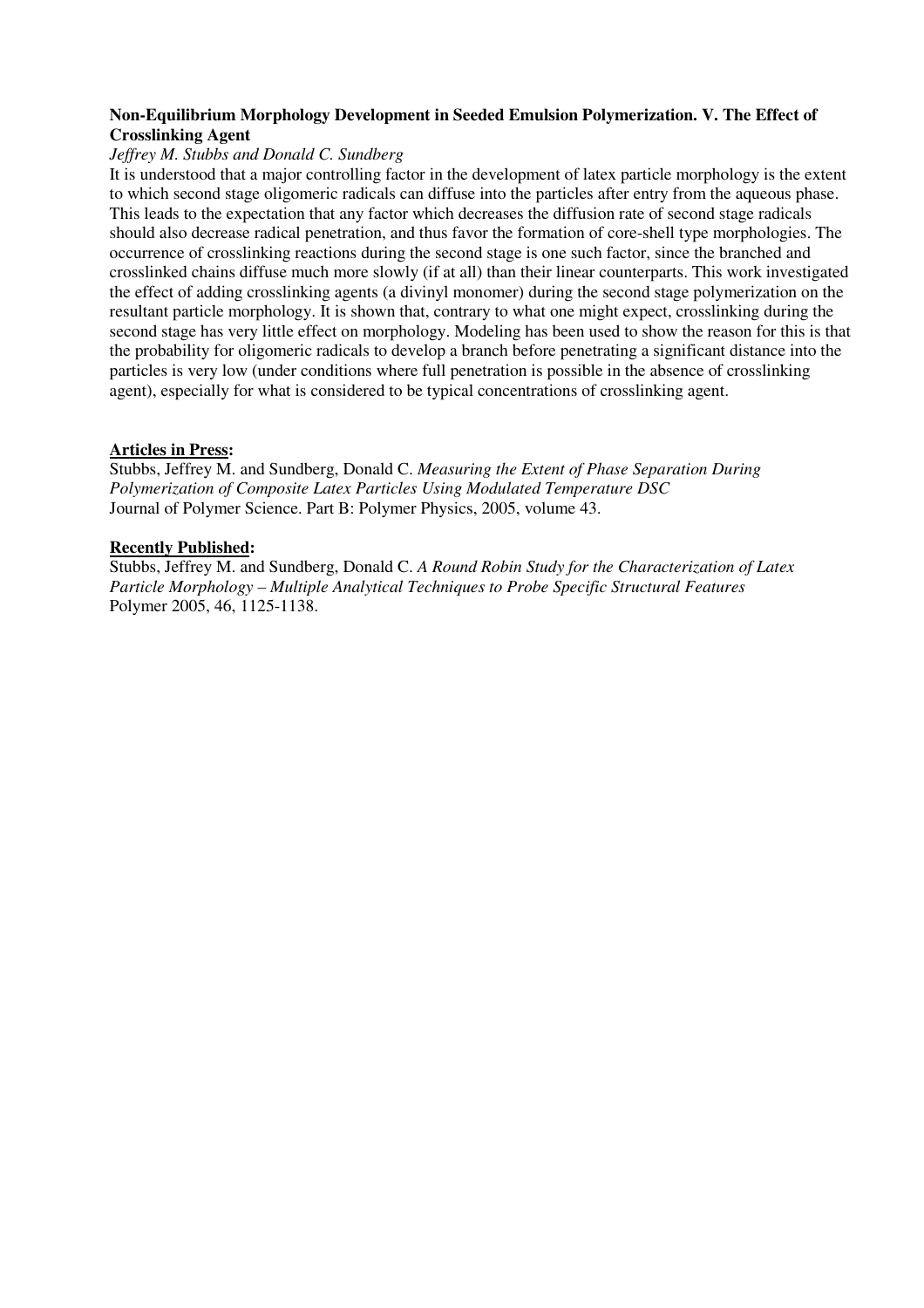**Non-Equilibrium Morphology Development in Seeded Emulsion Polymerization. V. The Effect of Crosslinking Agent**

*Jeffrey M. Stubbs and Donald C. Sundberg*

It is understood that a major controlling factor in the development of latex particle morphology is the extent to which second stage oligomeric radicals can diffuse into the particles after entry from the aqueous phase. This leads to the expectation that any factor which decreases the diffusion rate of second stage radicals should also decrease radical penetration, and thus favor the formation of core-shell type morphologies. The occurrence of crosslinking reactions during the second stage is one such factor, since the branched and crosslinked chains diffuse much more slowly (if at all) than their linear counterparts. This work investigated the effect of adding crosslinking agents (a divinyl monomer) during the second stage polymerization on the resultant particle morphology. It is shown that, contrary to what one might expect, crosslinking during the second stage has very little effect on morphology. Modeling has been used to show the reason for this is that the probability for oligomeric radicals to develop a branch before penetrating a significant distance into the particles is very low (under conditions where full penetration is possible in the absence of crosslinking agent), especially for what is considered to be typical concentrations of crosslinking agent.

**Articles in Press:**

Stubbs, Jeffrey M. and Sundberg, Donald C. *Measuring the Extent of Phase Separation During Polymerization of Composite Latex Particles Using Modulated Temperature DSC*
Journal of Polymer Science. Part B: Polymer Physics, 2005, volume 43.

**Recently Published:**

Stubbs, Jeffrey M. and Sundberg, Donald C. *A Round Robin Study for the Characterization of Latex Particle Morphology – Multiple Analytical Techniques to Probe Specific Structural Features*
Polymer 2005, 46, 1125-1138.